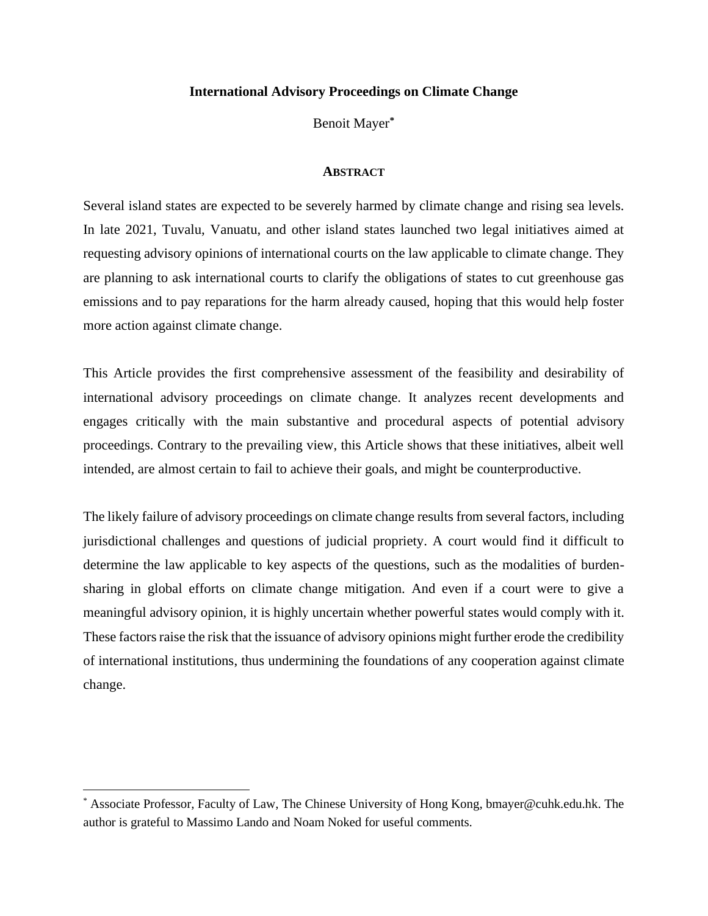# International Advisory Proceedings on Climate Change

Benoit Mayer[*]

## ABSTRACT

Several island states are expected to be severely harmed by climate change and rising sea levels. In late 2021, Tuvalu, Vanuatu, and other island states launched two legal initiatives aimed at requesting advisory opinions of international courts on the law applicable to climate change. They are planning to ask international courts to clarify the obligations of states to cut greenhouse gas emissions and to pay reparations for the harm already caused, hoping that this would help foster more action against climate change.

This Article provides the first comprehensive assessment of the feasibility and desirability of international advisory proceedings on climate change. It analyzes recent developments and engages critically with the main substantive and procedural aspects of potential advisory proceedings. Contrary to the prevailing view, this Article shows that these initiatives, albeit well intended, are almost certain to fail to achieve their goals, and might be counterproductive.

The likely failure of advisory proceedings on climate change results from several factors, including jurisdictional challenges and questions of judicial propriety. A court would find it difficult to determine the law applicable to key aspects of the questions, such as the modalities of burden-sharing in global efforts on climate change mitigation. And even if a court were to give a meaningful advisory opinion, it is highly uncertain whether powerful states would comply with it. These factors raise the risk that the issuance of advisory opinions might further erode the credibility of international institutions, thus undermining the foundations of any cooperation against climate change.

---

[*] Associate Professor, Faculty of Law, The Chinese University of Hong Kong, bmayer@cuhk.edu.hk. The author is grateful to Massimo Lando and Noam Noked for useful comments.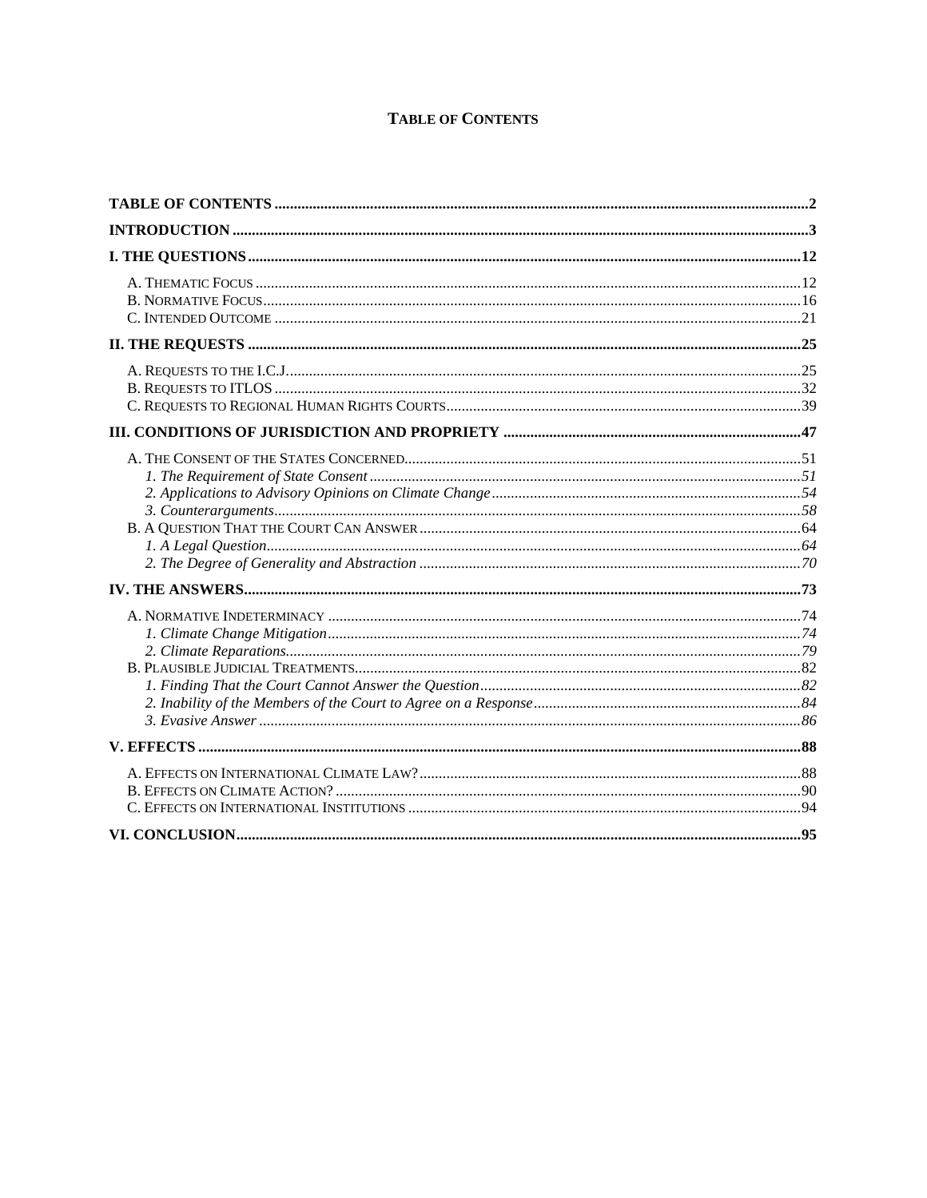# TABLE OF CONTENTS

**TABLE OF CONTENTS** .......... 2

**INTRODUCTION** .......... 3

**I. THE QUESTIONS** .......... 12

- A. THEMATIC FOCUS .......... 12
- B. NORMATIVE FOCUS .......... 16
- C. INTENDED OUTCOME .......... 21

**II. THE REQUESTS** .......... 25

- A. REQUESTS TO THE I.C.J. .......... 25
- B. REQUESTS TO ITLOS .......... 32
- C. REQUESTS TO REGIONAL HUMAN RIGHTS COURTS .......... 39

**III. CONDITIONS OF JURISDICTION AND PROPRIETY** .......... 47

- A. THE CONSENT OF THE STATES CONCERNED .......... 51
  - *1. The Requirement of State Consent* .......... *51*
  - *2. Applications to Advisory Opinions on Climate Change* .......... *54*
  - *3. Counterarguments* .......... *58*
- B. A QUESTION THAT THE COURT CAN ANSWER .......... 64
  - *1. A Legal Question* .......... *64*
  - *2. The Degree of Generality and Abstraction* .......... *70*

**IV. THE ANSWERS** .......... 73

- A. NORMATIVE INDETERMINACY .......... 74
  - *1. Climate Change Mitigation* .......... *74*
  - *2. Climate Reparations* .......... *79*
- B. PLAUSIBLE JUDICIAL TREATMENTS .......... 82
  - *1. Finding That the Court Cannot Answer the Question* .......... *82*
  - *2. Inability of the Members of the Court to Agree on a Response* .......... *84*
  - *3. Evasive Answer* .......... *86*

**V. EFFECTS** .......... 88

- A. EFFECTS ON INTERNATIONAL CLIMATE LAW? .......... 88
- B. EFFECTS ON CLIMATE ACTION? .......... 90
- C. EFFECTS ON INTERNATIONAL INSTITUTIONS .......... 94

**VI. CONCLUSION** .......... 95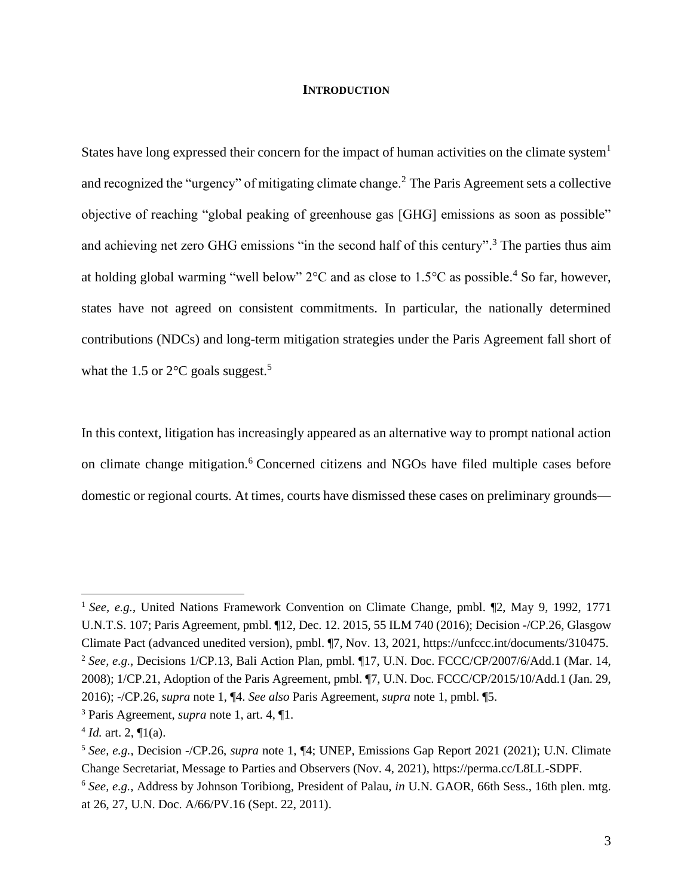## INTRODUCTION

States have long expressed their concern for the impact of human activities on the climate system[1] and recognized the "urgency" of mitigating climate change.[2] The Paris Agreement sets a collective objective of reaching "global peaking of greenhouse gas [GHG] emissions as soon as possible" and achieving net zero GHG emissions "in the second half of this century".[3] The parties thus aim at holding global warming "well below" 2°C and as close to 1.5°C as possible.[4] So far, however, states have not agreed on consistent commitments. In particular, the nationally determined contributions (NDCs) and long-term mitigation strategies under the Paris Agreement fall short of what the 1.5 or 2°C goals suggest.[5]

In this context, litigation has increasingly appeared as an alternative way to prompt national action on climate change mitigation.[6] Concerned citizens and NGOs have filed multiple cases before domestic or regional courts. At times, courts have dismissed these cases on preliminary grounds—

---

[1] *See, e.g.*, United Nations Framework Convention on Climate Change, pmbl. ¶2, May 9, 1992, 1771 U.N.T.S. 107; Paris Agreement, pmbl. ¶12, Dec. 12. 2015, 55 ILM 740 (2016); Decision -/CP.26, Glasgow Climate Pact (advanced unedited version), pmbl. ¶7, Nov. 13, 2021, https://unfccc.int/documents/310475.

[2] *See, e.g.*, Decisions 1/CP.13, Bali Action Plan, pmbl. ¶17, U.N. Doc. FCCC/CP/2007/6/Add.1 (Mar. 14, 2008); 1/CP.21, Adoption of the Paris Agreement, pmbl. ¶7, U.N. Doc. FCCC/CP/2015/10/Add.1 (Jan. 29, 2016); -/CP.26, *supra* note 1, ¶4. *See also* Paris Agreement, *supra* note 1, pmbl. ¶5.

[3] Paris Agreement, *supra* note 1, art. 4, ¶1.

[4] *Id.* art. 2, ¶1(a).

[5] *See, e.g.*, Decision -/CP.26, *supra* note 1, ¶4; UNEP, Emissions Gap Report 2021 (2021); U.N. Climate Change Secretariat, Message to Parties and Observers (Nov. 4, 2021), https://perma.cc/L8LL-SDPF.

[6] *See, e.g.*, Address by Johnson Toribiong, President of Palau, *in* U.N. GAOR, 66th Sess., 16th plen. mtg. at 26, 27, U.N. Doc. A/66/PV.16 (Sept. 22, 2011).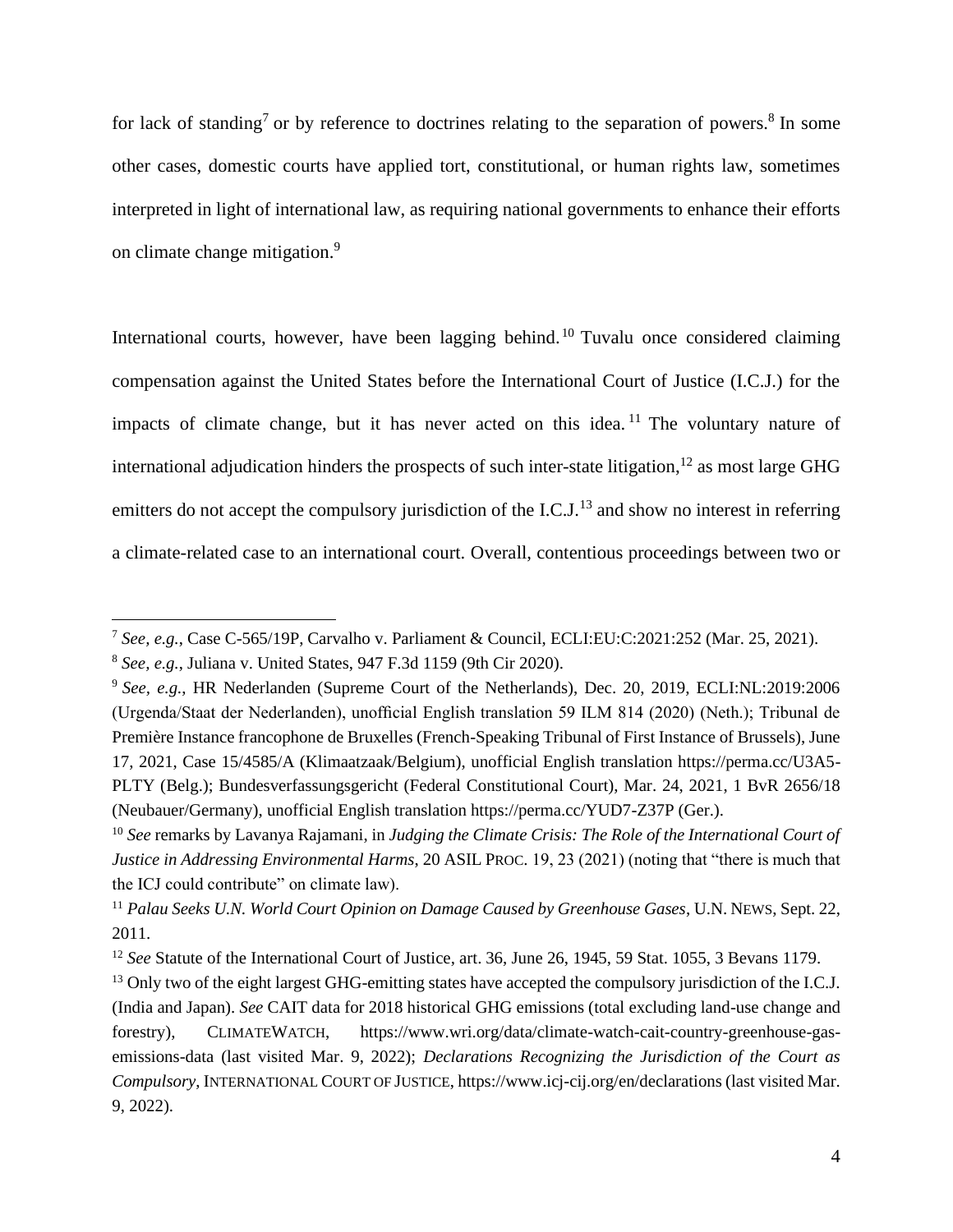for lack of standing[7] or by reference to doctrines relating to the separation of powers.[8] In some other cases, domestic courts have applied tort, constitutional, or human rights law, sometimes interpreted in light of international law, as requiring national governments to enhance their efforts on climate change mitigation.[9]

International courts, however, have been lagging behind.[10] Tuvalu once considered claiming compensation against the United States before the International Court of Justice (I.C.J.) for the impacts of climate change, but it has never acted on this idea.[11] The voluntary nature of international adjudication hinders the prospects of such inter-state litigation,[12] as most large GHG emitters do not accept the compulsory jurisdiction of the I.C.J.[13] and show no interest in referring a climate-related case to an international court. Overall, contentious proceedings between two or

---

[7] *See, e.g.*, Case C-565/19P, Carvalho v. Parliament & Council, ECLI:EU:C:2021:252 (Mar. 25, 2021).

[8] *See, e.g.*, Juliana v. United States, 947 F.3d 1159 (9th Cir 2020).

[9] *See, e.g.*, HR Nederlanden (Supreme Court of the Netherlands), Dec. 20, 2019, ECLI:NL:2019:2006 (Urgenda/Staat der Nederlanden), unofficial English translation 59 ILM 814 (2020) (Neth.); Tribunal de Première Instance francophone de Bruxelles (French-Speaking Tribunal of First Instance of Brussels), June 17, 2021, Case 15/4585/A (Klimaatzaak/Belgium), unofficial English translation https://perma.cc/U3A5-PLTY (Belg.); Bundesverfassungsgericht (Federal Constitutional Court), Mar. 24, 2021, 1 BvR 2656/18 (Neubauer/Germany), unofficial English translation https://perma.cc/YUD7-Z37P (Ger.).

[10] *See* remarks by Lavanya Rajamani, in *Judging the Climate Crisis: The Role of the International Court of Justice in Addressing Environmental Harms*, 20 ASIL PROC. 19, 23 (2021) (noting that "there is much that the ICJ could contribute" on climate law).

[11] *Palau Seeks U.N. World Court Opinion on Damage Caused by Greenhouse Gases*, U.N. NEWS, Sept. 22, 2011.

[12] *See* Statute of the International Court of Justice, art. 36, June 26, 1945, 59 Stat. 1055, 3 Bevans 1179.

[13] Only two of the eight largest GHG-emitting states have accepted the compulsory jurisdiction of the I.C.J. (India and Japan). *See* CAIT data for 2018 historical GHG emissions (total excluding land-use change and forestry), CLIMATEWATCH, https://www.wri.org/data/climate-watch-cait-country-greenhouse-gas-emissions-data (last visited Mar. 9, 2022); *Declarations Recognizing the Jurisdiction of the Court as Compulsory*, INTERNATIONAL COURT OF JUSTICE, https://www.icj-cij.org/en/declarations (last visited Mar. 9, 2022).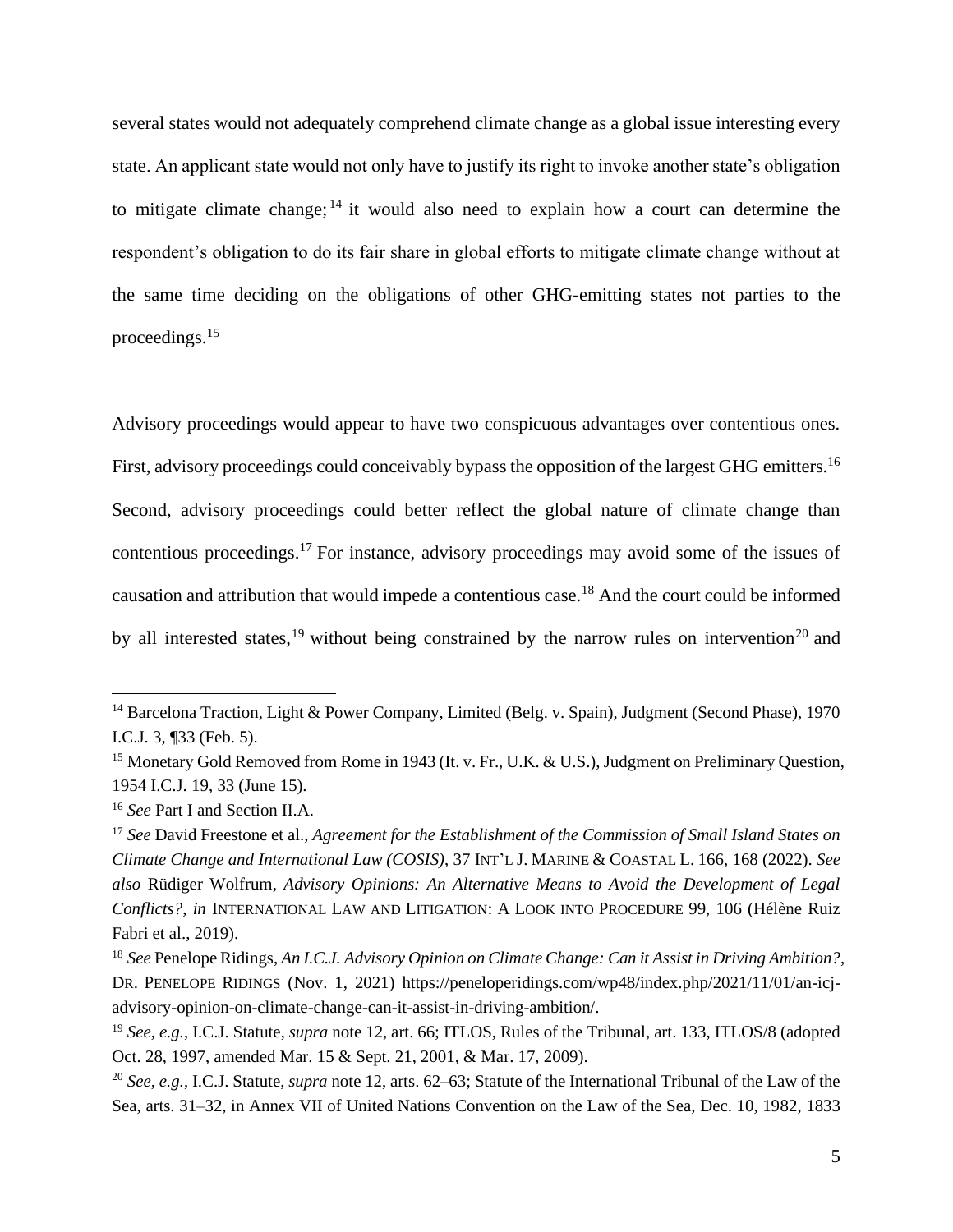several states would not adequately comprehend climate change as a global issue interesting every state. An applicant state would not only have to justify its right to invoke another state's obligation to mitigate climate change;[14] it would also need to explain how a court can determine the respondent's obligation to do its fair share in global efforts to mitigate climate change without at the same time deciding on the obligations of other GHG-emitting states not parties to the proceedings.[15]

Advisory proceedings would appear to have two conspicuous advantages over contentious ones. First, advisory proceedings could conceivably bypass the opposition of the largest GHG emitters.[16] Second, advisory proceedings could better reflect the global nature of climate change than contentious proceedings.[17] For instance, advisory proceedings may avoid some of the issues of causation and attribution that would impede a contentious case.[18] And the court could be informed by all interested states,[19] without being constrained by the narrow rules on intervention[20] and

---

[14] Barcelona Traction, Light & Power Company, Limited (Belg. v. Spain), Judgment (Second Phase), 1970 I.C.J. 3, ¶33 (Feb. 5).

[15] Monetary Gold Removed from Rome in 1943 (It. v. Fr., U.K. & U.S.), Judgment on Preliminary Question, 1954 I.C.J. 19, 33 (June 15).

[16] *See* Part I and Section II.A.

[17] *See* David Freestone et al., *Agreement for the Establishment of the Commission of Small Island States on Climate Change and International Law (COSIS)*, 37 INT'L J. MARINE & COASTAL L. 166, 168 (2022). *See also* Rüdiger Wolfrum, *Advisory Opinions: An Alternative Means to Avoid the Development of Legal Conflicts?*, *in* INTERNATIONAL LAW AND LITIGATION: A LOOK INTO PROCEDURE 99, 106 (Hélène Ruiz Fabri et al., 2019).

[18] *See* Penelope Ridings, *An I.C.J. Advisory Opinion on Climate Change: Can it Assist in Driving Ambition?*, DR. PENELOPE RIDINGS (Nov. 1, 2021) https://peneloperidings.com/wp48/index.php/2021/11/01/an-icj-advisory-opinion-on-climate-change-can-it-assist-in-driving-ambition/.

[19] *See, e.g.*, I.C.J. Statute, *supra* note 12, art. 66; ITLOS, Rules of the Tribunal, art. 133, ITLOS/8 (adopted Oct. 28, 1997, amended Mar. 15 & Sept. 21, 2001, & Mar. 17, 2009).

[20] *See, e.g.*, I.C.J. Statute, *supra* note 12, arts. 62–63; Statute of the International Tribunal of the Law of the Sea, arts. 31–32, in Annex VII of United Nations Convention on the Law of the Sea, Dec. 10, 1982, 1833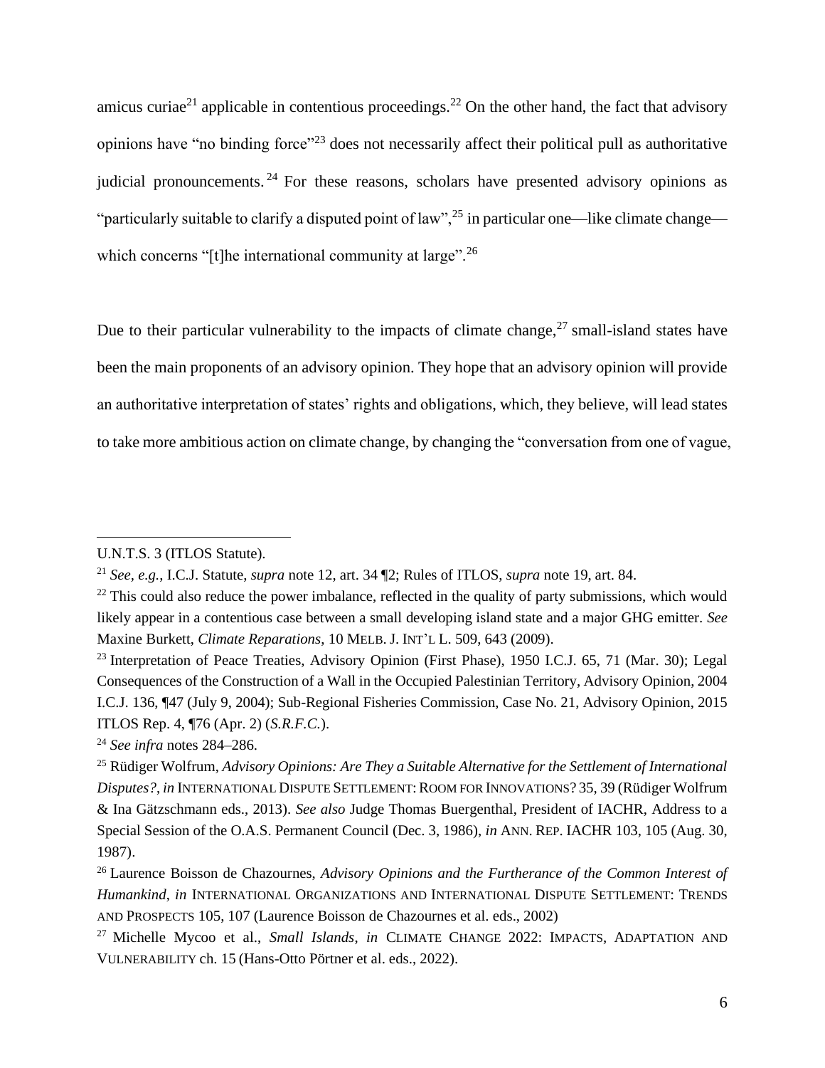amicus curiae[21] applicable in contentious proceedings.[22] On the other hand, the fact that advisory opinions have "no binding force"[23] does not necessarily affect their political pull as authoritative judicial pronouncements.[24] For these reasons, scholars have presented advisory opinions as "particularly suitable to clarify a disputed point of law",[25] in particular one—like climate change—which concerns "[t]he international community at large".[26]

Due to their particular vulnerability to the impacts of climate change,[27] small-island states have been the main proponents of an advisory opinion. They hope that an advisory opinion will provide an authoritative interpretation of states' rights and obligations, which, they believe, will lead states to take more ambitious action on climate change, by changing the "conversation from one of vague,

---

U.N.T.S. 3 (ITLOS Statute).

[21] *See, e.g.*, I.C.J. Statute, *supra* note 12, art. 34 ¶2; Rules of ITLOS, *supra* note 19, art. 84.

[22] This could also reduce the power imbalance, reflected in the quality of party submissions, which would likely appear in a contentious case between a small developing island state and a major GHG emitter. *See* Maxine Burkett, *Climate Reparations*, 10 MELB. J. INT'L L. 509, 643 (2009).

[23] Interpretation of Peace Treaties, Advisory Opinion (First Phase), 1950 I.C.J. 65, 71 (Mar. 30); Legal Consequences of the Construction of a Wall in the Occupied Palestinian Territory, Advisory Opinion, 2004 I.C.J. 136, ¶47 (July 9, 2004); Sub-Regional Fisheries Commission, Case No. 21, Advisory Opinion, 2015 ITLOS Rep. 4, ¶76 (Apr. 2) (*S.R.F.C.*).

[24] *See infra* notes 284–286.

[25] Rüdiger Wolfrum, *Advisory Opinions: Are They a Suitable Alternative for the Settlement of International Disputes?*, *in* INTERNATIONAL DISPUTE SETTLEMENT: ROOM FOR INNOVATIONS? 35, 39 (Rüdiger Wolfrum & Ina Gätzschmann eds., 2013). *See also* Judge Thomas Buergenthal, President of IACHR, Address to a Special Session of the O.A.S. Permanent Council (Dec. 3, 1986), *in* ANN. REP. IACHR 103, 105 (Aug. 30, 1987).

[26] Laurence Boisson de Chazournes, *Advisory Opinions and the Furtherance of the Common Interest of Humankind*, *in* INTERNATIONAL ORGANIZATIONS AND INTERNATIONAL DISPUTE SETTLEMENT: TRENDS AND PROSPECTS 105, 107 (Laurence Boisson de Chazournes et al. eds., 2002)

[27] Michelle Mycoo et al., *Small Islands*, *in* CLIMATE CHANGE 2022: IMPACTS, ADAPTATION AND VULNERABILITY ch. 15 (Hans-Otto Pörtner et al. eds., 2022).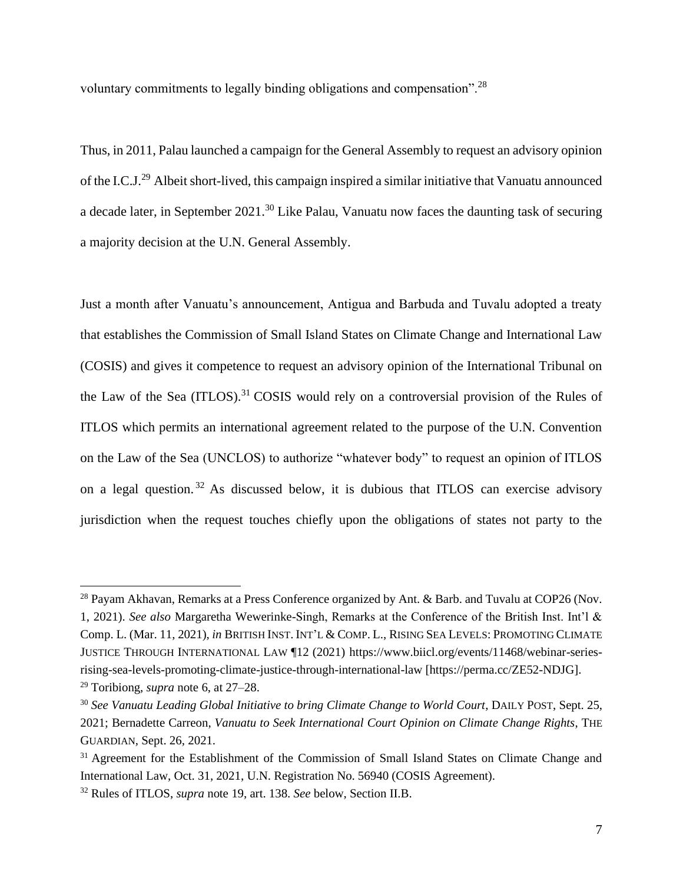voluntary commitments to legally binding obligations and compensation".[28]

Thus, in 2011, Palau launched a campaign for the General Assembly to request an advisory opinion of the I.C.J.[29] Albeit short-lived, this campaign inspired a similar initiative that Vanuatu announced a decade later, in September 2021.[30] Like Palau, Vanuatu now faces the daunting task of securing a majority decision at the U.N. General Assembly.

Just a month after Vanuatu's announcement, Antigua and Barbuda and Tuvalu adopted a treaty that establishes the Commission of Small Island States on Climate Change and International Law (COSIS) and gives it competence to request an advisory opinion of the International Tribunal on the Law of the Sea (ITLOS).[31] COSIS would rely on a controversial provision of the Rules of ITLOS which permits an international agreement related to the purpose of the U.N. Convention on the Law of the Sea (UNCLOS) to authorize "whatever body" to request an opinion of ITLOS on a legal question.[32] As discussed below, it is dubious that ITLOS can exercise advisory jurisdiction when the request touches chiefly upon the obligations of states not party to the

---

[28] Payam Akhavan, Remarks at a Press Conference organized by Ant. & Barb. and Tuvalu at COP26 (Nov. 1, 2021). *See also* Margaretha Wewerinke-Singh, Remarks at the Conference of the British Inst. Int'l & Comp. L. (Mar. 11, 2021), *in* BRITISH INST. INT'L & COMP. L., RISING SEA LEVELS: PROMOTING CLIMATE JUSTICE THROUGH INTERNATIONAL LAW ¶12 (2021) https://www.biicl.org/events/11468/webinar-series-rising-sea-levels-promoting-climate-justice-through-international-law [https://perma.cc/ZE52-NDJG].

[29] Toribiong, *supra* note 6, at 27–28.

[30] *See Vanuatu Leading Global Initiative to bring Climate Change to World Court*, DAILY POST, Sept. 25, 2021; Bernadette Carreon, *Vanuatu to Seek International Court Opinion on Climate Change Rights*, THE GUARDIAN, Sept. 26, 2021.

[31] Agreement for the Establishment of the Commission of Small Island States on Climate Change and International Law, Oct. 31, 2021, U.N. Registration No. 56940 (COSIS Agreement).

[32] Rules of ITLOS, *supra* note 19, art. 138. *See* below, Section II.B.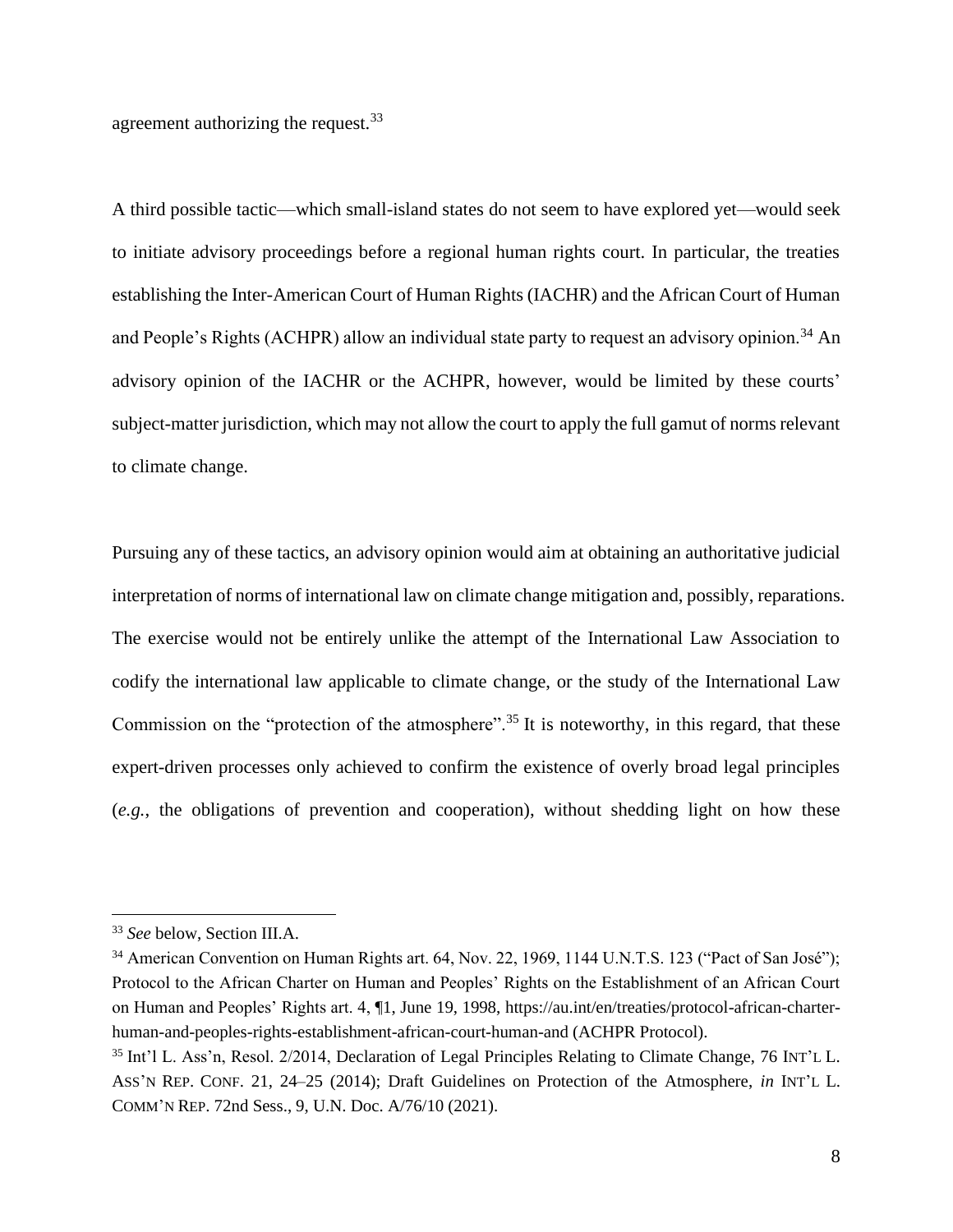agreement authorizing the request.[33]

A third possible tactic—which small-island states do not seem to have explored yet—would seek to initiate advisory proceedings before a regional human rights court. In particular, the treaties establishing the Inter-American Court of Human Rights (IACHR) and the African Court of Human and People's Rights (ACHPR) allow an individual state party to request an advisory opinion.[34] An advisory opinion of the IACHR or the ACHPR, however, would be limited by these courts' subject-matter jurisdiction, which may not allow the court to apply the full gamut of norms relevant to climate change.

Pursuing any of these tactics, an advisory opinion would aim at obtaining an authoritative judicial interpretation of norms of international law on climate change mitigation and, possibly, reparations. The exercise would not be entirely unlike the attempt of the International Law Association to codify the international law applicable to climate change, or the study of the International Law Commission on the "protection of the atmosphere".[35] It is noteworthy, in this regard, that these expert-driven processes only achieved to confirm the existence of overly broad legal principles (*e.g.*, the obligations of prevention and cooperation), without shedding light on how these

---

[33] *See* below, Section III.A.

[34] American Convention on Human Rights art. 64, Nov. 22, 1969, 1144 U.N.T.S. 123 ("Pact of San José"); Protocol to the African Charter on Human and Peoples' Rights on the Establishment of an African Court on Human and Peoples' Rights art. 4, ¶1, June 19, 1998, https://au.int/en/treaties/protocol-african-charter-human-and-peoples-rights-establishment-african-court-human-and (ACHPR Protocol).

[35] Int'l L. Ass'n, Resol. 2/2014, Declaration of Legal Principles Relating to Climate Change, 76 INT'L L. ASS'N REP. CONF. 21, 24–25 (2014); Draft Guidelines on Protection of the Atmosphere, *in* INT'L L. COMM'N REP. 72nd Sess., 9, U.N. Doc. A/76/10 (2021).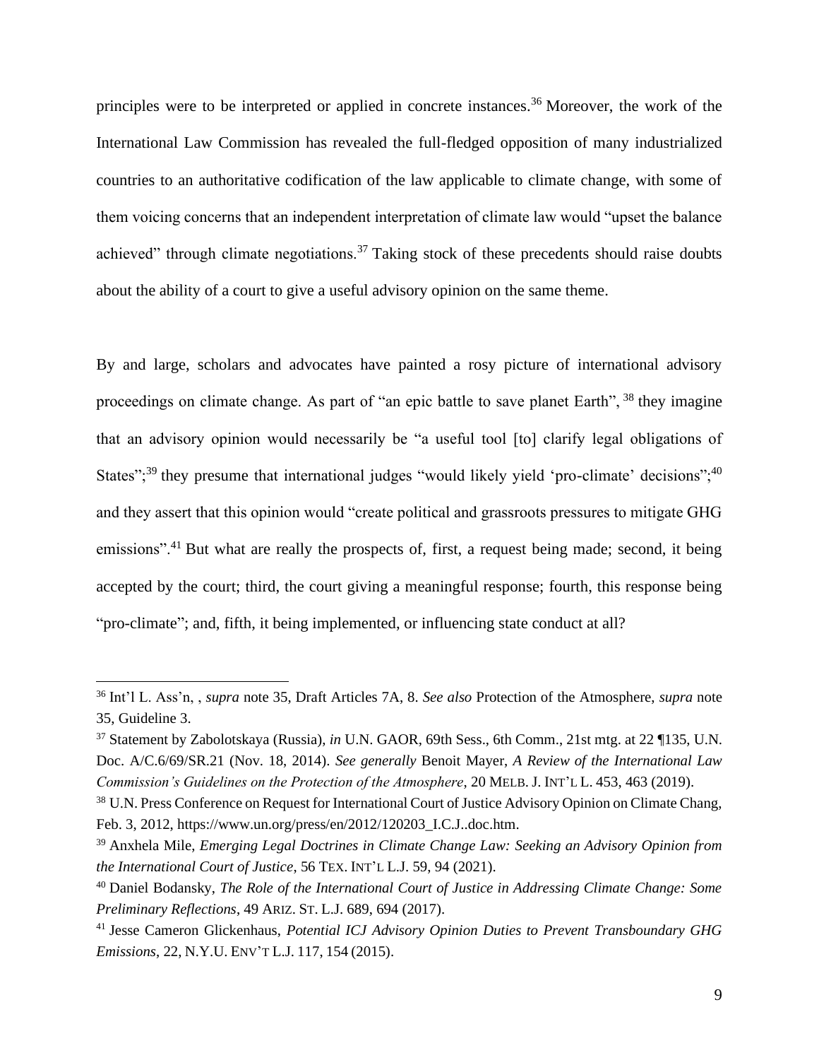principles were to be interpreted or applied in concrete instances.[36] Moreover, the work of the International Law Commission has revealed the full-fledged opposition of many industrialized countries to an authoritative codification of the law applicable to climate change, with some of them voicing concerns that an independent interpretation of climate law would "upset the balance achieved" through climate negotiations.[37] Taking stock of these precedents should raise doubts about the ability of a court to give a useful advisory opinion on the same theme.

By and large, scholars and advocates have painted a rosy picture of international advisory proceedings on climate change. As part of "an epic battle to save planet Earth", [38] they imagine that an advisory opinion would necessarily be "a useful tool [to] clarify legal obligations of States";[39] they presume that international judges "would likely yield 'pro-climate' decisions";[40] and they assert that this opinion would "create political and grassroots pressures to mitigate GHG emissions".[41] But what are really the prospects of, first, a request being made; second, it being accepted by the court; third, the court giving a meaningful response; fourth, this response being "pro-climate"; and, fifth, it being implemented, or influencing state conduct at all?

---

[36] Int'l L. Ass'n, , *supra* note 35, Draft Articles 7A, 8. *See also* Protection of the Atmosphere, *supra* note 35, Guideline 3.

[37] Statement by Zabolotskaya (Russia), *in* U.N. GAOR, 69th Sess., 6th Comm., 21st mtg. at 22 ¶135, U.N. Doc. A/C.6/69/SR.21 (Nov. 18, 2014). *See generally* Benoit Mayer, *A Review of the International Law Commission's Guidelines on the Protection of the Atmosphere*, 20 MELB. J. INT'L L. 453, 463 (2019).

[38] U.N. Press Conference on Request for International Court of Justice Advisory Opinion on Climate Chang, Feb. 3, 2012, https://www.un.org/press/en/2012/120203_I.C.J..doc.htm.

[39] Anxhela Mile, *Emerging Legal Doctrines in Climate Change Law: Seeking an Advisory Opinion from the International Court of Justice*, 56 TEX. INT'L L.J. 59, 94 (2021).

[40] Daniel Bodansky, *The Role of the International Court of Justice in Addressing Climate Change: Some Preliminary Reflections*, 49 ARIZ. ST. L.J. 689, 694 (2017).

[41] Jesse Cameron Glickenhaus, *Potential ICJ Advisory Opinion Duties to Prevent Transboundary GHG Emissions*, 22, N.Y.U. ENV'T L.J. 117, 154 (2015).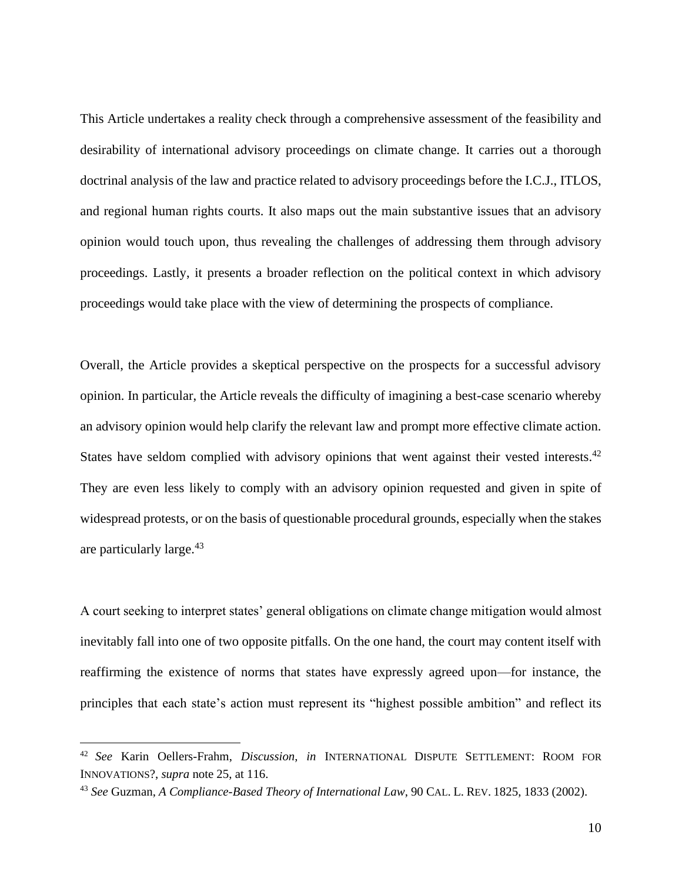This Article undertakes a reality check through a comprehensive assessment of the feasibility and desirability of international advisory proceedings on climate change. It carries out a thorough doctrinal analysis of the law and practice related to advisory proceedings before the I.C.J., ITLOS, and regional human rights courts. It also maps out the main substantive issues that an advisory opinion would touch upon, thus revealing the challenges of addressing them through advisory proceedings. Lastly, it presents a broader reflection on the political context in which advisory proceedings would take place with the view of determining the prospects of compliance.

Overall, the Article provides a skeptical perspective on the prospects for a successful advisory opinion. In particular, the Article reveals the difficulty of imagining a best-case scenario whereby an advisory opinion would help clarify the relevant law and prompt more effective climate action. States have seldom complied with advisory opinions that went against their vested interests.[42] They are even less likely to comply with an advisory opinion requested and given in spite of widespread protests, or on the basis of questionable procedural grounds, especially when the stakes are particularly large.[43]

A court seeking to interpret states' general obligations on climate change mitigation would almost inevitably fall into one of two opposite pitfalls. On the one hand, the court may content itself with reaffirming the existence of norms that states have expressly agreed upon—for instance, the principles that each state's action must represent its "highest possible ambition" and reflect its

---

[42] *See* Karin Oellers-Frahm, *Discussion*, *in* INTERNATIONAL DISPUTE SETTLEMENT: ROOM FOR INNOVATIONS?, *supra* note 25, at 116.

[43] *See* Guzman, *A Compliance-Based Theory of International Law*, 90 CAL. L. REV. 1825, 1833 (2002).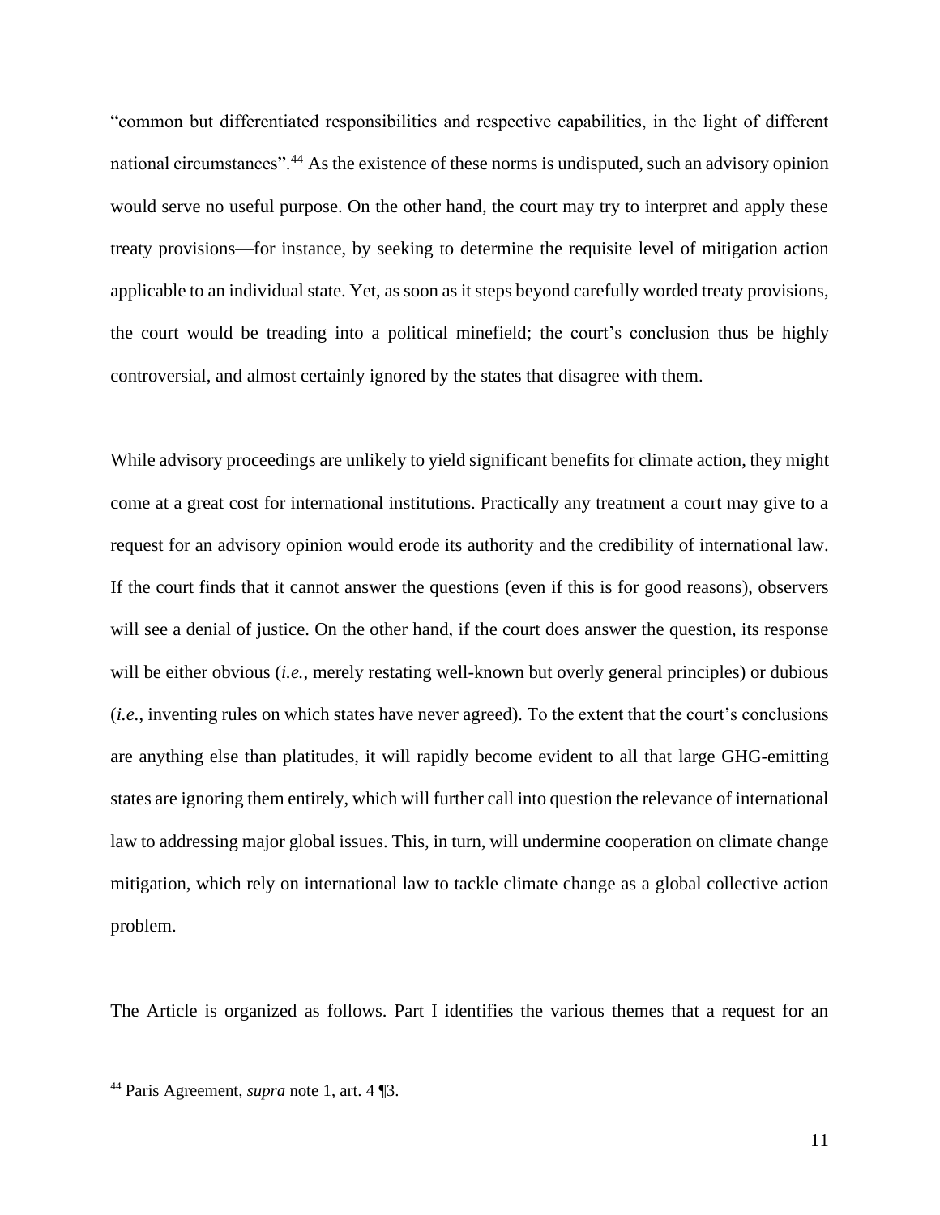"common but differentiated responsibilities and respective capabilities, in the light of different national circumstances".[44] As the existence of these norms is undisputed, such an advisory opinion would serve no useful purpose. On the other hand, the court may try to interpret and apply these treaty provisions—for instance, by seeking to determine the requisite level of mitigation action applicable to an individual state. Yet, as soon as it steps beyond carefully worded treaty provisions, the court would be treading into a political minefield; the court's conclusion thus be highly controversial, and almost certainly ignored by the states that disagree with them.

While advisory proceedings are unlikely to yield significant benefits for climate action, they might come at a great cost for international institutions. Practically any treatment a court may give to a request for an advisory opinion would erode its authority and the credibility of international law. If the court finds that it cannot answer the questions (even if this is for good reasons), observers will see a denial of justice. On the other hand, if the court does answer the question, its response will be either obvious (*i.e.*, merely restating well-known but overly general principles) or dubious (*i.e.*, inventing rules on which states have never agreed). To the extent that the court's conclusions are anything else than platitudes, it will rapidly become evident to all that large GHG-emitting states are ignoring them entirely, which will further call into question the relevance of international law to addressing major global issues. This, in turn, will undermine cooperation on climate change mitigation, which rely on international law to tackle climate change as a global collective action problem.

The Article is organized as follows. Part I identifies the various themes that a request for an

---

[44] Paris Agreement, *supra* note 1, art. 4 ¶3.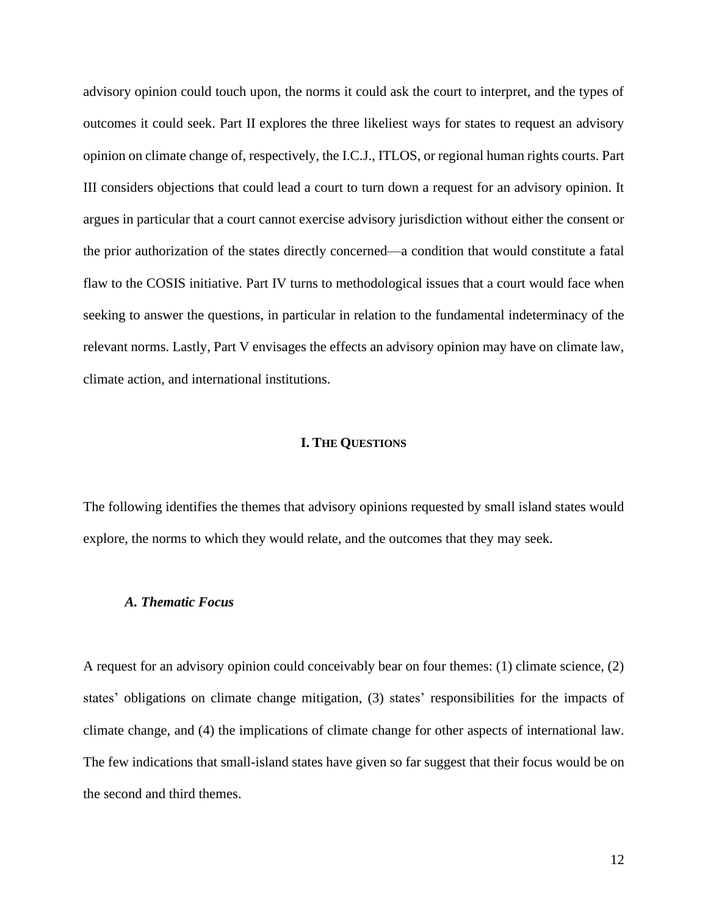advisory opinion could touch upon, the norms it could ask the court to interpret, and the types of outcomes it could seek. Part II explores the three likeliest ways for states to request an advisory opinion on climate change of, respectively, the I.C.J., ITLOS, or regional human rights courts. Part III considers objections that could lead a court to turn down a request for an advisory opinion. It argues in particular that a court cannot exercise advisory jurisdiction without either the consent or the prior authorization of the states directly concerned—a condition that would constitute a fatal flaw to the COSIS initiative. Part IV turns to methodological issues that a court would face when seeking to answer the questions, in particular in relation to the fundamental indeterminacy of the relevant norms. Lastly, Part V envisages the effects an advisory opinion may have on climate law, climate action, and international institutions.

## I. THE QUESTIONS

The following identifies the themes that advisory opinions requested by small island states would explore, the norms to which they would relate, and the outcomes that they may seek.

### *A. Thematic Focus*

A request for an advisory opinion could conceivably bear on four themes: (1) climate science, (2) states' obligations on climate change mitigation, (3) states' responsibilities for the impacts of climate change, and (4) the implications of climate change for other aspects of international law. The few indications that small-island states have given so far suggest that their focus would be on the second and third themes.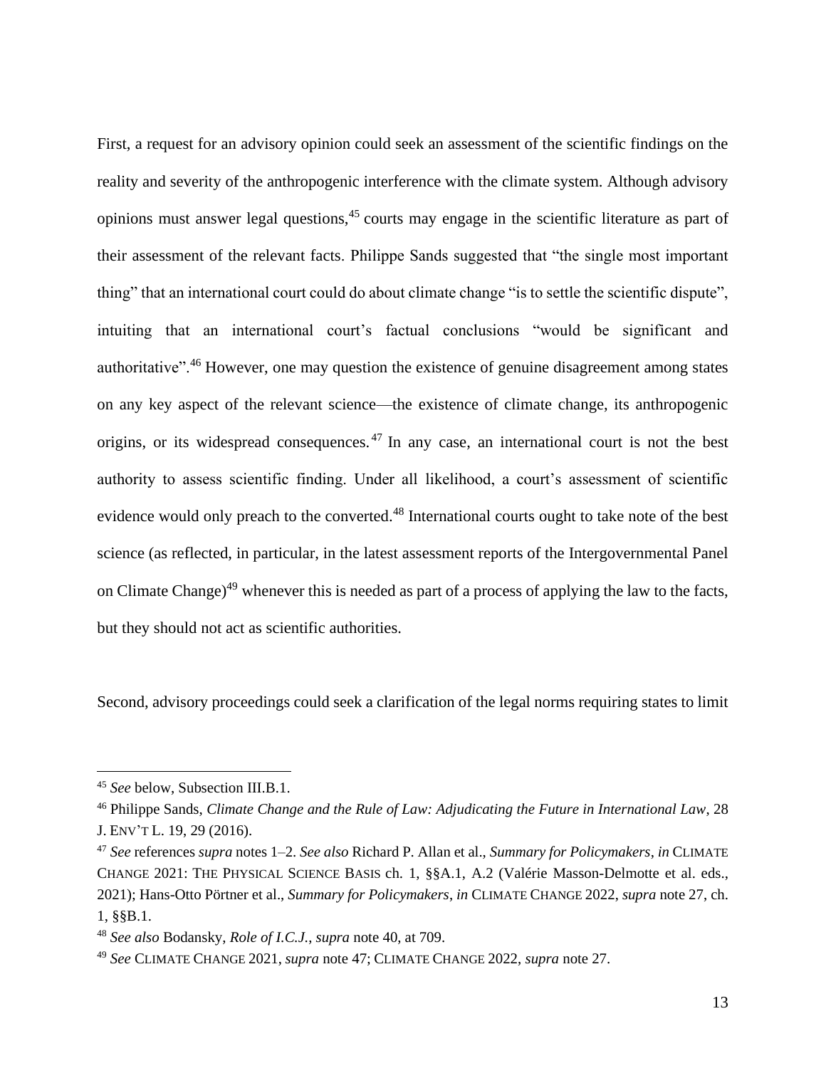First, a request for an advisory opinion could seek an assessment of the scientific findings on the reality and severity of the anthropogenic interference with the climate system. Although advisory opinions must answer legal questions,[45] courts may engage in the scientific literature as part of their assessment of the relevant facts. Philippe Sands suggested that "the single most important thing" that an international court could do about climate change "is to settle the scientific dispute", intuiting that an international court's factual conclusions "would be significant and authoritative".[46] However, one may question the existence of genuine disagreement among states on any key aspect of the relevant science—the existence of climate change, its anthropogenic origins, or its widespread consequences.[47] In any case, an international court is not the best authority to assess scientific finding. Under all likelihood, a court's assessment of scientific evidence would only preach to the converted.[48] International courts ought to take note of the best science (as reflected, in particular, in the latest assessment reports of the Intergovernmental Panel on Climate Change)[49] whenever this is needed as part of a process of applying the law to the facts, but they should not act as scientific authorities.

Second, advisory proceedings could seek a clarification of the legal norms requiring states to limit

---

[45] *See* below, Subsection III.B.1.

[46] Philippe Sands, *Climate Change and the Rule of Law: Adjudicating the Future in International Law*, 28 J. ENV'T L. 19, 29 (2016).

[47] *See* references *supra* notes 1–2. *See also* Richard P. Allan et al., *Summary for Policymakers*, *in* CLIMATE CHANGE 2021: THE PHYSICAL SCIENCE BASIS ch. 1, §§A.1, A.2 (Valérie Masson-Delmotte et al. eds., 2021); Hans-Otto Pörtner et al., *Summary for Policymakers*, *in* CLIMATE CHANGE 2022, *supra* note 27, ch. 1, §§B.1.

[48] *See also* Bodansky, *Role of I.C.J.*, *supra* note 40, at 709.

[49] *See* CLIMATE CHANGE 2021, *supra* note 47; CLIMATE CHANGE 2022, *supra* note 27.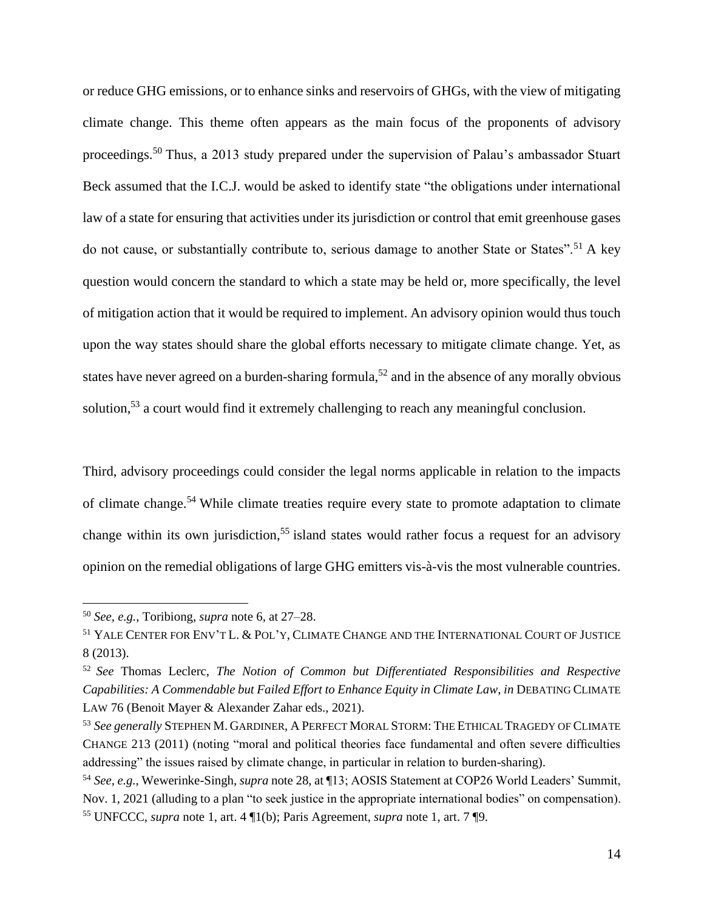or reduce GHG emissions, or to enhance sinks and reservoirs of GHGs, with the view of mitigating climate change. This theme often appears as the main focus of the proponents of advisory proceedings.[50] Thus, a 2013 study prepared under the supervision of Palau's ambassador Stuart Beck assumed that the I.C.J. would be asked to identify state "the obligations under international law of a state for ensuring that activities under its jurisdiction or control that emit greenhouse gases do not cause, or substantially contribute to, serious damage to another State or States".[51] A key question would concern the standard to which a state may be held or, more specifically, the level of mitigation action that it would be required to implement. An advisory opinion would thus touch upon the way states should share the global efforts necessary to mitigate climate change. Yet, as states have never agreed on a burden-sharing formula,[52] and in the absence of any morally obvious solution,[53] a court would find it extremely challenging to reach any meaningful conclusion.

Third, advisory proceedings could consider the legal norms applicable in relation to the impacts of climate change.[54] While climate treaties require every state to promote adaptation to climate change within its own jurisdiction,[55] island states would rather focus a request for an advisory opinion on the remedial obligations of large GHG emitters vis-à-vis the most vulnerable countries.

---

[50] *See, e.g.*, Toribiong, *supra* note 6, at 27–28.

[51] YALE CENTER FOR ENV'T L. & POL'Y, CLIMATE CHANGE AND THE INTERNATIONAL COURT OF JUSTICE 8 (2013).

[52] *See* Thomas Leclerc, *The Notion of Common but Differentiated Responsibilities and Respective Capabilities: A Commendable but Failed Effort to Enhance Equity in Climate Law*, *in* DEBATING CLIMATE LAW 76 (Benoit Mayer & Alexander Zahar eds., 2021).

[53] *See generally* STEPHEN M. GARDINER, A PERFECT MORAL STORM: THE ETHICAL TRAGEDY OF CLIMATE CHANGE 213 (2011) (noting "moral and political theories face fundamental and often severe difficulties addressing" the issues raised by climate change, in particular in relation to burden-sharing).

[54] *See, e.g.*, Wewerinke-Singh, *supra* note 28, at ¶13; AOSIS Statement at COP26 World Leaders' Summit, Nov. 1, 2021 (alluding to a plan "to seek justice in the appropriate international bodies" on compensation).

[55] UNFCCC, *supra* note 1, art. 4 ¶1(b); Paris Agreement, *supra* note 1, art. 7 ¶9.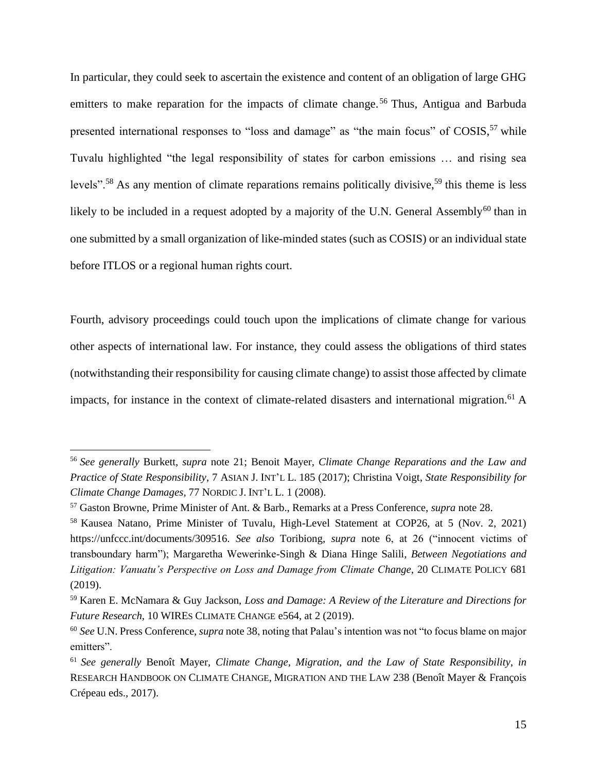In particular, they could seek to ascertain the existence and content of an obligation of large GHG emitters to make reparation for the impacts of climate change.[56] Thus, Antigua and Barbuda presented international responses to "loss and damage" as "the main focus" of COSIS,[57] while Tuvalu highlighted "the legal responsibility of states for carbon emissions … and rising sea levels".[58] As any mention of climate reparations remains politically divisive,[59] this theme is less likely to be included in a request adopted by a majority of the U.N. General Assembly[60] than in one submitted by a small organization of like-minded states (such as COSIS) or an individual state before ITLOS or a regional human rights court.

Fourth, advisory proceedings could touch upon the implications of climate change for various other aspects of international law. For instance, they could assess the obligations of third states (notwithstanding their responsibility for causing climate change) to assist those affected by climate impacts, for instance in the context of climate-related disasters and international migration.[61] A

---

[56] *See generally* Burkett, *supra* note 21; Benoit Mayer, *Climate Change Reparations and the Law and Practice of State Responsibility*, 7 ASIAN J. INT'L L. 185 (2017); Christina Voigt, *State Responsibility for Climate Change Damages*, 77 NORDIC J. INT'L L. 1 (2008).

[57] Gaston Browne, Prime Minister of Ant. & Barb., Remarks at a Press Conference, *supra* note 28.

[58] Kausea Natano, Prime Minister of Tuvalu, High-Level Statement at COP26, at 5 (Nov. 2, 2021) https://unfccc.int/documents/309516. *See also* Toribiong, *supra* note 6, at 26 ("innocent victims of transboundary harm"); Margaretha Wewerinke-Singh & Diana Hinge Salili, *Between Negotiations and Litigation: Vanuatu's Perspective on Loss and Damage from Climate Change*, 20 CLIMATE POLICY 681 (2019).

[59] Karen E. McNamara & Guy Jackson, *Loss and Damage: A Review of the Literature and Directions for Future Research*, 10 WIREs CLIMATE CHANGE e564, at 2 (2019).

[60] *See* U.N. Press Conference, *supra* note 38, noting that Palau's intention was not "to focus blame on major emitters".

[61] *See generally* Benoît Mayer, *Climate Change, Migration, and the Law of State Responsibility*, *in* RESEARCH HANDBOOK ON CLIMATE CHANGE, MIGRATION AND THE LAW 238 (Benoît Mayer & François Crépeau eds., 2017).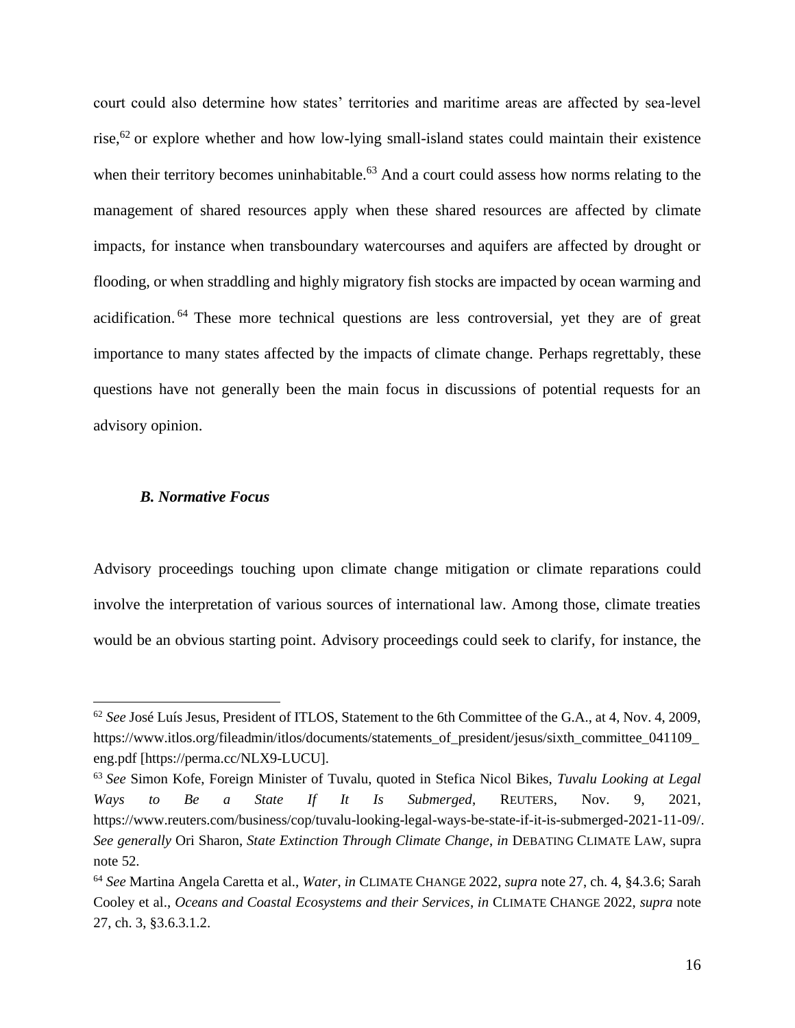court could also determine how states' territories and maritime areas are affected by sea-level rise,[62] or explore whether and how low-lying small-island states could maintain their existence when their territory becomes uninhabitable.[63] And a court could assess how norms relating to the management of shared resources apply when these shared resources are affected by climate impacts, for instance when transboundary watercourses and aquifers are affected by drought or flooding, or when straddling and highly migratory fish stocks are impacted by ocean warming and acidification.[64] These more technical questions are less controversial, yet they are of great importance to many states affected by the impacts of climate change. Perhaps regrettably, these questions have not generally been the main focus in discussions of potential requests for an advisory opinion.

### *B. Normative Focus*

Advisory proceedings touching upon climate change mitigation or climate reparations could involve the interpretation of various sources of international law. Among those, climate treaties would be an obvious starting point. Advisory proceedings could seek to clarify, for instance, the

---

[62] *See* José Luís Jesus, President of ITLOS, Statement to the 6th Committee of the G.A., at 4, Nov. 4, 2009, https://www.itlos.org/fileadmin/itlos/documents/statements_of_president/jesus/sixth_committee_041109_eng.pdf [https://perma.cc/NLX9-LUCU].

[63] *See* Simon Kofe, Foreign Minister of Tuvalu, quoted in Stefica Nicol Bikes, *Tuvalu Looking at Legal Ways to Be a State If It Is Submerged*, REUTERS, Nov. 9, 2021, https://www.reuters.com/business/cop/tuvalu-looking-legal-ways-be-state-if-it-is-submerged-2021-11-09/. *See generally* Ori Sharon, *State Extinction Through Climate Change*, *in* DEBATING CLIMATE LAW, supra note 52.

[64] *See* Martina Angela Caretta et al., *Water*, *in* CLIMATE CHANGE 2022, *supra* note 27, ch. 4, §4.3.6; Sarah Cooley et al., *Oceans and Coastal Ecosystems and their Services*, *in* CLIMATE CHANGE 2022, *supra* note 27, ch. 3, §3.6.3.1.2.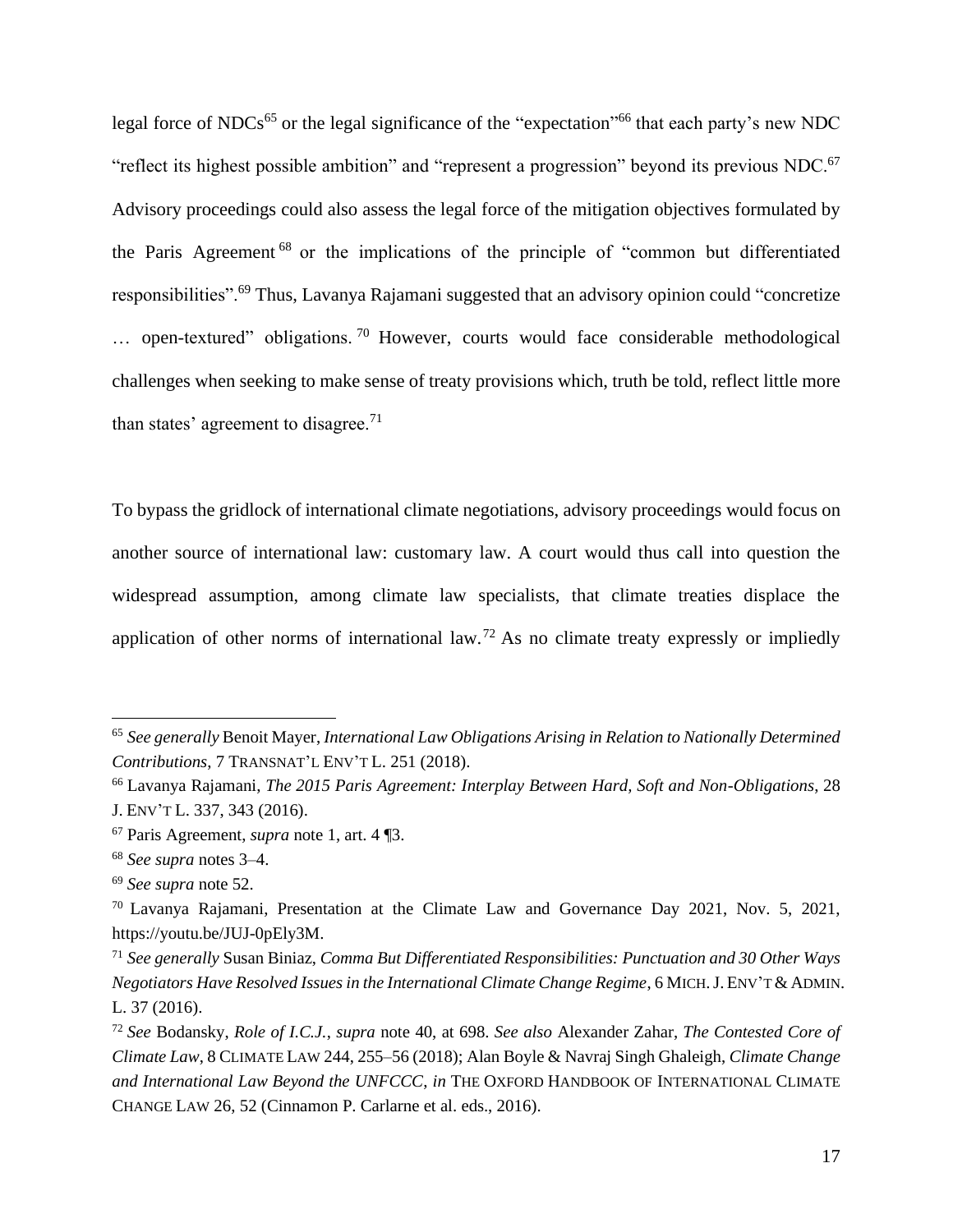legal force of NDCs[65] or the legal significance of the "expectation"[66] that each party's new NDC "reflect its highest possible ambition" and "represent a progression" beyond its previous NDC.[67] Advisory proceedings could also assess the legal force of the mitigation objectives formulated by the Paris Agreement[68] or the implications of the principle of "common but differentiated responsibilities".[69] Thus, Lavanya Rajamani suggested that an advisory opinion could "concretize … open-textured" obligations.[70] However, courts would face considerable methodological challenges when seeking to make sense of treaty provisions which, truth be told, reflect little more than states' agreement to disagree.[71]

To bypass the gridlock of international climate negotiations, advisory proceedings would focus on another source of international law: customary law. A court would thus call into question the widespread assumption, among climate law specialists, that climate treaties displace the application of other norms of international law.[72] As no climate treaty expressly or impliedly

---

[65] *See generally* Benoit Mayer, *International Law Obligations Arising in Relation to Nationally Determined Contributions*, 7 TRANSNAT'L ENV'T L. 251 (2018).

[66] Lavanya Rajamani, *The 2015 Paris Agreement: Interplay Between Hard, Soft and Non-Obligations*, 28 J. ENV'T L. 337, 343 (2016).

[67] Paris Agreement, *supra* note 1, art. 4 ¶3.

[68] *See supra* notes 3–4.

[69] *See supra* note 52.

[70] Lavanya Rajamani, Presentation at the Climate Law and Governance Day 2021, Nov. 5, 2021, https://youtu.be/JUJ-0pEly3M.

[71] *See generally* Susan Biniaz, *Comma But Differentiated Responsibilities: Punctuation and 30 Other Ways Negotiators Have Resolved Issues in the International Climate Change Regime*, 6 MICH. J. ENV'T & ADMIN. L. 37 (2016).

[72] *See* Bodansky, *Role of I.C.J.*, *supra* note 40, at 698. *See also* Alexander Zahar, *The Contested Core of Climate Law*, 8 CLIMATE LAW 244, 255–56 (2018); Alan Boyle & Navraj Singh Ghaleigh, *Climate Change and International Law Beyond the UNFCCC*, *in* THE OXFORD HANDBOOK OF INTERNATIONAL CLIMATE CHANGE LAW 26, 52 (Cinnamon P. Carlarne et al. eds., 2016).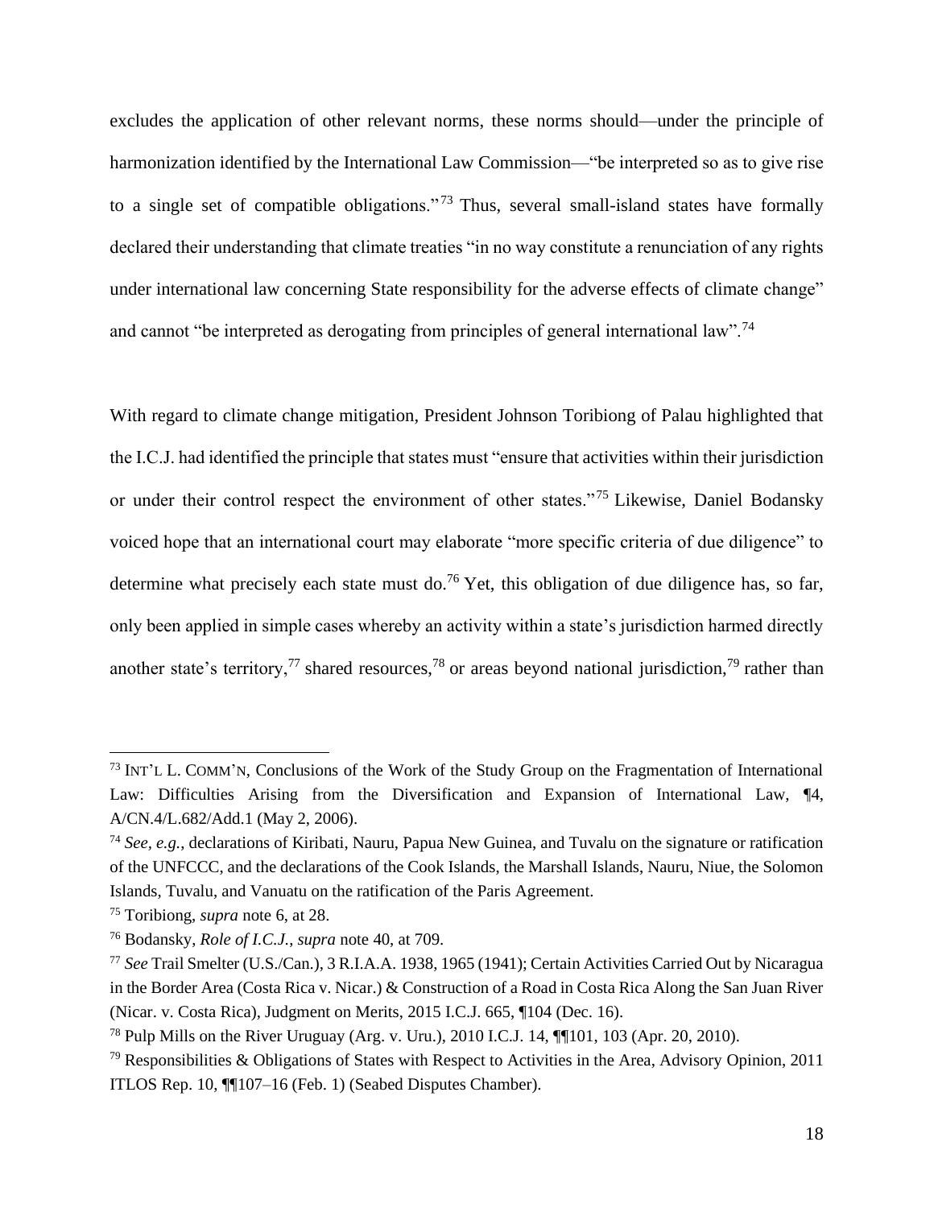excludes the application of other relevant norms, these norms should—under the principle of harmonization identified by the International Law Commission—"be interpreted so as to give rise to a single set of compatible obligations."[73] Thus, several small-island states have formally declared their understanding that climate treaties "in no way constitute a renunciation of any rights under international law concerning State responsibility for the adverse effects of climate change" and cannot "be interpreted as derogating from principles of general international law".[74]

With regard to climate change mitigation, President Johnson Toribiong of Palau highlighted that the I.C.J. had identified the principle that states must "ensure that activities within their jurisdiction or under their control respect the environment of other states."[75] Likewise, Daniel Bodansky voiced hope that an international court may elaborate "more specific criteria of due diligence" to determine what precisely each state must do.[76] Yet, this obligation of due diligence has, so far, only been applied in simple cases whereby an activity within a state's jurisdiction harmed directly another state's territory,[77] shared resources,[78] or areas beyond national jurisdiction,[79] rather than

---

[73] INT'L L. COMM'N, Conclusions of the Work of the Study Group on the Fragmentation of International Law: Difficulties Arising from the Diversification and Expansion of International Law, ¶4, A/CN.4/L.682/Add.1 (May 2, 2006).

[74] *See, e.g.*, declarations of Kiribati, Nauru, Papua New Guinea, and Tuvalu on the signature or ratification of the UNFCCC, and the declarations of the Cook Islands, the Marshall Islands, Nauru, Niue, the Solomon Islands, Tuvalu, and Vanuatu on the ratification of the Paris Agreement.

[75] Toribiong, *supra* note 6, at 28.

[76] Bodansky, *Role of I.C.J.*, *supra* note 40, at 709.

[77] *See* Trail Smelter (U.S./Can.), 3 R.I.A.A. 1938, 1965 (1941); Certain Activities Carried Out by Nicaragua in the Border Area (Costa Rica v. Nicar.) & Construction of a Road in Costa Rica Along the San Juan River (Nicar. v. Costa Rica), Judgment on Merits, 2015 I.C.J. 665, ¶104 (Dec. 16).

[78] Pulp Mills on the River Uruguay (Arg. v. Uru.), 2010 I.C.J. 14, ¶¶101, 103 (Apr. 20, 2010).

[79] Responsibilities & Obligations of States with Respect to Activities in the Area, Advisory Opinion, 2011 ITLOS Rep. 10, ¶¶107–16 (Feb. 1) (Seabed Disputes Chamber).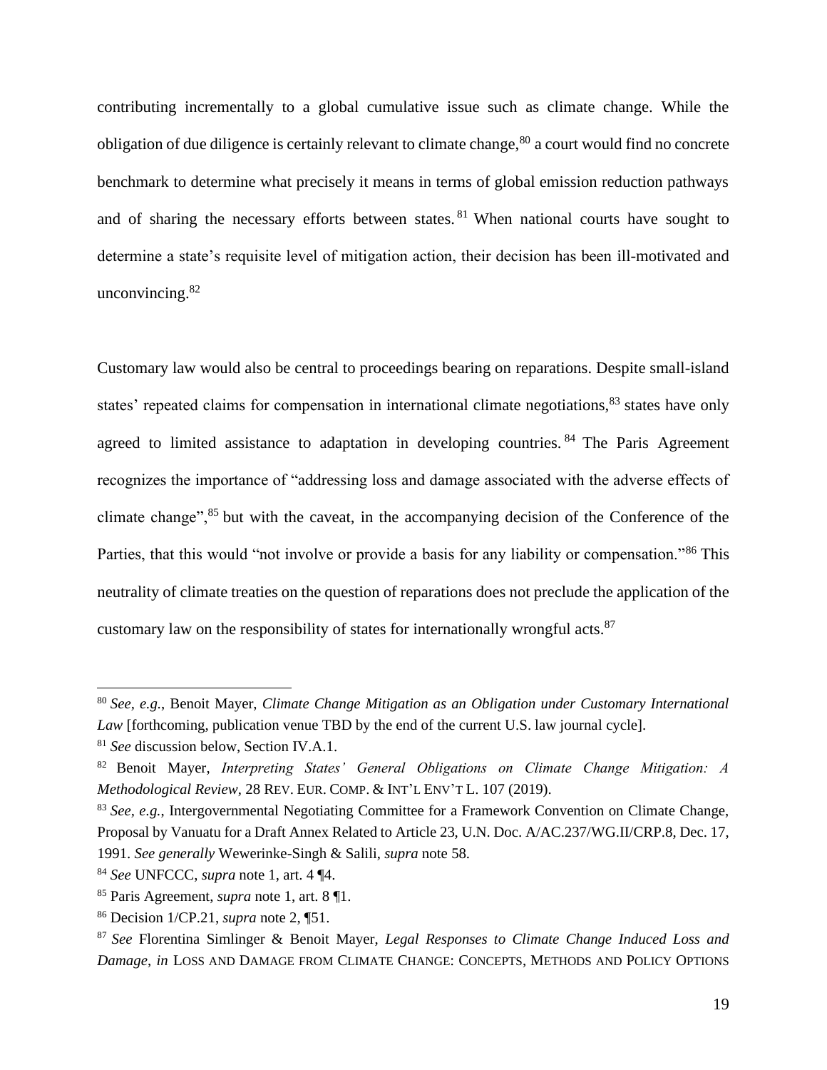contributing incrementally to a global cumulative issue such as climate change. While the obligation of due diligence is certainly relevant to climate change,[80] a court would find no concrete benchmark to determine what precisely it means in terms of global emission reduction pathways and of sharing the necessary efforts between states.[81] When national courts have sought to determine a state's requisite level of mitigation action, their decision has been ill-motivated and unconvincing.[82]

Customary law would also be central to proceedings bearing on reparations. Despite small-island states' repeated claims for compensation in international climate negotiations,[83] states have only agreed to limited assistance to adaptation in developing countries.[84] The Paris Agreement recognizes the importance of "addressing loss and damage associated with the adverse effects of climate change",[85] but with the caveat, in the accompanying decision of the Conference of the Parties, that this would "not involve or provide a basis for any liability or compensation."[86] This neutrality of climate treaties on the question of reparations does not preclude the application of the customary law on the responsibility of states for internationally wrongful acts.[87]

---

[80] *See, e.g.*, Benoit Mayer, *Climate Change Mitigation as an Obligation under Customary International Law* [forthcoming, publication venue TBD by the end of the current U.S. law journal cycle].

[81] *See* discussion below, Section IV.A.1.

[82] Benoit Mayer, *Interpreting States' General Obligations on Climate Change Mitigation: A Methodological Review*, 28 REV. EUR. COMP. & INT'L ENV'T L. 107 (2019).

[83] *See, e.g.*, Intergovernmental Negotiating Committee for a Framework Convention on Climate Change, Proposal by Vanuatu for a Draft Annex Related to Article 23, U.N. Doc. A/AC.237/WG.II/CRP.8, Dec. 17, 1991. *See generally* Wewerinke-Singh & Salili, *supra* note 58.

[84] *See* UNFCCC, *supra* note 1, art. 4 ¶4.

[85] Paris Agreement, *supra* note 1, art. 8 ¶1.

[86] Decision 1/CP.21, *supra* note 2, ¶51.

[87] *See* Florentina Simlinger & Benoit Mayer, *Legal Responses to Climate Change Induced Loss and Damage*, *in* LOSS AND DAMAGE FROM CLIMATE CHANGE: CONCEPTS, METHODS AND POLICY OPTIONS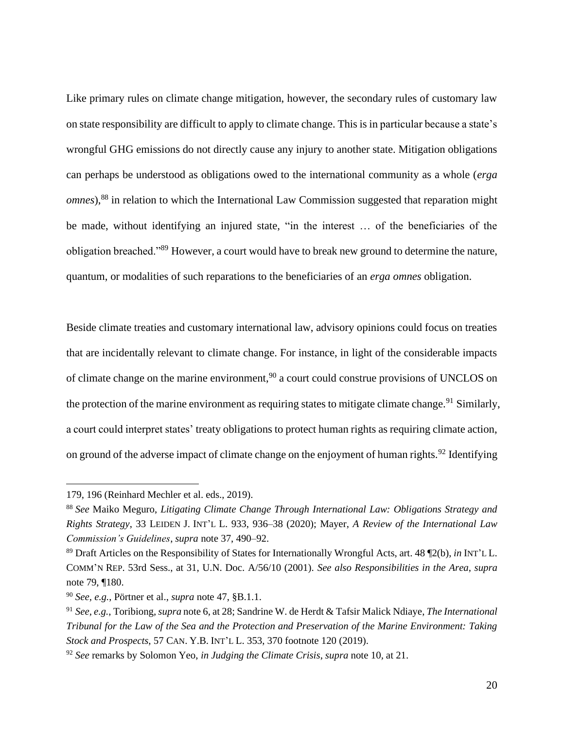Like primary rules on climate change mitigation, however, the secondary rules of customary law on state responsibility are difficult to apply to climate change. This is in particular because a state's wrongful GHG emissions do not directly cause any injury to another state. Mitigation obligations can perhaps be understood as obligations owed to the international community as a whole (*erga omnes*),[88] in relation to which the International Law Commission suggested that reparation might be made, without identifying an injured state, "in the interest … of the beneficiaries of the obligation breached."[89] However, a court would have to break new ground to determine the nature, quantum, or modalities of such reparations to the beneficiaries of an *erga omnes* obligation.

Beside climate treaties and customary international law, advisory opinions could focus on treaties that are incidentally relevant to climate change. For instance, in light of the considerable impacts of climate change on the marine environment,[90] a court could construe provisions of UNCLOS on the protection of the marine environment as requiring states to mitigate climate change.[91] Similarly, a court could interpret states' treaty obligations to protect human rights as requiring climate action, on ground of the adverse impact of climate change on the enjoyment of human rights.[92] Identifying

---

179, 196 (Reinhard Mechler et al. eds., 2019).

[88] *See* Maiko Meguro, *Litigating Climate Change Through International Law: Obligations Strategy and Rights Strategy*, 33 LEIDEN J. INT'L L. 933, 936–38 (2020); Mayer, *A Review of the International Law Commission's Guidelines*, *supra* note 37, 490–92.

[89] Draft Articles on the Responsibility of States for Internationally Wrongful Acts, art. 48 ¶2(b), *in* INT'L L. COMM'N REP. 53rd Sess., at 31, U.N. Doc. A/56/10 (2001). *See also Responsibilities in the Area*, *supra* note 79, ¶180.

[90] *See, e.g.*, Pörtner et al., *supra* note 47, §B.1.1.

[91] *See, e.g.*, Toribiong, *supra* note 6, at 28; Sandrine W. de Herdt & Tafsir Malick Ndiaye, *The International Tribunal for the Law of the Sea and the Protection and Preservation of the Marine Environment: Taking Stock and Prospects*, 57 CAN. Y.B. INT'L L. 353, 370 footnote 120 (2019).

[92] *See* remarks by Solomon Yeo, *in Judging the Climate Crisis*, *supra* note 10, at 21.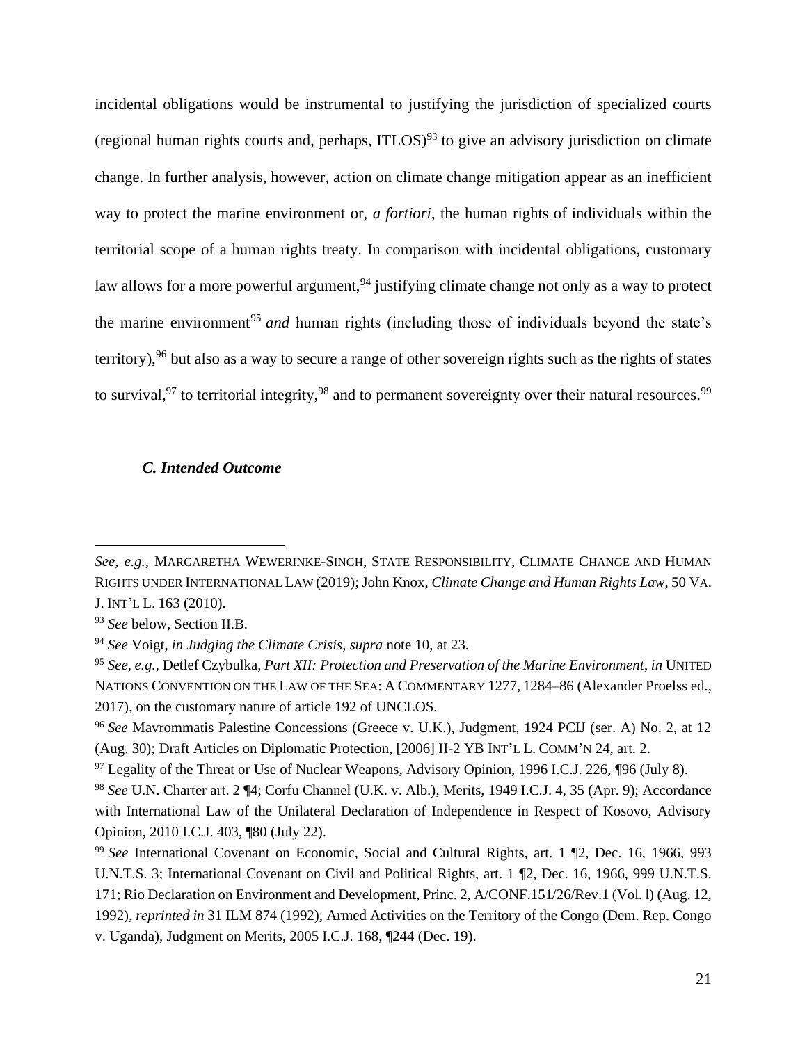incidental obligations would be instrumental to justifying the jurisdiction of specialized courts (regional human rights courts and, perhaps, ITLOS)[93] to give an advisory jurisdiction on climate change. In further analysis, however, action on climate change mitigation appear as an inefficient way to protect the marine environment or, *a fortiori*, the human rights of individuals within the territorial scope of a human rights treaty. In comparison with incidental obligations, customary law allows for a more powerful argument,[94] justifying climate change not only as a way to protect the marine environment[95] *and* human rights (including those of individuals beyond the state's territory),[96] but also as a way to secure a range of other sovereign rights such as the rights of states to survival,[97] to territorial integrity,[98] and to permanent sovereignty over their natural resources.[99]

### *C. Intended Outcome*

---

*See, e.g.*, MARGARETHA WEWERINKE-SINGH, STATE RESPONSIBILITY, CLIMATE CHANGE AND HUMAN RIGHTS UNDER INTERNATIONAL LAW (2019); John Knox, *Climate Change and Human Rights Law*, 50 VA. J. INT'L L. 163 (2010).

[93] *See* below, Section II.B.

[94] *See* Voigt, *in Judging the Climate Crisis*, *supra* note 10, at 23.

[95] *See, e.g.*, Detlef Czybulka, *Part XII: Protection and Preservation of the Marine Environment*, *in* UNITED NATIONS CONVENTION ON THE LAW OF THE SEA: A COMMENTARY 1277, 1284–86 (Alexander Proelss ed., 2017), on the customary nature of article 192 of UNCLOS.

[96] *See* Mavrommatis Palestine Concessions (Greece v. U.K.), Judgment, 1924 PCIJ (ser. A) No. 2, at 12 (Aug. 30); Draft Articles on Diplomatic Protection, [2006] II-2 YB INT'L L. COMM'N 24, art. 2.

[97] Legality of the Threat or Use of Nuclear Weapons, Advisory Opinion, 1996 I.C.J. 226, ¶96 (July 8).

[98] *See* U.N. Charter art. 2 ¶4; Corfu Channel (U.K. v. Alb.), Merits, 1949 I.C.J. 4, 35 (Apr. 9); Accordance with International Law of the Unilateral Declaration of Independence in Respect of Kosovo, Advisory Opinion, 2010 I.C.J. 403, ¶80 (July 22).

[99] *See* International Covenant on Economic, Social and Cultural Rights, art. 1 ¶2, Dec. 16, 1966, 993 U.N.T.S. 3; International Covenant on Civil and Political Rights, art. 1 ¶2, Dec. 16, 1966, 999 U.N.T.S. 171; Rio Declaration on Environment and Development, Princ. 2, A/CONF.151/26/Rev.1 (Vol. l) (Aug. 12, 1992), *reprinted in* 31 ILM 874 (1992); Armed Activities on the Territory of the Congo (Dem. Rep. Congo v. Uganda), Judgment on Merits, 2005 I.C.J. 168, ¶244 (Dec. 19).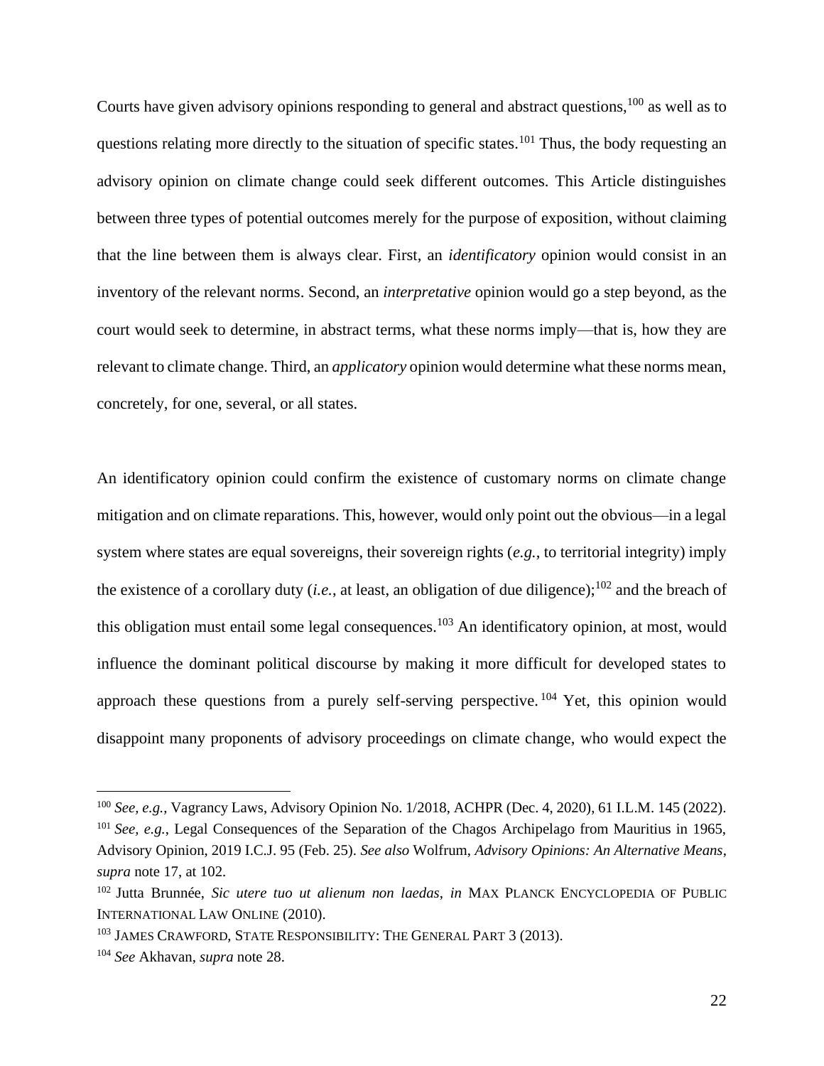Courts have given advisory opinions responding to general and abstract questions,[100] as well as to questions relating more directly to the situation of specific states.[101] Thus, the body requesting an advisory opinion on climate change could seek different outcomes. This Article distinguishes between three types of potential outcomes merely for the purpose of exposition, without claiming that the line between them is always clear. First, an *identificatory* opinion would consist in an inventory of the relevant norms. Second, an *interpretative* opinion would go a step beyond, as the court would seek to determine, in abstract terms, what these norms imply—that is, how they are relevant to climate change. Third, an *applicatory* opinion would determine what these norms mean, concretely, for one, several, or all states.

An identificatory opinion could confirm the existence of customary norms on climate change mitigation and on climate reparations. This, however, would only point out the obvious—in a legal system where states are equal sovereigns, their sovereign rights (*e.g.*, to territorial integrity) imply the existence of a corollary duty (*i.e.*, at least, an obligation of due diligence);[102] and the breach of this obligation must entail some legal consequences.[103] An identificatory opinion, at most, would influence the dominant political discourse by making it more difficult for developed states to approach these questions from a purely self-serving perspective.[104] Yet, this opinion would disappoint many proponents of advisory proceedings on climate change, who would expect the

---

[100] *See, e.g.*, Vagrancy Laws, Advisory Opinion No. 1/2018, ACHPR (Dec. 4, 2020), 61 I.L.M. 145 (2022).

[101] *See, e.g.*, Legal Consequences of the Separation of the Chagos Archipelago from Mauritius in 1965, Advisory Opinion, 2019 I.C.J. 95 (Feb. 25). *See also* Wolfrum, *Advisory Opinions: An Alternative Means*, *supra* note 17, at 102.

[102] Jutta Brunnée, *Sic utere tuo ut alienum non laedas*, *in* MAX PLANCK ENCYCLOPEDIA OF PUBLIC INTERNATIONAL LAW ONLINE (2010).

[103] JAMES CRAWFORD, STATE RESPONSIBILITY: THE GENERAL PART 3 (2013).

[104] *See* Akhavan, *supra* note 28.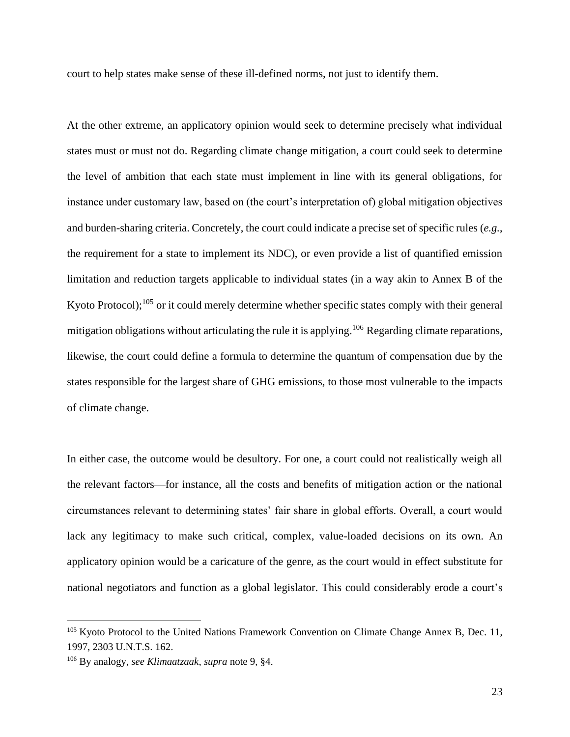court to help states make sense of these ill-defined norms, not just to identify them.

At the other extreme, an applicatory opinion would seek to determine precisely what individual states must or must not do. Regarding climate change mitigation, a court could seek to determine the level of ambition that each state must implement in line with its general obligations, for instance under customary law, based on (the court's interpretation of) global mitigation objectives and burden-sharing criteria. Concretely, the court could indicate a precise set of specific rules (*e.g.*, the requirement for a state to implement its NDC), or even provide a list of quantified emission limitation and reduction targets applicable to individual states (in a way akin to Annex B of the Kyoto Protocol);[105] or it could merely determine whether specific states comply with their general mitigation obligations without articulating the rule it is applying.[106] Regarding climate reparations, likewise, the court could define a formula to determine the quantum of compensation due by the states responsible for the largest share of GHG emissions, to those most vulnerable to the impacts of climate change.

In either case, the outcome would be desultory. For one, a court could not realistically weigh all the relevant factors—for instance, all the costs and benefits of mitigation action or the national circumstances relevant to determining states' fair share in global efforts. Overall, a court would lack any legitimacy to make such critical, complex, value-loaded decisions on its own. An applicatory opinion would be a caricature of the genre, as the court would in effect substitute for national negotiators and function as a global legislator. This could considerably erode a court's

---

[105] Kyoto Protocol to the United Nations Framework Convention on Climate Change Annex B, Dec. 11, 1997, 2303 U.N.T.S. 162.

[106] By analogy, *see Klimaatzaak*, *supra* note 9, §4.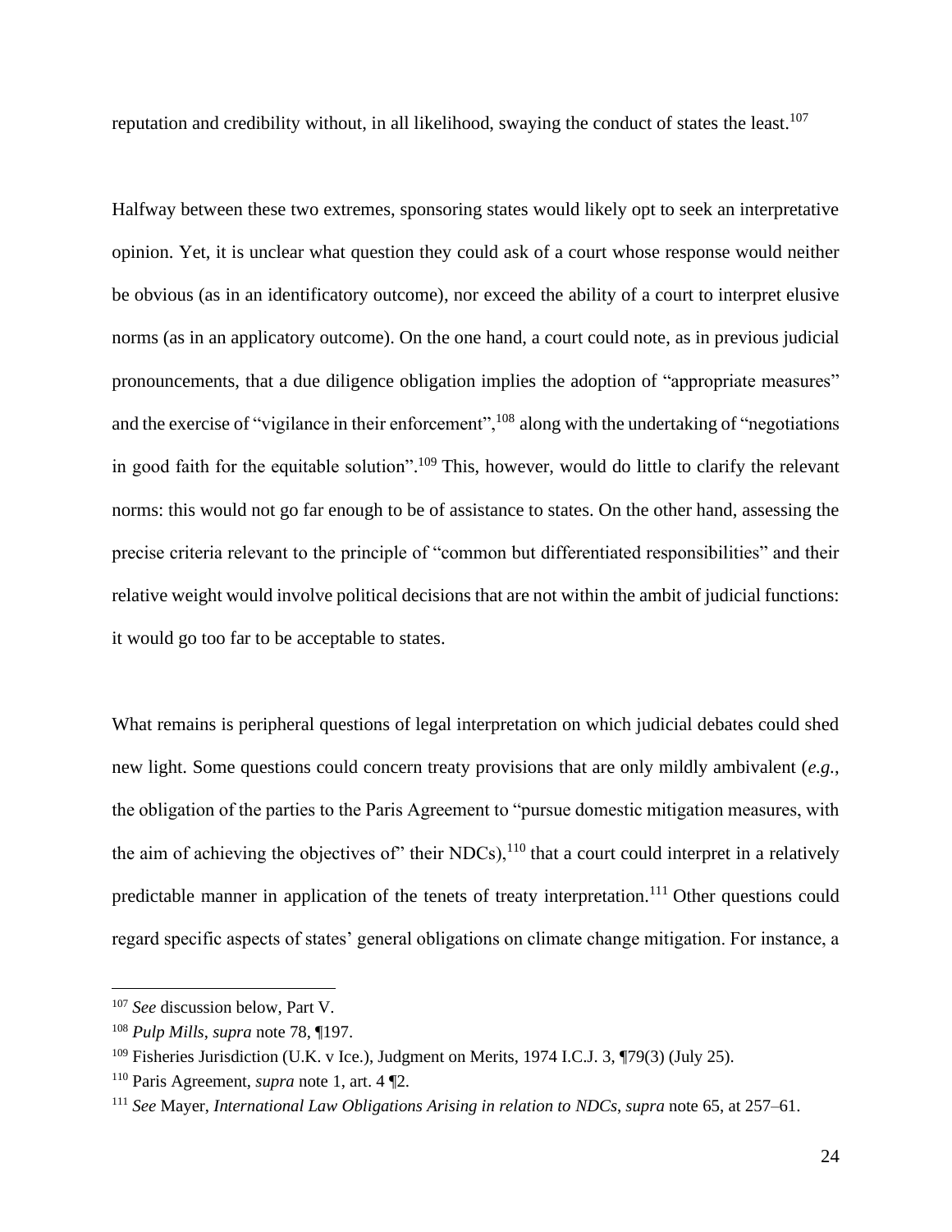reputation and credibility without, in all likelihood, swaying the conduct of states the least.[107]

Halfway between these two extremes, sponsoring states would likely opt to seek an interpretative opinion. Yet, it is unclear what question they could ask of a court whose response would neither be obvious (as in an identificatory outcome), nor exceed the ability of a court to interpret elusive norms (as in an applicatory outcome). On the one hand, a court could note, as in previous judicial pronouncements, that a due diligence obligation implies the adoption of "appropriate measures" and the exercise of "vigilance in their enforcement",[108] along with the undertaking of "negotiations in good faith for the equitable solution".[109] This, however, would do little to clarify the relevant norms: this would not go far enough to be of assistance to states. On the other hand, assessing the precise criteria relevant to the principle of "common but differentiated responsibilities" and their relative weight would involve political decisions that are not within the ambit of judicial functions: it would go too far to be acceptable to states.

What remains is peripheral questions of legal interpretation on which judicial debates could shed new light. Some questions could concern treaty provisions that are only mildly ambivalent (*e.g.*, the obligation of the parties to the Paris Agreement to "pursue domestic mitigation measures, with the aim of achieving the objectives of" their NDCs),[110] that a court could interpret in a relatively predictable manner in application of the tenets of treaty interpretation.[111] Other questions could regard specific aspects of states' general obligations on climate change mitigation. For instance, a

---

[107] *See* discussion below, Part V.

[108] *Pulp Mills*, *supra* note 78, ¶197.

[109] Fisheries Jurisdiction (U.K. v Ice.), Judgment on Merits, 1974 I.C.J. 3, ¶79(3) (July 25).

[110] Paris Agreement, *supra* note 1, art. 4 ¶2.

[111] *See* Mayer, *International Law Obligations Arising in relation to NDCs*, *supra* note 65, at 257–61.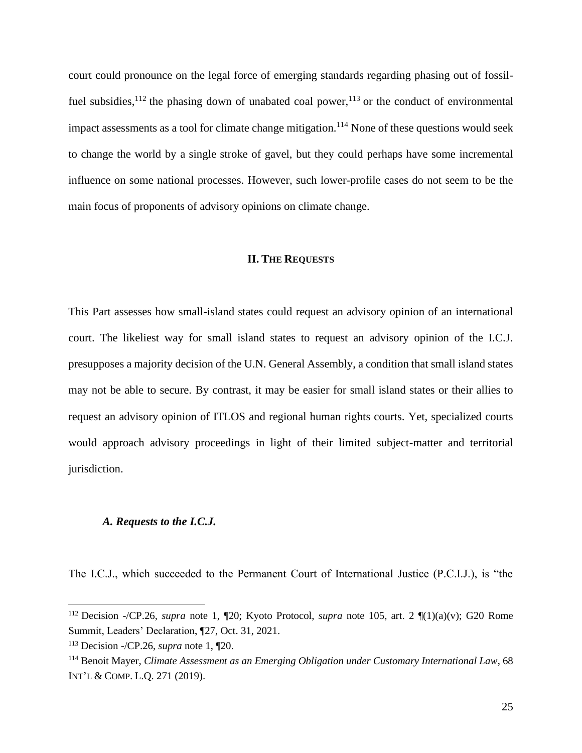court could pronounce on the legal force of emerging standards regarding phasing out of fossil-fuel subsidies,[112] the phasing down of unabated coal power,[113] or the conduct of environmental impact assessments as a tool for climate change mitigation.[114] None of these questions would seek to change the world by a single stroke of gavel, but they could perhaps have some incremental influence on some national processes. However, such lower-profile cases do not seem to be the main focus of proponents of advisory opinions on climate change.

## II. THE REQUESTS

This Part assesses how small-island states could request an advisory opinion of an international court. The likeliest way for small island states to request an advisory opinion of the I.C.J. presupposes a majority decision of the U.N. General Assembly, a condition that small island states may not be able to secure. By contrast, it may be easier for small island states or their allies to request an advisory opinion of ITLOS and regional human rights courts. Yet, specialized courts would approach advisory proceedings in light of their limited subject-matter and territorial jurisdiction.

### *A. Requests to the I.C.J.*

The I.C.J., which succeeded to the Permanent Court of International Justice (P.C.I.J.), is "the

---

[112] Decision -/CP.26, *supra* note 1, ¶20; Kyoto Protocol, *supra* note 105, art. 2 ¶(1)(a)(v); G20 Rome Summit, Leaders' Declaration, ¶27, Oct. 31, 2021.

[113] Decision -/CP.26, *supra* note 1, ¶20.

[114] Benoit Mayer, *Climate Assessment as an Emerging Obligation under Customary International Law*, 68 INT'L & COMP. L.Q. 271 (2019).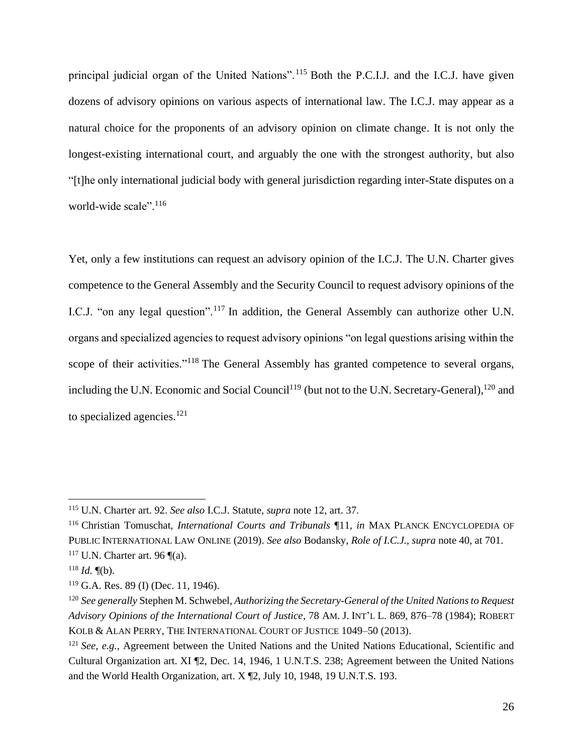principal judicial organ of the United Nations".[115] Both the P.C.I.J. and the I.C.J. have given dozens of advisory opinions on various aspects of international law. The I.C.J. may appear as a natural choice for the proponents of an advisory opinion on climate change. It is not only the longest-existing international court, and arguably the one with the strongest authority, but also "[t]he only international judicial body with general jurisdiction regarding inter-State disputes on a world-wide scale".[116]

Yet, only a few institutions can request an advisory opinion of the I.C.J. The U.N. Charter gives competence to the General Assembly and the Security Council to request advisory opinions of the I.C.J. "on any legal question".[117] In addition, the General Assembly can authorize other U.N. organs and specialized agencies to request advisory opinions "on legal questions arising within the scope of their activities."[118] The General Assembly has granted competence to several organs, including the U.N. Economic and Social Council[119] (but not to the U.N. Secretary-General),[120] and to specialized agencies.[121]

---

[115] U.N. Charter art. 92. *See also* I.C.J. Statute, *supra* note 12, art. 37.

[116] Christian Tomuschat, *International Courts and Tribunals* ¶11, *in* MAX PLANCK ENCYCLOPEDIA OF PUBLIC INTERNATIONAL LAW ONLINE (2019). *See also* Bodansky, *Role of I.C.J.*, *supra* note 40, at 701.

[117] U.N. Charter art. 96 ¶(a).

[118] *Id.* ¶(b).

[119] G.A. Res. 89 (I) (Dec. 11, 1946).

[120] *See generally* Stephen M. Schwebel, *Authorizing the Secretary-General of the United Nations to Request Advisory Opinions of the International Court of Justice*, 78 AM. J. INT'L L. 869, 876–78 (1984); ROBERT KOLB & ALAN PERRY, THE INTERNATIONAL COURT OF JUSTICE 1049–50 (2013).

[121] *See, e.g.*, Agreement between the United Nations and the United Nations Educational, Scientific and Cultural Organization art. XI ¶2, Dec. 14, 1946, 1 U.N.T.S. 238; Agreement between the United Nations and the World Health Organization, art. X ¶2, July 10, 1948, 19 U.N.T.S. 193.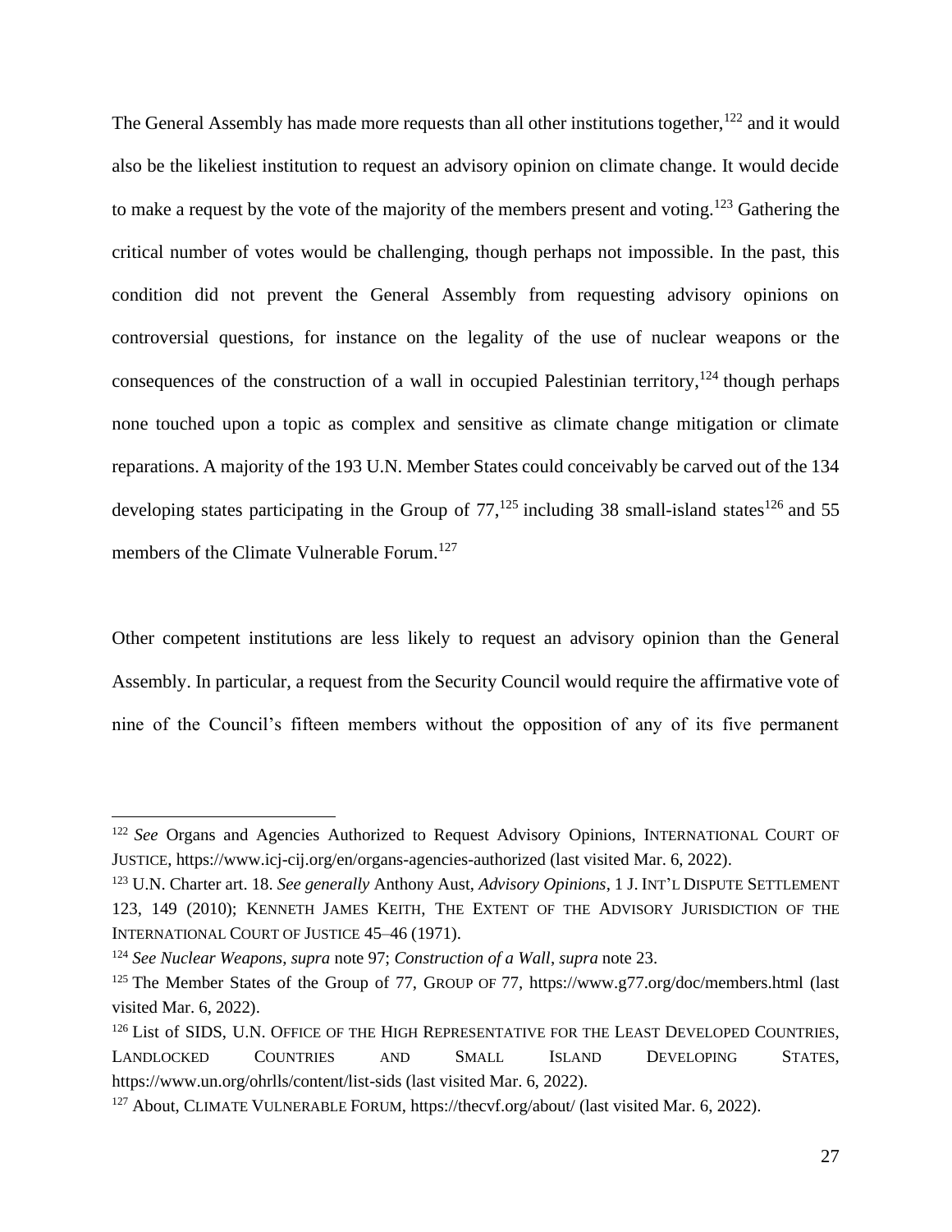The General Assembly has made more requests than all other institutions together,[122] and it would also be the likeliest institution to request an advisory opinion on climate change. It would decide to make a request by the vote of the majority of the members present and voting.[123] Gathering the critical number of votes would be challenging, though perhaps not impossible. In the past, this condition did not prevent the General Assembly from requesting advisory opinions on controversial questions, for instance on the legality of the use of nuclear weapons or the consequences of the construction of a wall in occupied Palestinian territory,[124] though perhaps none touched upon a topic as complex and sensitive as climate change mitigation or climate reparations. A majority of the 193 U.N. Member States could conceivably be carved out of the 134 developing states participating in the Group of 77,[125] including 38 small-island states[126] and 55 members of the Climate Vulnerable Forum.[127]

Other competent institutions are less likely to request an advisory opinion than the General Assembly. In particular, a request from the Security Council would require the affirmative vote of nine of the Council's fifteen members without the opposition of any of its five permanent

---

[122] *See* Organs and Agencies Authorized to Request Advisory Opinions, INTERNATIONAL COURT OF JUSTICE, https://www.icj-cij.org/en/organs-agencies-authorized (last visited Mar. 6, 2022).

[123] U.N. Charter art. 18. *See generally* Anthony Aust, *Advisory Opinions*, 1 J. INT'L DISPUTE SETTLEMENT 123, 149 (2010); KENNETH JAMES KEITH, THE EXTENT OF THE ADVISORY JURISDICTION OF THE INTERNATIONAL COURT OF JUSTICE 45–46 (1971).

[124] *See Nuclear Weapons*, *supra* note 97; *Construction of a Wall*, *supra* note 23.

[125] The Member States of the Group of 77, GROUP OF 77, https://www.g77.org/doc/members.html (last visited Mar. 6, 2022).

[126] List of SIDS, U.N. OFFICE OF THE HIGH REPRESENTATIVE FOR THE LEAST DEVELOPED COUNTRIES, LANDLOCKED COUNTRIES AND SMALL ISLAND DEVELOPING STATES, https://www.un.org/ohrlls/content/list-sids (last visited Mar. 6, 2022).

[127] About, CLIMATE VULNERABLE FORUM, https://thecvf.org/about/ (last visited Mar. 6, 2022).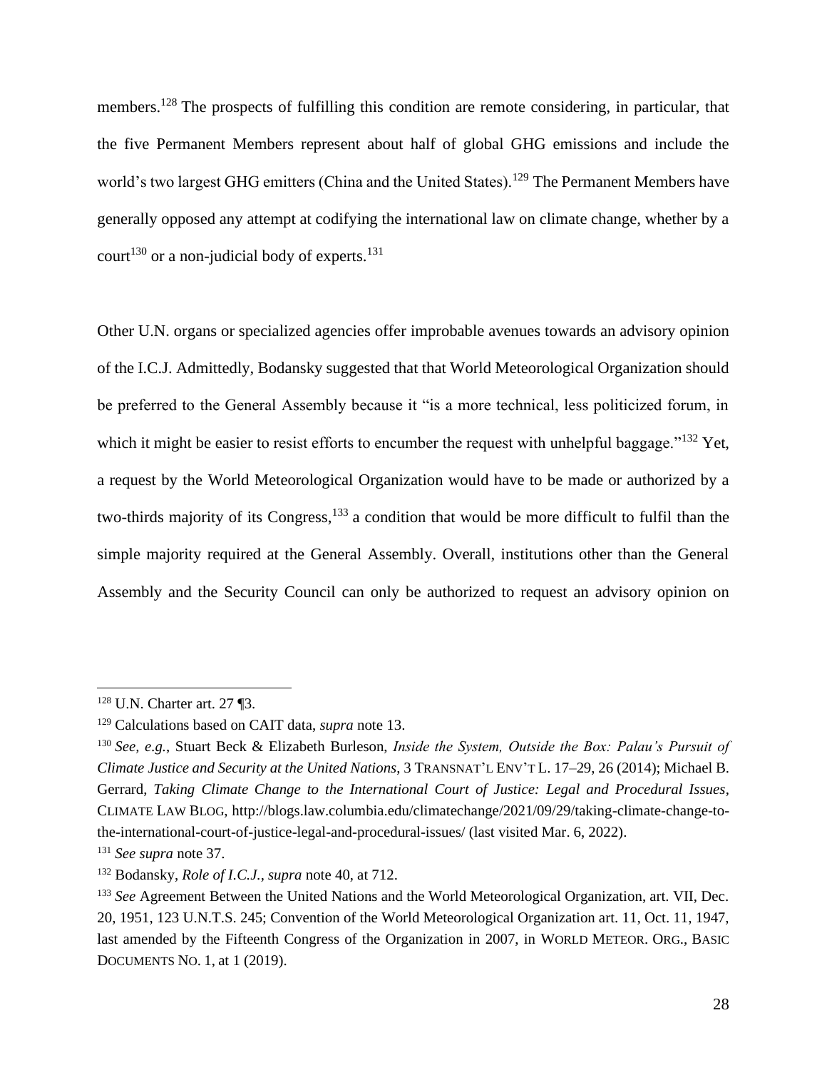members.[128] The prospects of fulfilling this condition are remote considering, in particular, that the five Permanent Members represent about half of global GHG emissions and include the world's two largest GHG emitters (China and the United States).[129] The Permanent Members have generally opposed any attempt at codifying the international law on climate change, whether by a court[130] or a non-judicial body of experts.[131]

Other U.N. organs or specialized agencies offer improbable avenues towards an advisory opinion of the I.C.J. Admittedly, Bodansky suggested that that World Meteorological Organization should be preferred to the General Assembly because it "is a more technical, less politicized forum, in which it might be easier to resist efforts to encumber the request with unhelpful baggage."[132] Yet, a request by the World Meteorological Organization would have to be made or authorized by a two-thirds majority of its Congress,[133] a condition that would be more difficult to fulfil than the simple majority required at the General Assembly. Overall, institutions other than the General Assembly and the Security Council can only be authorized to request an advisory opinion on

---

[128] U.N. Charter art. 27 ¶3.

[129] Calculations based on CAIT data, *supra* note 13.

[130] *See, e.g.*, Stuart Beck & Elizabeth Burleson, *Inside the System, Outside the Box: Palau's Pursuit of Climate Justice and Security at the United Nations*, 3 TRANSNAT'L ENV'T L. 17–29, 26 (2014); Michael B. Gerrard, *Taking Climate Change to the International Court of Justice: Legal and Procedural Issues*, CLIMATE LAW BLOG, http://blogs.law.columbia.edu/climatechange/2021/09/29/taking-climate-change-to-the-international-court-of-justice-legal-and-procedural-issues/ (last visited Mar. 6, 2022).

[131] *See supra* note 37.

[132] Bodansky, *Role of I.C.J.*, *supra* note 40, at 712.

[133] *See* Agreement Between the United Nations and the World Meteorological Organization, art. VII, Dec. 20, 1951, 123 U.N.T.S. 245; Convention of the World Meteorological Organization art. 11, Oct. 11, 1947, last amended by the Fifteenth Congress of the Organization in 2007, in WORLD METEOR. ORG., BASIC DOCUMENTS NO. 1, at 1 (2019).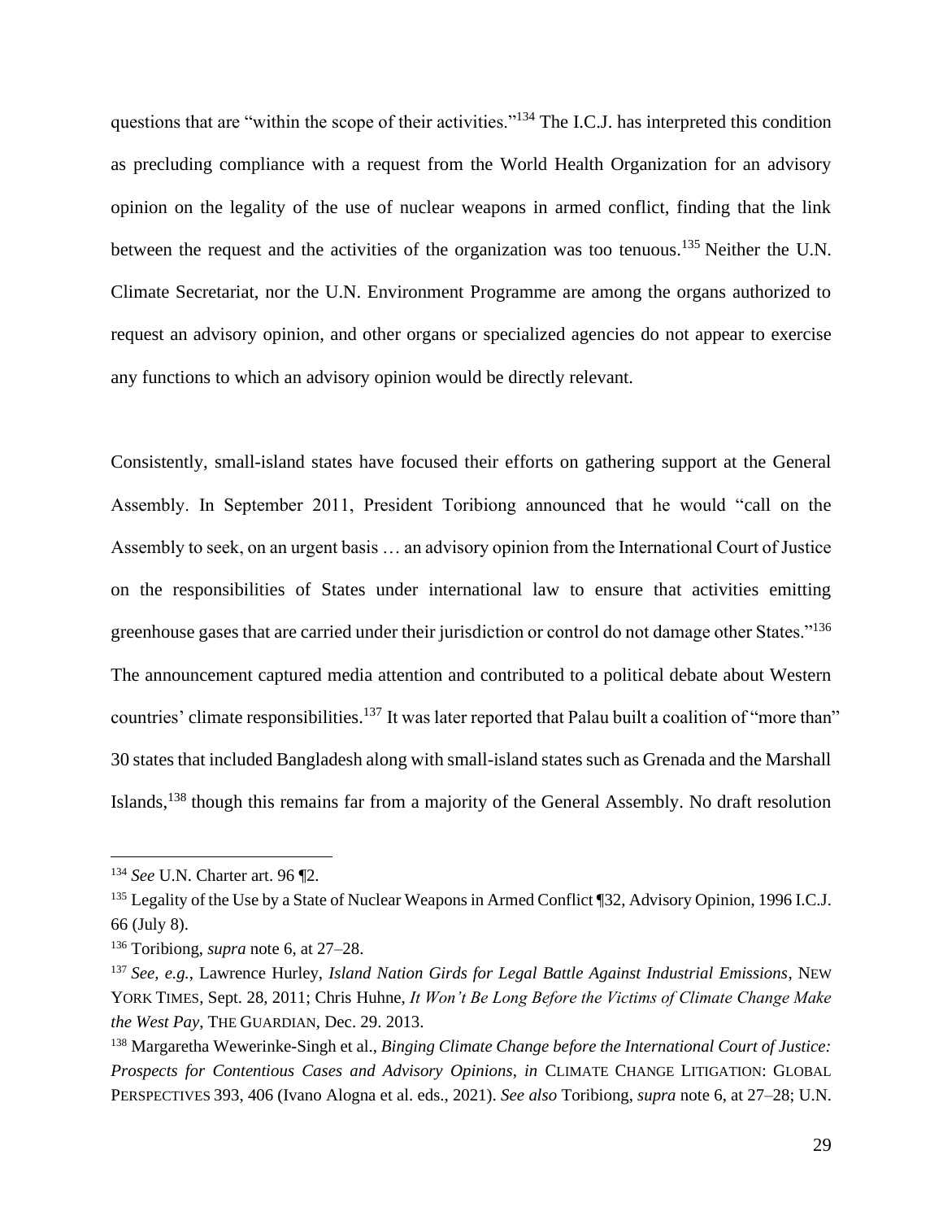questions that are "within the scope of their activities."[134] The I.C.J. has interpreted this condition as precluding compliance with a request from the World Health Organization for an advisory opinion on the legality of the use of nuclear weapons in armed conflict, finding that the link between the request and the activities of the organization was too tenuous.[135] Neither the U.N. Climate Secretariat, nor the U.N. Environment Programme are among the organs authorized to request an advisory opinion, and other organs or specialized agencies do not appear to exercise any functions to which an advisory opinion would be directly relevant.

Consistently, small-island states have focused their efforts on gathering support at the General Assembly. In September 2011, President Toribiong announced that he would "call on the Assembly to seek, on an urgent basis … an advisory opinion from the International Court of Justice on the responsibilities of States under international law to ensure that activities emitting greenhouse gases that are carried under their jurisdiction or control do not damage other States."[136] The announcement captured media attention and contributed to a political debate about Western countries' climate responsibilities.[137] It was later reported that Palau built a coalition of "more than" 30 states that included Bangladesh along with small-island states such as Grenada and the Marshall Islands,[138] though this remains far from a majority of the General Assembly. No draft resolution

---

[134] *See* U.N. Charter art. 96 ¶2.

[135] Legality of the Use by a State of Nuclear Weapons in Armed Conflict ¶32, Advisory Opinion, 1996 I.C.J. 66 (July 8).

[136] Toribiong, *supra* note 6, at 27–28.

[137] *See, e.g.*, Lawrence Hurley, *Island Nation Girds for Legal Battle Against Industrial Emissions*, NEW YORK TIMES, Sept. 28, 2011; Chris Huhne, *It Won't Be Long Before the Victims of Climate Change Make the West Pay*, THE GUARDIAN, Dec. 29. 2013.

[138] Margaretha Wewerinke-Singh et al., *Binging Climate Change before the International Court of Justice: Prospects for Contentious Cases and Advisory Opinions*, *in* CLIMATE CHANGE LITIGATION: GLOBAL PERSPECTIVES 393, 406 (Ivano Alogna et al. eds., 2021). *See also* Toribiong, *supra* note 6, at 27–28; U.N.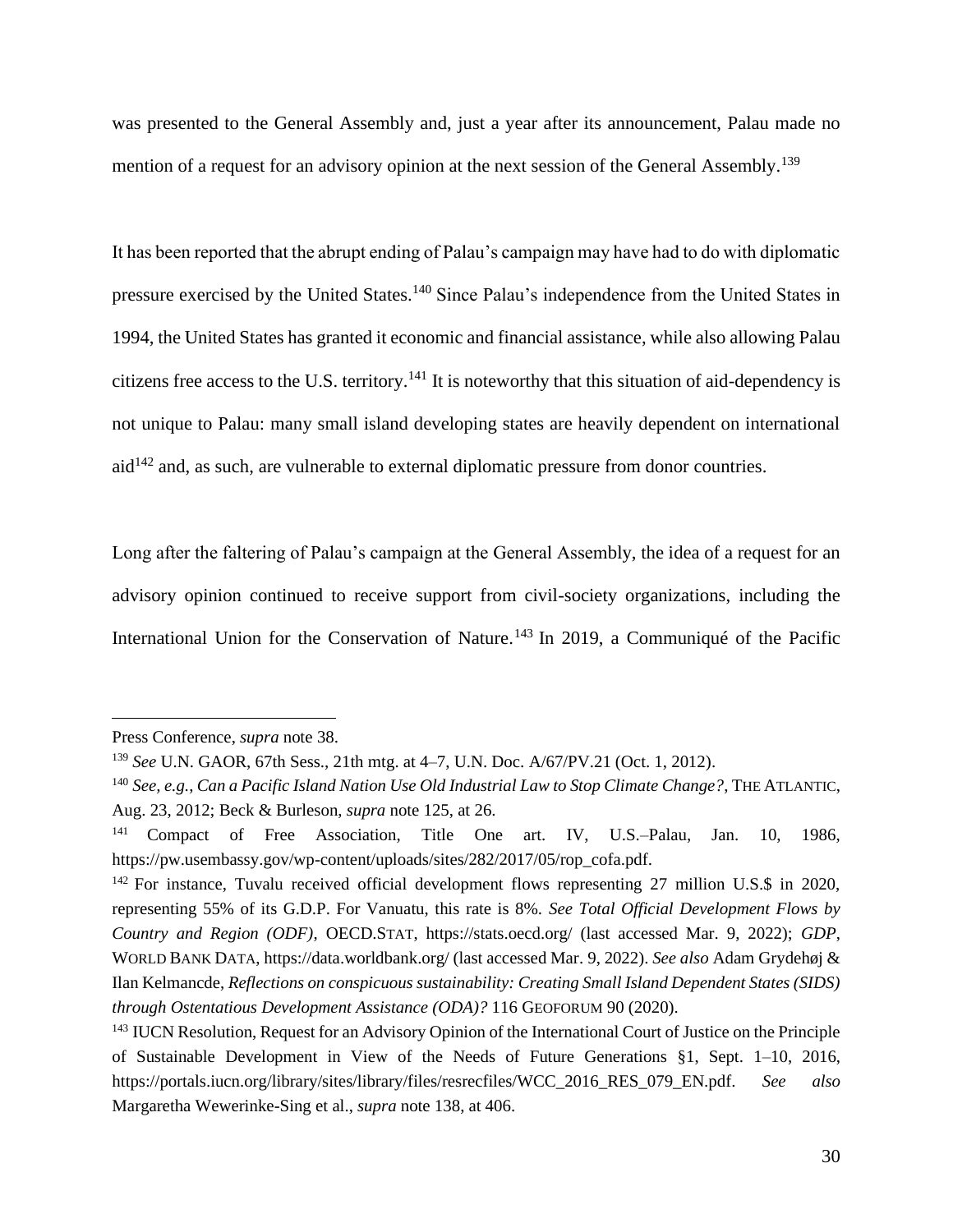was presented to the General Assembly and, just a year after its announcement, Palau made no mention of a request for an advisory opinion at the next session of the General Assembly.[139]

It has been reported that the abrupt ending of Palau's campaign may have had to do with diplomatic pressure exercised by the United States.[140] Since Palau's independence from the United States in 1994, the United States has granted it economic and financial assistance, while also allowing Palau citizens free access to the U.S. territory.[141] It is noteworthy that this situation of aid-dependency is not unique to Palau: many small island developing states are heavily dependent on international aid[142] and, as such, are vulnerable to external diplomatic pressure from donor countries.

Long after the faltering of Palau's campaign at the General Assembly, the idea of a request for an advisory opinion continued to receive support from civil-society organizations, including the International Union for the Conservation of Nature.[143] In 2019, a Communiqué of the Pacific

---

Press Conference, *supra* note 38.

[139] *See* U.N. GAOR, 67th Sess., 21th mtg. at 4–7, U.N. Doc. A/67/PV.21 (Oct. 1, 2012).

[140] *See, e.g.*, *Can a Pacific Island Nation Use Old Industrial Law to Stop Climate Change?*, THE ATLANTIC, Aug. 23, 2012; Beck & Burleson, *supra* note 125, at 26.

[141] Compact of Free Association, Title One art. IV, U.S.–Palau, Jan. 10, 1986, https://pw.usembassy.gov/wp-content/uploads/sites/282/2017/05/rop_cofa.pdf.

[142] For instance, Tuvalu received official development flows representing 27 million U.S.$ in 2020, representing 55% of its G.D.P. For Vanuatu, this rate is 8%. *See Total Official Development Flows by Country and Region (ODF)*, OECD.STAT, https://stats.oecd.org/ (last accessed Mar. 9, 2022); *GDP*, WORLD BANK DATA, https://data.worldbank.org/ (last accessed Mar. 9, 2022). *See also* Adam Grydehøj & Ilan Kelmancde, *Reflections on conspicuous sustainability: Creating Small Island Dependent States (SIDS) through Ostentatious Development Assistance (ODA)?* 116 GEOFORUM 90 (2020).

[143] IUCN Resolution, Request for an Advisory Opinion of the International Court of Justice on the Principle of Sustainable Development in View of the Needs of Future Generations §1, Sept. 1–10, 2016, https://portals.iucn.org/library/sites/library/files/resrecfiles/WCC_2016_RES_079_EN.pdf. *See also* Margaretha Wewerinke-Sing et al., *supra* note 138, at 406.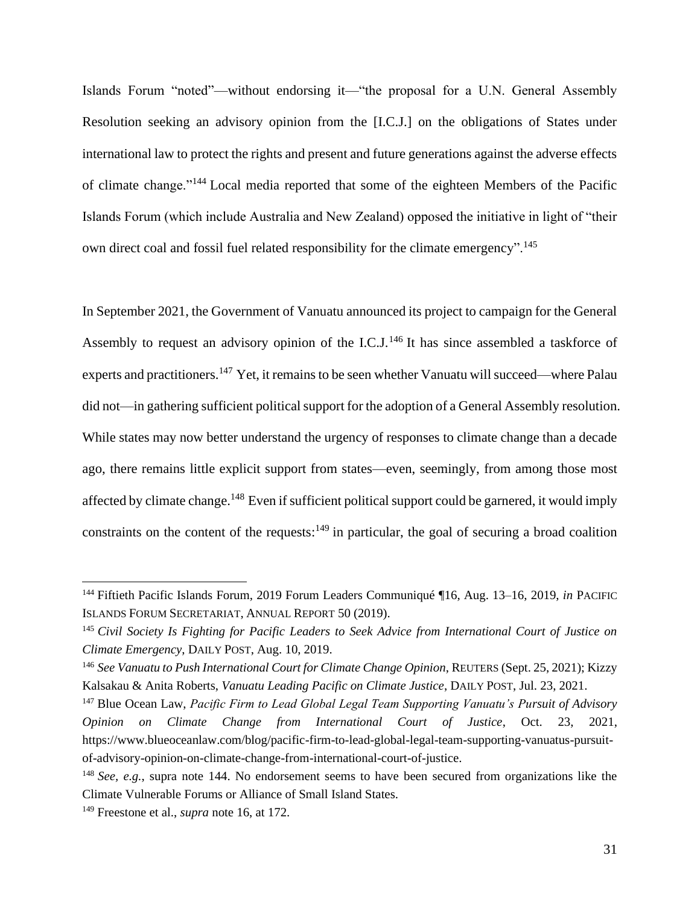Islands Forum "noted"—without endorsing it—"the proposal for a U.N. General Assembly Resolution seeking an advisory opinion from the [I.C.J.] on the obligations of States under international law to protect the rights and present and future generations against the adverse effects of climate change."[144] Local media reported that some of the eighteen Members of the Pacific Islands Forum (which include Australia and New Zealand) opposed the initiative in light of "their own direct coal and fossil fuel related responsibility for the climate emergency".[145]

In September 2021, the Government of Vanuatu announced its project to campaign for the General Assembly to request an advisory opinion of the I.C.J.[146] It has since assembled a taskforce of experts and practitioners.[147] Yet, it remains to be seen whether Vanuatu will succeed—where Palau did not—in gathering sufficient political support for the adoption of a General Assembly resolution. While states may now better understand the urgency of responses to climate change than a decade ago, there remains little explicit support from states—even, seemingly, from among those most affected by climate change.[148] Even if sufficient political support could be garnered, it would imply constraints on the content of the requests:[149] in particular, the goal of securing a broad coalition

---

[144] Fiftieth Pacific Islands Forum, 2019 Forum Leaders Communiqué ¶16, Aug. 13–16, 2019, *in* PACIFIC ISLANDS FORUM SECRETARIAT, ANNUAL REPORT 50 (2019).

[145] *Civil Society Is Fighting for Pacific Leaders to Seek Advice from International Court of Justice on Climate Emergency*, DAILY POST, Aug. 10, 2019.

[146] *See Vanuatu to Push International Court for Climate Change Opinion*, REUTERS (Sept. 25, 2021); Kizzy Kalsakau & Anita Roberts, *Vanuatu Leading Pacific on Climate Justice*, DAILY POST, Jul. 23, 2021.

[147] Blue Ocean Law, *Pacific Firm to Lead Global Legal Team Supporting Vanuatu's Pursuit of Advisory Opinion on Climate Change from International Court of Justice*, Oct. 23, 2021, https://www.blueoceanlaw.com/blog/pacific-firm-to-lead-global-legal-team-supporting-vanuatus-pursuit-of-advisory-opinion-on-climate-change-from-international-court-of-justice.

[148] *See, e.g.*, supra note 144. No endorsement seems to have been secured from organizations like the Climate Vulnerable Forums or Alliance of Small Island States.

[149] Freestone et al., *supra* note 16, at 172.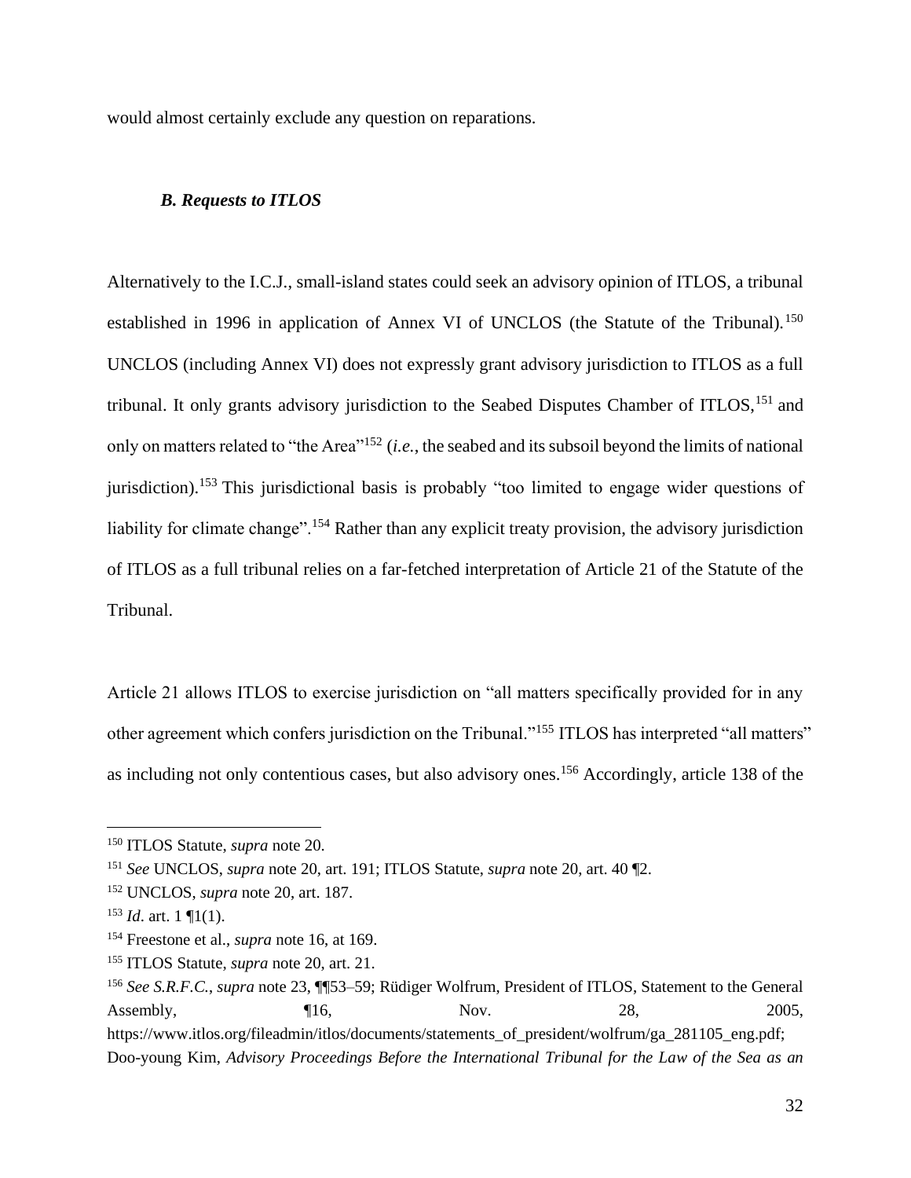would almost certainly exclude any question on reparations.

### *B. Requests to ITLOS*

Alternatively to the I.C.J., small-island states could seek an advisory opinion of ITLOS, a tribunal established in 1996 in application of Annex VI of UNCLOS (the Statute of the Tribunal).[150] UNCLOS (including Annex VI) does not expressly grant advisory jurisdiction to ITLOS as a full tribunal. It only grants advisory jurisdiction to the Seabed Disputes Chamber of ITLOS,[151] and only on matters related to "the Area"[152] (*i.e.*, the seabed and its subsoil beyond the limits of national jurisdiction).[153] This jurisdictional basis is probably "too limited to engage wider questions of liability for climate change".[154] Rather than any explicit treaty provision, the advisory jurisdiction of ITLOS as a full tribunal relies on a far-fetched interpretation of Article 21 of the Statute of the Tribunal.

Article 21 allows ITLOS to exercise jurisdiction on "all matters specifically provided for in any other agreement which confers jurisdiction on the Tribunal."[155] ITLOS has interpreted "all matters" as including not only contentious cases, but also advisory ones.[156] Accordingly, article 138 of the

---

[150] ITLOS Statute, *supra* note 20.

[151] *See* UNCLOS, *supra* note 20, art. 191; ITLOS Statute, *supra* note 20, art. 40 ¶2.

[152] UNCLOS, *supra* note 20, art. 187.

[153] *Id*. art. 1 ¶1(1).

[154] Freestone et al., *supra* note 16, at 169.

[155] ITLOS Statute, *supra* note 20, art. 21.

[156] *See S.R.F.C.*, *supra* note 23, ¶¶53–59; Rüdiger Wolfrum, President of ITLOS, Statement to the General Assembly, ¶16, Nov. 28, 2005, https://www.itlos.org/fileadmin/itlos/documents/statements_of_president/wolfrum/ga_281105_eng.pdf; Doo-young Kim, *Advisory Proceedings Before the International Tribunal for the Law of the Sea as an*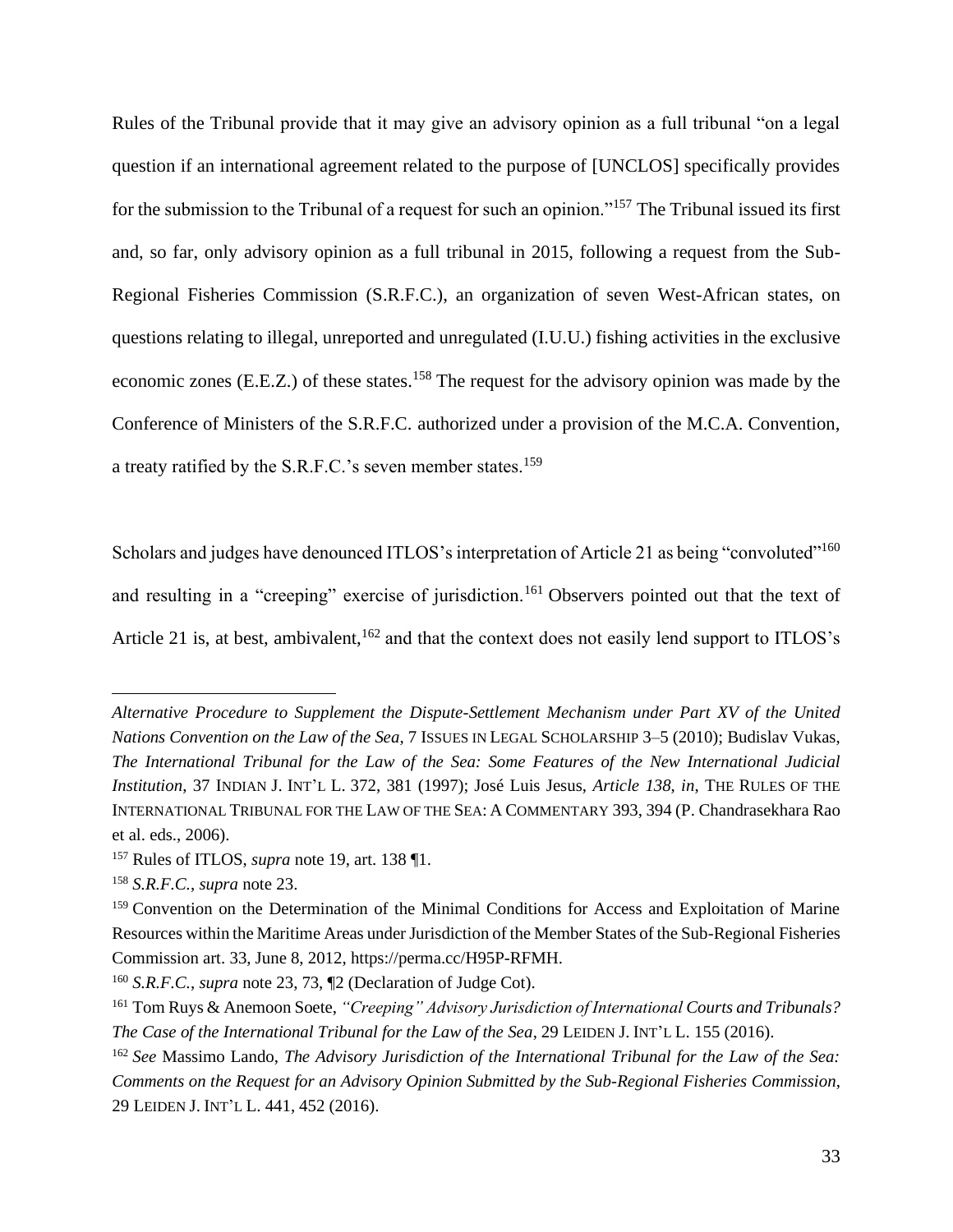Rules of the Tribunal provide that it may give an advisory opinion as a full tribunal "on a legal question if an international agreement related to the purpose of [UNCLOS] specifically provides for the submission to the Tribunal of a request for such an opinion."[157] The Tribunal issued its first and, so far, only advisory opinion as a full tribunal in 2015, following a request from the Sub-Regional Fisheries Commission (S.R.F.C.), an organization of seven West-African states, on questions relating to illegal, unreported and unregulated (I.U.U.) fishing activities in the exclusive economic zones (E.E.Z.) of these states.[158] The request for the advisory opinion was made by the Conference of Ministers of the S.R.F.C. authorized under a provision of the M.C.A. Convention, a treaty ratified by the S.R.F.C.'s seven member states.[159]

Scholars and judges have denounced ITLOS's interpretation of Article 21 as being "convoluted"[160] and resulting in a "creeping" exercise of jurisdiction.[161] Observers pointed out that the text of Article 21 is, at best, ambivalent,[162] and that the context does not easily lend support to ITLOS's

---

*Alternative Procedure to Supplement the Dispute-Settlement Mechanism under Part XV of the United Nations Convention on the Law of the Sea*, 7 ISSUES IN LEGAL SCHOLARSHIP 3–5 (2010); Budislav Vukas, *The International Tribunal for the Law of the Sea: Some Features of the New International Judicial Institution*, 37 INDIAN J. INT'L L. 372, 381 (1997); José Luis Jesus, *Article 138*, *in*, THE RULES OF THE INTERNATIONAL TRIBUNAL FOR THE LAW OF THE SEA: A COMMENTARY 393, 394 (P. Chandrasekhara Rao et al. eds., 2006).

[157] Rules of ITLOS, *supra* note 19, art. 138 ¶1.

[158] *S.R.F.C.*, *supra* note 23.

[159] Convention on the Determination of the Minimal Conditions for Access and Exploitation of Marine Resources within the Maritime Areas under Jurisdiction of the Member States of the Sub-Regional Fisheries Commission art. 33, June 8, 2012, https://perma.cc/H95P-RFMH.

[160] *S.R.F.C.*, *supra* note 23, 73, ¶2 (Declaration of Judge Cot).

[161] Tom Ruys & Anemoon Soete, *"Creeping" Advisory Jurisdiction of International Courts and Tribunals? The Case of the International Tribunal for the Law of the Sea*, 29 LEIDEN J. INT'L L. 155 (2016).

[162] *See* Massimo Lando, *The Advisory Jurisdiction of the International Tribunal for the Law of the Sea: Comments on the Request for an Advisory Opinion Submitted by the Sub-Regional Fisheries Commission*, 29 LEIDEN J. INT'L L. 441, 452 (2016).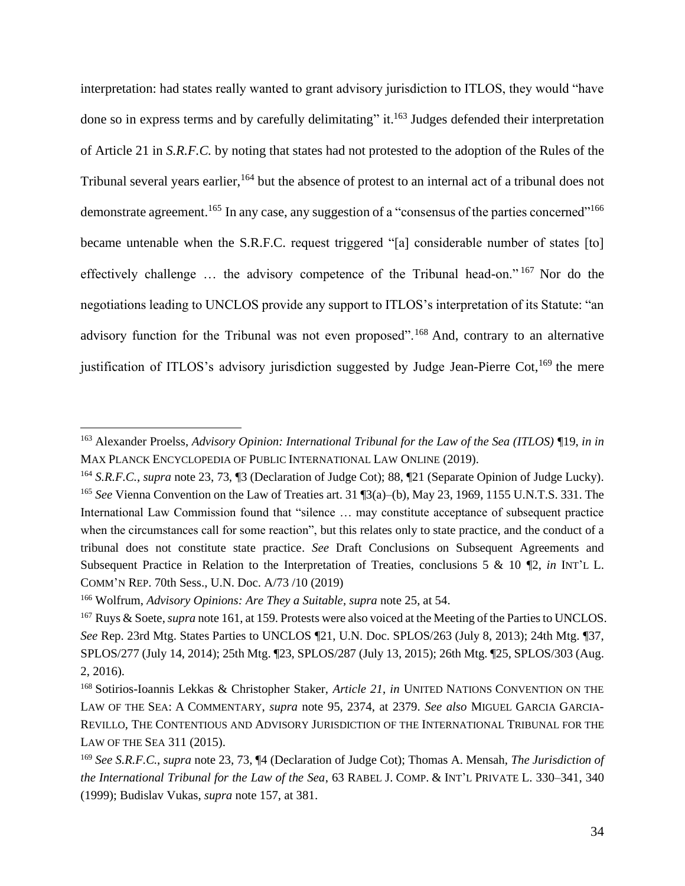interpretation: had states really wanted to grant advisory jurisdiction to ITLOS, they would "have done so in express terms and by carefully delimitating" it.[163] Judges defended their interpretation of Article 21 in *S.R.F.C.* by noting that states had not protested to the adoption of the Rules of the Tribunal several years earlier,[164] but the absence of protest to an internal act of a tribunal does not demonstrate agreement.[165] In any case, any suggestion of a "consensus of the parties concerned"[166] became untenable when the S.R.F.C. request triggered "[a] considerable number of states [to] effectively challenge … the advisory competence of the Tribunal head-on."[167] Nor do the negotiations leading to UNCLOS provide any support to ITLOS's interpretation of its Statute: "an advisory function for the Tribunal was not even proposed".[168] And, contrary to an alternative justification of ITLOS's advisory jurisdiction suggested by Judge Jean-Pierre Cot,[169] the mere

---

[163] Alexander Proelss, *Advisory Opinion: International Tribunal for the Law of the Sea (ITLOS)* ¶19, *in in* MAX PLANCK ENCYCLOPEDIA OF PUBLIC INTERNATIONAL LAW ONLINE (2019).

[164] *S.R.F.C.*, *supra* note 23, 73, ¶3 (Declaration of Judge Cot); 88, ¶21 (Separate Opinion of Judge Lucky).

[165] *See* Vienna Convention on the Law of Treaties art. 31 ¶3(a)–(b), May 23, 1969, 1155 U.N.T.S. 331. The International Law Commission found that "silence … may constitute acceptance of subsequent practice when the circumstances call for some reaction", but this relates only to state practice, and the conduct of a tribunal does not constitute state practice. *See* Draft Conclusions on Subsequent Agreements and Subsequent Practice in Relation to the Interpretation of Treaties, conclusions 5 & 10 ¶2, *in* INT'L L. COMM'N REP. 70th Sess., U.N. Doc. A/73 /10 (2019)

[166] Wolfrum, *Advisory Opinions: Are They a Suitable*, *supra* note 25, at 54.

[167] Ruys & Soete, *supra* note 161, at 159. Protests were also voiced at the Meeting of the Parties to UNCLOS. *See* Rep. 23rd Mtg. States Parties to UNCLOS ¶21, U.N. Doc. SPLOS/263 (July 8, 2013); 24th Mtg. ¶37, SPLOS/277 (July 14, 2014); 25th Mtg. ¶23, SPLOS/287 (July 13, 2015); 26th Mtg. ¶25, SPLOS/303 (Aug. 2, 2016).

[168] Sotirios-Ioannis Lekkas & Christopher Staker, *Article 21*, *in* UNITED NATIONS CONVENTION ON THE LAW OF THE SEA: A COMMENTARY, *supra* note 95, 2374, at 2379. *See also* MIGUEL GARCIA GARCIA-REVILLO, THE CONTENTIOUS AND ADVISORY JURISDICTION OF THE INTERNATIONAL TRIBUNAL FOR THE LAW OF THE SEA 311 (2015).

[169] *See S.R.F.C.*, *supra* note 23, 73, ¶4 (Declaration of Judge Cot); Thomas A. Mensah, *The Jurisdiction of the International Tribunal for the Law of the Sea*, 63 RABEL J. COMP. & INT'L PRIVATE L. 330–341, 340 (1999); Budislav Vukas, *supra* note 157, at 381.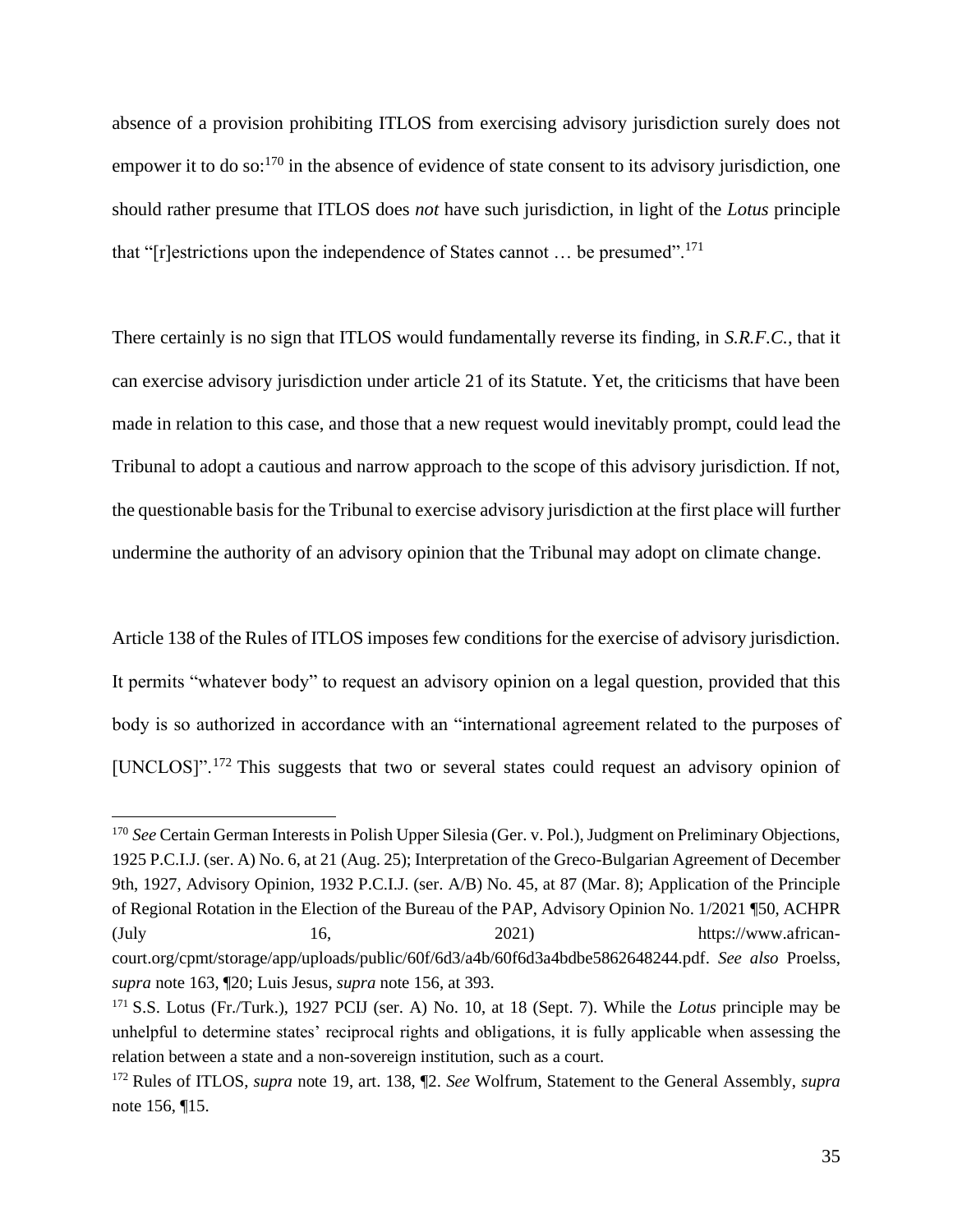absence of a provision prohibiting ITLOS from exercising advisory jurisdiction surely does not empower it to do so:[170] in the absence of evidence of state consent to its advisory jurisdiction, one should rather presume that ITLOS does *not* have such jurisdiction, in light of the *Lotus* principle that "[r]estrictions upon the independence of States cannot … be presumed".[171]

There certainly is no sign that ITLOS would fundamentally reverse its finding, in *S.R.F.C.*, that it can exercise advisory jurisdiction under article 21 of its Statute. Yet, the criticisms that have been made in relation to this case, and those that a new request would inevitably prompt, could lead the Tribunal to adopt a cautious and narrow approach to the scope of this advisory jurisdiction. If not, the questionable basis for the Tribunal to exercise advisory jurisdiction at the first place will further undermine the authority of an advisory opinion that the Tribunal may adopt on climate change.

Article 138 of the Rules of ITLOS imposes few conditions for the exercise of advisory jurisdiction. It permits "whatever body" to request an advisory opinion on a legal question, provided that this body is so authorized in accordance with an "international agreement related to the purposes of [UNCLOS]".[172] This suggests that two or several states could request an advisory opinion of

---

[170] *See* Certain German Interests in Polish Upper Silesia (Ger. v. Pol.), Judgment on Preliminary Objections, 1925 P.C.I.J. (ser. A) No. 6, at 21 (Aug. 25); Interpretation of the Greco-Bulgarian Agreement of December 9th, 1927, Advisory Opinion, 1932 P.C.I.J. (ser. A/B) No. 45, at 87 (Mar. 8); Application of the Principle of Regional Rotation in the Election of the Bureau of the PAP, Advisory Opinion No. 1/2021 ¶50, ACHPR (July 16, 2021) https://www.african-court.org/cpmt/storage/app/uploads/public/60f/6d3/a4b/60f6d3a4bdbe5862648244.pdf. *See also* Proelss, *supra* note 163, ¶20; Luis Jesus, *supra* note 156, at 393.

[171] S.S. Lotus (Fr./Turk.), 1927 PCIJ (ser. A) No. 10, at 18 (Sept. 7). While the *Lotus* principle may be unhelpful to determine states' reciprocal rights and obligations, it is fully applicable when assessing the relation between a state and a non-sovereign institution, such as a court.

[172] Rules of ITLOS, *supra* note 19, art. 138, ¶2. *See* Wolfrum, Statement to the General Assembly, *supra* note 156, ¶15.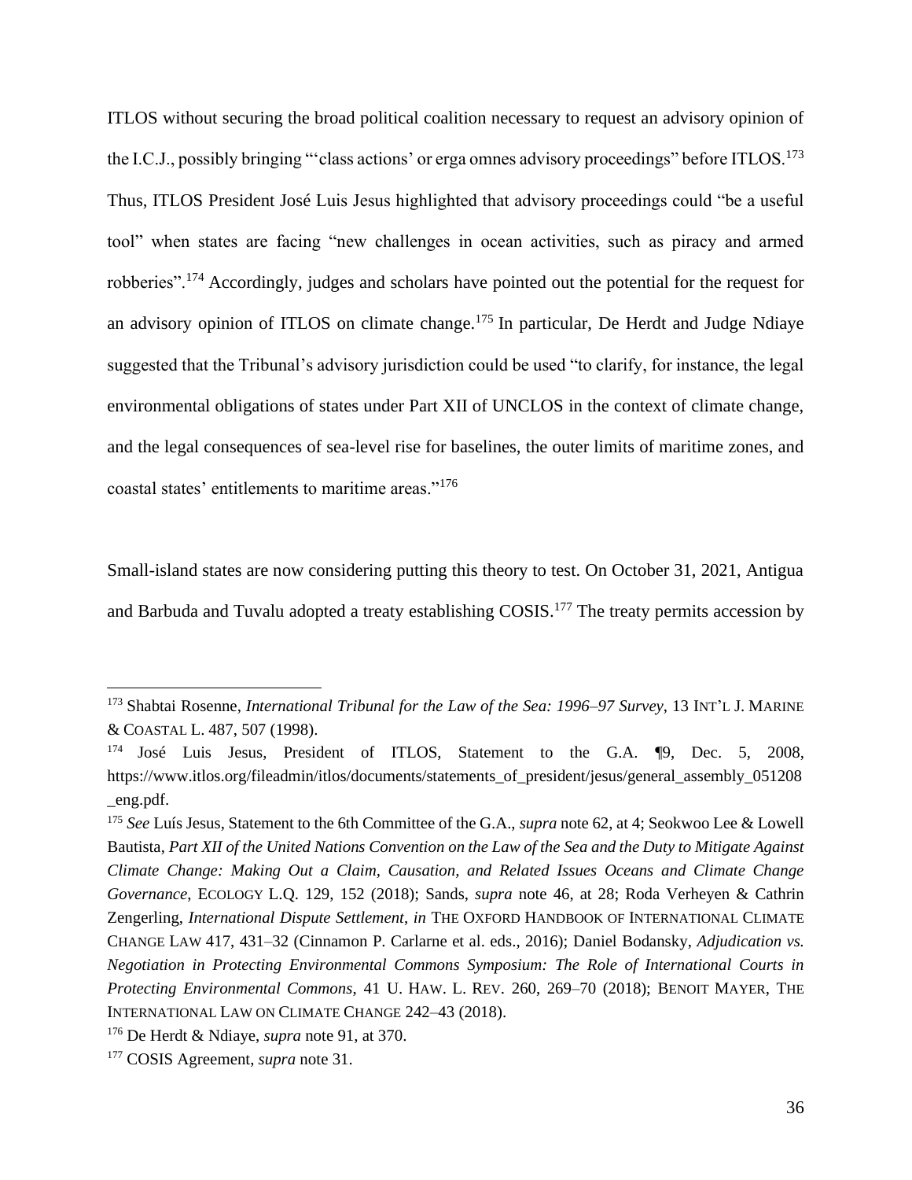ITLOS without securing the broad political coalition necessary to request an advisory opinion of the I.C.J., possibly bringing "'class actions' or erga omnes advisory proceedings" before ITLOS.[173] Thus, ITLOS President José Luis Jesus highlighted that advisory proceedings could "be a useful tool" when states are facing "new challenges in ocean activities, such as piracy and armed robberies".[174] Accordingly, judges and scholars have pointed out the potential for the request for an advisory opinion of ITLOS on climate change.[175] In particular, De Herdt and Judge Ndiaye suggested that the Tribunal's advisory jurisdiction could be used "to clarify, for instance, the legal environmental obligations of states under Part XII of UNCLOS in the context of climate change, and the legal consequences of sea-level rise for baselines, the outer limits of maritime zones, and coastal states' entitlements to maritime areas."[176]

Small-island states are now considering putting this theory to test. On October 31, 2021, Antigua and Barbuda and Tuvalu adopted a treaty establishing COSIS.[177] The treaty permits accession by

---

[173] Shabtai Rosenne, *International Tribunal for the Law of the Sea: 1996–97 Survey*, 13 INT'L J. MARINE & COASTAL L. 487, 507 (1998).

[174] José Luis Jesus, President of ITLOS, Statement to the G.A. ¶9, Dec. 5, 2008, https://www.itlos.org/fileadmin/itlos/documents/statements_of_president/jesus/general_assembly_051208_eng.pdf.

[175] *See* Luís Jesus, Statement to the 6th Committee of the G.A., *supra* note 62, at 4; Seokwoo Lee & Lowell Bautista, *Part XII of the United Nations Convention on the Law of the Sea and the Duty to Mitigate Against Climate Change: Making Out a Claim, Causation, and Related Issues Oceans and Climate Change Governance*, ECOLOGY L.Q. 129, 152 (2018); Sands, *supra* note 46, at 28; Roda Verheyen & Cathrin Zengerling, *International Dispute Settlement*, *in* THE OXFORD HANDBOOK OF INTERNATIONAL CLIMATE CHANGE LAW 417, 431–32 (Cinnamon P. Carlarne et al. eds., 2016); Daniel Bodansky, *Adjudication vs. Negotiation in Protecting Environmental Commons Symposium: The Role of International Courts in Protecting Environmental Commons*, 41 U. HAW. L. REV. 260, 269–70 (2018); BENOIT MAYER, THE INTERNATIONAL LAW ON CLIMATE CHANGE 242–43 (2018).

[176] De Herdt & Ndiaye, *supra* note 91, at 370.

[177] COSIS Agreement, *supra* note 31.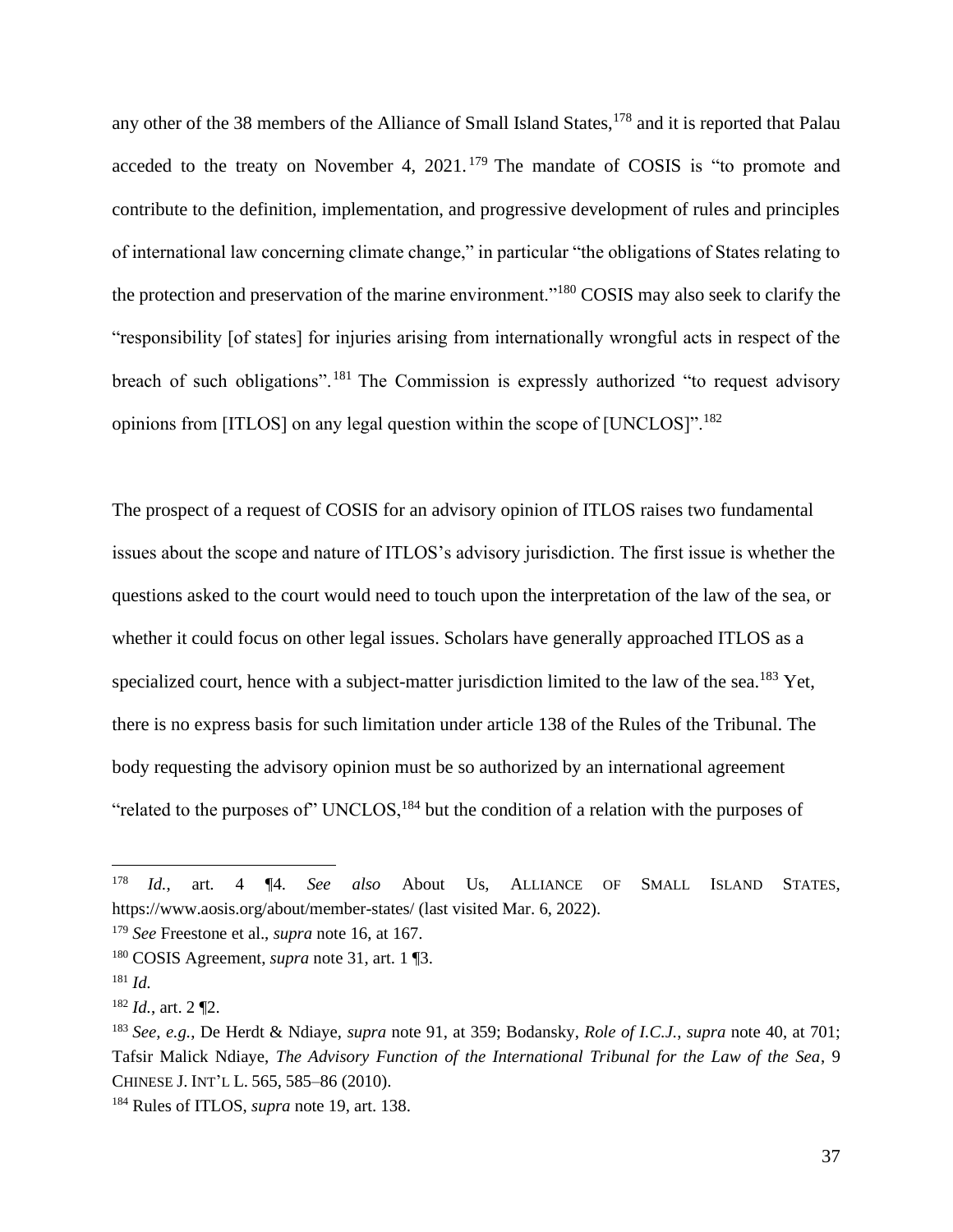any other of the 38 members of the Alliance of Small Island States,[178] and it is reported that Palau acceded to the treaty on November 4, 2021.[179] The mandate of COSIS is "to promote and contribute to the definition, implementation, and progressive development of rules and principles of international law concerning climate change," in particular "the obligations of States relating to the protection and preservation of the marine environment."[180] COSIS may also seek to clarify the "responsibility [of states] for injuries arising from internationally wrongful acts in respect of the breach of such obligations".[181] The Commission is expressly authorized "to request advisory opinions from [ITLOS] on any legal question within the scope of [UNCLOS]".[182]

The prospect of a request of COSIS for an advisory opinion of ITLOS raises two fundamental issues about the scope and nature of ITLOS's advisory jurisdiction. The first issue is whether the questions asked to the court would need to touch upon the interpretation of the law of the sea, or whether it could focus on other legal issues. Scholars have generally approached ITLOS as a specialized court, hence with a subject-matter jurisdiction limited to the law of the sea.[183] Yet, there is no express basis for such limitation under article 138 of the Rules of the Tribunal. The body requesting the advisory opinion must be so authorized by an international agreement "related to the purposes of" UNCLOS,[184] but the condition of a relation with the purposes of

---

[178] *Id.*, art. 4 ¶4. *See also* About Us, ALLIANCE OF SMALL ISLAND STATES, https://www.aosis.org/about/member-states/ (last visited Mar. 6, 2022).

[179] *See* Freestone et al., *supra* note 16, at 167.

[180] COSIS Agreement, *supra* note 31, art. 1 ¶3.

[181] *Id.*

[182] *Id.*, art. 2 ¶2.

[183] *See, e.g.*, De Herdt & Ndiaye, *supra* note 91, at 359; Bodansky, *Role of I.C.J.*, *supra* note 40, at 701; Tafsir Malick Ndiaye, *The Advisory Function of the International Tribunal for the Law of the Sea*, 9 CHINESE J. INT'L L. 565, 585–86 (2010).

[184] Rules of ITLOS, *supra* note 19, art. 138.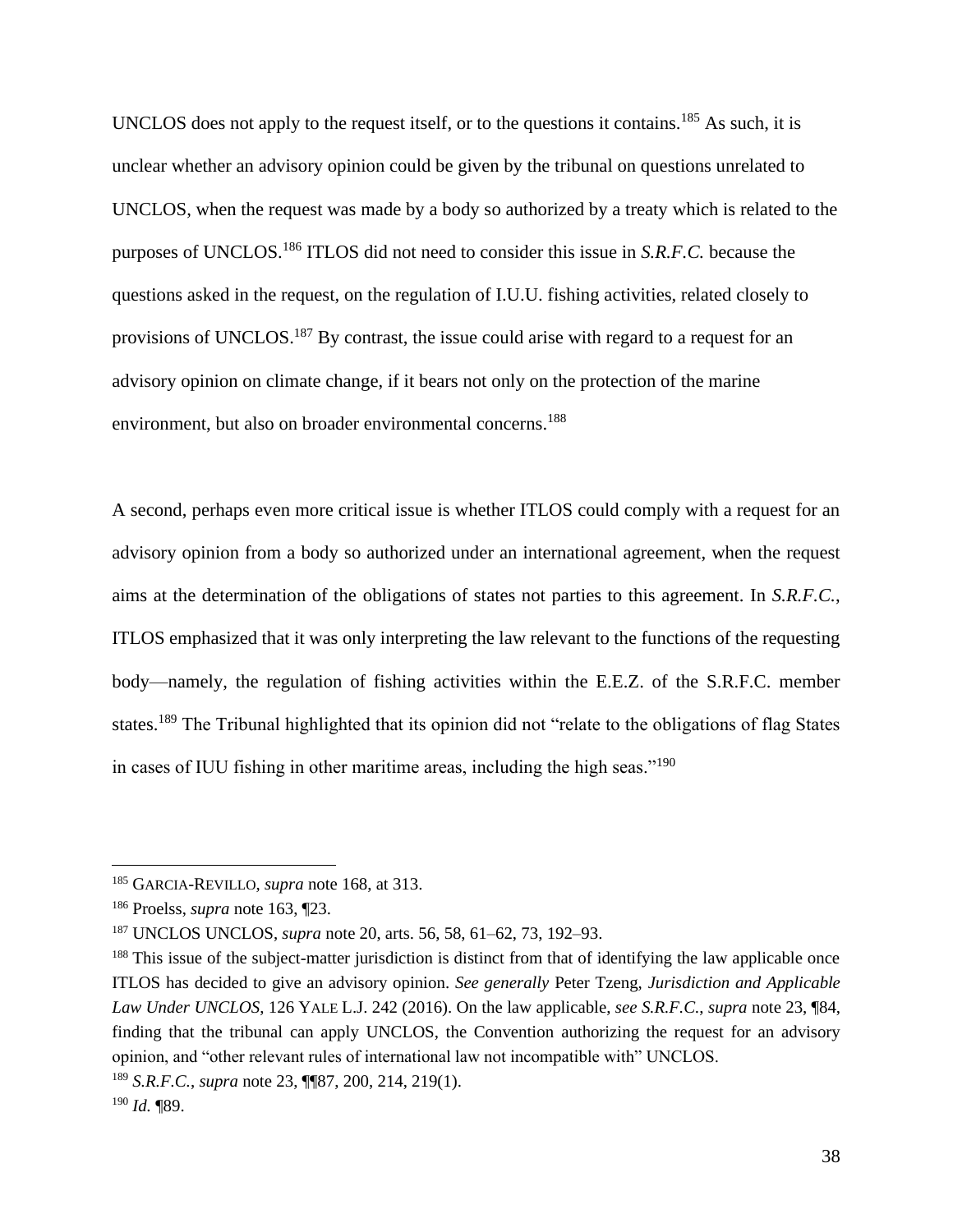UNCLOS does not apply to the request itself, or to the questions it contains.[185] As such, it is unclear whether an advisory opinion could be given by the tribunal on questions unrelated to UNCLOS, when the request was made by a body so authorized by a treaty which is related to the purposes of UNCLOS.[186] ITLOS did not need to consider this issue in *S.R.F.C.* because the questions asked in the request, on the regulation of I.U.U. fishing activities, related closely to provisions of UNCLOS.[187] By contrast, the issue could arise with regard to a request for an advisory opinion on climate change, if it bears not only on the protection of the marine environment, but also on broader environmental concerns.[188]

A second, perhaps even more critical issue is whether ITLOS could comply with a request for an advisory opinion from a body so authorized under an international agreement, when the request aims at the determination of the obligations of states not parties to this agreement. In *S.R.F.C.*, ITLOS emphasized that it was only interpreting the law relevant to the functions of the requesting body—namely, the regulation of fishing activities within the E.E.Z. of the S.R.F.C. member states.[189] The Tribunal highlighted that its opinion did not "relate to the obligations of flag States in cases of IUU fishing in other maritime areas, including the high seas."[190]

---

[185] GARCIA-REVILLO, *supra* note 168, at 313.

[186] Proelss, *supra* note 163, ¶23.

[187] UNCLOS UNCLOS, *supra* note 20, arts. 56, 58, 61–62, 73, 192–93.

[188] This issue of the subject-matter jurisdiction is distinct from that of identifying the law applicable once ITLOS has decided to give an advisory opinion. *See generally* Peter Tzeng, *Jurisdiction and Applicable Law Under UNCLOS*, 126 YALE L.J. 242 (2016). On the law applicable, *see S.R.F.C.*, *supra* note 23, ¶84, finding that the tribunal can apply UNCLOS, the Convention authorizing the request for an advisory opinion, and "other relevant rules of international law not incompatible with" UNCLOS.

[189] *S.R.F.C.*, *supra* note 23, ¶¶87, 200, 214, 219(1).

[190] *Id.* ¶89.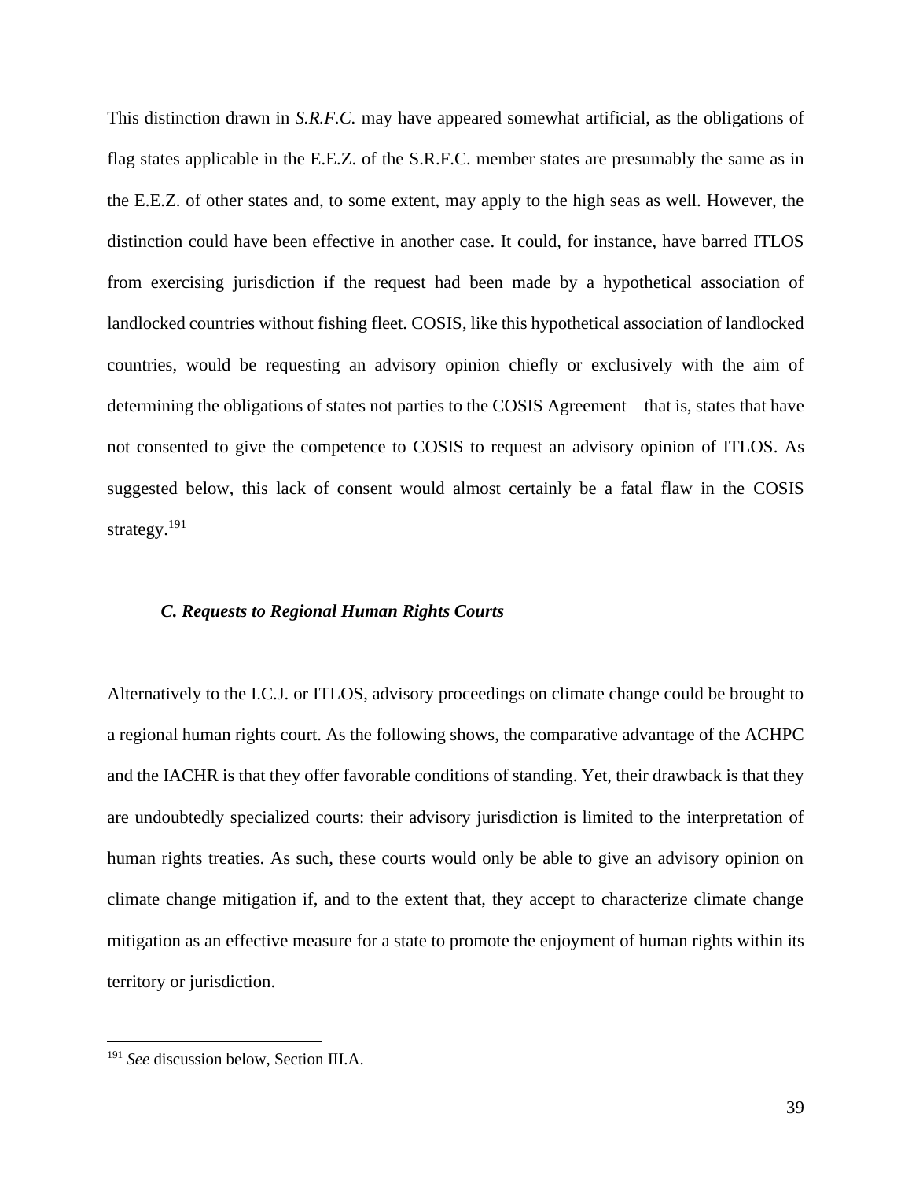This distinction drawn in *S.R.F.C.* may have appeared somewhat artificial, as the obligations of flag states applicable in the E.E.Z. of the S.R.F.C. member states are presumably the same as in the E.E.Z. of other states and, to some extent, may apply to the high seas as well. However, the distinction could have been effective in another case. It could, for instance, have barred ITLOS from exercising jurisdiction if the request had been made by a hypothetical association of landlocked countries without fishing fleet. COSIS, like this hypothetical association of landlocked countries, would be requesting an advisory opinion chiefly or exclusively with the aim of determining the obligations of states not parties to the COSIS Agreement—that is, states that have not consented to give the competence to COSIS to request an advisory opinion of ITLOS. As suggested below, this lack of consent would almost certainly be a fatal flaw in the COSIS strategy.[191]

### *C. Requests to Regional Human Rights Courts*

Alternatively to the I.C.J. or ITLOS, advisory proceedings on climate change could be brought to a regional human rights court. As the following shows, the comparative advantage of the ACHPC and the IACHR is that they offer favorable conditions of standing. Yet, their drawback is that they are undoubtedly specialized courts: their advisory jurisdiction is limited to the interpretation of human rights treaties. As such, these courts would only be able to give an advisory opinion on climate change mitigation if, and to the extent that, they accept to characterize climate change mitigation as an effective measure for a state to promote the enjoyment of human rights within its territory or jurisdiction.

---

[191] *See* discussion below, Section III.A.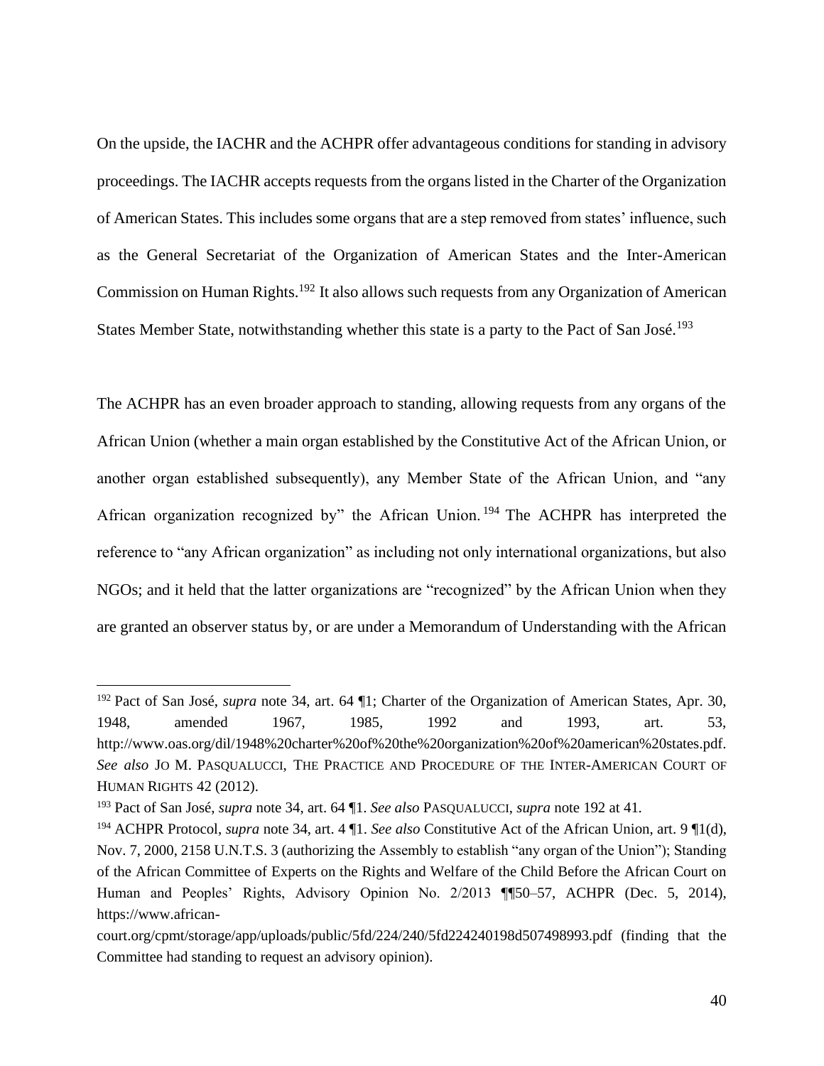On the upside, the IACHR and the ACHPR offer advantageous conditions for standing in advisory proceedings. The IACHR accepts requests from the organs listed in the Charter of the Organization of American States. This includes some organs that are a step removed from states' influence, such as the General Secretariat of the Organization of American States and the Inter-American Commission on Human Rights.[192] It also allows such requests from any Organization of American States Member State, notwithstanding whether this state is a party to the Pact of San José.[193]

The ACHPR has an even broader approach to standing, allowing requests from any organs of the African Union (whether a main organ established by the Constitutive Act of the African Union, or another organ established subsequently), any Member State of the African Union, and "any African organization recognized by" the African Union.[194] The ACHPR has interpreted the reference to "any African organization" as including not only international organizations, but also NGOs; and it held that the latter organizations are "recognized" by the African Union when they are granted an observer status by, or are under a Memorandum of Understanding with the African

---

[192] Pact of San José, *supra* note 34, art. 64 ¶1; Charter of the Organization of American States, Apr. 30, 1948, amended 1967, 1985, 1992 and 1993, art. 53, http://www.oas.org/dil/1948%20charter%20of%20the%20organization%20of%20american%20states.pdf. *See also* JO M. PASQUALUCCI, THE PRACTICE AND PROCEDURE OF THE INTER-AMERICAN COURT OF HUMAN RIGHTS 42 (2012).

[193] Pact of San José, *supra* note 34, art. 64 ¶1. *See also* PASQUALUCCI, *supra* note 192 at 41.

[194] ACHPR Protocol, *supra* note 34, art. 4 ¶1. *See also* Constitutive Act of the African Union, art. 9 ¶1(d), Nov. 7, 2000, 2158 U.N.T.S. 3 (authorizing the Assembly to establish "any organ of the Union"); Standing of the African Committee of Experts on the Rights and Welfare of the Child Before the African Court on Human and Peoples' Rights, Advisory Opinion No. 2/2013 ¶¶50–57, ACHPR (Dec. 5, 2014), https://www.african-court.org/cpmt/storage/app/uploads/public/5fd/224/240/5fd224240198d507498993.pdf (finding that the Committee had standing to request an advisory opinion).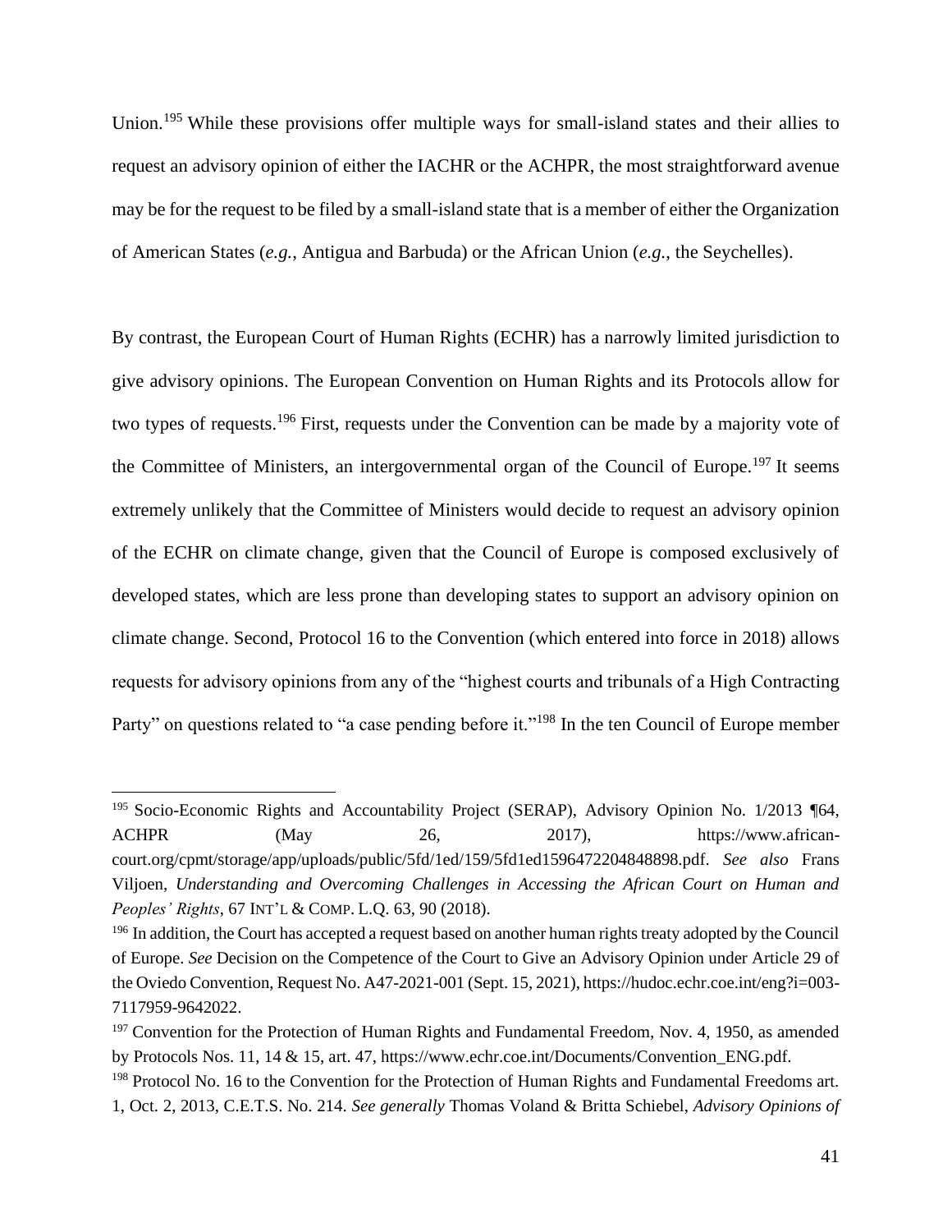Union.[195] While these provisions offer multiple ways for small-island states and their allies to request an advisory opinion of either the IACHR or the ACHPR, the most straightforward avenue may be for the request to be filed by a small-island state that is a member of either the Organization of American States (*e.g.*, Antigua and Barbuda) or the African Union (*e.g.*, the Seychelles).

By contrast, the European Court of Human Rights (ECHR) has a narrowly limited jurisdiction to give advisory opinions. The European Convention on Human Rights and its Protocols allow for two types of requests.[196] First, requests under the Convention can be made by a majority vote of the Committee of Ministers, an intergovernmental organ of the Council of Europe.[197] It seems extremely unlikely that the Committee of Ministers would decide to request an advisory opinion of the ECHR on climate change, given that the Council of Europe is composed exclusively of developed states, which are less prone than developing states to support an advisory opinion on climate change. Second, Protocol 16 to the Convention (which entered into force in 2018) allows requests for advisory opinions from any of the "highest courts and tribunals of a High Contracting Party" on questions related to "a case pending before it."[198] In the ten Council of Europe member

---

[195] Socio-Economic Rights and Accountability Project (SERAP), Advisory Opinion No. 1/2013 ¶64, ACHPR (May 26, 2017), https://www.african-court.org/cpmt/storage/app/uploads/public/5fd/1ed/159/5fd1ed1596472204848898.pdf. *See also* Frans Viljoen, *Understanding and Overcoming Challenges in Accessing the African Court on Human and Peoples' Rights*, 67 INT'L & COMP. L.Q. 63, 90 (2018).

[196] In addition, the Court has accepted a request based on another human rights treaty adopted by the Council of Europe. *See* Decision on the Competence of the Court to Give an Advisory Opinion under Article 29 of the Oviedo Convention, Request No. A47-2021-001 (Sept. 15, 2021), https://hudoc.echr.coe.int/eng?i=003-7117959-9642022.

[197] Convention for the Protection of Human Rights and Fundamental Freedom, Nov. 4, 1950, as amended by Protocols Nos. 11, 14 & 15, art. 47, https://www.echr.coe.int/Documents/Convention_ENG.pdf.

[198] Protocol No. 16 to the Convention for the Protection of Human Rights and Fundamental Freedoms art. 1, Oct. 2, 2013, C.E.T.S. No. 214. *See generally* Thomas Voland & Britta Schiebel, *Advisory Opinions of*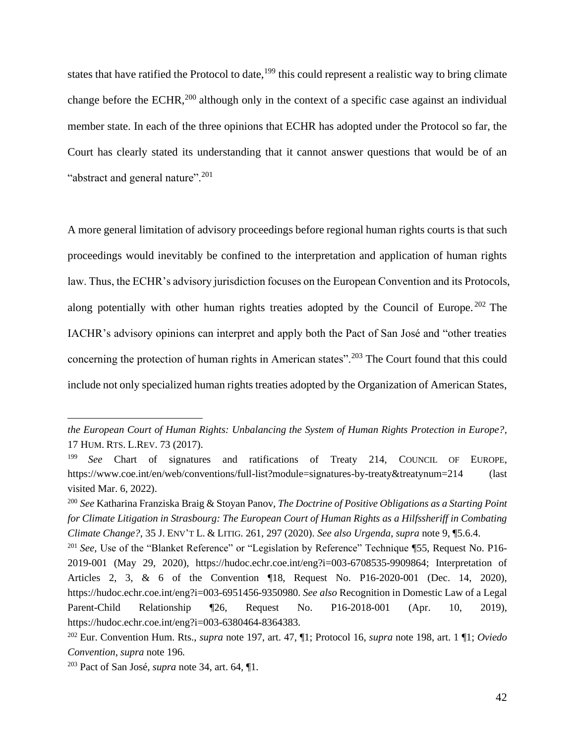states that have ratified the Protocol to date,[199] this could represent a realistic way to bring climate change before the ECHR,[200] although only in the context of a specific case against an individual member state. In each of the three opinions that ECHR has adopted under the Protocol so far, the Court has clearly stated its understanding that it cannot answer questions that would be of an "abstract and general nature".[201]

A more general limitation of advisory proceedings before regional human rights courts is that such proceedings would inevitably be confined to the interpretation and application of human rights law. Thus, the ECHR's advisory jurisdiction focuses on the European Convention and its Protocols, along potentially with other human rights treaties adopted by the Council of Europe.[202] The IACHR's advisory opinions can interpret and apply both the Pact of San José and "other treaties concerning the protection of human rights in American states".[203] The Court found that this could include not only specialized human rights treaties adopted by the Organization of American States,

---

*the European Court of Human Rights: Unbalancing the System of Human Rights Protection in Europe?*, 17 HUM. RTS. L.REV. 73 (2017).

[199] *See* Chart of signatures and ratifications of Treaty 214, COUNCIL OF EUROPE, https://www.coe.int/en/web/conventions/full-list?module=signatures-by-treaty&treatynum=214 (last visited Mar. 6, 2022).

[200] *See* Katharina Franziska Braig & Stoyan Panov, *The Doctrine of Positive Obligations as a Starting Point for Climate Litigation in Strasbourg: The European Court of Human Rights as a Hilfssheriff in Combating Climate Change?*, 35 J. ENV'T L. & LITIG. 261, 297 (2020). *See also Urgenda*, *supra* note 9, ¶5.6.4.

[201] *See,* Use of the "Blanket Reference" or "Legislation by Reference" Technique ¶55, Request No. P16-2019-001 (May 29, 2020), https://hudoc.echr.coe.int/eng?i=003-6708535-9909864; Interpretation of Articles 2, 3, & 6 of the Convention ¶18, Request No. P16-2020-001 (Dec. 14, 2020), https://hudoc.echr.coe.int/eng?i=003-6951456-9350980. *See also* Recognition in Domestic Law of a Legal Parent-Child Relationship ¶26, Request No. P16-2018-001 (Apr. 10, 2019), https://hudoc.echr.coe.int/eng?i=003-6380464-8364383.

[202] Eur. Convention Hum. Rts., *supra* note 197, art. 47, ¶1; Protocol 16, *supra* note 198, art. 1 ¶1; *Oviedo Convention*, *supra* note 196.

[203] Pact of San José, *supra* note 34, art. 64, ¶1.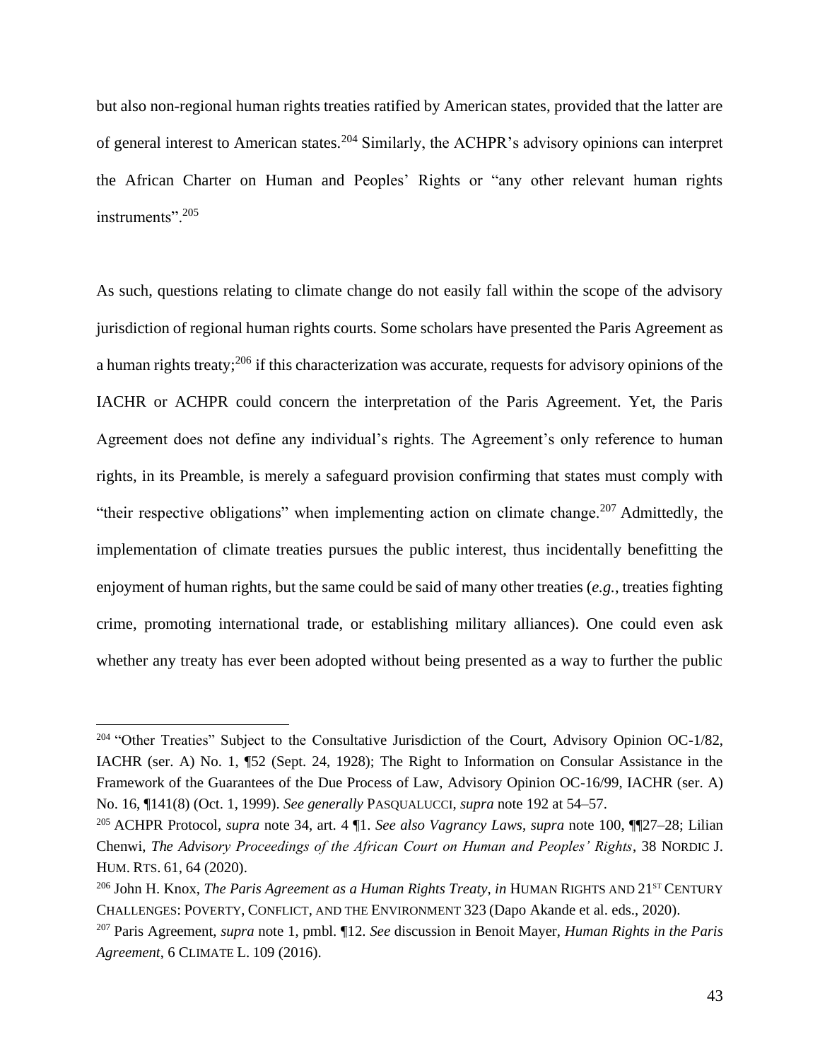but also non-regional human rights treaties ratified by American states, provided that the latter are of general interest to American states.[204] Similarly, the ACHPR's advisory opinions can interpret the African Charter on Human and Peoples' Rights or "any other relevant human rights instruments".[205]

As such, questions relating to climate change do not easily fall within the scope of the advisory jurisdiction of regional human rights courts. Some scholars have presented the Paris Agreement as a human rights treaty;[206] if this characterization was accurate, requests for advisory opinions of the IACHR or ACHPR could concern the interpretation of the Paris Agreement. Yet, the Paris Agreement does not define any individual's rights. The Agreement's only reference to human rights, in its Preamble, is merely a safeguard provision confirming that states must comply with "their respective obligations" when implementing action on climate change.[207] Admittedly, the implementation of climate treaties pursues the public interest, thus incidentally benefitting the enjoyment of human rights, but the same could be said of many other treaties (*e.g.*, treaties fighting crime, promoting international trade, or establishing military alliances). One could even ask whether any treaty has ever been adopted without being presented as a way to further the public

---

[204] "Other Treaties" Subject to the Consultative Jurisdiction of the Court, Advisory Opinion OC-1/82, IACHR (ser. A) No. 1, ¶52 (Sept. 24, 1928); The Right to Information on Consular Assistance in the Framework of the Guarantees of the Due Process of Law, Advisory Opinion OC-16/99, IACHR (ser. A) No. 16, ¶141(8) (Oct. 1, 1999). *See generally* PASQUALUCCI, *supra* note 192 at 54–57.

[205] ACHPR Protocol, *supra* note 34, art. 4 ¶1. *See also Vagrancy Laws*, *supra* note 100, ¶¶27–28; Lilian Chenwi, *The Advisory Proceedings of the African Court on Human and Peoples' Rights*, 38 NORDIC J. HUM. RTS. 61, 64 (2020).

[206] John H. Knox, *The Paris Agreement as a Human Rights Treaty*, *in* HUMAN RIGHTS AND 21ST CENTURY CHALLENGES: POVERTY, CONFLICT, AND THE ENVIRONMENT 323 (Dapo Akande et al. eds., 2020).

[207] Paris Agreement, *supra* note 1, pmbl. ¶12. *See* discussion in Benoit Mayer, *Human Rights in the Paris Agreement*, 6 CLIMATE L. 109 (2016).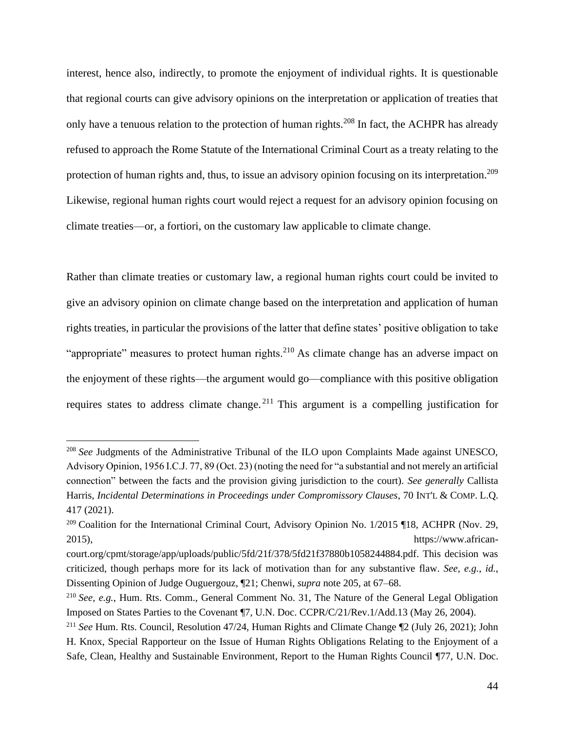interest, hence also, indirectly, to promote the enjoyment of individual rights. It is questionable that regional courts can give advisory opinions on the interpretation or application of treaties that only have a tenuous relation to the protection of human rights.[208] In fact, the ACHPR has already refused to approach the Rome Statute of the International Criminal Court as a treaty relating to the protection of human rights and, thus, to issue an advisory opinion focusing on its interpretation.[209] Likewise, regional human rights court would reject a request for an advisory opinion focusing on climate treaties—or, a fortiori, on the customary law applicable to climate change.

Rather than climate treaties or customary law, a regional human rights court could be invited to give an advisory opinion on climate change based on the interpretation and application of human rights treaties, in particular the provisions of the latter that define states' positive obligation to take "appropriate" measures to protect human rights.[210] As climate change has an adverse impact on the enjoyment of these rights—the argument would go—compliance with this positive obligation requires states to address climate change.[211] This argument is a compelling justification for

---

[208] *See* Judgments of the Administrative Tribunal of the ILO upon Complaints Made against UNESCO, Advisory Opinion, 1956 I.C.J. 77, 89 (Oct. 23) (noting the need for "a substantial and not merely an artificial connection" between the facts and the provision giving jurisdiction to the court). *See generally* Callista Harris, *Incidental Determinations in Proceedings under Compromissory Clauses*, 70 INT'L & COMP. L.Q. 417 (2021).

[209] Coalition for the International Criminal Court, Advisory Opinion No. 1/2015 ¶18, ACHPR (Nov. 29, 2015), https://www.african-court.org/cpmt/storage/app/uploads/public/5fd/21f/378/5fd21f37880b1058244884.pdf. This decision was criticized, though perhaps more for its lack of motivation than for any substantive flaw. *See, e.g.*, *id.*, Dissenting Opinion of Judge Ouguergouz, ¶21; Chenwi, *supra* note 205, at 67–68.

[210] *See, e.g.*, Hum. Rts. Comm., General Comment No. 31, The Nature of the General Legal Obligation Imposed on States Parties to the Covenant ¶7, U.N. Doc. CCPR/C/21/Rev.1/Add.13 (May 26, 2004).

[211] *See* Hum. Rts. Council, Resolution 47/24, Human Rights and Climate Change ¶2 (July 26, 2021); John H. Knox, Special Rapporteur on the Issue of Human Rights Obligations Relating to the Enjoyment of a Safe, Clean, Healthy and Sustainable Environment, Report to the Human Rights Council ¶77, U.N. Doc.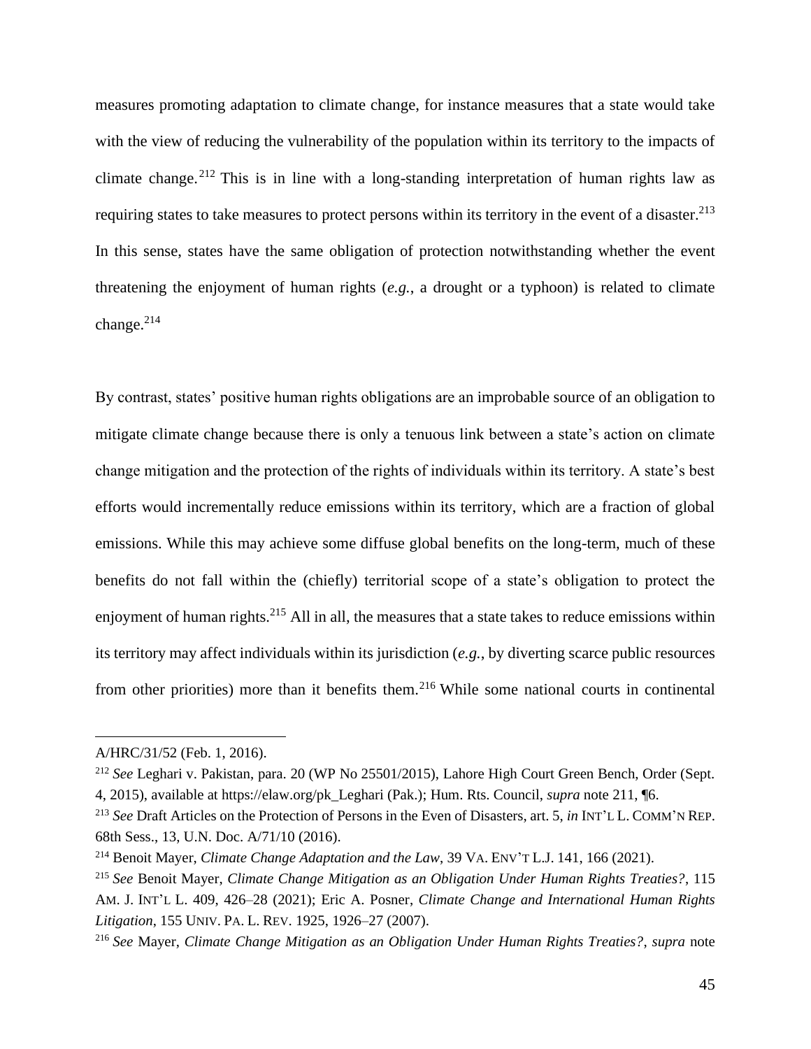measures promoting adaptation to climate change, for instance measures that a state would take with the view of reducing the vulnerability of the population within its territory to the impacts of climate change.[212] This is in line with a long-standing interpretation of human rights law as requiring states to take measures to protect persons within its territory in the event of a disaster.[213] In this sense, states have the same obligation of protection notwithstanding whether the event threatening the enjoyment of human rights (*e.g.*, a drought or a typhoon) is related to climate change.[214]

By contrast, states' positive human rights obligations are an improbable source of an obligation to mitigate climate change because there is only a tenuous link between a state's action on climate change mitigation and the protection of the rights of individuals within its territory. A state's best efforts would incrementally reduce emissions within its territory, which are a fraction of global emissions. While this may achieve some diffuse global benefits on the long-term, much of these benefits do not fall within the (chiefly) territorial scope of a state's obligation to protect the enjoyment of human rights.[215] All in all, the measures that a state takes to reduce emissions within its territory may affect individuals within its jurisdiction (*e.g.*, by diverting scarce public resources from other priorities) more than it benefits them.[216] While some national courts in continental

---

A/HRC/31/52 (Feb. 1, 2016).

[212] *See* Leghari v. Pakistan, para. 20 (WP No 25501/2015), Lahore High Court Green Bench, Order (Sept. 4, 2015), available at https://elaw.org/pk_Leghari (Pak.); Hum. Rts. Council, *supra* note 211, ¶6.

[213] *See* Draft Articles on the Protection of Persons in the Even of Disasters, art. 5, *in* INT'L L. COMM'N REP. 68th Sess., 13, U.N. Doc. A/71/10 (2016).

[214] Benoit Mayer, *Climate Change Adaptation and the Law*, 39 VA. ENV'T L.J. 141, 166 (2021).

[215] *See* Benoit Mayer, *Climate Change Mitigation as an Obligation Under Human Rights Treaties?*, 115 AM. J. INT'L L. 409, 426–28 (2021); Eric A. Posner, *Climate Change and International Human Rights Litigation*, 155 UNIV. PA. L. REV. 1925, 1926–27 (2007).

[216] *See* Mayer, *Climate Change Mitigation as an Obligation Under Human Rights Treaties?*, *supra* note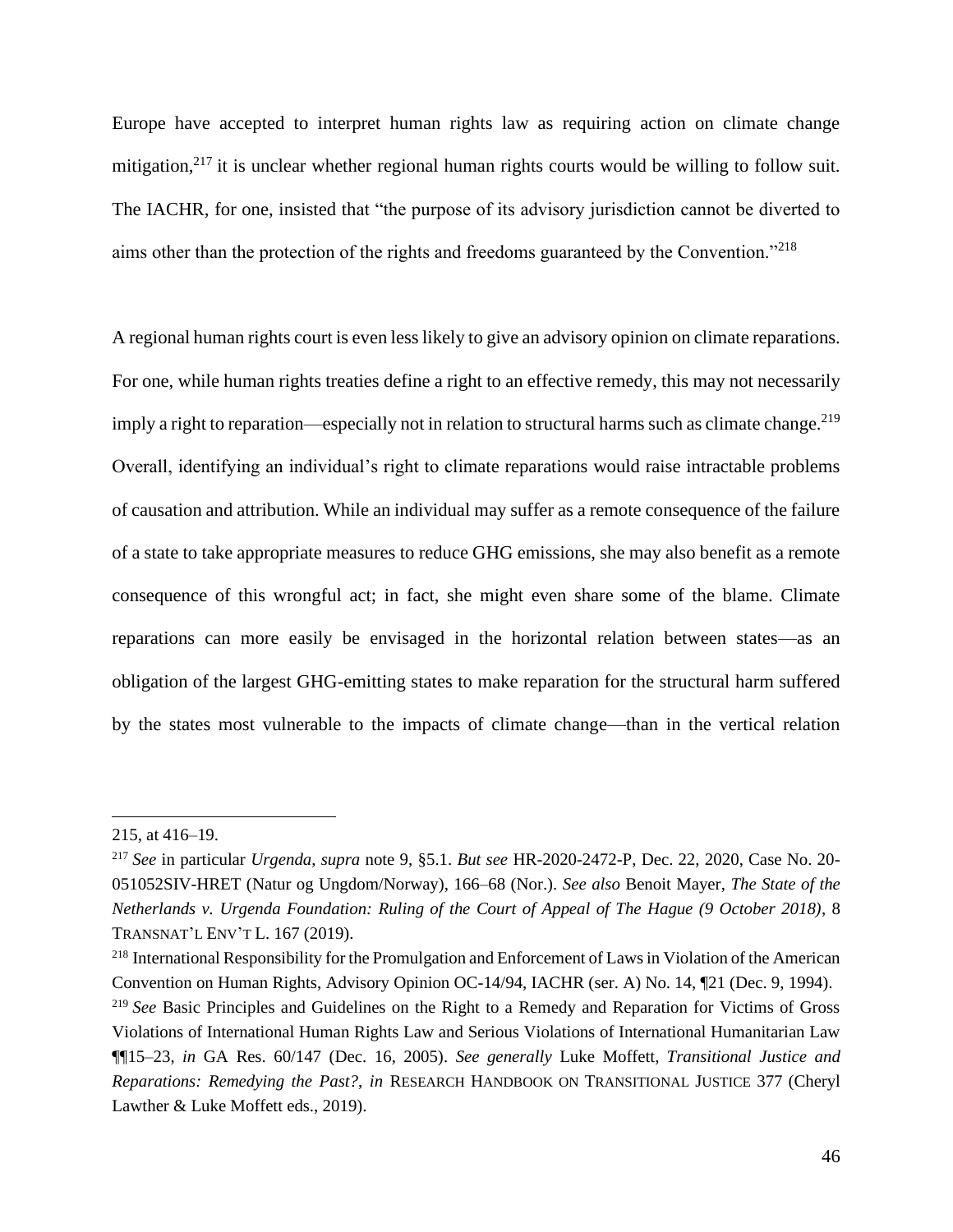Europe have accepted to interpret human rights law as requiring action on climate change mitigation,[217] it is unclear whether regional human rights courts would be willing to follow suit. The IACHR, for one, insisted that "the purpose of its advisory jurisdiction cannot be diverted to aims other than the protection of the rights and freedoms guaranteed by the Convention."[218]

A regional human rights court is even less likely to give an advisory opinion on climate reparations. For one, while human rights treaties define a right to an effective remedy, this may not necessarily imply a right to reparation—especially not in relation to structural harms such as climate change.[219] Overall, identifying an individual's right to climate reparations would raise intractable problems of causation and attribution. While an individual may suffer as a remote consequence of the failure of a state to take appropriate measures to reduce GHG emissions, she may also benefit as a remote consequence of this wrongful act; in fact, she might even share some of the blame. Climate reparations can more easily be envisaged in the horizontal relation between states—as an obligation of the largest GHG-emitting states to make reparation for the structural harm suffered by the states most vulnerable to the impacts of climate change—than in the vertical relation

---

215, at 416–19.

[217] *See* in particular *Urgenda*, *supra* note 9, §5.1. *But see* HR-2020-2472-P, Dec. 22, 2020, Case No. 20-051052SIV-HRET (Natur og Ungdom/Norway), 166–68 (Nor.). *See also* Benoit Mayer, *The State of the Netherlands v. Urgenda Foundation: Ruling of the Court of Appeal of The Hague (9 October 2018)*, 8 TRANSNAT'L ENV'T L. 167 (2019).

[218] International Responsibility for the Promulgation and Enforcement of Laws in Violation of the American Convention on Human Rights, Advisory Opinion OC-14/94, IACHR (ser. A) No. 14, ¶21 (Dec. 9, 1994).

[219] *See* Basic Principles and Guidelines on the Right to a Remedy and Reparation for Victims of Gross Violations of International Human Rights Law and Serious Violations of International Humanitarian Law ¶¶15–23, *in* GA Res. 60/147 (Dec. 16, 2005). *See generally* Luke Moffett, *Transitional Justice and Reparations: Remedying the Past?*, *in* RESEARCH HANDBOOK ON TRANSITIONAL JUSTICE 377 (Cheryl Lawther & Luke Moffett eds., 2019).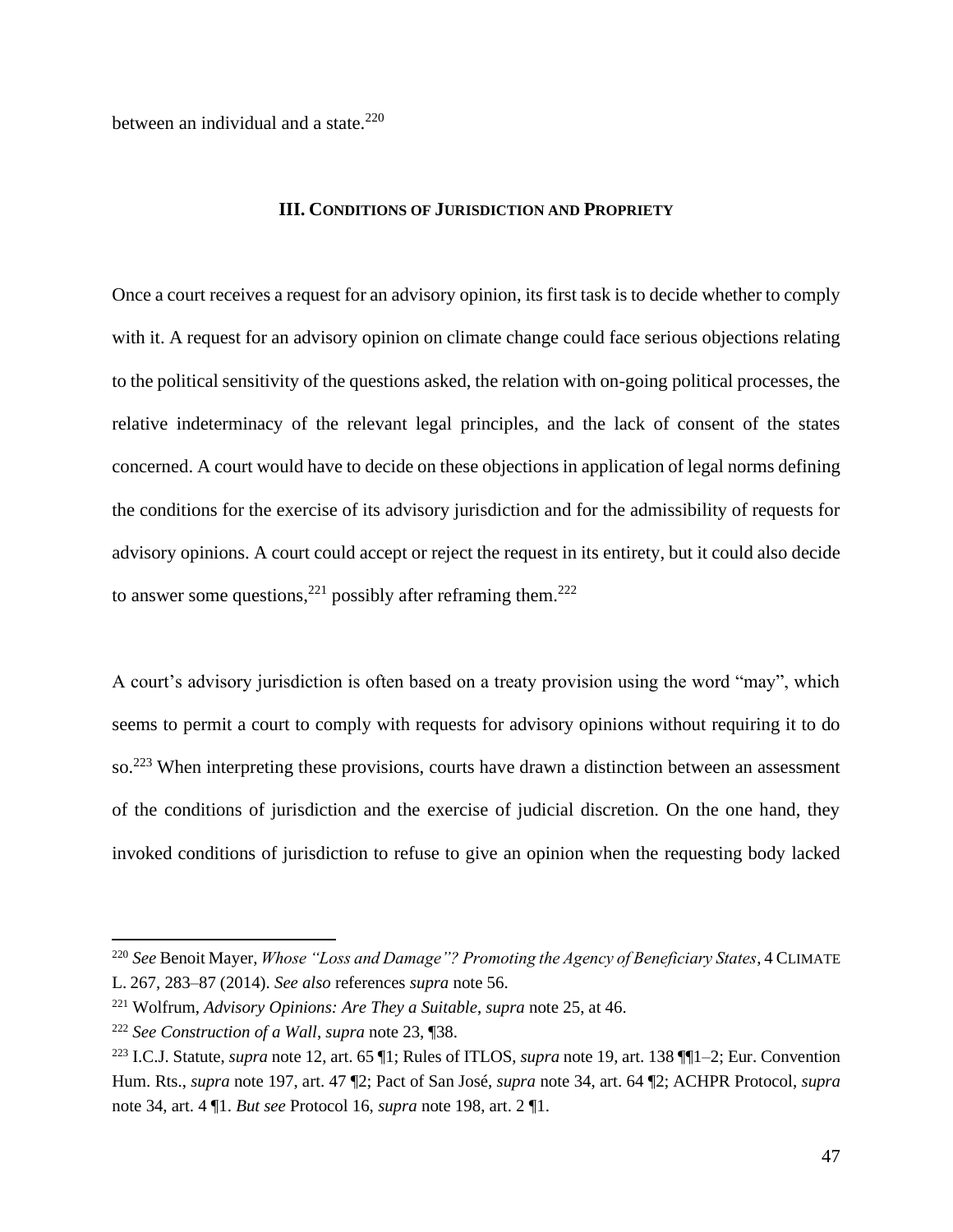between an individual and a state.[220]

## III. Conditions of Jurisdiction and Propriety

Once a court receives a request for an advisory opinion, its first task is to decide whether to comply with it. A request for an advisory opinion on climate change could face serious objections relating to the political sensitivity of the questions asked, the relation with on-going political processes, the relative indeterminacy of the relevant legal principles, and the lack of consent of the states concerned. A court would have to decide on these objections in application of legal norms defining the conditions for the exercise of its advisory jurisdiction and for the admissibility of requests for advisory opinions. A court could accept or reject the request in its entirety, but it could also decide to answer some questions,[221] possibly after reframing them.[222]

A court's advisory jurisdiction is often based on a treaty provision using the word "may", which seems to permit a court to comply with requests for advisory opinions without requiring it to do so.[223] When interpreting these provisions, courts have drawn a distinction between an assessment of the conditions of jurisdiction and the exercise of judicial discretion. On the one hand, they invoked conditions of jurisdiction to refuse to give an opinion when the requesting body lacked

---

[220] *See* Benoit Mayer, *Whose "Loss and Damage"? Promoting the Agency of Beneficiary States*, 4 Climate L. 267, 283–87 (2014). *See also* references *supra* note 56.

[221] Wolfrum, *Advisory Opinions: Are They a Suitable*, *supra* note 25, at 46.

[222] *See Construction of a Wall*, *supra* note 23, ¶38.

[223] I.C.J. Statute, *supra* note 12, art. 65 ¶1; Rules of ITLOS, *supra* note 19, art. 138 ¶¶1–2; Eur. Convention Hum. Rts., *supra* note 197, art. 47 ¶2; Pact of San José, *supra* note 34, art. 64 ¶2; ACHPR Protocol, *supra* note 34, art. 4 ¶1. *But see* Protocol 16, *supra* note 198, art. 2 ¶1.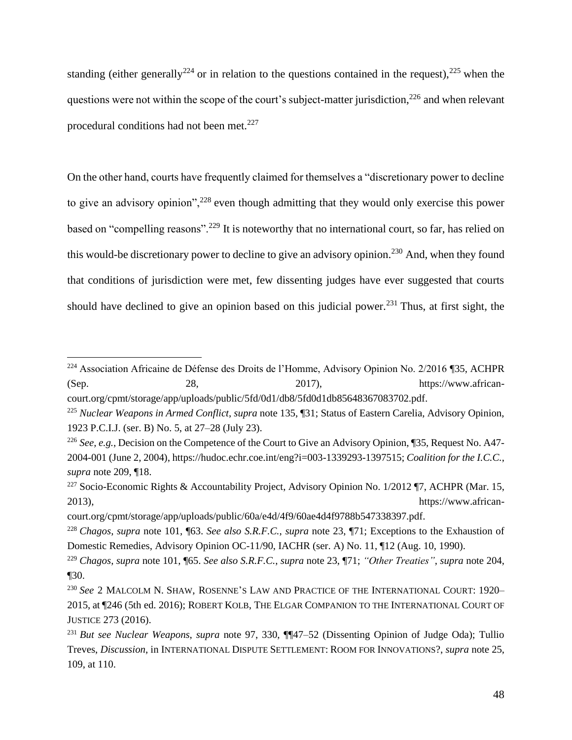standing (either generally[224] or in relation to the questions contained in the request),[225] when the questions were not within the scope of the court's subject-matter jurisdiction,[226] and when relevant procedural conditions had not been met.[227]

On the other hand, courts have frequently claimed for themselves a "discretionary power to decline to give an advisory opinion",[228] even though admitting that they would only exercise this power based on "compelling reasons".[229] It is noteworthy that no international court, so far, has relied on this would-be discretionary power to decline to give an advisory opinion.[230] And, when they found that conditions of jurisdiction were met, few dissenting judges have ever suggested that courts should have declined to give an opinion based on this judicial power.[231] Thus, at first sight, the

---

[224] Association Africaine de Défense des Droits de l'Homme, Advisory Opinion No. 2/2016 ¶35, ACHPR (Sep. 28, 2017), https://www.african-court.org/cpmt/storage/app/uploads/public/5fd/0d1/db8/5fd0d1db85648367083702.pdf.

[225] *Nuclear Weapons in Armed Conflict*, *supra* note 135, ¶31; Status of Eastern Carelia, Advisory Opinion, 1923 P.C.I.J. (ser. B) No. 5, at 27–28 (July 23).

[226] *See, e.g.*, Decision on the Competence of the Court to Give an Advisory Opinion, ¶35, Request No. A47-2004-001 (June 2, 2004), https://hudoc.echr.coe.int/eng?i=003-1339293-1397515; *Coalition for the I.C.C.*, *supra* note 209, ¶18.

[227] Socio-Economic Rights & Accountability Project, Advisory Opinion No. 1/2012 ¶7, ACHPR (Mar. 15, 2013), https://www.african-court.org/cpmt/storage/app/uploads/public/60a/e4d/4f9/60ae4d4f9788b547338397.pdf.

[228] *Chagos*, *supra* note 101, ¶63. *See also S.R.F.C.*, *supra* note 23, ¶71; Exceptions to the Exhaustion of Domestic Remedies, Advisory Opinion OC-11/90, IACHR (ser. A) No. 11, ¶12 (Aug. 10, 1990).

[229] *Chagos*, *supra* note 101, ¶65. *See also S.R.F.C.*, *supra* note 23, ¶71; *"Other Treaties"*, *supra* note 204, ¶30.

[230] *See* 2 MALCOLM N. SHAW, ROSENNE'S LAW AND PRACTICE OF THE INTERNATIONAL COURT: 1920–2015, at ¶246 (5th ed. 2016); ROBERT KOLB, THE ELGAR COMPANION TO THE INTERNATIONAL COURT OF JUSTICE 273 (2016).

[231] *But see Nuclear Weapons*, *supra* note 97, 330, ¶¶47–52 (Dissenting Opinion of Judge Oda); Tullio Treves, *Discussion*, in INTERNATIONAL DISPUTE SETTLEMENT: ROOM FOR INNOVATIONS?, *supra* note 25, 109, at 110.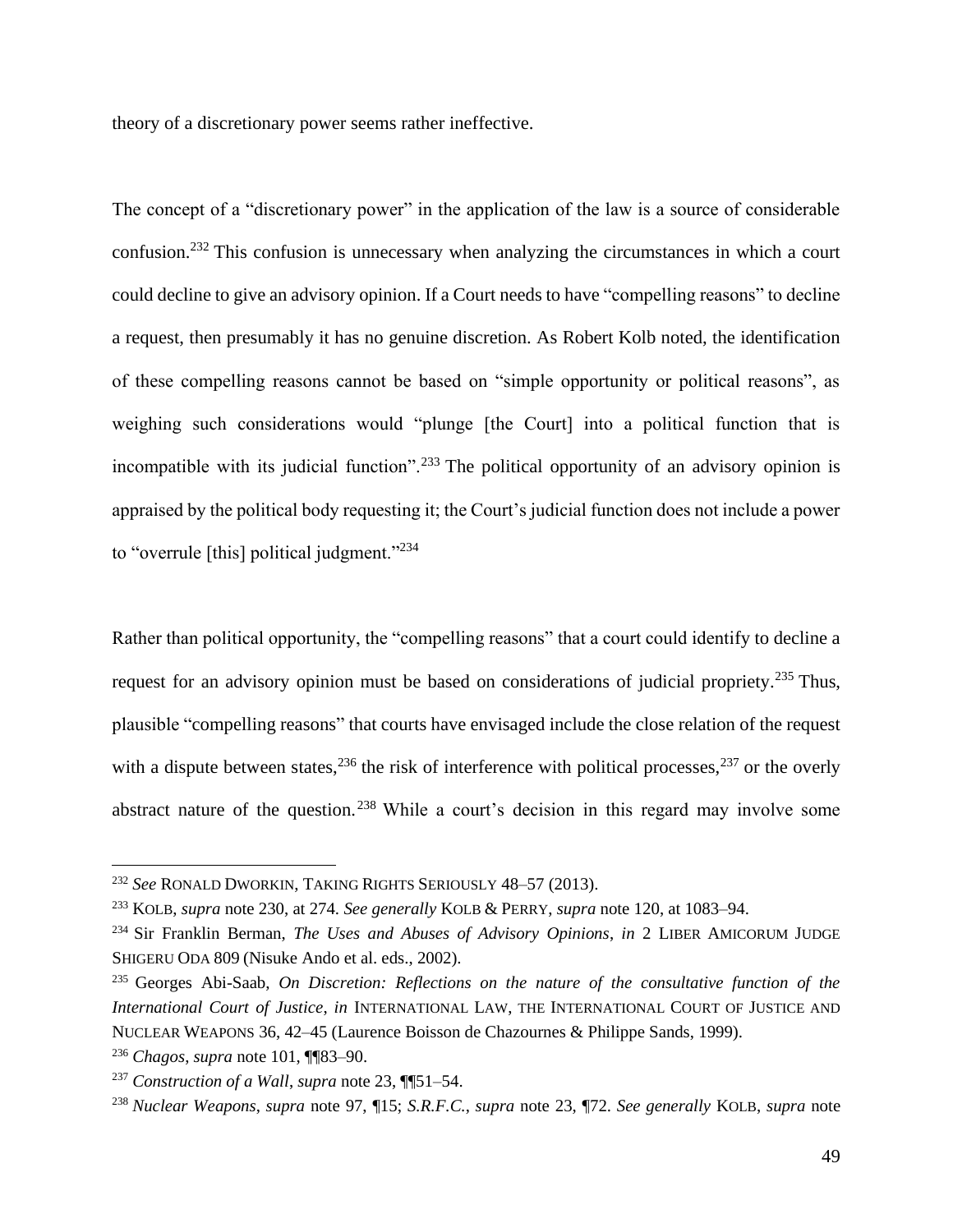theory of a discretionary power seems rather ineffective.

The concept of a "discretionary power" in the application of the law is a source of considerable confusion.[232] This confusion is unnecessary when analyzing the circumstances in which a court could decline to give an advisory opinion. If a Court needs to have "compelling reasons" to decline a request, then presumably it has no genuine discretion. As Robert Kolb noted, the identification of these compelling reasons cannot be based on "simple opportunity or political reasons", as weighing such considerations would "plunge [the Court] into a political function that is incompatible with its judicial function".[233] The political opportunity of an advisory opinion is appraised by the political body requesting it; the Court's judicial function does not include a power to "overrule [this] political judgment."[234]

Rather than political opportunity, the "compelling reasons" that a court could identify to decline a request for an advisory opinion must be based on considerations of judicial propriety.[235] Thus, plausible "compelling reasons" that courts have envisaged include the close relation of the request with a dispute between states,[236] the risk of interference with political processes,[237] or the overly abstract nature of the question.[238] While a court's decision in this regard may involve some

---

[232] *See* RONALD DWORKIN, TAKING RIGHTS SERIOUSLY 48–57 (2013).

[233] KOLB, *supra* note 230, at 274. *See generally* KOLB & PERRY, *supra* note 120, at 1083–94.

[234] Sir Franklin Berman, *The Uses and Abuses of Advisory Opinions*, *in* 2 LIBER AMICORUM JUDGE SHIGERU ODA 809 (Nisuke Ando et al. eds., 2002).

[235] Georges Abi-Saab, *On Discretion: Reflections on the nature of the consultative function of the International Court of Justice*, *in* INTERNATIONAL LAW, THE INTERNATIONAL COURT OF JUSTICE AND NUCLEAR WEAPONS 36, 42–45 (Laurence Boisson de Chazournes & Philippe Sands, 1999).

[236] *Chagos*, *supra* note 101, ¶¶83–90.

[237] *Construction of a Wall*, *supra* note 23, ¶¶51–54.

[238] *Nuclear Weapons*, *supra* note 97, ¶15; *S.R.F.C.*, *supra* note 23, ¶72. *See generally* KOLB, *supra* note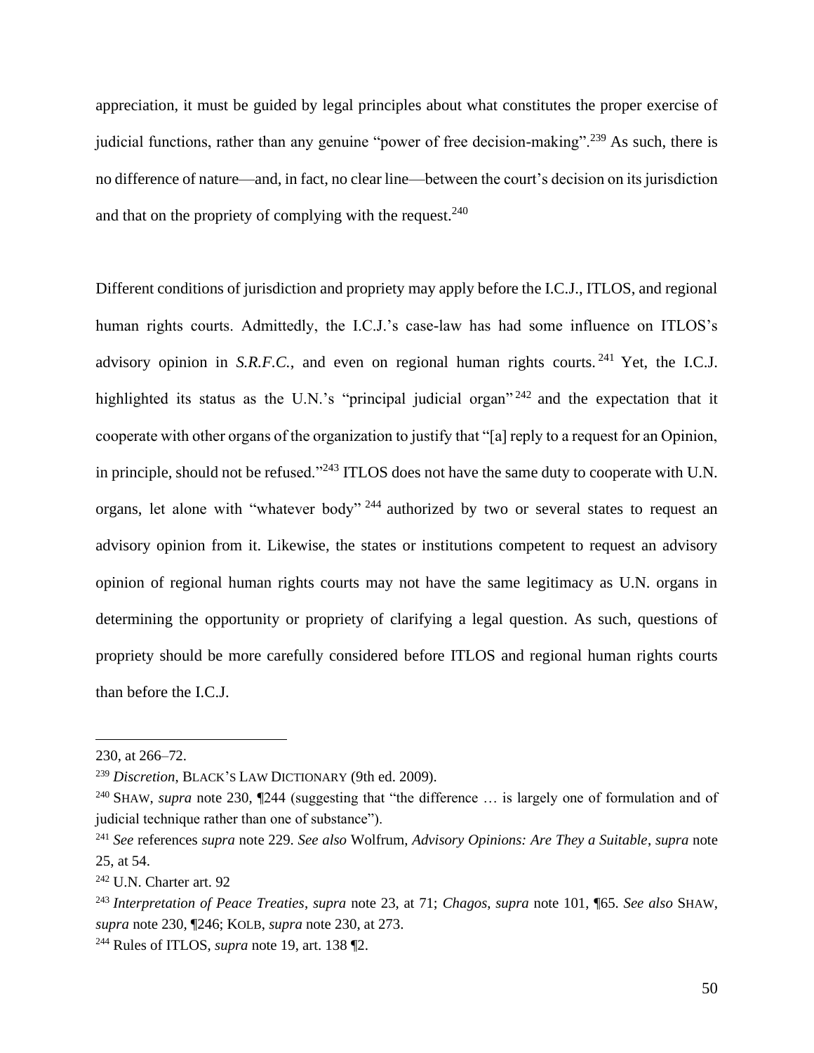appreciation, it must be guided by legal principles about what constitutes the proper exercise of judicial functions, rather than any genuine "power of free decision-making".[239] As such, there is no difference of nature—and, in fact, no clear line—between the court's decision on its jurisdiction and that on the propriety of complying with the request.[240]

Different conditions of jurisdiction and propriety may apply before the I.C.J., ITLOS, and regional human rights courts. Admittedly, the I.C.J.'s case-law has had some influence on ITLOS's advisory opinion in *S.R.F.C.*, and even on regional human rights courts.[241] Yet, the I.C.J. highlighted its status as the U.N.'s "principal judicial organ"[242] and the expectation that it cooperate with other organs of the organization to justify that "[a] reply to a request for an Opinion, in principle, should not be refused."[243] ITLOS does not have the same duty to cooperate with U.N. organs, let alone with "whatever body"[244] authorized by two or several states to request an advisory opinion from it. Likewise, the states or institutions competent to request an advisory opinion of regional human rights courts may not have the same legitimacy as U.N. organs in determining the opportunity or propriety of clarifying a legal question. As such, questions of propriety should be more carefully considered before ITLOS and regional human rights courts than before the I.C.J.

---

230, at 266–72.

[239] *Discretion*, BLACK'S LAW DICTIONARY (9th ed. 2009).

[240] SHAW, *supra* note 230, ¶244 (suggesting that "the difference … is largely one of formulation and of judicial technique rather than one of substance").

[241] *See* references *supra* note 229. *See also* Wolfrum, *Advisory Opinions: Are They a Suitable*, *supra* note 25, at 54.

[242] U.N. Charter art. 92

[243] *Interpretation of Peace Treaties*, *supra* note 23, at 71; *Chagos*, *supra* note 101, ¶65. *See also* SHAW, *supra* note 230, ¶246; KOLB, *supra* note 230, at 273.

[244] Rules of ITLOS, *supra* note 19, art. 138 ¶2.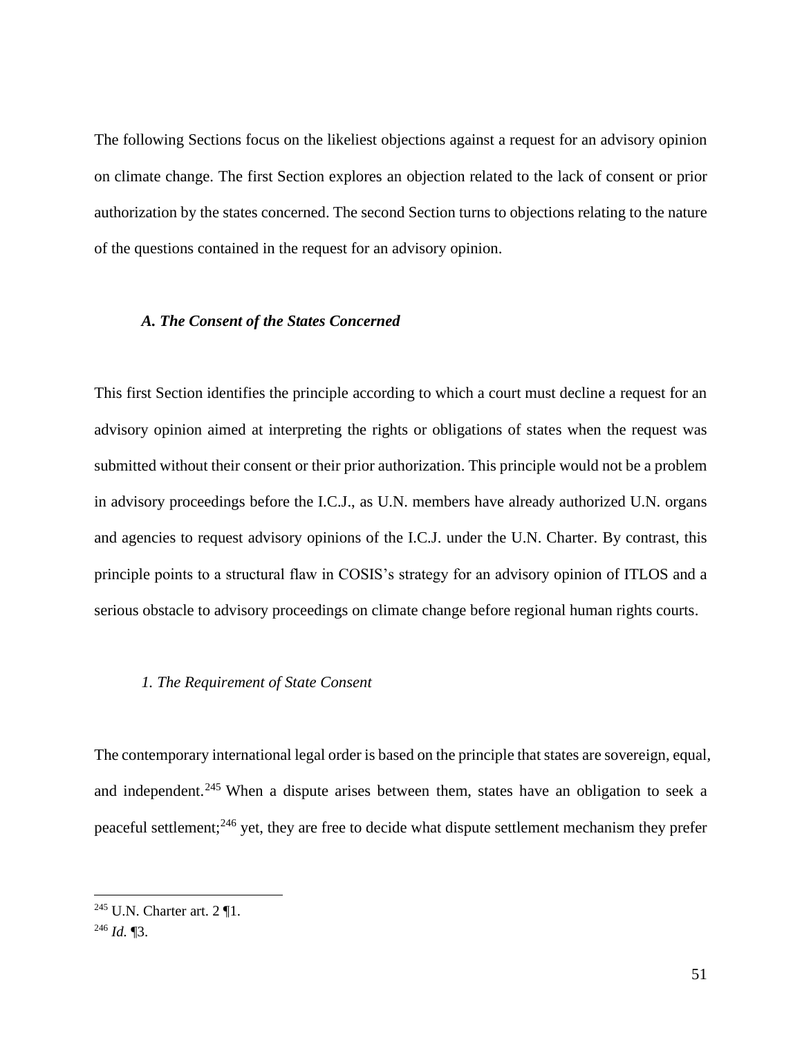The following Sections focus on the likeliest objections against a request for an advisory opinion on climate change. The first Section explores an objection related to the lack of consent or prior authorization by the states concerned. The second Section turns to objections relating to the nature of the questions contained in the request for an advisory opinion.

### *A. The Consent of the States Concerned*

This first Section identifies the principle according to which a court must decline a request for an advisory opinion aimed at interpreting the rights or obligations of states when the request was submitted without their consent or their prior authorization. This principle would not be a problem in advisory proceedings before the I.C.J., as U.N. members have already authorized U.N. organs and agencies to request advisory opinions of the I.C.J. under the U.N. Charter. By contrast, this principle points to a structural flaw in COSIS's strategy for an advisory opinion of ITLOS and a serious obstacle to advisory proceedings on climate change before regional human rights courts.

#### *1. The Requirement of State Consent*

The contemporary international legal order is based on the principle that states are sovereign, equal, and independent.[245] When a dispute arises between them, states have an obligation to seek a peaceful settlement;[246] yet, they are free to decide what dispute settlement mechanism they prefer

[245] U.N. Charter art. 2 ¶1.

[246] *Id.* ¶3.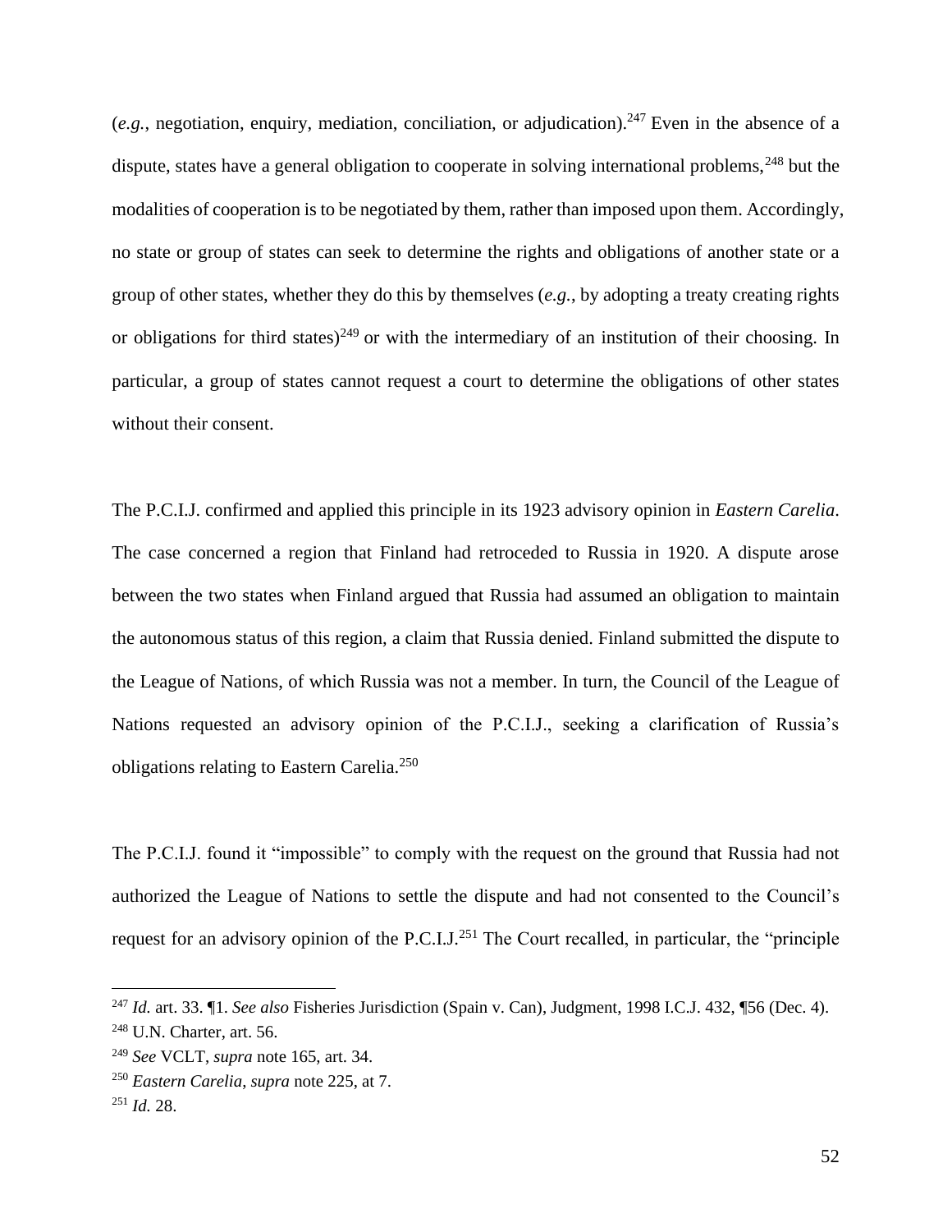(*e.g.*, negotiation, enquiry, mediation, conciliation, or adjudication).[247] Even in the absence of a dispute, states have a general obligation to cooperate in solving international problems,[248] but the modalities of cooperation is to be negotiated by them, rather than imposed upon them. Accordingly, no state or group of states can seek to determine the rights and obligations of another state or a group of other states, whether they do this by themselves (*e.g.*, by adopting a treaty creating rights or obligations for third states)[249] or with the intermediary of an institution of their choosing. In particular, a group of states cannot request a court to determine the obligations of other states without their consent.

The P.C.I.J. confirmed and applied this principle in its 1923 advisory opinion in *Eastern Carelia*. The case concerned a region that Finland had retroceded to Russia in 1920. A dispute arose between the two states when Finland argued that Russia had assumed an obligation to maintain the autonomous status of this region, a claim that Russia denied. Finland submitted the dispute to the League of Nations, of which Russia was not a member. In turn, the Council of the League of Nations requested an advisory opinion of the P.C.I.J., seeking a clarification of Russia's obligations relating to Eastern Carelia.[250]

The P.C.I.J. found it "impossible" to comply with the request on the ground that Russia had not authorized the League of Nations to settle the dispute and had not consented to the Council's request for an advisory opinion of the P.C.I.J.[251] The Court recalled, in particular, the "principle

---

[247] *Id.* art. 33. ¶1. *See also* Fisheries Jurisdiction (Spain v. Can), Judgment, 1998 I.C.J. 432, ¶56 (Dec. 4).

[248] U.N. Charter, art. 56.

[249] *See* VCLT, *supra* note 165, art. 34.

[250] *Eastern Carelia*, *supra* note 225, at 7.

[251] *Id.* 28.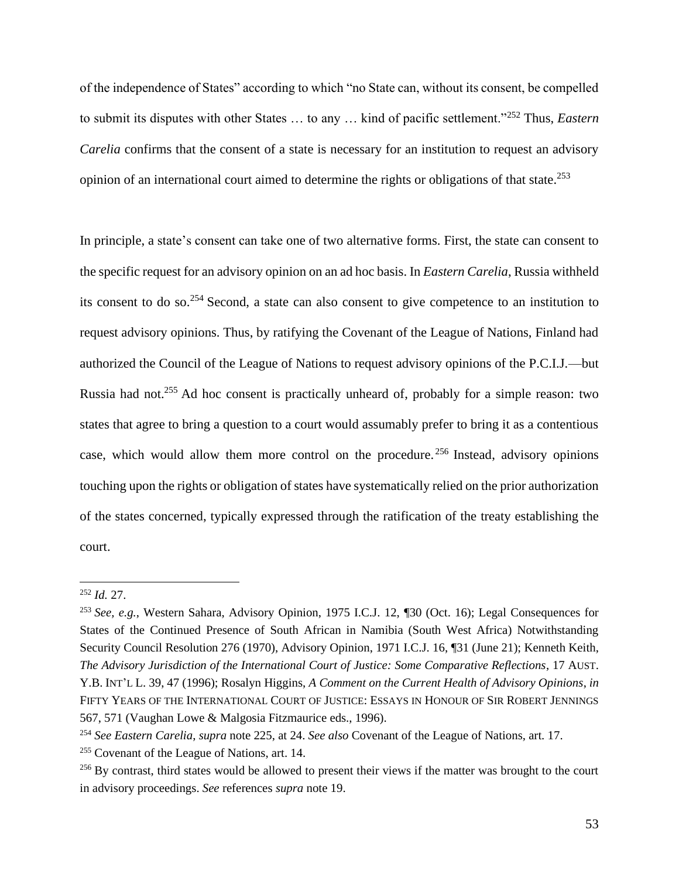of the independence of States" according to which "no State can, without its consent, be compelled to submit its disputes with other States … to any … kind of pacific settlement."[252] Thus, *Eastern Carelia* confirms that the consent of a state is necessary for an institution to request an advisory opinion of an international court aimed to determine the rights or obligations of that state.[253]

In principle, a state's consent can take one of two alternative forms. First, the state can consent to the specific request for an advisory opinion on an ad hoc basis. In *Eastern Carelia*, Russia withheld its consent to do so.[254] Second, a state can also consent to give competence to an institution to request advisory opinions. Thus, by ratifying the Covenant of the League of Nations, Finland had authorized the Council of the League of Nations to request advisory opinions of the P.C.I.J.—but Russia had not.[255] Ad hoc consent is practically unheard of, probably for a simple reason: two states that agree to bring a question to a court would assumably prefer to bring it as a contentious case, which would allow them more control on the procedure.[256] Instead, advisory opinions touching upon the rights or obligation of states have systematically relied on the prior authorization of the states concerned, typically expressed through the ratification of the treaty establishing the court.

---

[252] *Id.* 27.

[253] *See, e.g.*, Western Sahara, Advisory Opinion, 1975 I.C.J. 12, ¶30 (Oct. 16); Legal Consequences for States of the Continued Presence of South African in Namibia (South West Africa) Notwithstanding Security Council Resolution 276 (1970), Advisory Opinion, 1971 I.C.J. 16, ¶31 (June 21); Kenneth Keith, *The Advisory Jurisdiction of the International Court of Justice: Some Comparative Reflections*, 17 AUST. Y.B. INT'L L. 39, 47 (1996); Rosalyn Higgins, *A Comment on the Current Health of Advisory Opinions*, *in* FIFTY YEARS OF THE INTERNATIONAL COURT OF JUSTICE: ESSAYS IN HONOUR OF SIR ROBERT JENNINGS 567, 571 (Vaughan Lowe & Malgosia Fitzmaurice eds., 1996).

[254] *See Eastern Carelia*, *supra* note 225, at 24. *See also* Covenant of the League of Nations, art. 17.

[255] Covenant of the League of Nations, art. 14.

[256] By contrast, third states would be allowed to present their views if the matter was brought to the court in advisory proceedings. *See* references *supra* note 19.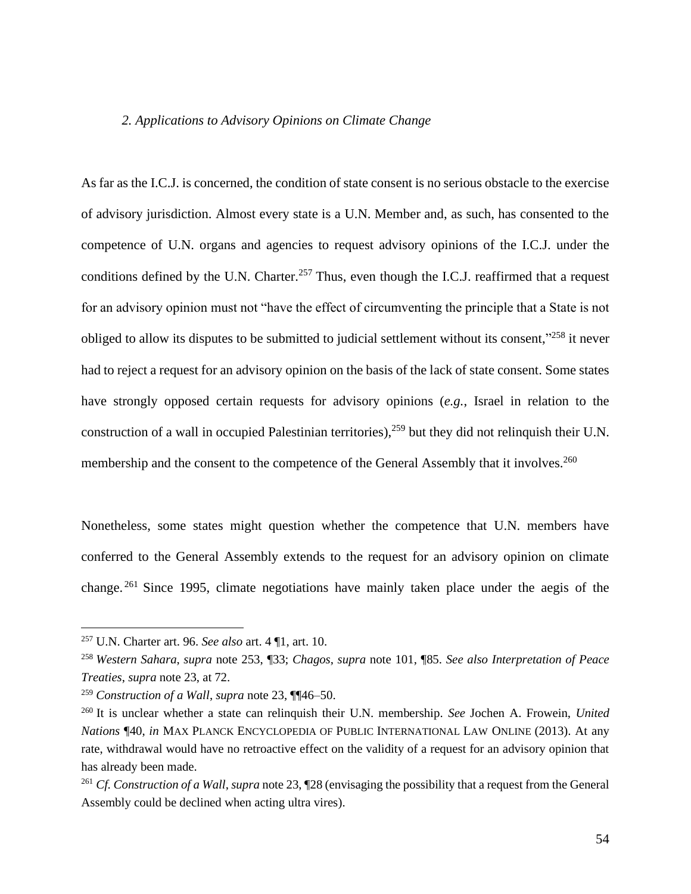### *2. Applications to Advisory Opinions on Climate Change*

As far as the I.C.J. is concerned, the condition of state consent is no serious obstacle to the exercise of advisory jurisdiction. Almost every state is a U.N. Member and, as such, has consented to the competence of U.N. organs and agencies to request advisory opinions of the I.C.J. under the conditions defined by the U.N. Charter.[257] Thus, even though the I.C.J. reaffirmed that a request for an advisory opinion must not "have the effect of circumventing the principle that a State is not obliged to allow its disputes to be submitted to judicial settlement without its consent,"[258] it never had to reject a request for an advisory opinion on the basis of the lack of state consent. Some states have strongly opposed certain requests for advisory opinions (*e.g.*, Israel in relation to the construction of a wall in occupied Palestinian territories),[259] but they did not relinquish their U.N. membership and the consent to the competence of the General Assembly that it involves.[260]

Nonetheless, some states might question whether the competence that U.N. members have conferred to the General Assembly extends to the request for an advisory opinion on climate change.[261] Since 1995, climate negotiations have mainly taken place under the aegis of the

---

[257] U.N. Charter art. 96. *See also* art. 4 ¶1, art. 10.

[258] *Western Sahara*, *supra* note 253, ¶33; *Chagos*, *supra* note 101, ¶85. *See also Interpretation of Peace Treaties*, *supra* note 23, at 72.

[259] *Construction of a Wall*, *supra* note 23, ¶¶46–50.

[260] It is unclear whether a state can relinquish their U.N. membership. *See* Jochen A. Frowein, *United Nations* ¶40, *in* MAX PLANCK ENCYCLOPEDIA OF PUBLIC INTERNATIONAL LAW ONLINE (2013). At any rate, withdrawal would have no retroactive effect on the validity of a request for an advisory opinion that has already been made.

[261] *Cf. Construction of a Wall*, *supra* note 23, ¶28 (envisaging the possibility that a request from the General Assembly could be declined when acting ultra vires).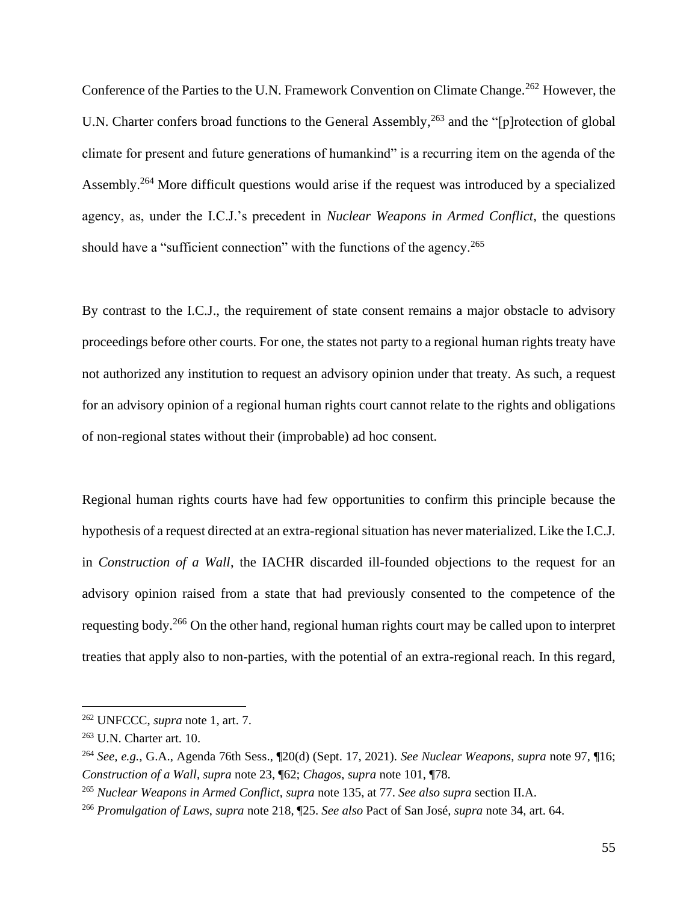Conference of the Parties to the U.N. Framework Convention on Climate Change.[262] However, the U.N. Charter confers broad functions to the General Assembly,[263] and the "[p]rotection of global climate for present and future generations of humankind" is a recurring item on the agenda of the Assembly.[264] More difficult questions would arise if the request was introduced by a specialized agency, as, under the I.C.J.'s precedent in *Nuclear Weapons in Armed Conflict*, the questions should have a "sufficient connection" with the functions of the agency.[265]

By contrast to the I.C.J., the requirement of state consent remains a major obstacle to advisory proceedings before other courts. For one, the states not party to a regional human rights treaty have not authorized any institution to request an advisory opinion under that treaty. As such, a request for an advisory opinion of a regional human rights court cannot relate to the rights and obligations of non-regional states without their (improbable) ad hoc consent.

Regional human rights courts have had few opportunities to confirm this principle because the hypothesis of a request directed at an extra-regional situation has never materialized. Like the I.C.J. in *Construction of a Wall*, the IACHR discarded ill-founded objections to the request for an advisory opinion raised from a state that had previously consented to the competence of the requesting body.[266] On the other hand, regional human rights court may be called upon to interpret treaties that apply also to non-parties, with the potential of an extra-regional reach. In this regard,

---

[262] UNFCCC, *supra* note 1, art. 7.

[263] U.N. Charter art. 10.

[264] *See, e.g.*, G.A., Agenda 76th Sess., ¶20(d) (Sept. 17, 2021). *See Nuclear Weapons*, *supra* note 97, ¶16; *Construction of a Wall*, *supra* note 23, ¶62; *Chagos*, *supra* note 101, ¶78.

[265] *Nuclear Weapons in Armed Conflict*, *supra* note 135, at 77. *See also supra* section II.A.

[266] *Promulgation of Laws*, *supra* note 218, ¶25. *See also* Pact of San José, *supra* note 34, art. 64.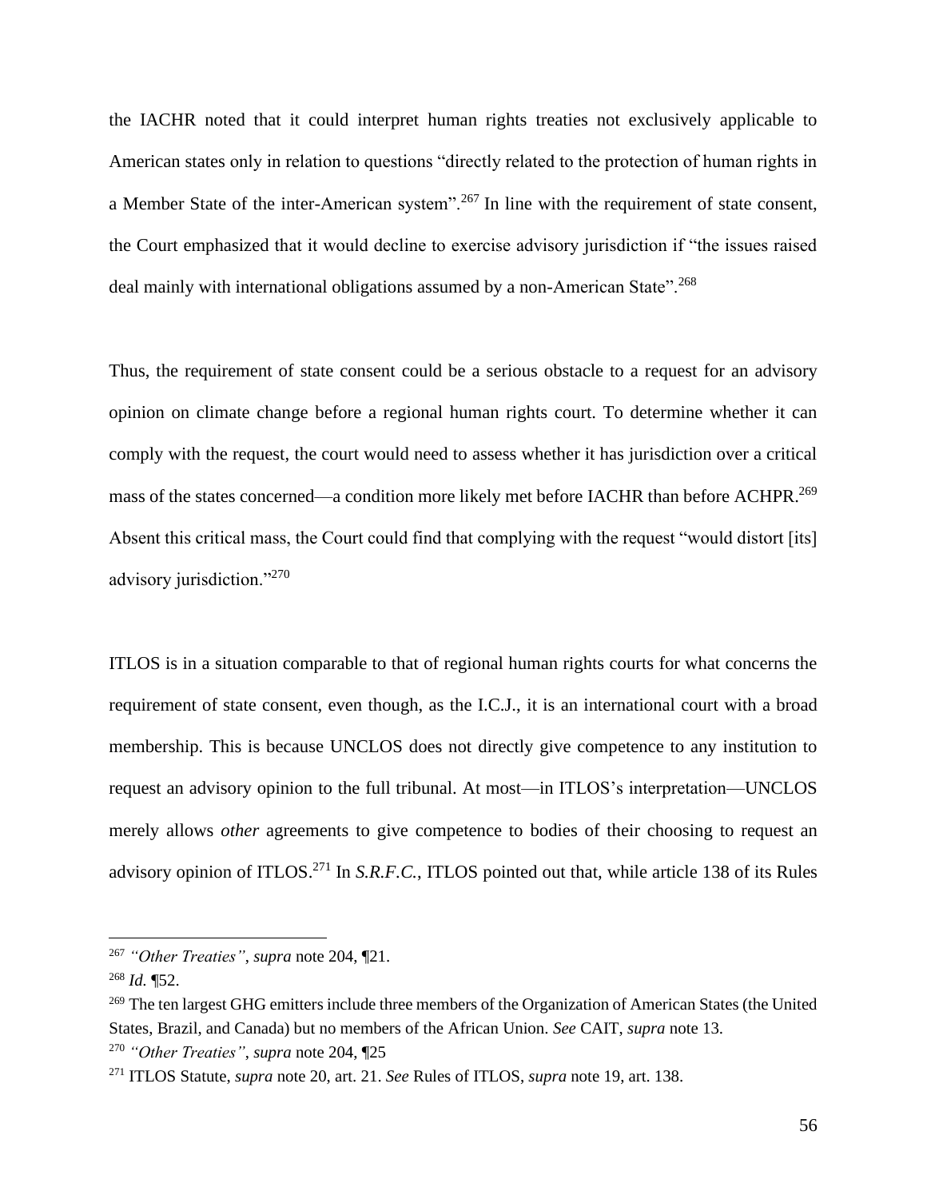the IACHR noted that it could interpret human rights treaties not exclusively applicable to American states only in relation to questions "directly related to the protection of human rights in a Member State of the inter-American system".[267] In line with the requirement of state consent, the Court emphasized that it would decline to exercise advisory jurisdiction if "the issues raised deal mainly with international obligations assumed by a non-American State".[268]

Thus, the requirement of state consent could be a serious obstacle to a request for an advisory opinion on climate change before a regional human rights court. To determine whether it can comply with the request, the court would need to assess whether it has jurisdiction over a critical mass of the states concerned—a condition more likely met before IACHR than before ACHPR.[269] Absent this critical mass, the Court could find that complying with the request "would distort [its] advisory jurisdiction."[270]

ITLOS is in a situation comparable to that of regional human rights courts for what concerns the requirement of state consent, even though, as the I.C.J., it is an international court with a broad membership. This is because UNCLOS does not directly give competence to any institution to request an advisory opinion to the full tribunal. At most—in ITLOS's interpretation—UNCLOS merely allows *other* agreements to give competence to bodies of their choosing to request an advisory opinion of ITLOS.[271] In ***S.R.F.C.***, ITLOS pointed out that, while article 138 of its Rules

---

[267] *"Other Treaties"*, *supra* note 204, ¶21.

[268] *Id.* ¶52.

[269] The ten largest GHG emitters include three members of the Organization of American States (the United States, Brazil, and Canada) but no members of the African Union. *See* CAIT, *supra* note 13.

[270] *"Other Treaties"*, *supra* note 204, ¶25

[271] ITLOS Statute, *supra* note 20, art. 21. *See* Rules of ITLOS, *supra* note 19, art. 138.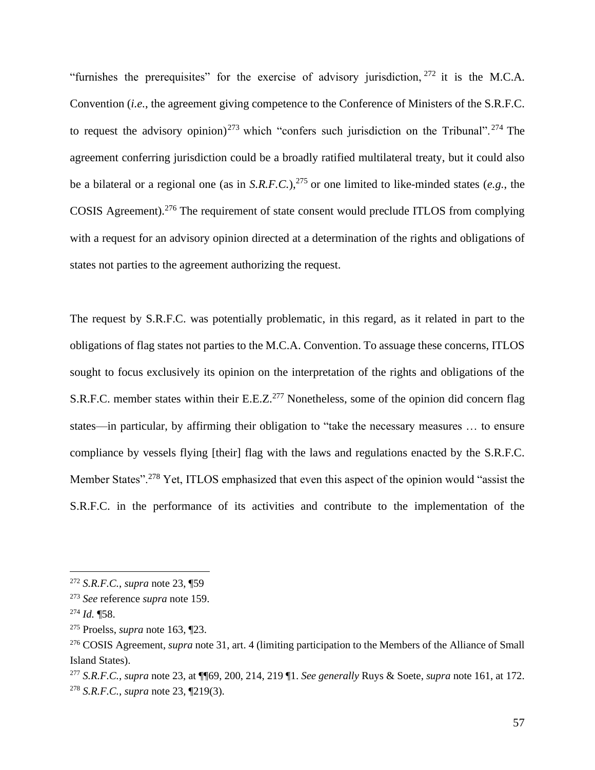"furnishes the prerequisites" for the exercise of advisory jurisdiction,[272] it is the M.C.A. Convention (*i.e.*, the agreement giving competence to the Conference of Ministers of the S.R.F.C. to request the advisory opinion)[273] which "confers such jurisdiction on the Tribunal".[274] The agreement conferring jurisdiction could be a broadly ratified multilateral treaty, but it could also be a bilateral or a regional one (as in *S.R.F.C.*),[275] or one limited to like-minded states (*e.g.*, the COSIS Agreement).[276] The requirement of state consent would preclude ITLOS from complying with a request for an advisory opinion directed at a determination of the rights and obligations of states not parties to the agreement authorizing the request.

The request by S.R.F.C. was potentially problematic, in this regard, as it related in part to the obligations of flag states not parties to the M.C.A. Convention. To assuage these concerns, ITLOS sought to focus exclusively its opinion on the interpretation of the rights and obligations of the S.R.F.C. member states within their E.E.Z.[277] Nonetheless, some of the opinion did concern flag states—in particular, by affirming their obligation to "take the necessary measures … to ensure compliance by vessels flying [their] flag with the laws and regulations enacted by the S.R.F.C. Member States".[278] Yet, ITLOS emphasized that even this aspect of the opinion would "assist the S.R.F.C. in the performance of its activities and contribute to the implementation of the

---

[272] *S.R.F.C.*, *supra* note 23, ¶59

[273] *See* reference *supra* note 159.

[274] *Id.* ¶58.

[275] Proelss, *supra* note 163, ¶23.

[276] COSIS Agreement, *supra* note 31, art. 4 (limiting participation to the Members of the Alliance of Small Island States).

[277] *S.R.F.C.*, *supra* note 23, at ¶¶69, 200, 214, 219 ¶1. *See generally* Ruys & Soete, *supra* note 161, at 172.

[278] *S.R.F.C.*, *supra* note 23, ¶219(3).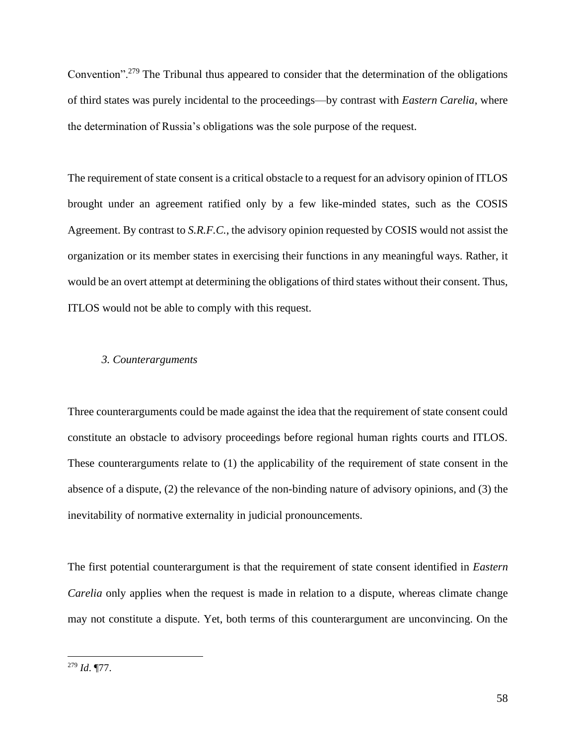Convention".[279] The Tribunal thus appeared to consider that the determination of the obligations of third states was purely incidental to the proceedings—by contrast with *Eastern Carelia*, where the determination of Russia's obligations was the sole purpose of the request.

The requirement of state consent is a critical obstacle to a request for an advisory opinion of ITLOS brought under an agreement ratified only by a few like-minded states, such as the COSIS Agreement. By contrast to *S.R.F.C.*, the advisory opinion requested by COSIS would not assist the organization or its member states in exercising their functions in any meaningful ways. Rather, it would be an overt attempt at determining the obligations of third states without their consent. Thus, ITLOS would not be able to comply with this request.

### *3. Counterarguments*

Three counterarguments could be made against the idea that the requirement of state consent could constitute an obstacle to advisory proceedings before regional human rights courts and ITLOS. These counterarguments relate to (1) the applicability of the requirement of state consent in the absence of a dispute, (2) the relevance of the non-binding nature of advisory opinions, and (3) the inevitability of normative externality in judicial pronouncements.

The first potential counterargument is that the requirement of state consent identified in *Eastern Carelia* only applies when the request is made in relation to a dispute, whereas climate change may not constitute a dispute. Yet, both terms of this counterargument are unconvincing. On the

---

[279] *Id*. ¶77.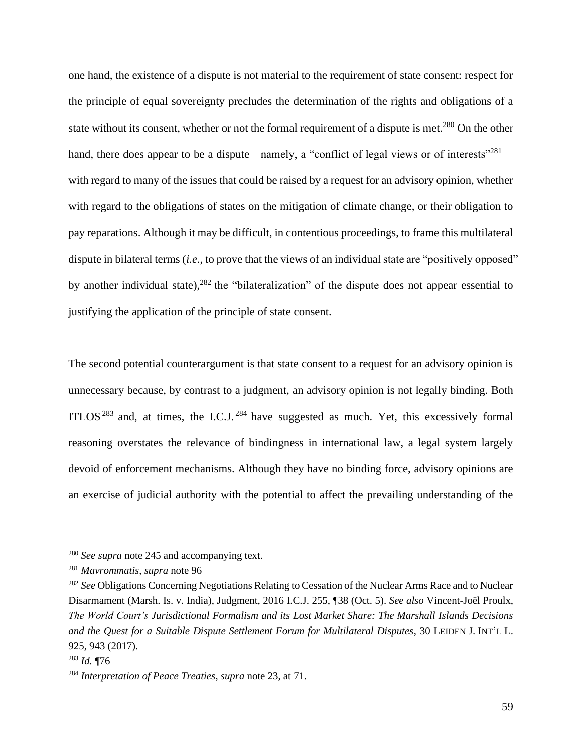one hand, the existence of a dispute is not material to the requirement of state consent: respect for the principle of equal sovereignty precludes the determination of the rights and obligations of a state without its consent, whether or not the formal requirement of a dispute is met.[280] On the other hand, there does appear to be a dispute—namely, a "conflict of legal views or of interests"[281]—with regard to many of the issues that could be raised by a request for an advisory opinion, whether with regard to the obligations of states on the mitigation of climate change, or their obligation to pay reparations. Although it may be difficult, in contentious proceedings, to frame this multilateral dispute in bilateral terms (*i.e.*, to prove that the views of an individual state are "positively opposed" by another individual state),[282] the "bilateralization" of the dispute does not appear essential to justifying the application of the principle of state consent.

The second potential counterargument is that state consent to a request for an advisory opinion is unnecessary because, by contrast to a judgment, an advisory opinion is not legally binding. Both ITLOS[283] and, at times, the I.C.J.[284] have suggested as much. Yet, this excessively formal reasoning overstates the relevance of bindingness in international law, a legal system largely devoid of enforcement mechanisms. Although they have no binding force, advisory opinions are an exercise of judicial authority with the potential to affect the prevailing understanding of the

---

[280] *See supra* note 245 and accompanying text.

[281] *Mavrommatis*, *supra* note 96

[282] *See* Obligations Concerning Negotiations Relating to Cessation of the Nuclear Arms Race and to Nuclear Disarmament (Marsh. Is. v. India), Judgment, 2016 I.C.J. 255, ¶38 (Oct. 5). *See also* Vincent-Joël Proulx, *The World Court's Jurisdictional Formalism and its Lost Market Share: The Marshall Islands Decisions and the Quest for a Suitable Dispute Settlement Forum for Multilateral Disputes*, 30 LEIDEN J. INT'L L. 925, 943 (2017).

[283] *Id.* ¶76

[284] *Interpretation of Peace Treaties*, *supra* note 23, at 71.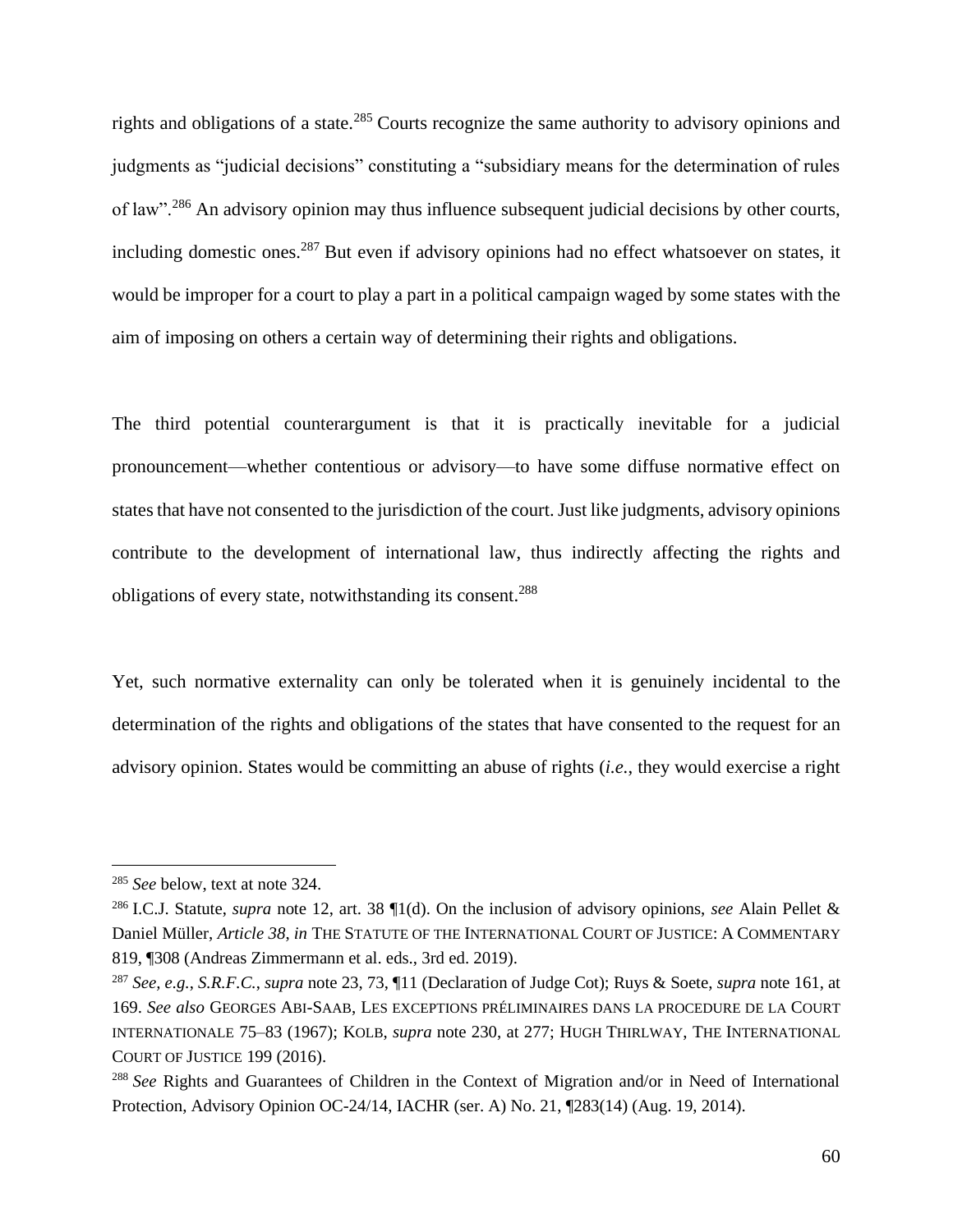rights and obligations of a state.[285] Courts recognize the same authority to advisory opinions and judgments as "judicial decisions" constituting a "subsidiary means for the determination of rules of law".[286] An advisory opinion may thus influence subsequent judicial decisions by other courts, including domestic ones.[287] But even if advisory opinions had no effect whatsoever on states, it would be improper for a court to play a part in a political campaign waged by some states with the aim of imposing on others a certain way of determining their rights and obligations.

The third potential counterargument is that it is practically inevitable for a judicial pronouncement—whether contentious or advisory—to have some diffuse normative effect on states that have not consented to the jurisdiction of the court. Just like judgments, advisory opinions contribute to the development of international law, thus indirectly affecting the rights and obligations of every state, notwithstanding its consent.[288]

Yet, such normative externality can only be tolerated when it is genuinely incidental to the determination of the rights and obligations of the states that have consented to the request for an advisory opinion. States would be committing an abuse of rights (*i.e.*, they would exercise a right

---

[285] *See* below, text at note 324.

[286] I.C.J. Statute, *supra* note 12, art. 38 ¶1(d). On the inclusion of advisory opinions, *see* Alain Pellet & Daniel Müller, *Article 38*, *in* THE STATUTE OF THE INTERNATIONAL COURT OF JUSTICE: A COMMENTARY 819, ¶308 (Andreas Zimmermann et al. eds., 3rd ed. 2019).

[287] *See, e.g.*, *S.R.F.C.*, *supra* note 23, 73, ¶11 (Declaration of Judge Cot); Ruys & Soete, *supra* note 161, at 169. *See also* GEORGES ABI-SAAB, LES EXCEPTIONS PRÉLIMINAIRES DANS LA PROCEDURE DE LA COURT INTERNATIONALE 75–83 (1967); KOLB, *supra* note 230, at 277; HUGH THIRLWAY, THE INTERNATIONAL COURT OF JUSTICE 199 (2016).

[288] *See* Rights and Guarantees of Children in the Context of Migration and/or in Need of International Protection, Advisory Opinion OC-24/14, IACHR (ser. A) No. 21, ¶283(14) (Aug. 19, 2014).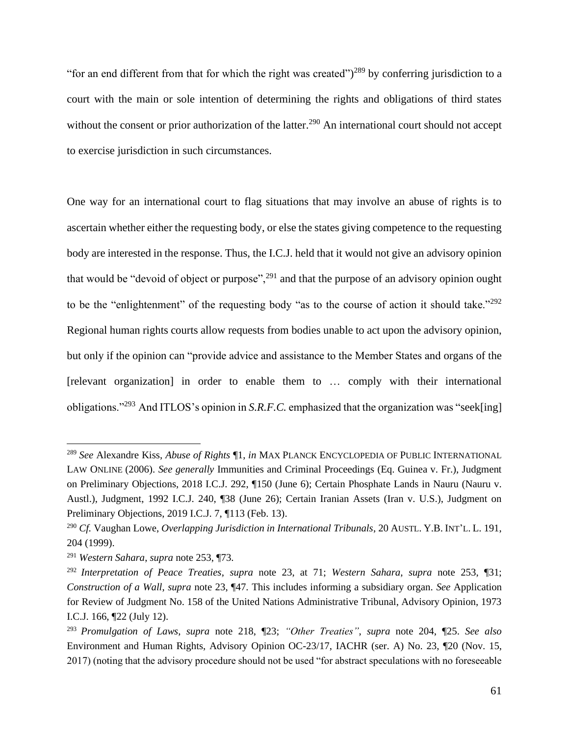"for an end different from that for which the right was created")[289] by conferring jurisdiction to a court with the main or sole intention of determining the rights and obligations of third states without the consent or prior authorization of the latter.[290] An international court should not accept to exercise jurisdiction in such circumstances.

One way for an international court to flag situations that may involve an abuse of rights is to ascertain whether either the requesting body, or else the states giving competence to the requesting body are interested in the response. Thus, the I.C.J. held that it would not give an advisory opinion that would be "devoid of object or purpose",[291] and that the purpose of an advisory opinion ought to be the "enlightenment" of the requesting body "as to the course of action it should take."[292] Regional human rights courts allow requests from bodies unable to act upon the advisory opinion, but only if the opinion can "provide advice and assistance to the Member States and organs of the [relevant organization] in order to enable them to … comply with their international obligations."[293] And ITLOS's opinion in *S.R.F.C.* emphasized that the organization was "seek[ing]

---

[289] *See* Alexandre Kiss, *Abuse of Rights* ¶1, *in* MAX PLANCK ENCYCLOPEDIA OF PUBLIC INTERNATIONAL LAW ONLINE (2006). *See generally* Immunities and Criminal Proceedings (Eq. Guinea v. Fr.), Judgment on Preliminary Objections, 2018 I.C.J. 292, ¶150 (June 6); Certain Phosphate Lands in Nauru (Nauru v. Austl.), Judgment, 1992 I.C.J. 240, ¶38 (June 26); Certain Iranian Assets (Iran v. U.S.), Judgment on Preliminary Objections, 2019 I.C.J. 7, ¶113 (Feb. 13).

[290] *Cf.* Vaughan Lowe, *Overlapping Jurisdiction in International Tribunals*, 20 AUSTL. Y.B. INT'L. L. 191, 204 (1999).

[291] *Western Sahara*, *supra* note 253, ¶73.

[292] *Interpretation of Peace Treaties*, *supra* note 23, at 71; *Western Sahara*, *supra* note 253, ¶31; *Construction of a Wall*, *supra* note 23, ¶47. This includes informing a subsidiary organ. *See* Application for Review of Judgment No. 158 of the United Nations Administrative Tribunal, Advisory Opinion, 1973 I.C.J. 166, ¶22 (July 12).

[293] *Promulgation of Laws*, *supra* note 218, ¶23; *"Other Treaties"*, *supra* note 204, ¶25. *See also* Environment and Human Rights, Advisory Opinion OC-23/17, IACHR (ser. A) No. 23, ¶20 (Nov. 15, 2017) (noting that the advisory procedure should not be used "for abstract speculations with no foreseeable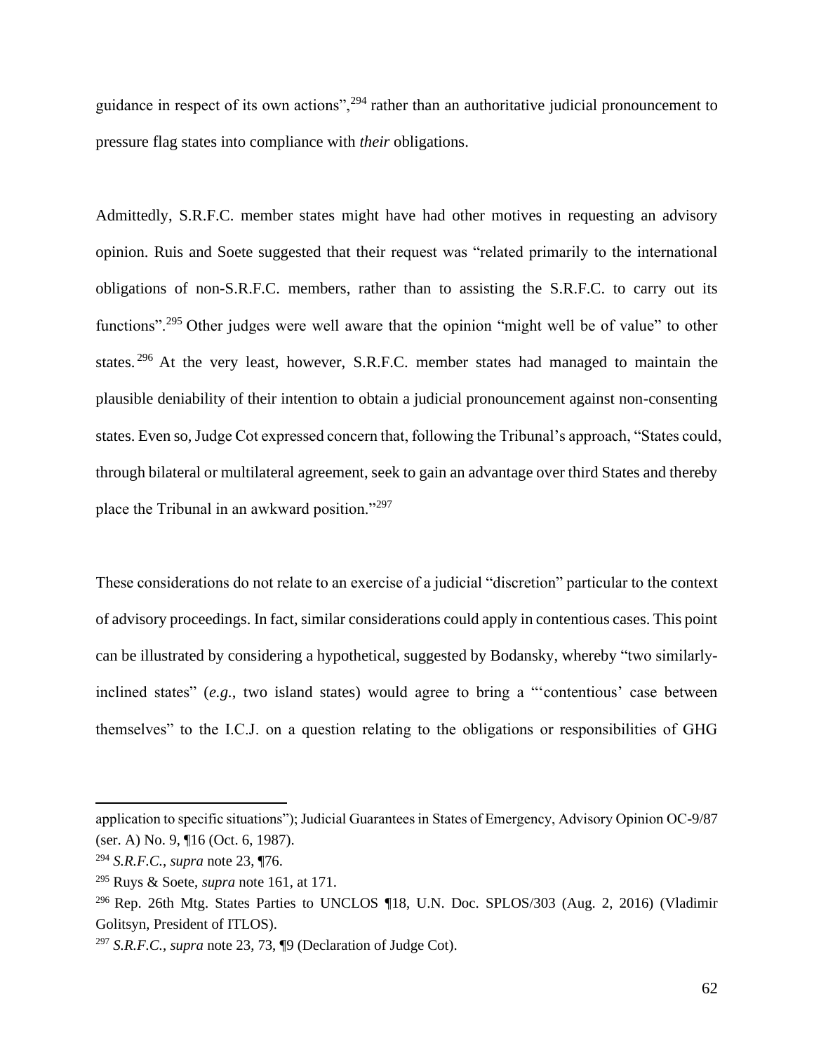guidance in respect of its own actions",[294] rather than an authoritative judicial pronouncement to pressure flag states into compliance with *their* obligations.

Admittedly, S.R.F.C. member states might have had other motives in requesting an advisory opinion. Ruis and Soete suggested that their request was "related primarily to the international obligations of non-S.R.F.C. members, rather than to assisting the S.R.F.C. to carry out its functions".[295] Other judges were well aware that the opinion "might well be of value" to other states.[296] At the very least, however, S.R.F.C. member states had managed to maintain the plausible deniability of their intention to obtain a judicial pronouncement against non-consenting states. Even so, Judge Cot expressed concern that, following the Tribunal's approach, "States could, through bilateral or multilateral agreement, seek to gain an advantage over third States and thereby place the Tribunal in an awkward position."[297]

These considerations do not relate to an exercise of a judicial "discretion" particular to the context of advisory proceedings. In fact, similar considerations could apply in contentious cases. This point can be illustrated by considering a hypothetical, suggested by Bodansky, whereby "two similarly-inclined states" (*e.g.*, two island states) would agree to bring a "'contentious' case between themselves" to the I.C.J. on a question relating to the obligations or responsibilities of GHG

---

application to specific situations"); Judicial Guarantees in States of Emergency, Advisory Opinion OC-9/87 (ser. A) No. 9, ¶16 (Oct. 6, 1987).

[294] *S.R.F.C.*, *supra* note 23, ¶76.

[295] Ruys & Soete, *supra* note 161, at 171.

[296] Rep. 26th Mtg. States Parties to UNCLOS ¶18, U.N. Doc. SPLOS/303 (Aug. 2, 2016) (Vladimir Golitsyn, President of ITLOS).

[297] *S.R.F.C.*, *supra* note 23, 73, ¶9 (Declaration of Judge Cot).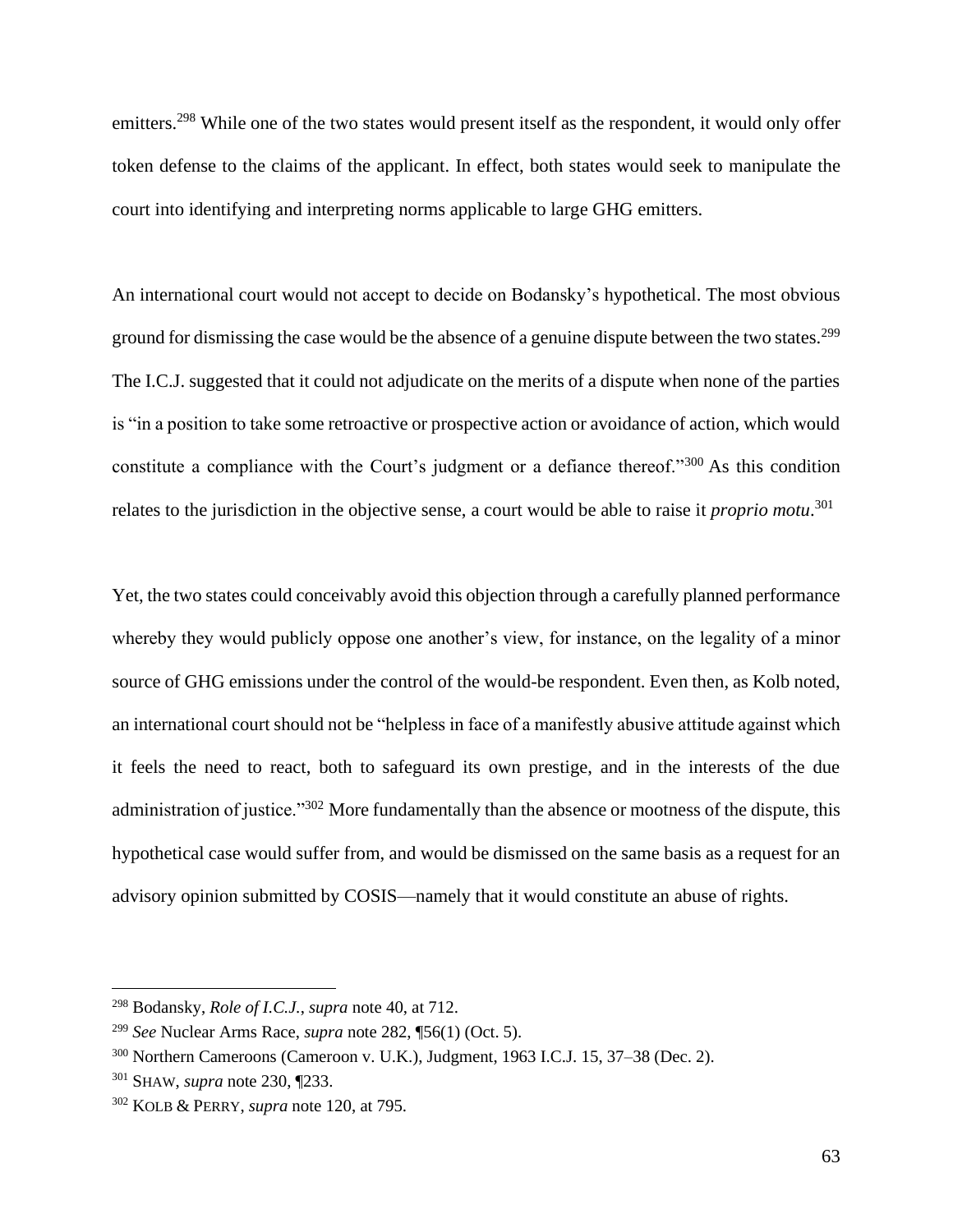emitters.[298] While one of the two states would present itself as the respondent, it would only offer token defense to the claims of the applicant. In effect, both states would seek to manipulate the court into identifying and interpreting norms applicable to large GHG emitters.

An international court would not accept to decide on Bodansky's hypothetical. The most obvious ground for dismissing the case would be the absence of a genuine dispute between the two states.[299] The I.C.J. suggested that it could not adjudicate on the merits of a dispute when none of the parties is "in a position to take some retroactive or prospective action or avoidance of action, which would constitute a compliance with the Court's judgment or a defiance thereof."[300] As this condition relates to the jurisdiction in the objective sense, a court would be able to raise it *proprio motu*.[301]

Yet, the two states could conceivably avoid this objection through a carefully planned performance whereby they would publicly oppose one another's view, for instance, on the legality of a minor source of GHG emissions under the control of the would-be respondent. Even then, as Kolb noted, an international court should not be "helpless in face of a manifestly abusive attitude against which it feels the need to react, both to safeguard its own prestige, and in the interests of the due administration of justice."[302] More fundamentally than the absence or mootness of the dispute, this hypothetical case would suffer from, and would be dismissed on the same basis as a request for an advisory opinion submitted by COSIS—namely that it would constitute an abuse of rights.

---

[298] Bodansky, *Role of I.C.J.*, *supra* note 40, at 712.

[299] *See* Nuclear Arms Race, *supra* note 282, ¶56(1) (Oct. 5).

[300] Northern Cameroons (Cameroon v. U.K.), Judgment, 1963 I.C.J. 15, 37–38 (Dec. 2).

[301] SHAW, *supra* note 230, ¶233.

[302] KOLB & PERRY, *supra* note 120, at 795.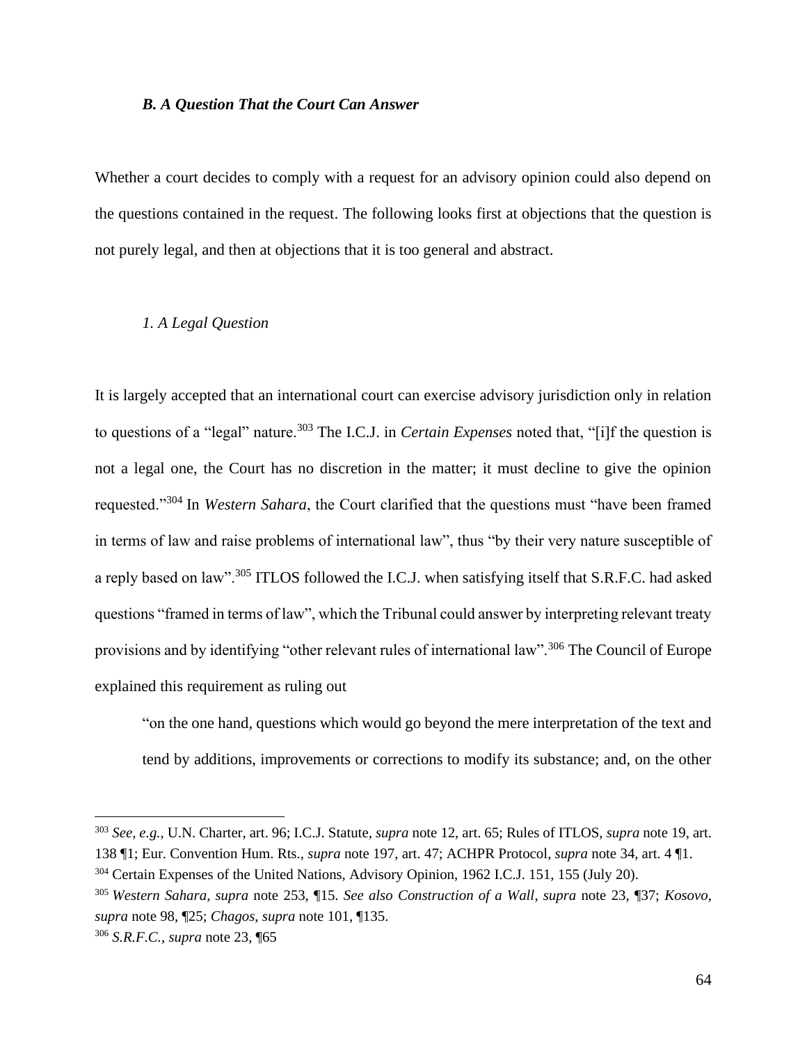### *B. A Question That the Court Can Answer*

Whether a court decides to comply with a request for an advisory opinion could also depend on the questions contained in the request. The following looks first at objections that the question is not purely legal, and then at objections that it is too general and abstract.

#### *1. A Legal Question*

It is largely accepted that an international court can exercise advisory jurisdiction only in relation to questions of a "legal" nature.[303] The I.C.J. in *Certain Expenses* noted that, "[i]f the question is not a legal one, the Court has no discretion in the matter; it must decline to give the opinion requested."[304] In *Western Sahara*, the Court clarified that the questions must "have been framed in terms of law and raise problems of international law", thus "by their very nature susceptible of a reply based on law".[305] ITLOS followed the I.C.J. when satisfying itself that S.R.F.C. had asked questions "framed in terms of law", which the Tribunal could answer by interpreting relevant treaty provisions and by identifying "other relevant rules of international law".[306] The Council of Europe explained this requirement as ruling out

> "on the one hand, questions which would go beyond the mere interpretation of the text and tend by additions, improvements or corrections to modify its substance; and, on the other

---

[303] *See, e.g.*, U.N. Charter, art. 96; I.C.J. Statute, *supra* note 12, art. 65; Rules of ITLOS, *supra* note 19, art. 138 ¶1; Eur. Convention Hum. Rts., *supra* note 197, art. 47; ACHPR Protocol, *supra* note 34, art. 4 ¶1.

[304] Certain Expenses of the United Nations, Advisory Opinion, 1962 I.C.J. 151, 155 (July 20).

[305] *Western Sahara*, *supra* note 253, ¶15. *See also Construction of a Wall*, *supra* note 23, ¶37; *Kosovo*, *supra* note 98, ¶25; *Chagos*, *supra* note 101, ¶135.

[306] *S.R.F.C.*, *supra* note 23, ¶65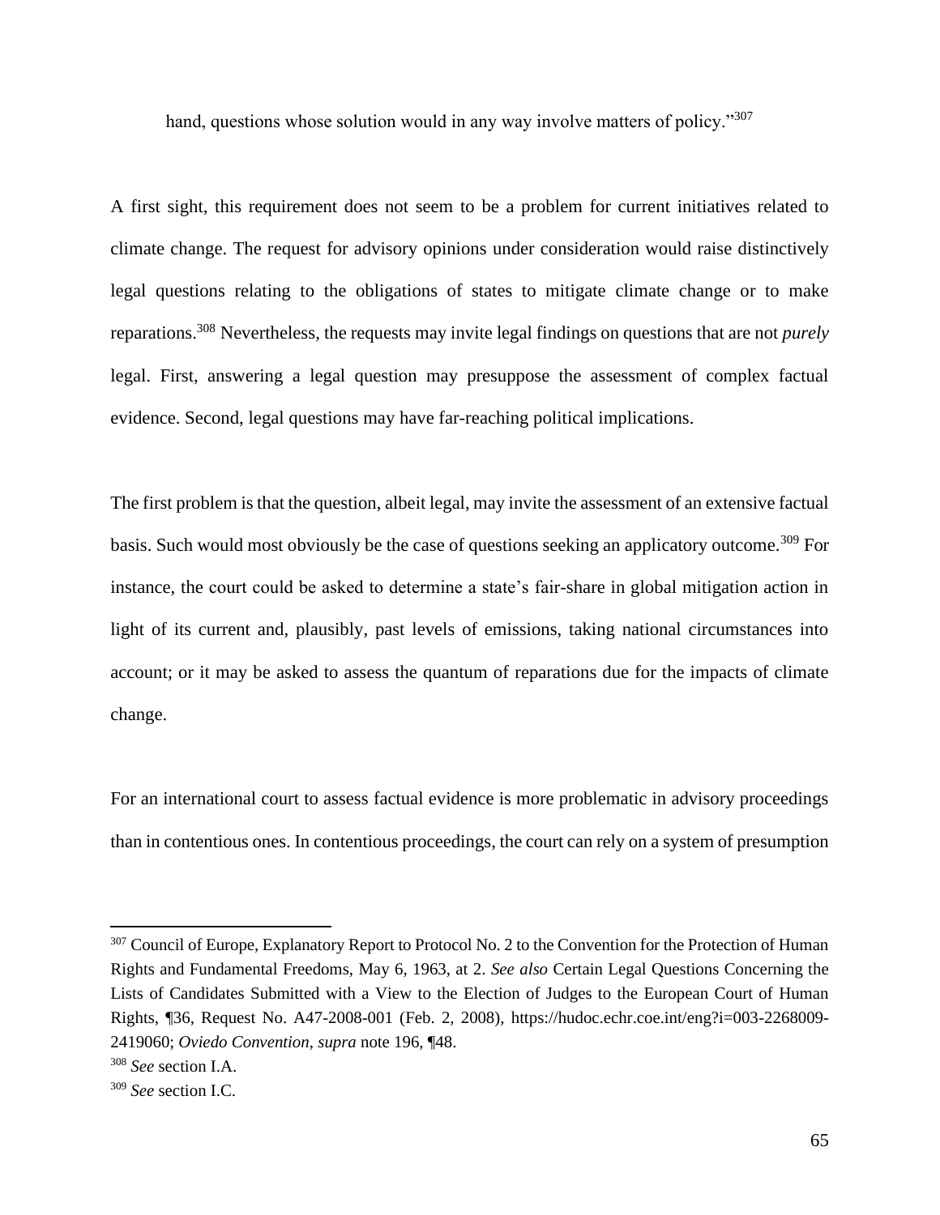hand, questions whose solution would in any way involve matters of policy."[307]

A first sight, this requirement does not seem to be a problem for current initiatives related to climate change. The request for advisory opinions under consideration would raise distinctively legal questions relating to the obligations of states to mitigate climate change or to make reparations.[308] Nevertheless, the requests may invite legal findings on questions that are not *purely* legal. First, answering a legal question may presuppose the assessment of complex factual evidence. Second, legal questions may have far-reaching political implications.

The first problem is that the question, albeit legal, may invite the assessment of an extensive factual basis. Such would most obviously be the case of questions seeking an applicatory outcome.[309] For instance, the court could be asked to determine a state's fair-share in global mitigation action in light of its current and, plausibly, past levels of emissions, taking national circumstances into account; or it may be asked to assess the quantum of reparations due for the impacts of climate change.

For an international court to assess factual evidence is more problematic in advisory proceedings than in contentious ones. In contentious proceedings, the court can rely on a system of presumption

---

[307] Council of Europe, Explanatory Report to Protocol No. 2 to the Convention for the Protection of Human Rights and Fundamental Freedoms, May 6, 1963, at 2. *See also* Certain Legal Questions Concerning the Lists of Candidates Submitted with a View to the Election of Judges to the European Court of Human Rights, ¶36, Request No. A47-2008-001 (Feb. 2, 2008), https://hudoc.echr.coe.int/eng?i=003-2268009-2419060; *Oviedo Convention*, *supra* note 196, ¶48.

[308] *See* section I.A.

[309] *See* section I.C.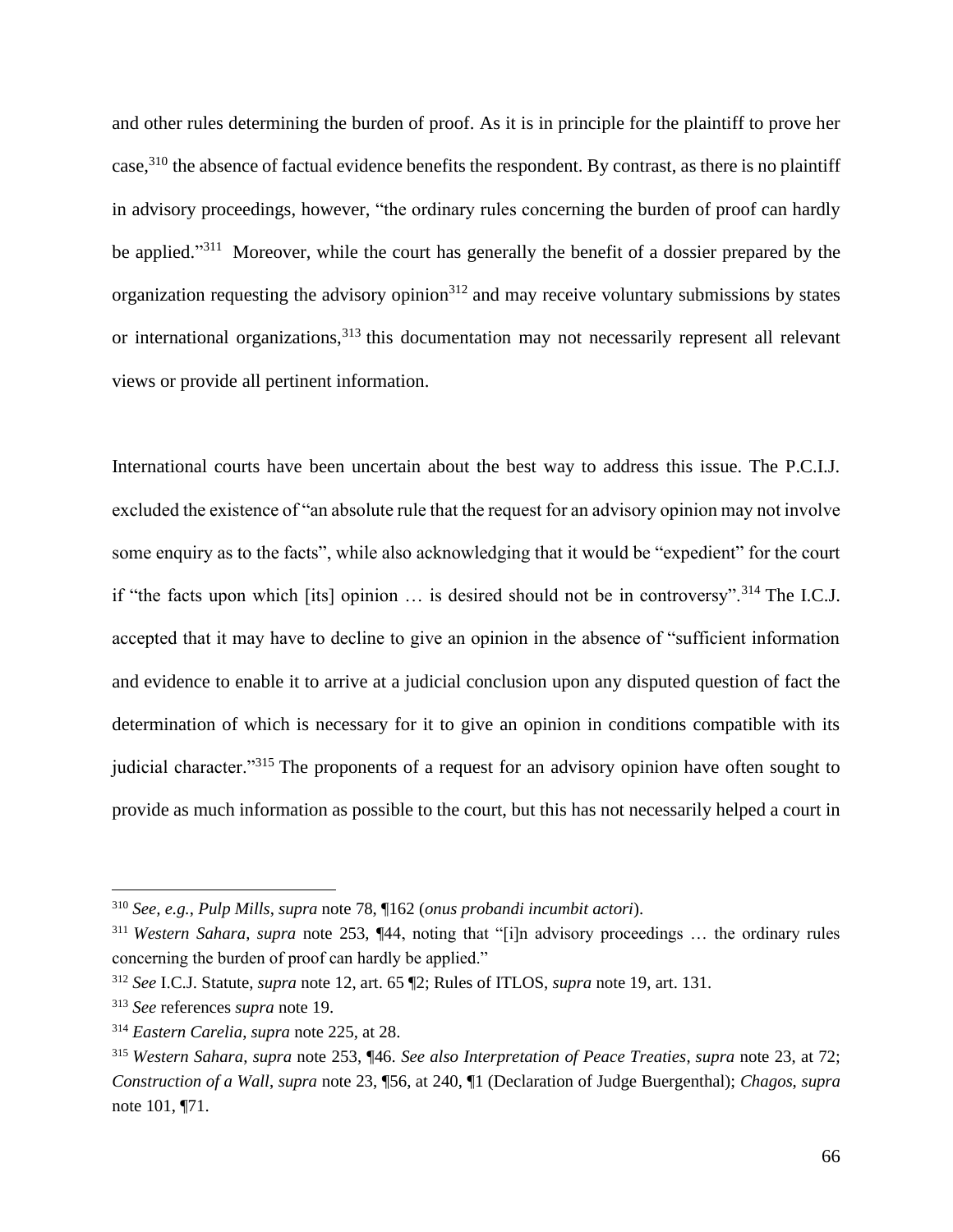and other rules determining the burden of proof. As it is in principle for the plaintiff to prove her case,[310] the absence of factual evidence benefits the respondent. By contrast, as there is no plaintiff in advisory proceedings, however, "the ordinary rules concerning the burden of proof can hardly be applied."[311] Moreover, while the court has generally the benefit of a dossier prepared by the organization requesting the advisory opinion[312] and may receive voluntary submissions by states or international organizations,[313] this documentation may not necessarily represent all relevant views or provide all pertinent information.

International courts have been uncertain about the best way to address this issue. The P.C.I.J. excluded the existence of "an absolute rule that the request for an advisory opinion may not involve some enquiry as to the facts", while also acknowledging that it would be "expedient" for the court if "the facts upon which [its] opinion … is desired should not be in controversy".[314] The I.C.J. accepted that it may have to decline to give an opinion in the absence of "sufficient information and evidence to enable it to arrive at a judicial conclusion upon any disputed question of fact the determination of which is necessary for it to give an opinion in conditions compatible with its judicial character."[315] The proponents of a request for an advisory opinion have often sought to provide as much information as possible to the court, but this has not necessarily helped a court in

---

[310] *See, e.g.*, *Pulp Mills*, *supra* note 78, ¶162 (*onus probandi incumbit actori*).

[311] *Western Sahara*, *supra* note 253, ¶44, noting that "[i]n advisory proceedings … the ordinary rules concerning the burden of proof can hardly be applied."

[312] *See* I.C.J. Statute, *supra* note 12, art. 65 ¶2; Rules of ITLOS, *supra* note 19, art. 131.

[313] *See* references *supra* note 19.

[314] *Eastern Carelia*, *supra* note 225, at 28.

[315] *Western Sahara*, *supra* note 253, ¶46. *See also Interpretation of Peace Treaties*, *supra* note 23, at 72; *Construction of a Wall*, *supra* note 23, ¶56, at 240, ¶1 (Declaration of Judge Buergenthal); *Chagos*, *supra* note 101, ¶71.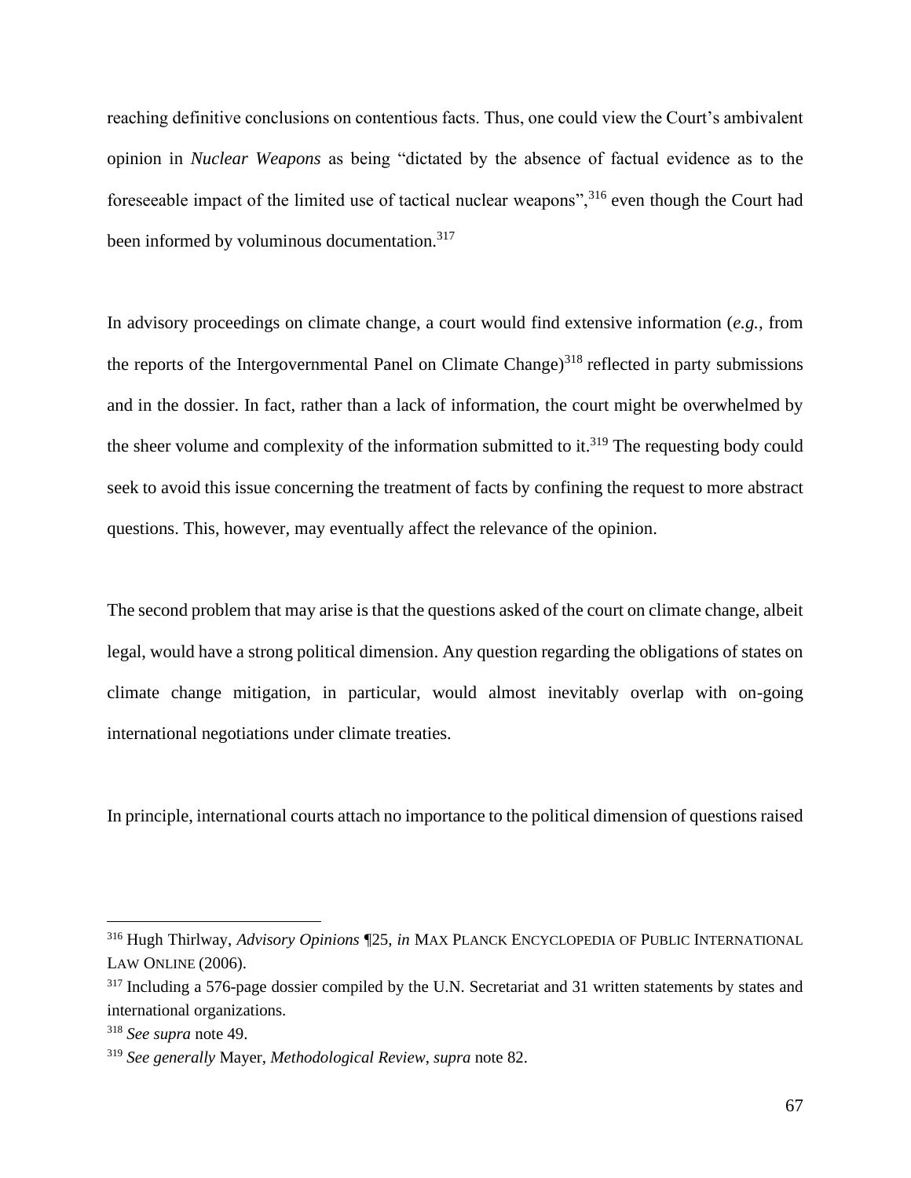reaching definitive conclusions on contentious facts. Thus, one could view the Court's ambivalent opinion in *Nuclear Weapons* as being "dictated by the absence of factual evidence as to the foreseeable impact of the limited use of tactical nuclear weapons",[316] even though the Court had been informed by voluminous documentation.[317]

In advisory proceedings on climate change, a court would find extensive information (*e.g.*, from the reports of the Intergovernmental Panel on Climate Change)[318] reflected in party submissions and in the dossier. In fact, rather than a lack of information, the court might be overwhelmed by the sheer volume and complexity of the information submitted to it.[319] The requesting body could seek to avoid this issue concerning the treatment of facts by confining the request to more abstract questions. This, however, may eventually affect the relevance of the opinion.

The second problem that may arise is that the questions asked of the court on climate change, albeit legal, would have a strong political dimension. Any question regarding the obligations of states on climate change mitigation, in particular, would almost inevitably overlap with on-going international negotiations under climate treaties.

In principle, international courts attach no importance to the political dimension of questions raised

---

[316] Hugh Thirlway, *Advisory Opinions* ¶25, *in* MAX PLANCK ENCYCLOPEDIA OF PUBLIC INTERNATIONAL LAW ONLINE (2006).

[317] Including a 576-page dossier compiled by the U.N. Secretariat and 31 written statements by states and international organizations.

[318] *See supra* note 49.

[319] *See generally* Mayer, *Methodological Review*, *supra* note 82.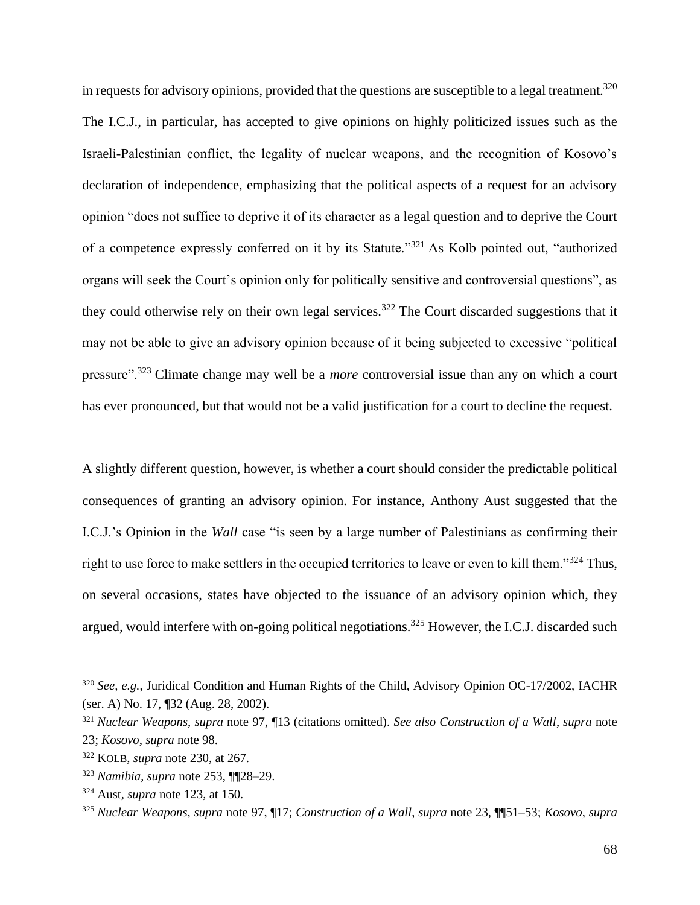in requests for advisory opinions, provided that the questions are susceptible to a legal treatment.[320] The I.C.J., in particular, has accepted to give opinions on highly politicized issues such as the Israeli-Palestinian conflict, the legality of nuclear weapons, and the recognition of Kosovo's declaration of independence, emphasizing that the political aspects of a request for an advisory opinion "does not suffice to deprive it of its character as a legal question and to deprive the Court of a competence expressly conferred on it by its Statute."[321] As Kolb pointed out, "authorized organs will seek the Court's opinion only for politically sensitive and controversial questions", as they could otherwise rely on their own legal services.[322] The Court discarded suggestions that it may not be able to give an advisory opinion because of it being subjected to excessive "political pressure".[323] Climate change may well be a *more* controversial issue than any on which a court has ever pronounced, but that would not be a valid justification for a court to decline the request.

A slightly different question, however, is whether a court should consider the predictable political consequences of granting an advisory opinion. For instance, Anthony Aust suggested that the I.C.J.'s Opinion in the *Wall* case "is seen by a large number of Palestinians as confirming their right to use force to make settlers in the occupied territories to leave or even to kill them."[324] Thus, on several occasions, states have objected to the issuance of an advisory opinion which, they argued, would interfere with on-going political negotiations.[325] However, the I.C.J. discarded such

---

[320] *See, e.g.*, Juridical Condition and Human Rights of the Child, Advisory Opinion OC-17/2002, IACHR (ser. A) No. 17, ¶32 (Aug. 28, 2002).

[321] *Nuclear Weapons*, *supra* note 97, ¶13 (citations omitted). *See also Construction of a Wall*, *supra* note 23; *Kosovo*, *supra* note 98.

[322] KOLB, *supra* note 230, at 267.

[323] *Namibia*, *supra* note 253, ¶¶28–29.

[324] Aust, *supra* note 123, at 150.

[325] *Nuclear Weapons*, *supra* note 97, ¶17; *Construction of a Wall*, *supra* note 23, ¶¶51–53; *Kosovo*, *supra*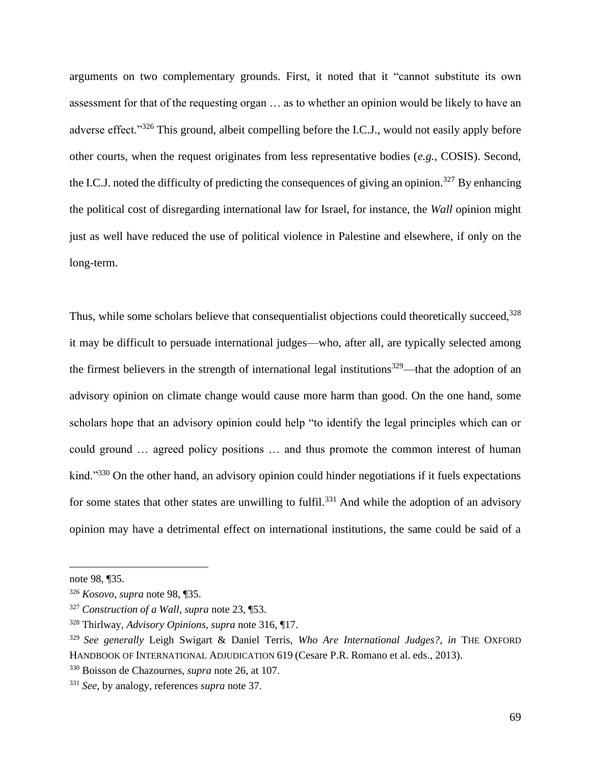arguments on two complementary grounds. First, it noted that it "cannot substitute its own assessment for that of the requesting organ … as to whether an opinion would be likely to have an adverse effect."[326] This ground, albeit compelling before the I.C.J., would not easily apply before other courts, when the request originates from less representative bodies (*e.g.*, COSIS). Second, the I.C.J. noted the difficulty of predicting the consequences of giving an opinion.[327] By enhancing the political cost of disregarding international law for Israel, for instance, the *Wall* opinion might just as well have reduced the use of political violence in Palestine and elsewhere, if only on the long-term.

Thus, while some scholars believe that consequentialist objections could theoretically succeed,[328] it may be difficult to persuade international judges—who, after all, are typically selected among the firmest believers in the strength of international legal institutions[329]—that the adoption of an advisory opinion on climate change would cause more harm than good. On the one hand, some scholars hope that an advisory opinion could help "to identify the legal principles which can or could ground … agreed policy positions … and thus promote the common interest of human kind."[330] On the other hand, an advisory opinion could hinder negotiations if it fuels expectations for some states that other states are unwilling to fulfil.[331] And while the adoption of an advisory opinion may have a detrimental effect on international institutions, the same could be said of a

---

note 98, ¶35.

[326] *Kosovo*, *supra* note 98, ¶35.

[327] *Construction of a Wall*, *supra* note 23, ¶53.

[328] Thirlway, *Advisory Opinions*, *supra* note 316, ¶17.

[329] *See generally* Leigh Swigart & Daniel Terris, *Who Are International Judges?*, *in* THE OXFORD HANDBOOK OF INTERNATIONAL ADJUDICATION 619 (Cesare P.R. Romano et al. eds., 2013).

[330] Boisson de Chazournes, *supra* note 26, at 107.

[331] *See*, by analogy, references *supra* note 37.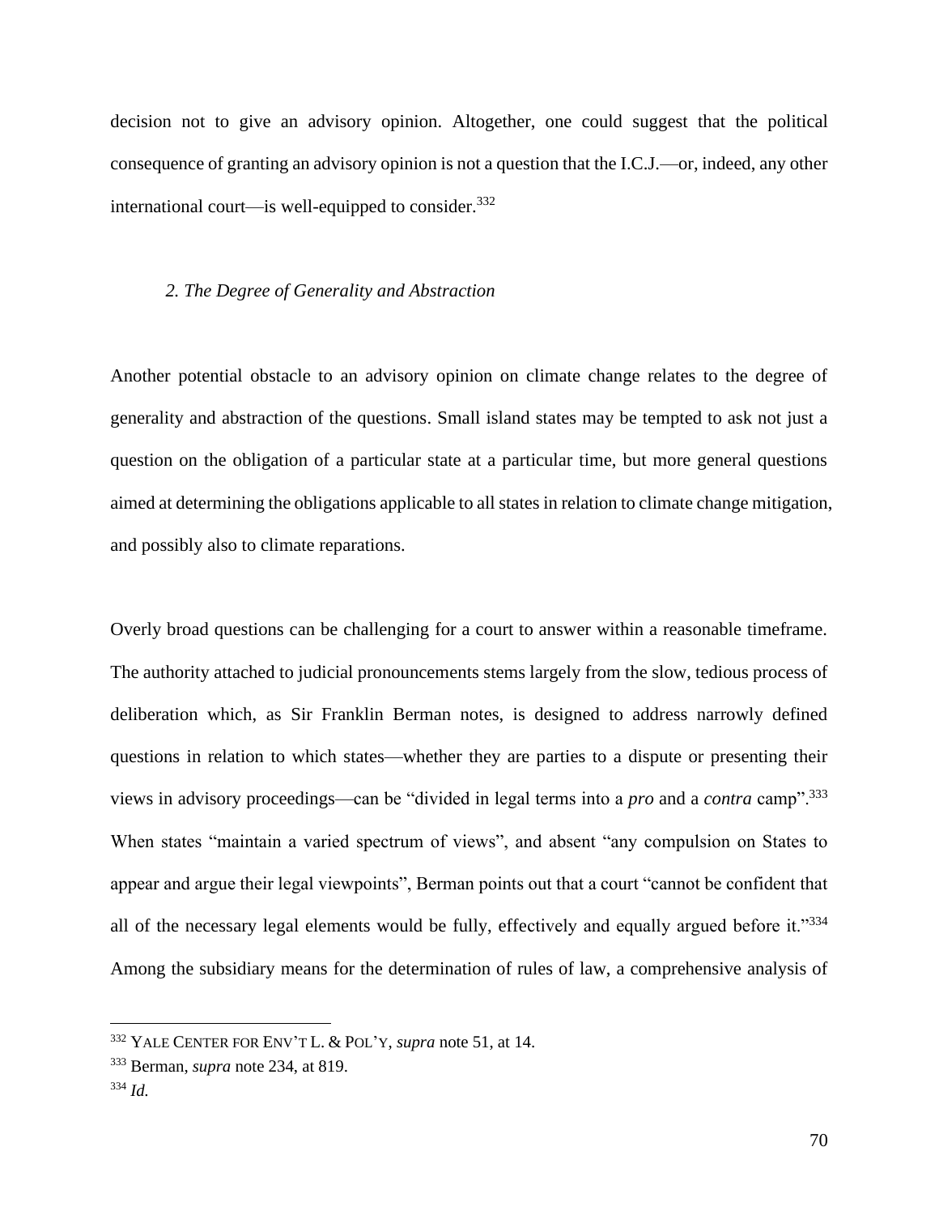decision not to give an advisory opinion. Altogether, one could suggest that the political consequence of granting an advisory opinion is not a question that the I.C.J.—or, indeed, any other international court—is well-equipped to consider.[332]

### *2. The Degree of Generality and Abstraction*

Another potential obstacle to an advisory opinion on climate change relates to the degree of generality and abstraction of the questions. Small island states may be tempted to ask not just a question on the obligation of a particular state at a particular time, but more general questions aimed at determining the obligations applicable to all states in relation to climate change mitigation, and possibly also to climate reparations.

Overly broad questions can be challenging for a court to answer within a reasonable timeframe. The authority attached to judicial pronouncements stems largely from the slow, tedious process of deliberation which, as Sir Franklin Berman notes, is designed to address narrowly defined questions in relation to which states—whether they are parties to a dispute or presenting their views in advisory proceedings—can be "divided in legal terms into a *pro* and a *contra* camp".[333] When states "maintain a varied spectrum of views", and absent "any compulsion on States to appear and argue their legal viewpoints", Berman points out that a court "cannot be confident that all of the necessary legal elements would be fully, effectively and equally argued before it."[334] Among the subsidiary means for the determination of rules of law, a comprehensive analysis of

---

[332] YALE CENTER FOR ENV'T L. & POL'Y, *supra* note 51, at 14.

[333] Berman, *supra* note 234, at 819.

[334] *Id.*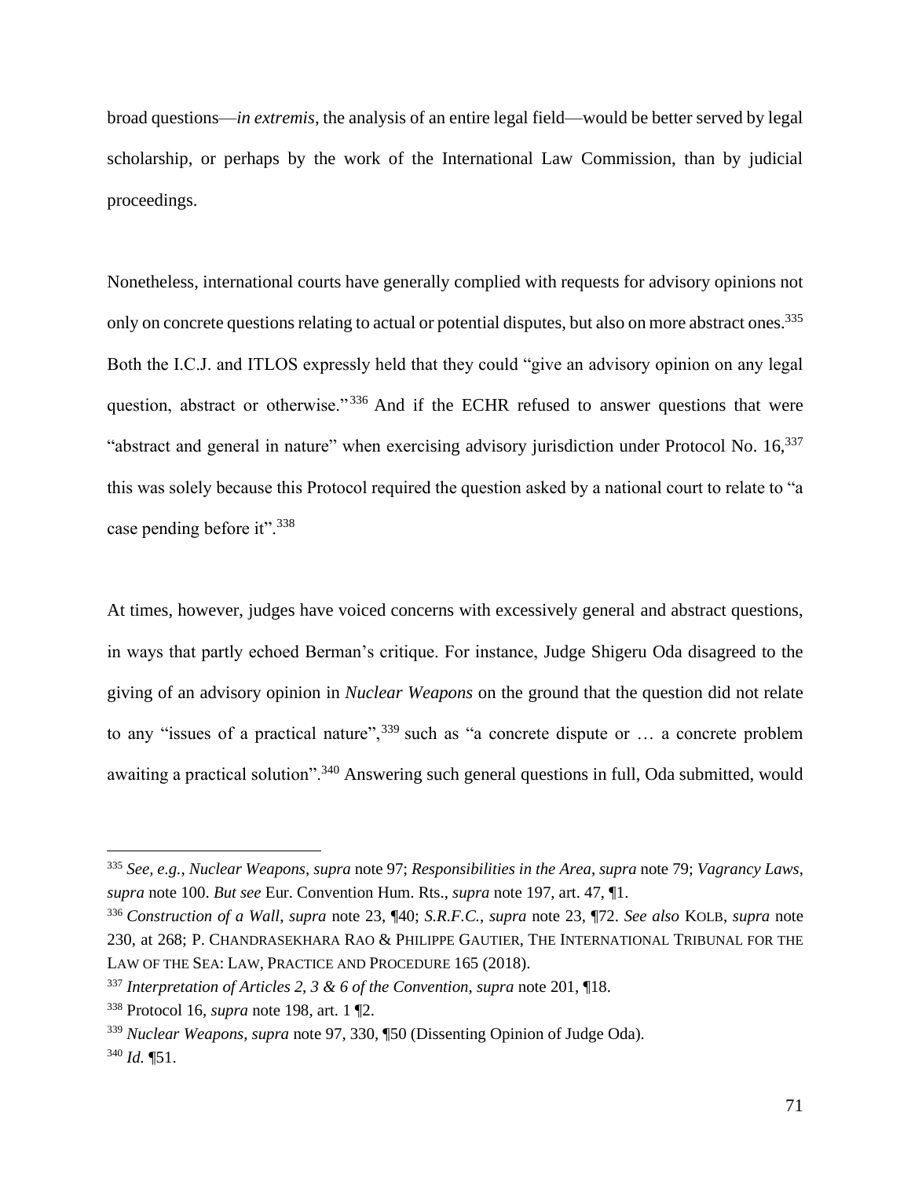broad questions—*in extremis*, the analysis of an entire legal field—would be better served by legal scholarship, or perhaps by the work of the International Law Commission, than by judicial proceedings.

Nonetheless, international courts have generally complied with requests for advisory opinions not only on concrete questions relating to actual or potential disputes, but also on more abstract ones.[335] Both the I.C.J. and ITLOS expressly held that they could "give an advisory opinion on any legal question, abstract or otherwise."[336] And if the ECHR refused to answer questions that were "abstract and general in nature" when exercising advisory jurisdiction under Protocol No. 16,[337] this was solely because this Protocol required the question asked by a national court to relate to "a case pending before it".[338]

At times, however, judges have voiced concerns with excessively general and abstract questions, in ways that partly echoed Berman's critique. For instance, Judge Shigeru Oda disagreed to the giving of an advisory opinion in *Nuclear Weapons* on the ground that the question did not relate to any "issues of a practical nature",[339] such as "a concrete dispute or … a concrete problem awaiting a practical solution".[340] Answering such general questions in full, Oda submitted, would

---

[335] *See, e.g.*, *Nuclear Weapons*, *supra* note 97; *Responsibilities in the Area*, *supra* note 79; *Vagrancy Laws*, *supra* note 100. *But see* Eur. Convention Hum. Rts., *supra* note 197, art. 47, ¶1.

[336] *Construction of a Wall*, *supra* note 23, ¶40; *S.R.F.C.*, *supra* note 23, ¶72. *See also* KOLB, *supra* note 230, at 268; P. CHANDRASEKHARA RAO & PHILIPPE GAUTIER, THE INTERNATIONAL TRIBUNAL FOR THE LAW OF THE SEA: LAW, PRACTICE AND PROCEDURE 165 (2018).

[337] *Interpretation of Articles 2, 3 & 6 of the Convention*, *supra* note 201, ¶18.

[338] Protocol 16, *supra* note 198, art. 1 ¶2.

[339] *Nuclear Weapons*, *supra* note 97, 330, ¶50 (Dissenting Opinion of Judge Oda).

[340] *Id.* ¶51.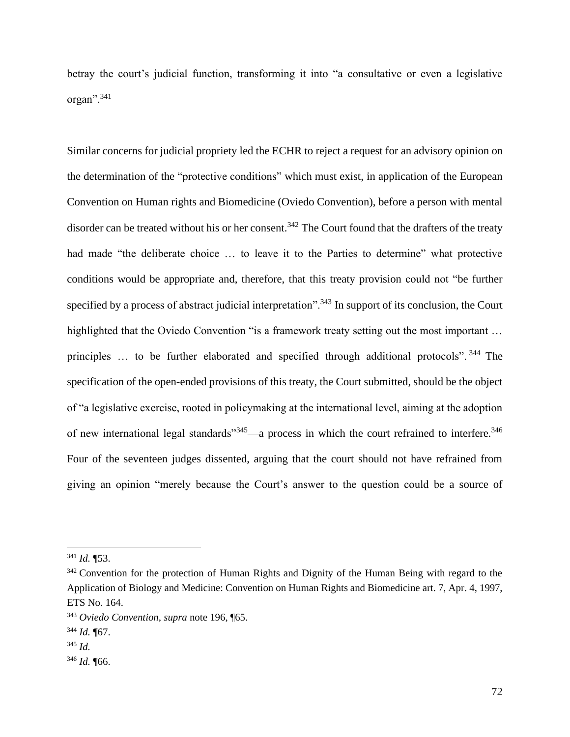betray the court's judicial function, transforming it into "a consultative or even a legislative organ".[341]

Similar concerns for judicial propriety led the ECHR to reject a request for an advisory opinion on the determination of the "protective conditions" which must exist, in application of the European Convention on Human rights and Biomedicine (Oviedo Convention), before a person with mental disorder can be treated without his or her consent.[342] The Court found that the drafters of the treaty had made "the deliberate choice … to leave it to the Parties to determine" what protective conditions would be appropriate and, therefore, that this treaty provision could not "be further specified by a process of abstract judicial interpretation".[343] In support of its conclusion, the Court highlighted that the Oviedo Convention "is a framework treaty setting out the most important … principles … to be further elaborated and specified through additional protocols".[344] The specification of the open-ended provisions of this treaty, the Court submitted, should be the object of "a legislative exercise, rooted in policymaking at the international level, aiming at the adoption of new international legal standards"[345]—a process in which the court refrained to interfere.[346] Four of the seventeen judges dissented, arguing that the court should not have refrained from giving an opinion "merely because the Court's answer to the question could be a source of

---

[341] *Id.* ¶53.

[342] Convention for the protection of Human Rights and Dignity of the Human Being with regard to the Application of Biology and Medicine: Convention on Human Rights and Biomedicine art. 7, Apr. 4, 1997, ETS No. 164.

[343] *Oviedo Convention*, *supra* note 196, ¶65.

[344] *Id.* ¶67.

[345] *Id.*

[346] *Id.* ¶66.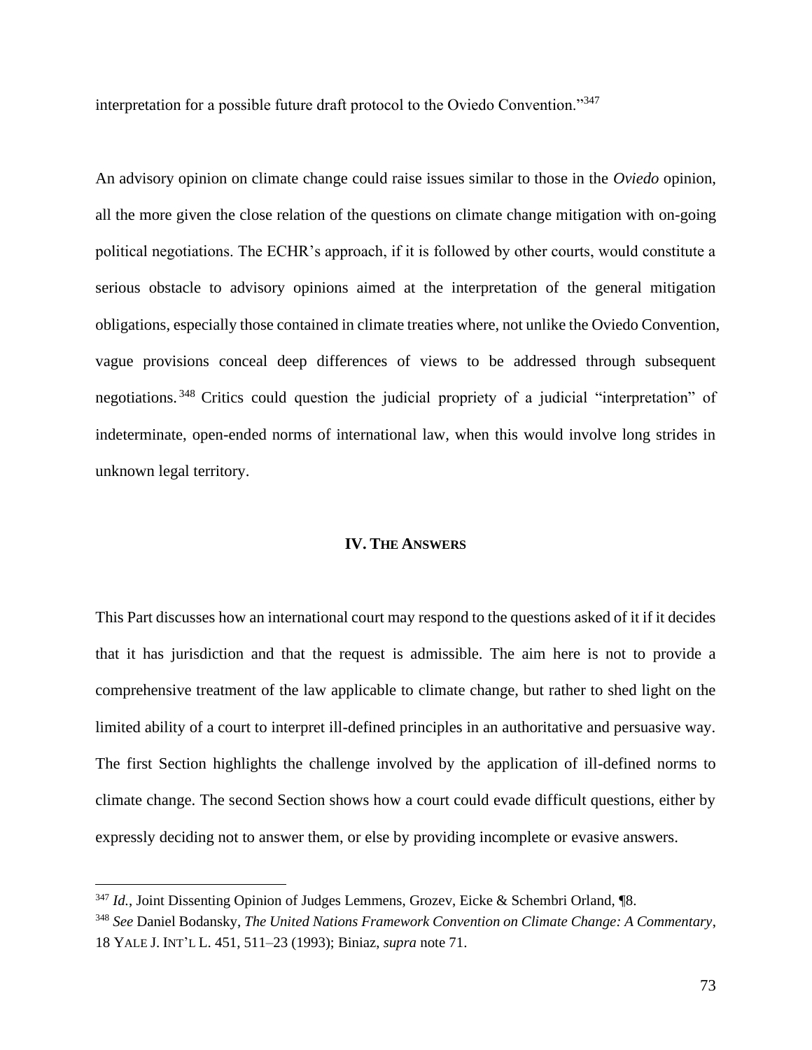interpretation for a possible future draft protocol to the Oviedo Convention."[347]

An advisory opinion on climate change could raise issues similar to those in the *Oviedo* opinion, all the more given the close relation of the questions on climate change mitigation with on-going political negotiations. The ECHR's approach, if it is followed by other courts, would constitute a serious obstacle to advisory opinions aimed at the interpretation of the general mitigation obligations, especially those contained in climate treaties where, not unlike the Oviedo Convention, vague provisions conceal deep differences of views to be addressed through subsequent negotiations.[348] Critics could question the judicial propriety of a judicial "interpretation" of indeterminate, open-ended norms of international law, when this would involve long strides in unknown legal territory.

## IV. THE ANSWERS

This Part discusses how an international court may respond to the questions asked of it if it decides that it has jurisdiction and that the request is admissible. The aim here is not to provide a comprehensive treatment of the law applicable to climate change, but rather to shed light on the limited ability of a court to interpret ill-defined principles in an authoritative and persuasive way. The first Section highlights the challenge involved by the application of ill-defined norms to climate change. The second Section shows how a court could evade difficult questions, either by expressly deciding not to answer them, or else by providing incomplete or evasive answers.

---

[347] *Id.*, Joint Dissenting Opinion of Judges Lemmens, Grozev, Eicke & Schembri Orland, ¶8.

[348] *See* Daniel Bodansky, *The United Nations Framework Convention on Climate Change: A Commentary*, 18 YALE J. INT'L L. 451, 511–23 (1993); Biniaz, *supra* note 71.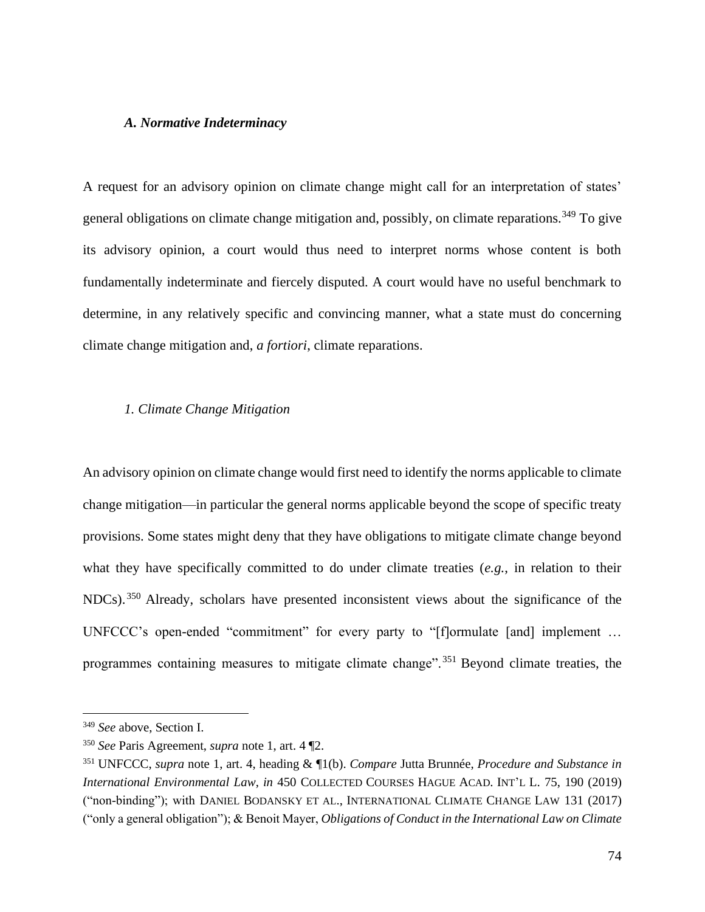### *A. Normative Indeterminacy*

A request for an advisory opinion on climate change might call for an interpretation of states' general obligations on climate change mitigation and, possibly, on climate reparations.[349] To give its advisory opinion, a court would thus need to interpret norms whose content is both fundamentally indeterminate and fiercely disputed. A court would have no useful benchmark to determine, in any relatively specific and convincing manner, what a state must do concerning climate change mitigation and, *a fortiori*, climate reparations.

#### *1. Climate Change Mitigation*

An advisory opinion on climate change would first need to identify the norms applicable to climate change mitigation—in particular the general norms applicable beyond the scope of specific treaty provisions. Some states might deny that they have obligations to mitigate climate change beyond what they have specifically committed to do under climate treaties (*e.g.*, in relation to their NDCs).[350] Already, scholars have presented inconsistent views about the significance of the UNFCCC's open-ended "commitment" for every party to "[f]ormulate [and] implement … programmes containing measures to mitigate climate change".[351] Beyond climate treaties, the

---

[349] *See* above, Section I.

[350] *See* Paris Agreement, *supra* note 1, art. 4 ¶2.

[351] UNFCCC, *supra* note 1, art. 4, heading & ¶1(b). *Compare* Jutta Brunnée, *Procedure and Substance in International Environmental Law*, *in* 450 COLLECTED COURSES HAGUE ACAD. INT'L L. 75, 190 (2019) ("non-binding"); with DANIEL BODANSKY ET AL., INTERNATIONAL CLIMATE CHANGE LAW 131 (2017) ("only a general obligation"); & Benoit Mayer, *Obligations of Conduct in the International Law on Climate*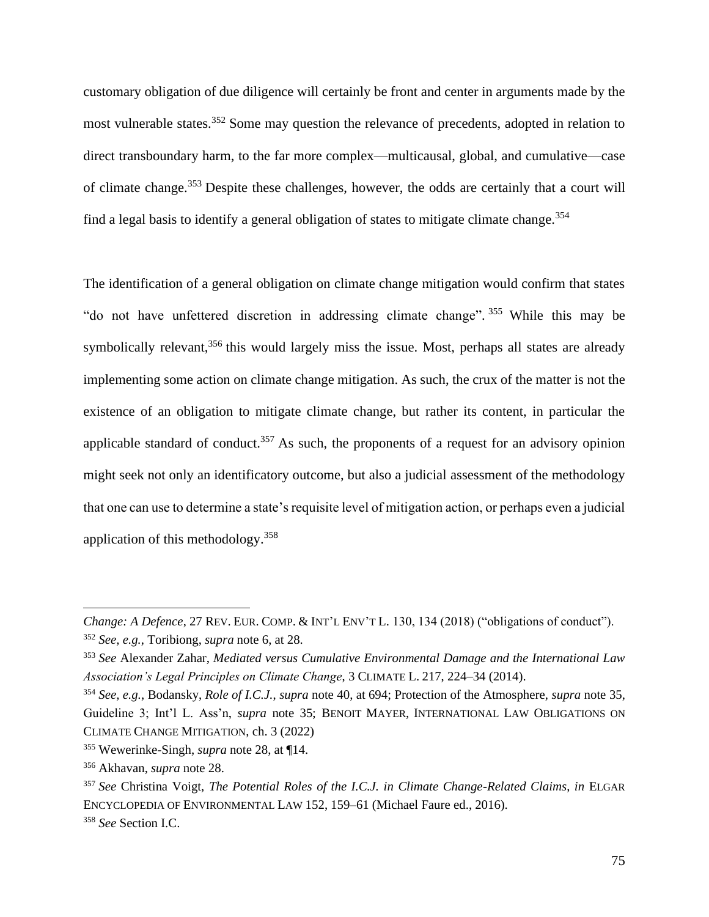customary obligation of due diligence will certainly be front and center in arguments made by the most vulnerable states.[352] Some may question the relevance of precedents, adopted in relation to direct transboundary harm, to the far more complex—multicausal, global, and cumulative—case of climate change.[353] Despite these challenges, however, the odds are certainly that a court will find a legal basis to identify a general obligation of states to mitigate climate change.[354]

The identification of a general obligation on climate change mitigation would confirm that states "do not have unfettered discretion in addressing climate change".[355] While this may be symbolically relevant,[356] this would largely miss the issue. Most, perhaps all states are already implementing some action on climate change mitigation. As such, the crux of the matter is not the existence of an obligation to mitigate climate change, but rather its content, in particular the applicable standard of conduct.[357] As such, the proponents of a request for an advisory opinion might seek not only an identificatory outcome, but also a judicial assessment of the methodology that one can use to determine a state's requisite level of mitigation action, or perhaps even a judicial application of this methodology.[358]

---

*Change: A Defence*, 27 REV. EUR. COMP. & INT'L ENV'T L. 130, 134 (2018) ("obligations of conduct").

[352] *See, e.g.*, Toribiong, *supra* note 6, at 28.

[353] *See* Alexander Zahar, *Mediated versus Cumulative Environmental Damage and the International Law Association's Legal Principles on Climate Change*, 3 CLIMATE L. 217, 224–34 (2014).

[354] *See, e.g.*, Bodansky, *Role of I.C.J.*, *supra* note 40, at 694; Protection of the Atmosphere, *supra* note 35, Guideline 3; Int'l L. Ass'n, *supra* note 35; BENOIT MAYER, INTERNATIONAL LAW OBLIGATIONS ON CLIMATE CHANGE MITIGATION, ch. 3 (2022)

[355] Wewerinke-Singh, *supra* note 28, at ¶14.

[356] Akhavan, *supra* note 28.

[357] *See* Christina Voigt, *The Potential Roles of the I.C.J. in Climate Change-Related Claims*, *in* ELGAR ENCYCLOPEDIA OF ENVIRONMENTAL LAW 152, 159–61 (Michael Faure ed., 2016).

[358] *See* Section I.C.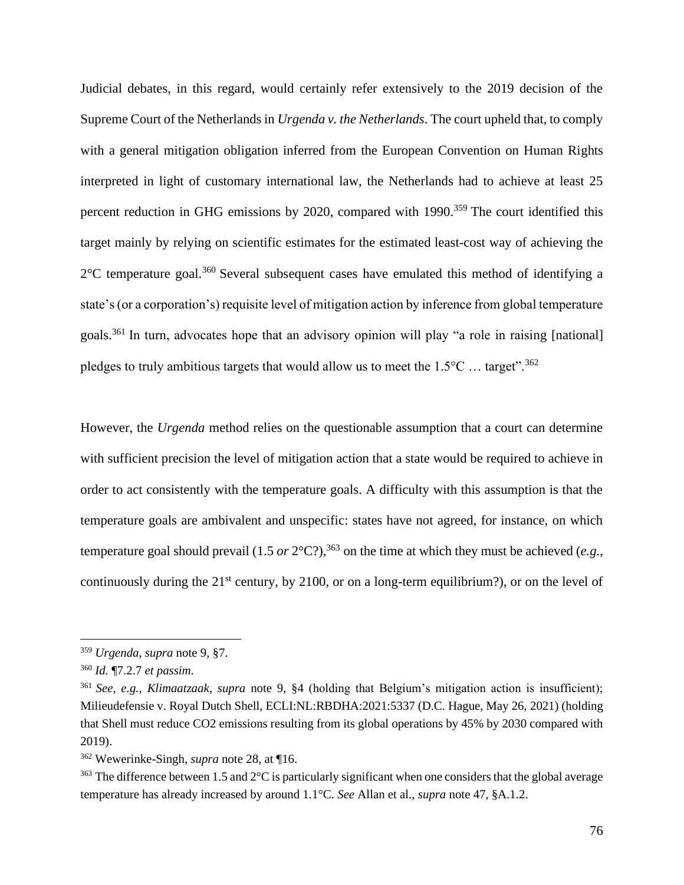Judicial debates, in this regard, would certainly refer extensively to the 2019 decision of the Supreme Court of the Netherlands in *Urgenda v. the Netherlands*. The court upheld that, to comply with a general mitigation obligation inferred from the European Convention on Human Rights interpreted in light of customary international law, the Netherlands had to achieve at least 25 percent reduction in GHG emissions by 2020, compared with 1990.[359] The court identified this target mainly by relying on scientific estimates for the estimated least-cost way of achieving the 2°C temperature goal.[360] Several subsequent cases have emulated this method of identifying a state's (or a corporation's) requisite level of mitigation action by inference from global temperature goals.[361] In turn, advocates hope that an advisory opinion will play "a role in raising [national] pledges to truly ambitious targets that would allow us to meet the 1.5°C … target".[362]

However, the *Urgenda* method relies on the questionable assumption that a court can determine with sufficient precision the level of mitigation action that a state would be required to achieve in order to act consistently with the temperature goals. A difficulty with this assumption is that the temperature goals are ambivalent and unspecific: states have not agreed, for instance, on which temperature goal should prevail (1.5 *or* 2°C?),[363] on the time at which they must be achieved (*e.g.*, continuously during the 21st century, by 2100, or on a long-term equilibrium?), or on the level of

---

[359] *Urgenda*, *supra* note 9, §7.

[360] *Id.* ¶7.2.7 *et passim*.

[361] *See*, *e.g.*, *Klimaatzaak*, *supra* note 9, §4 (holding that Belgium's mitigation action is insufficient); Milieudefensie v. Royal Dutch Shell, ECLI:NL:RBDHA:2021:5337 (D.C. Hague, May 26, 2021) (holding that Shell must reduce $CO_2$ emissions resulting from its global operations by 45% by 2030 compared with 2019).

[362] Wewerinke-Singh, *supra* note 28, at ¶16.

[363] The difference between 1.5 and 2°C is particularly significant when one considers that the global average temperature has already increased by around 1.1°C. *See* Allan et al., *supra* note 47, §A.1.2.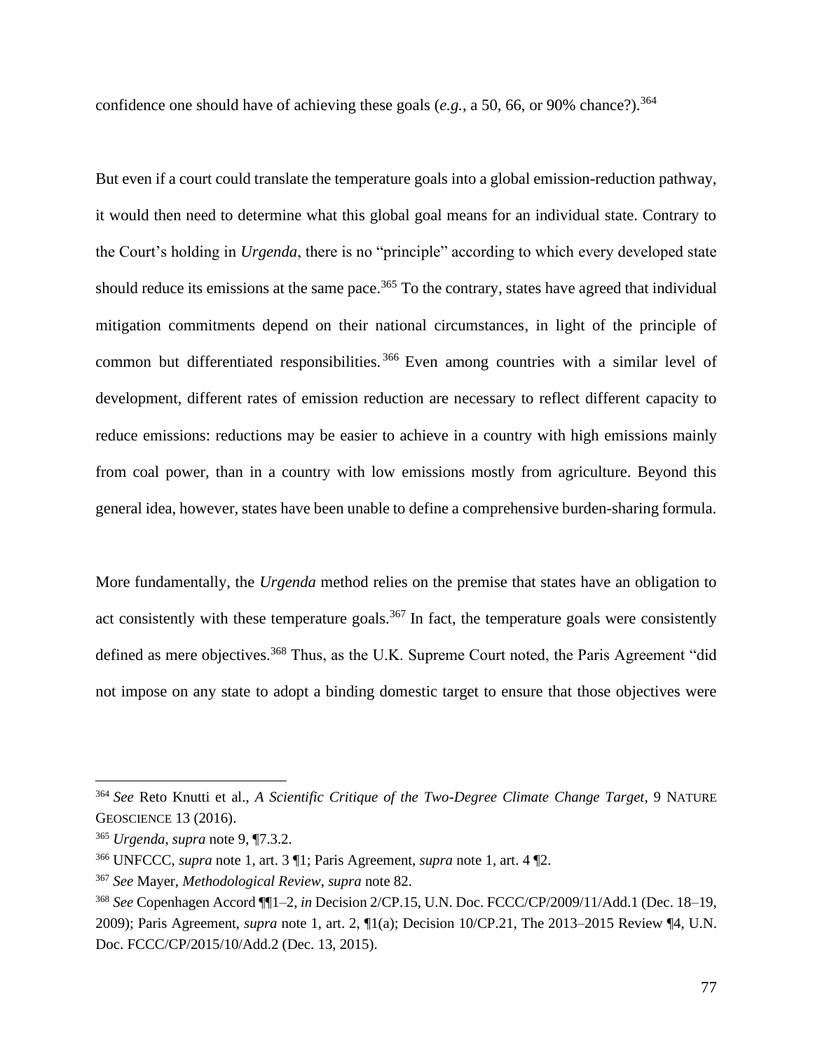confidence one should have of achieving these goals (*e.g.*, a 50, 66, or 90% chance?).[364]

But even if a court could translate the temperature goals into a global emission-reduction pathway, it would then need to determine what this global goal means for an individual state. Contrary to the Court's holding in *Urgenda*, there is no "principle" according to which every developed state should reduce its emissions at the same pace.[365] To the contrary, states have agreed that individual mitigation commitments depend on their national circumstances, in light of the principle of common but differentiated responsibilities.[366] Even among countries with a similar level of development, different rates of emission reduction are necessary to reflect different capacity to reduce emissions: reductions may be easier to achieve in a country with high emissions mainly from coal power, than in a country with low emissions mostly from agriculture. Beyond this general idea, however, states have been unable to define a comprehensive burden-sharing formula.

More fundamentally, the *Urgenda* method relies on the premise that states have an obligation to act consistently with these temperature goals.[367] In fact, the temperature goals were consistently defined as mere objectives.[368] Thus, as the U.K. Supreme Court noted, the Paris Agreement "did not impose on any state to adopt a binding domestic target to ensure that those objectives were

---

[364] *See* Reto Knutti et al., *A Scientific Critique of the Two-Degree Climate Change Target*, 9 NATURE GEOSCIENCE 13 (2016).

[365] *Urgenda*, *supra* note 9, ¶7.3.2.

[366] UNFCCC, *supra* note 1, art. 3 ¶1; Paris Agreement, *supra* note 1, art. 4 ¶2.

[367] *See* Mayer, *Methodological Review*, *supra* note 82.

[368] *See* Copenhagen Accord ¶¶1–2, *in* Decision 2/CP.15, U.N. Doc. FCCC/CP/2009/11/Add.1 (Dec. 18–19, 2009); Paris Agreement, *supra* note 1, art. 2, ¶1(a); Decision 10/CP.21, The 2013–2015 Review ¶4, U.N. Doc. FCCC/CP/2015/10/Add.2 (Dec. 13, 2015).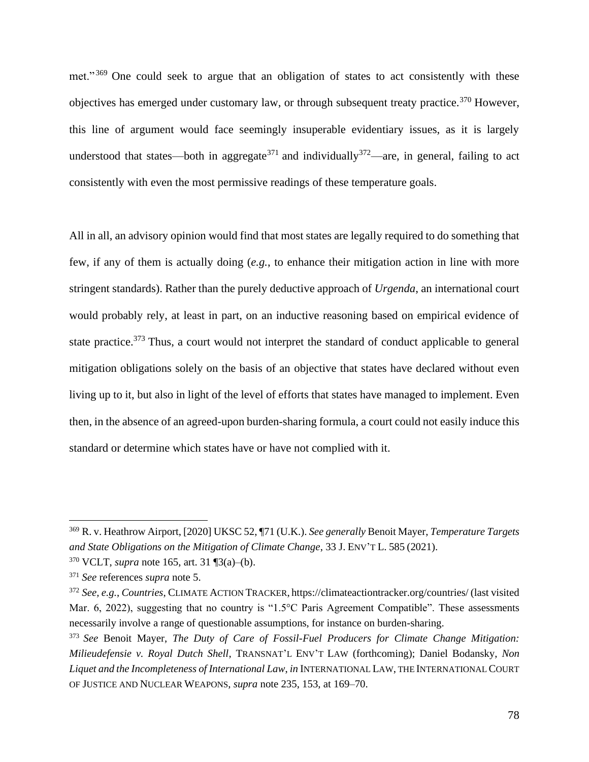met."[369] One could seek to argue that an obligation of states to act consistently with these objectives has emerged under customary law, or through subsequent treaty practice.[370] However, this line of argument would face seemingly insuperable evidentiary issues, as it is largely understood that states—both in aggregate[371] and individually[372]—are, in general, failing to act consistently with even the most permissive readings of these temperature goals.

All in all, an advisory opinion would find that most states are legally required to do something that few, if any of them is actually doing (*e.g.*, to enhance their mitigation action in line with more stringent standards). Rather than the purely deductive approach of *Urgenda*, an international court would probably rely, at least in part, on an inductive reasoning based on empirical evidence of state practice.[373] Thus, a court would not interpret the standard of conduct applicable to general mitigation obligations solely on the basis of an objective that states have declared without even living up to it, but also in light of the level of efforts that states have managed to implement. Even then, in the absence of an agreed-upon burden-sharing formula, a court could not easily induce this standard or determine which states have or have not complied with it.

---

[369] R. v. Heathrow Airport, [2020] UKSC 52, ¶71 (U.K.). *See generally* Benoit Mayer, *Temperature Targets and State Obligations on the Mitigation of Climate Change*, 33 J. ENV'T L. 585 (2021).

[370] VCLT, *supra* note 165, art. 31 ¶3(a)–(b).

[371] *See* references *supra* note 5.

[372] *See, e.g.*, *Countries*, CLIMATE ACTION TRACKER, https://climateactiontracker.org/countries/ (last visited Mar. 6, 2022), suggesting that no country is "1.5°C Paris Agreement Compatible". These assessments necessarily involve a range of questionable assumptions, for instance on burden-sharing.

[373] *See* Benoit Mayer, *The Duty of Care of Fossil-Fuel Producers for Climate Change Mitigation: Milieudefensie v. Royal Dutch Shell*, TRANSNAT'L ENV'T LAW (forthcoming); Daniel Bodansky, *Non Liquet and the Incompleteness of International Law*, *in* INTERNATIONAL LAW, THE INTERNATIONAL COURT OF JUSTICE AND NUCLEAR WEAPONS, *supra* note 235, 153, at 169–70.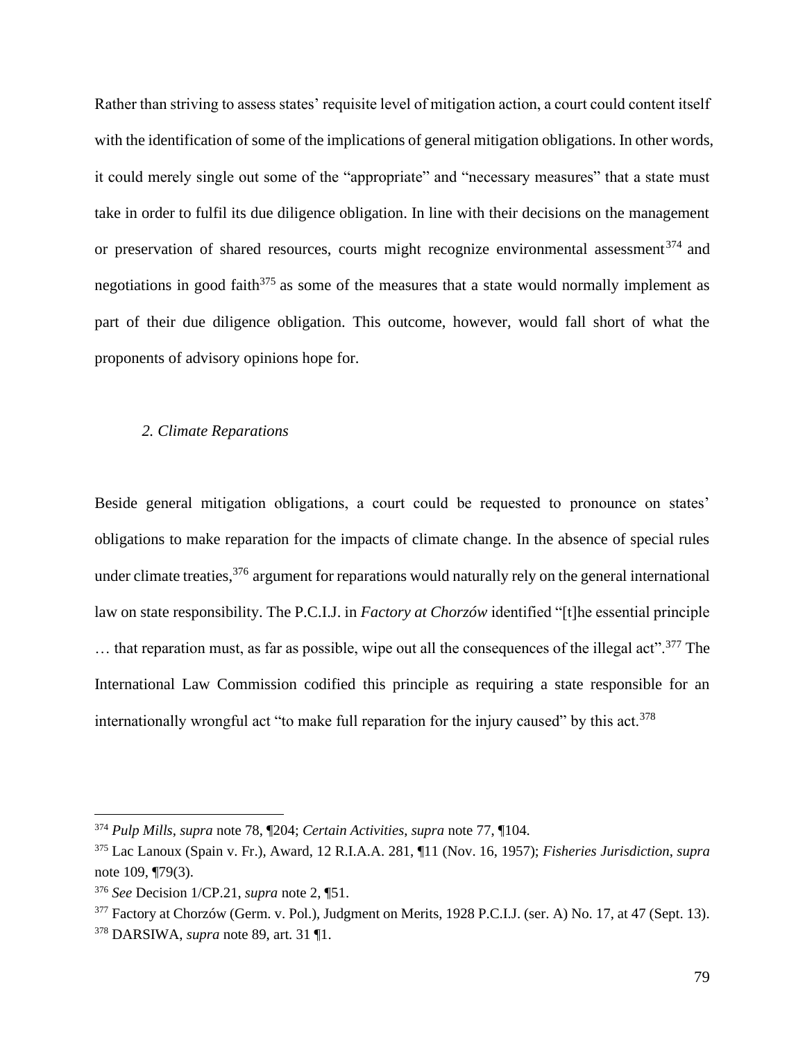Rather than striving to assess states' requisite level of mitigation action, a court could content itself with the identification of some of the implications of general mitigation obligations. In other words, it could merely single out some of the "appropriate" and "necessary measures" that a state must take in order to fulfil its due diligence obligation. In line with their decisions on the management or preservation of shared resources, courts might recognize environmental assessment[374] and negotiations in good faith[375] as some of the measures that a state would normally implement as part of their due diligence obligation. This outcome, however, would fall short of what the proponents of advisory opinions hope for.

### *2. Climate Reparations*

Beside general mitigation obligations, a court could be requested to pronounce on states' obligations to make reparation for the impacts of climate change. In the absence of special rules under climate treaties,[376] argument for reparations would naturally rely on the general international law on state responsibility. The P.C.I.J. in *Factory at Chorzów* identified "[t]he essential principle … that reparation must, as far as possible, wipe out all the consequences of the illegal act".[377] The International Law Commission codified this principle as requiring a state responsible for an internationally wrongful act "to make full reparation for the injury caused" by this act.[378]

---

[374] *Pulp Mills*, *supra* note 78, ¶204; *Certain Activities*, *supra* note 77, ¶104.

[375] Lac Lanoux (Spain v. Fr.), Award, 12 R.I.A.A. 281, ¶11 (Nov. 16, 1957); *Fisheries Jurisdiction*, *supra* note 109, ¶79(3).

[376] *See* Decision 1/CP.21, *supra* note 2, ¶51.

[377] Factory at Chorzów (Germ. v. Pol.), Judgment on Merits, 1928 P.C.I.J. (ser. A) No. 17, at 47 (Sept. 13).

[378] DARSIWA, *supra* note 89, art. 31 ¶1.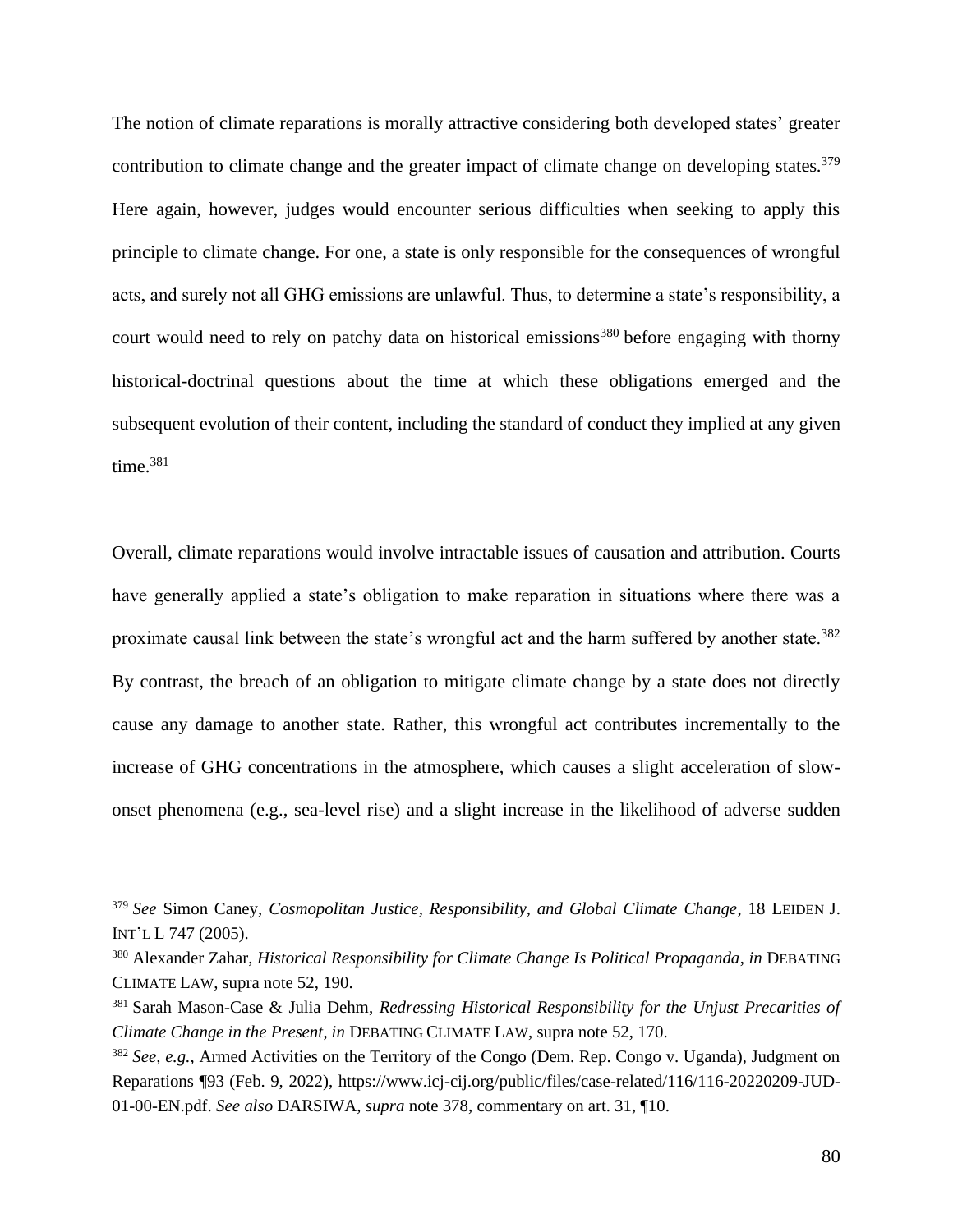The notion of climate reparations is morally attractive considering both developed states' greater contribution to climate change and the greater impact of climate change on developing states.[379] Here again, however, judges would encounter serious difficulties when seeking to apply this principle to climate change. For one, a state is only responsible for the consequences of wrongful acts, and surely not all GHG emissions are unlawful. Thus, to determine a state's responsibility, a court would need to rely on patchy data on historical emissions[380] before engaging with thorny historical-doctrinal questions about the time at which these obligations emerged and the subsequent evolution of their content, including the standard of conduct they implied at any given time.[381]

Overall, climate reparations would involve intractable issues of causation and attribution. Courts have generally applied a state's obligation to make reparation in situations where there was a proximate causal link between the state's wrongful act and the harm suffered by another state.[382] By contrast, the breach of an obligation to mitigate climate change by a state does not directly cause any damage to another state. Rather, this wrongful act contributes incrementally to the increase of GHG concentrations in the atmosphere, which causes a slight acceleration of slow-onset phenomena (e.g., sea-level rise) and a slight increase in the likelihood of adverse sudden

---

[379] *See* Simon Caney, *Cosmopolitan Justice, Responsibility, and Global Climate Change*, 18 LEIDEN J. INT'L L 747 (2005).

[380] Alexander Zahar, *Historical Responsibility for Climate Change Is Political Propaganda*, *in* DEBATING CLIMATE LAW, supra note 52, 190.

[381] Sarah Mason-Case & Julia Dehm, *Redressing Historical Responsibility for the Unjust Precarities of Climate Change in the Present*, *in* DEBATING CLIMATE LAW, supra note 52, 170.

[382] *See, e.g.*, Armed Activities on the Territory of the Congo (Dem. Rep. Congo v. Uganda), Judgment on Reparations ¶93 (Feb. 9, 2022), https://www.icj-cij.org/public/files/case-related/116/116-20220209-JUD-01-00-EN.pdf. *See also* DARSIWA, *supra* note 378, commentary on art. 31, ¶10.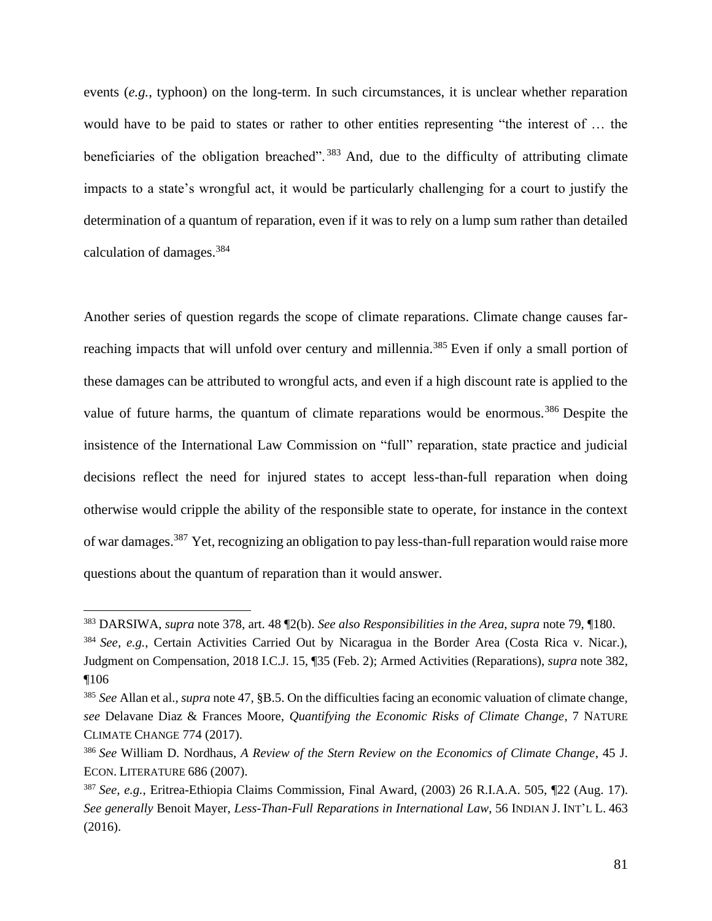events (*e.g.*, typhoon) on the long-term. In such circumstances, it is unclear whether reparation would have to be paid to states or rather to other entities representing "the interest of … the beneficiaries of the obligation breached".[383] And, due to the difficulty of attributing climate impacts to a state's wrongful act, it would be particularly challenging for a court to justify the determination of a quantum of reparation, even if it was to rely on a lump sum rather than detailed calculation of damages.[384]

Another series of question regards the scope of climate reparations. Climate change causes far-reaching impacts that will unfold over century and millennia.[385] Even if only a small portion of these damages can be attributed to wrongful acts, and even if a high discount rate is applied to the value of future harms, the quantum of climate reparations would be enormous.[386] Despite the insistence of the International Law Commission on "full" reparation, state practice and judicial decisions reflect the need for injured states to accept less-than-full reparation when doing otherwise would cripple the ability of the responsible state to operate, for instance in the context of war damages.[387] Yet, recognizing an obligation to pay less-than-full reparation would raise more questions about the quantum of reparation than it would answer.

---

[383] DARSIWA, *supra* note 378, art. 48 ¶2(b). *See also Responsibilities in the Area*, *supra* note 79, ¶180.

[384] *See, e.g.*, Certain Activities Carried Out by Nicaragua in the Border Area (Costa Rica v. Nicar.), Judgment on Compensation, 2018 I.C.J. 15, ¶35 (Feb. 2); Armed Activities (Reparations), *supra* note 382, ¶106

[385] *See* Allan et al., *supra* note 47, §B.5. On the difficulties facing an economic valuation of climate change, *see* Delavane Diaz & Frances Moore, *Quantifying the Economic Risks of Climate Change*, 7 NATURE CLIMATE CHANGE 774 (2017).

[386] *See* William D. Nordhaus, *A Review of the Stern Review on the Economics of Climate Change*, 45 J. ECON. LITERATURE 686 (2007).

[387] *See, e.g.*, Eritrea-Ethiopia Claims Commission, Final Award, (2003) 26 R.I.A.A. 505, ¶22 (Aug. 17). *See generally* Benoit Mayer, *Less-Than-Full Reparations in International Law*, 56 INDIAN J. INT'L L. 463 (2016).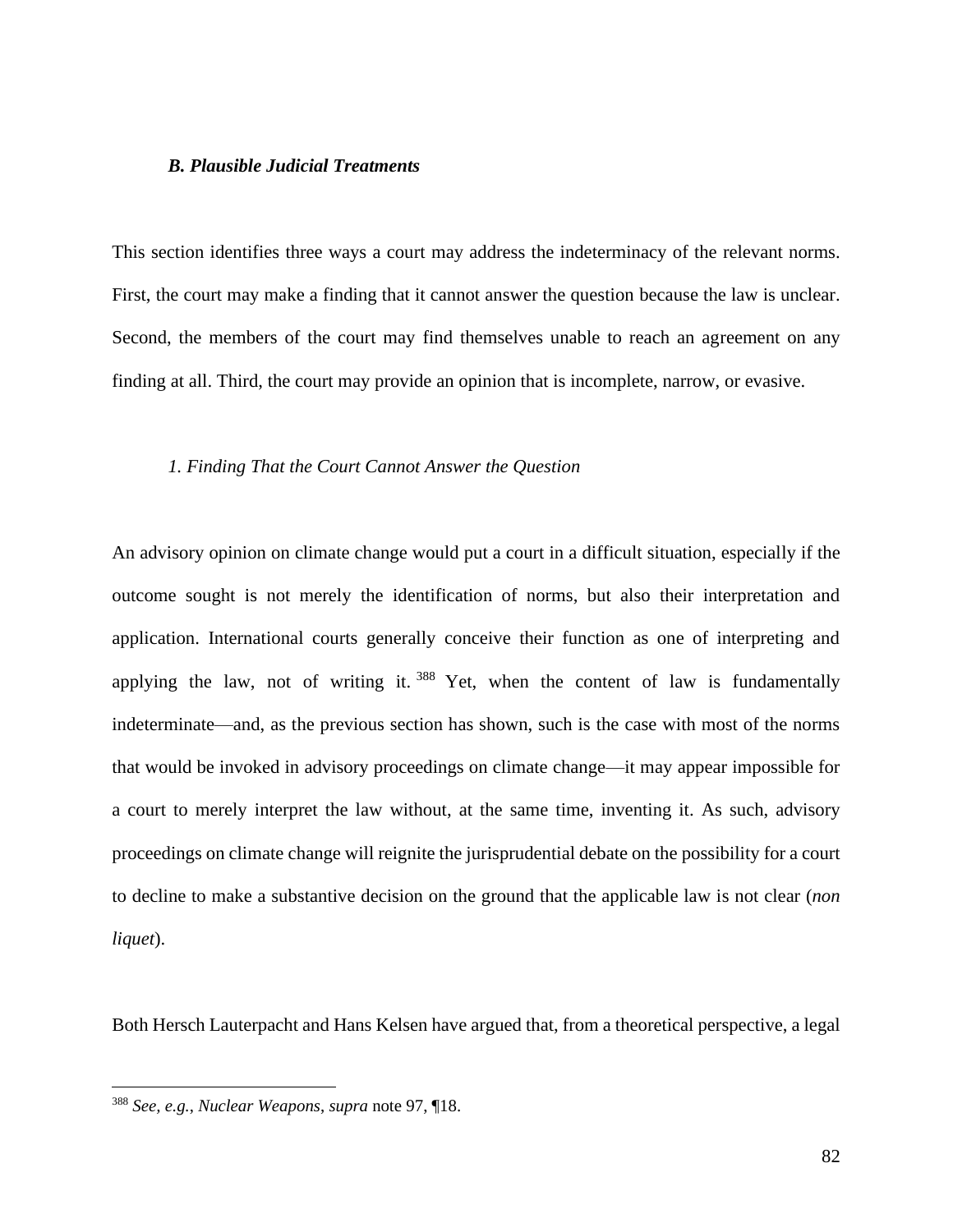### *B. Plausible Judicial Treatments*

This section identifies three ways a court may address the indeterminacy of the relevant norms. First, the court may make a finding that it cannot answer the question because the law is unclear. Second, the members of the court may find themselves unable to reach an agreement on any finding at all. Third, the court may provide an opinion that is incomplete, narrow, or evasive.

#### *1. Finding That the Court Cannot Answer the Question*

An advisory opinion on climate change would put a court in a difficult situation, especially if the outcome sought is not merely the identification of norms, but also their interpretation and application. International courts generally conceive their function as one of interpreting and applying the law, not of writing it.[388] Yet, when the content of law is fundamentally indeterminate—and, as the previous section has shown, such is the case with most of the norms that would be invoked in advisory proceedings on climate change—it may appear impossible for a court to merely interpret the law without, at the same time, inventing it. As such, advisory proceedings on climate change will reignite the jurisprudential debate on the possibility for a court to decline to make a substantive decision on the ground that the applicable law is not clear (*non liquet*).

Both Hersch Lauterpacht and Hans Kelsen have argued that, from a theoretical perspective, a legal

---

[388] *See, e.g.*, *Nuclear Weapons*, *supra* note 97, ¶18.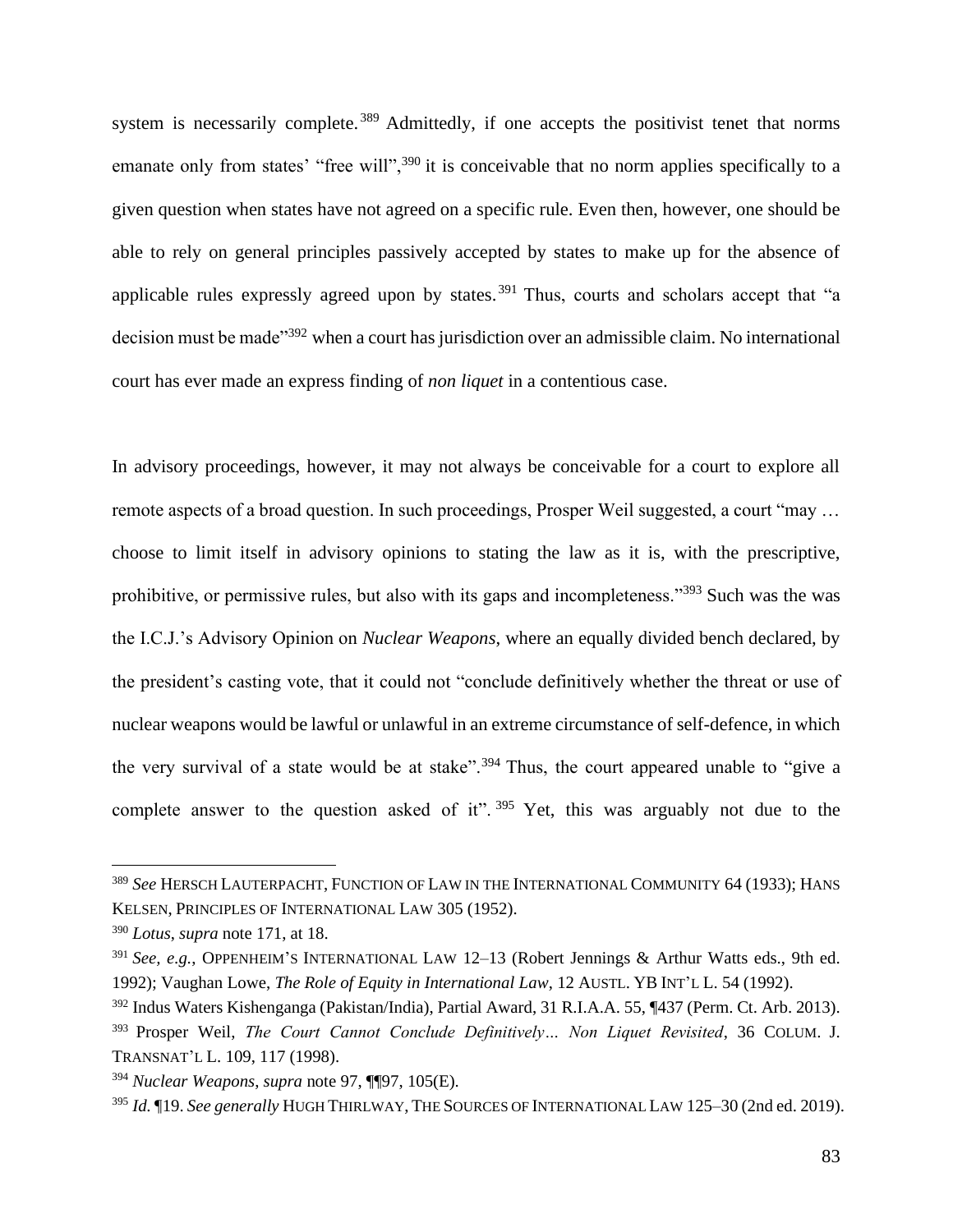system is necessarily complete.[389] Admittedly, if one accepts the positivist tenet that norms emanate only from states' "free will",[390] it is conceivable that no norm applies specifically to a given question when states have not agreed on a specific rule. Even then, however, one should be able to rely on general principles passively accepted by states to make up for the absence of applicable rules expressly agreed upon by states.[391] Thus, courts and scholars accept that "a decision must be made"[392] when a court has jurisdiction over an admissible claim. No international court has ever made an express finding of *non liquet* in a contentious case.

In advisory proceedings, however, it may not always be conceivable for a court to explore all remote aspects of a broad question. In such proceedings, Prosper Weil suggested, a court "may … choose to limit itself in advisory opinions to stating the law as it is, with the prescriptive, prohibitive, or permissive rules, but also with its gaps and incompleteness."[393] Such was the was the I.C.J.'s Advisory Opinion on *Nuclear Weapons*, where an equally divided bench declared, by the president's casting vote, that it could not "conclude definitively whether the threat or use of nuclear weapons would be lawful or unlawful in an extreme circumstance of self-defence, in which the very survival of a state would be at stake".[394] Thus, the court appeared unable to "give a complete answer to the question asked of it".[395] Yet, this was arguably not due to the

---

[389] *See* HERSCH LAUTERPACHT, FUNCTION OF LAW IN THE INTERNATIONAL COMMUNITY 64 (1933); HANS KELSEN, PRINCIPLES OF INTERNATIONAL LAW 305 (1952).

[390] *Lotus*, *supra* note 171, at 18.

[391] *See, e.g.*, OPPENHEIM'S INTERNATIONAL LAW 12–13 (Robert Jennings & Arthur Watts eds., 9th ed. 1992); Vaughan Lowe, *The Role of Equity in International Law*, 12 AUSTL. YB INT'L L. 54 (1992).

[392] Indus Waters Kishenganga (Pakistan/India), Partial Award, 31 R.I.A.A. 55, ¶437 (Perm. Ct. Arb. 2013).

[393] Prosper Weil, *The Court Cannot Conclude Definitively… Non Liquet Revisited*, 36 COLUM. J. TRANSNAT'L L. 109, 117 (1998).

[394] *Nuclear Weapons*, *supra* note 97, ¶¶97, 105(E).

[395] *Id.* ¶19. *See generally* HUGH THIRLWAY, THE SOURCES OF INTERNATIONAL LAW 125–30 (2nd ed. 2019).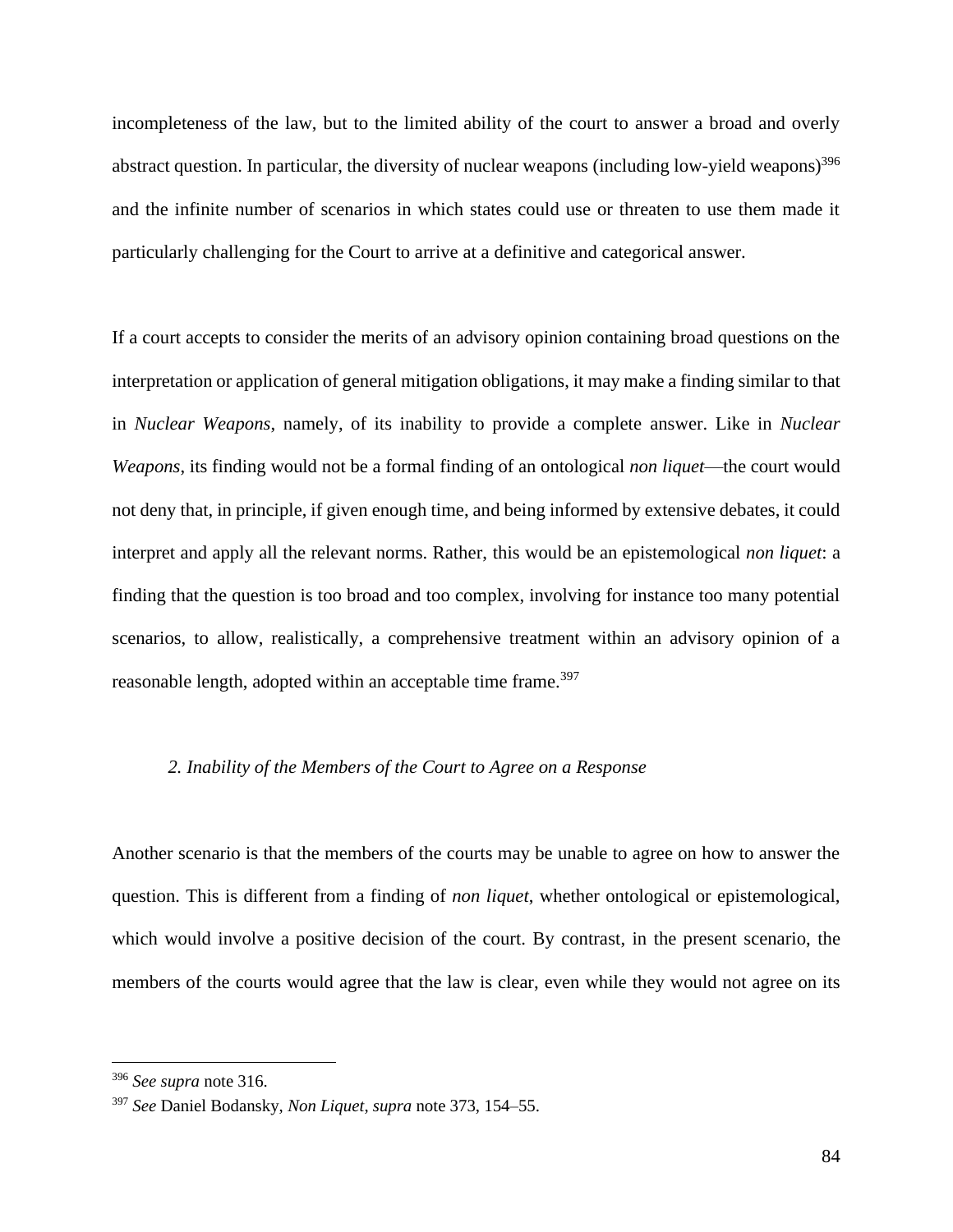incompleteness of the law, but to the limited ability of the court to answer a broad and overly abstract question. In particular, the diversity of nuclear weapons (including low-yield weapons)[396] and the infinite number of scenarios in which states could use or threaten to use them made it particularly challenging for the Court to arrive at a definitive and categorical answer.

If a court accepts to consider the merits of an advisory opinion containing broad questions on the interpretation or application of general mitigation obligations, it may make a finding similar to that in *Nuclear Weapons*, namely, of its inability to provide a complete answer. Like in *Nuclear Weapons*, its finding would not be a formal finding of an ontological *non liquet*—the court would not deny that, in principle, if given enough time, and being informed by extensive debates, it could interpret and apply all the relevant norms. Rather, this would be an epistemological *non liquet*: a finding that the question is too broad and too complex, involving for instance too many potential scenarios, to allow, realistically, a comprehensive treatment within an advisory opinion of a reasonable length, adopted within an acceptable time frame.[397]

### *2. Inability of the Members of the Court to Agree on a Response*

Another scenario is that the members of the courts may be unable to agree on how to answer the question. This is different from a finding of *non liquet*, whether ontological or epistemological, which would involve a positive decision of the court. By contrast, in the present scenario, the members of the courts would agree that the law is clear, even while they would not agree on its

---

[396] *See supra* note 316.

[397] *See* Daniel Bodansky, *Non Liquet*, *supra* note 373, 154–55.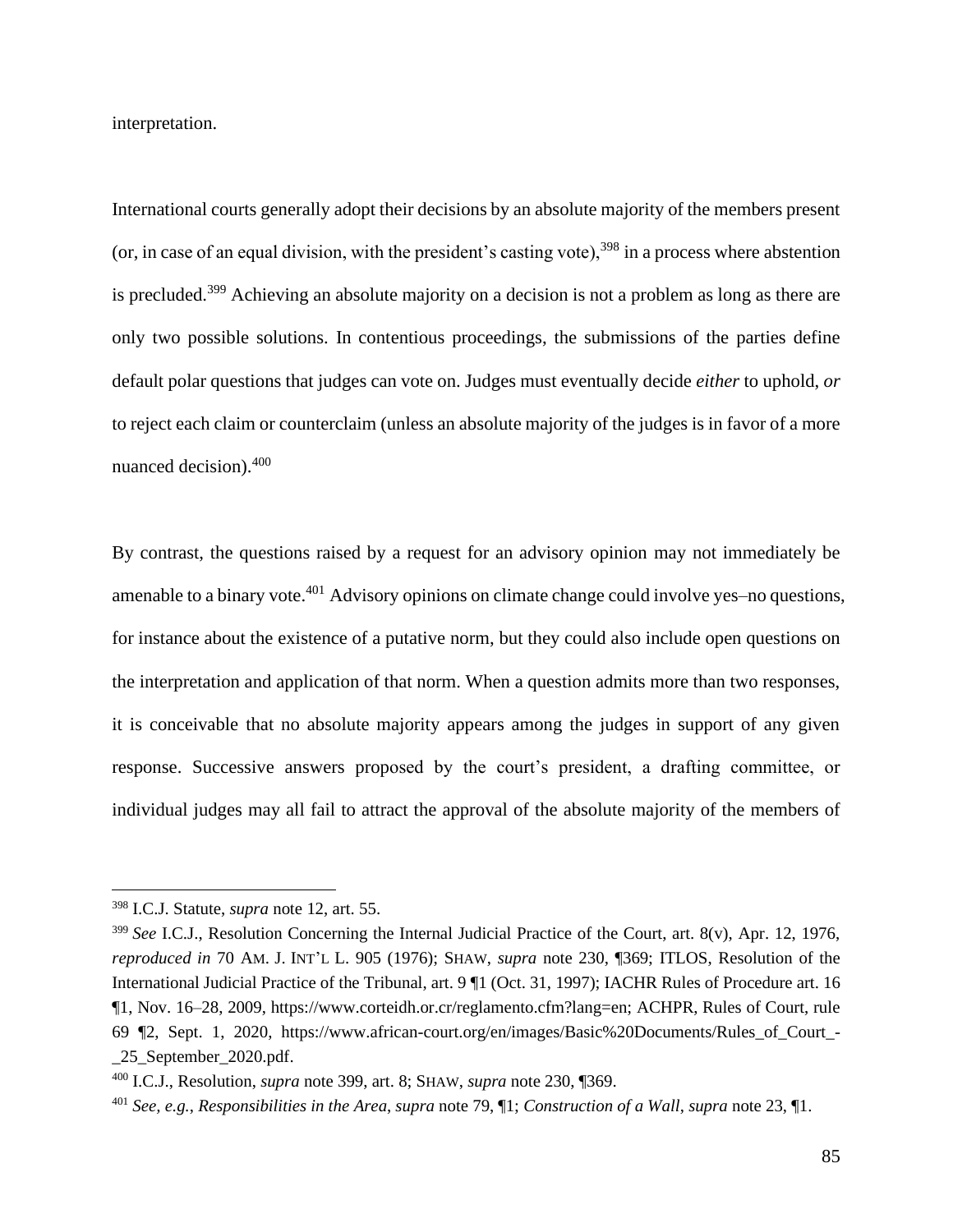interpretation.

International courts generally adopt their decisions by an absolute majority of the members present (or, in case of an equal division, with the president's casting vote),[398] in a process where abstention is precluded.[399] Achieving an absolute majority on a decision is not a problem as long as there are only two possible solutions. In contentious proceedings, the submissions of the parties define default polar questions that judges can vote on. Judges must eventually decide *either* to uphold, *or* to reject each claim or counterclaim (unless an absolute majority of the judges is in favor of a more nuanced decision).[400]

By contrast, the questions raised by a request for an advisory opinion may not immediately be amenable to a binary vote.[401] Advisory opinions on climate change could involve yes–no questions, for instance about the existence of a putative norm, but they could also include open questions on the interpretation and application of that norm. When a question admits more than two responses, it is conceivable that no absolute majority appears among the judges in support of any given response. Successive answers proposed by the court's president, a drafting committee, or individual judges may all fail to attract the approval of the absolute majority of the members of

---

[398] I.C.J. Statute, *supra* note 12, art. 55.

[399] *See* I.C.J., Resolution Concerning the Internal Judicial Practice of the Court, art. 8(v), Apr. 12, 1976, *reproduced in* 70 AM. J. INT'L L. 905 (1976); SHAW, *supra* note 230, ¶369; ITLOS, Resolution of the International Judicial Practice of the Tribunal, art. 9 ¶1 (Oct. 31, 1997); IACHR Rules of Procedure art. 16 ¶1, Nov. 16–28, 2009, https://www.corteidh.or.cr/reglamento.cfm?lang=en; ACHPR, Rules of Court, rule 69 ¶2, Sept. 1, 2020, https://www.african-court.org/en/images/Basic%20Documents/Rules_of_Court_-_25_September_2020.pdf.

[400] I.C.J., Resolution, *supra* note 399, art. 8; SHAW, *supra* note 230, ¶369.

[401] *See, e.g.*, *Responsibilities in the Area*, *supra* note 79, ¶1; *Construction of a Wall*, *supra* note 23, ¶1.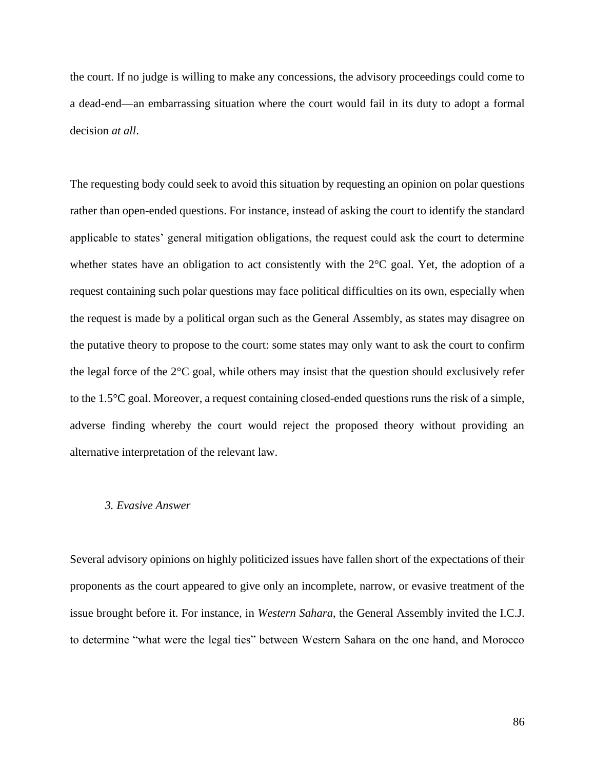the court. If no judge is willing to make any concessions, the advisory proceedings could come to a dead-end—an embarrassing situation where the court would fail in its duty to adopt a formal decision *at all*.

The requesting body could seek to avoid this situation by requesting an opinion on polar questions rather than open-ended questions. For instance, instead of asking the court to identify the standard applicable to states' general mitigation obligations, the request could ask the court to determine whether states have an obligation to act consistently with the 2°C goal. Yet, the adoption of a request containing such polar questions may face political difficulties on its own, especially when the request is made by a political organ such as the General Assembly, as states may disagree on the putative theory to propose to the court: some states may only want to ask the court to confirm the legal force of the 2°C goal, while others may insist that the question should exclusively refer to the 1.5°C goal. Moreover, a request containing closed-ended questions runs the risk of a simple, adverse finding whereby the court would reject the proposed theory without providing an alternative interpretation of the relevant law.

### *3. Evasive Answer*

Several advisory opinions on highly politicized issues have fallen short of the expectations of their proponents as the court appeared to give only an incomplete, narrow, or evasive treatment of the issue brought before it. For instance, in *Western Sahara*, the General Assembly invited the I.C.J. to determine "what were the legal ties" between Western Sahara on the one hand, and Morocco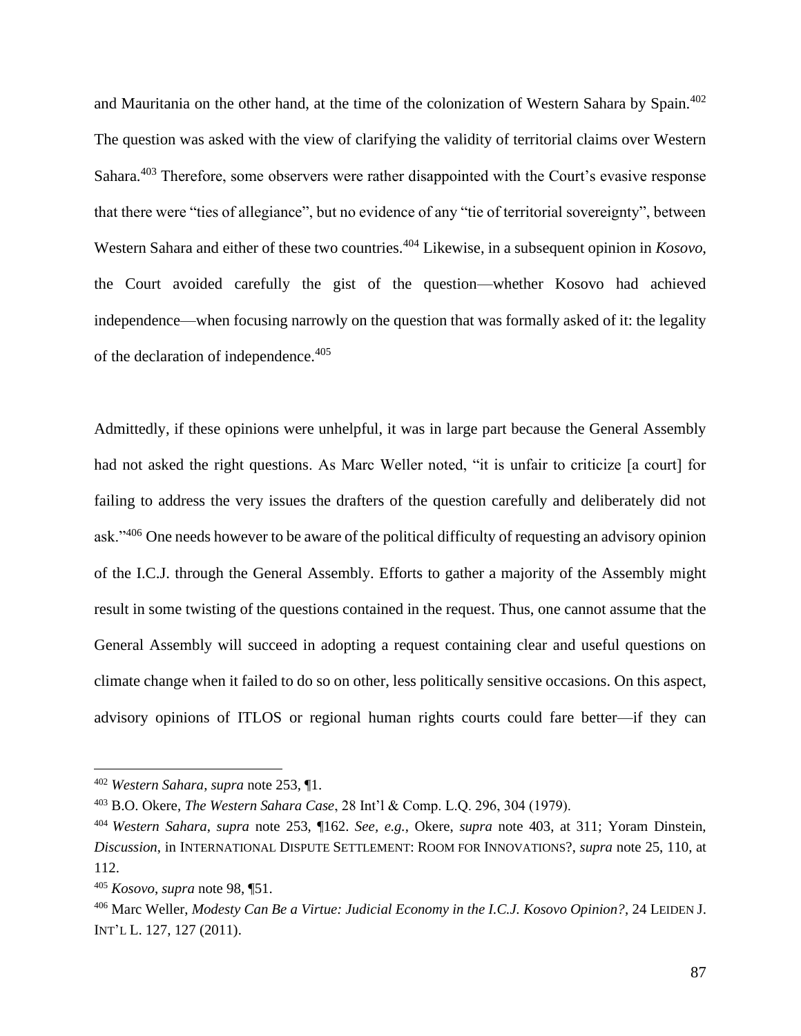and Mauritania on the other hand, at the time of the colonization of Western Sahara by Spain.[402] The question was asked with the view of clarifying the validity of territorial claims over Western Sahara.[403] Therefore, some observers were rather disappointed with the Court's evasive response that there were "ties of allegiance", but no evidence of any "tie of territorial sovereignty", between Western Sahara and either of these two countries.[404] Likewise, in a subsequent opinion in *Kosovo*, the Court avoided carefully the gist of the question—whether Kosovo had achieved independence—when focusing narrowly on the question that was formally asked of it: the legality of the declaration of independence.[405]

Admittedly, if these opinions were unhelpful, it was in large part because the General Assembly had not asked the right questions. As Marc Weller noted, "it is unfair to criticize [a court] for failing to address the very issues the drafters of the question carefully and deliberately did not ask."[406] One needs however to be aware of the political difficulty of requesting an advisory opinion of the I.C.J. through the General Assembly. Efforts to gather a majority of the Assembly might result in some twisting of the questions contained in the request. Thus, one cannot assume that the General Assembly will succeed in adopting a request containing clear and useful questions on climate change when it failed to do so on other, less politically sensitive occasions. On this aspect, advisory opinions of ITLOS or regional human rights courts could fare better—if they can

---

[402] *Western Sahara*, *supra* note 253, ¶1.

[403] B.O. Okere, *The Western Sahara Case*, 28 Int'l & Comp. L.Q. 296, 304 (1979).

[404] *Western Sahara*, *supra* note 253, ¶162. *See, e.g.*, Okere, *supra* note 403, at 311; Yoram Dinstein, *Discussion*, in INTERNATIONAL DISPUTE SETTLEMENT: ROOM FOR INNOVATIONS?, *supra* note 25, 110, at 112.

[405] *Kosovo*, *supra* note 98, ¶51.

[406] Marc Weller, *Modesty Can Be a Virtue: Judicial Economy in the I.C.J. Kosovo Opinion?*, 24 LEIDEN J. INT'L L. 127, 127 (2011).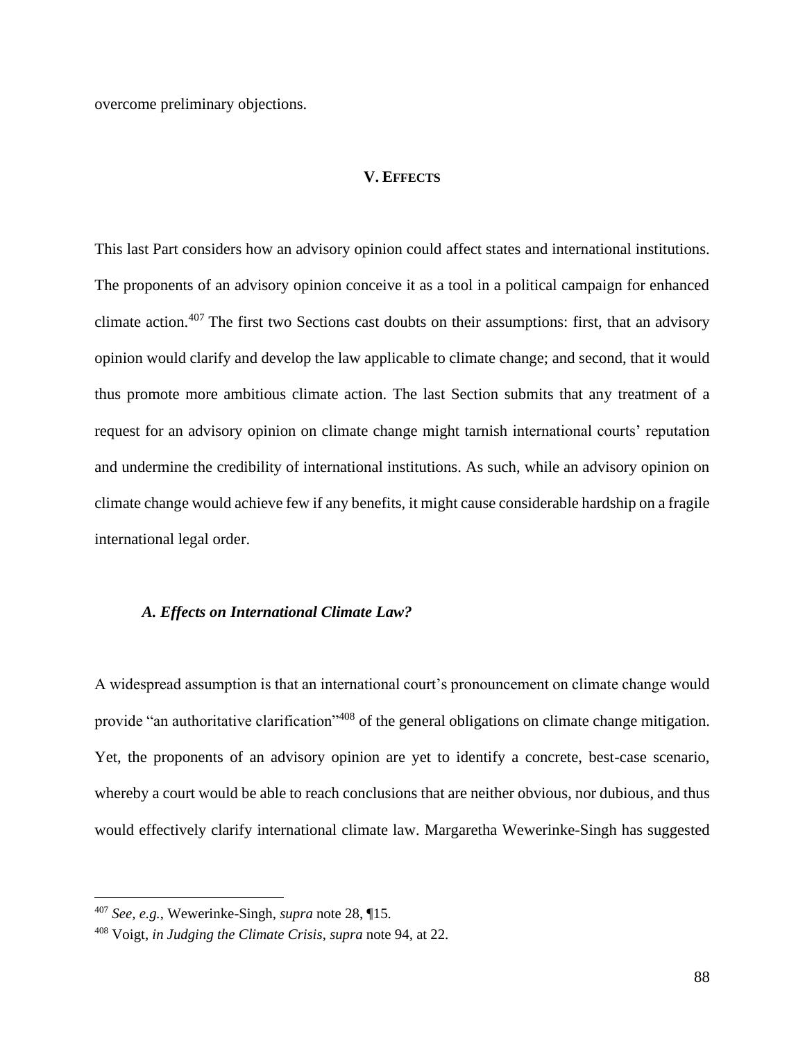overcome preliminary objections.

## V. EFFECTS

This last Part considers how an advisory opinion could affect states and international institutions. The proponents of an advisory opinion conceive it as a tool in a political campaign for enhanced climate action.[407] The first two Sections cast doubts on their assumptions: first, that an advisory opinion would clarify and develop the law applicable to climate change; and second, that it would thus promote more ambitious climate action. The last Section submits that any treatment of a request for an advisory opinion on climate change might tarnish international courts' reputation and undermine the credibility of international institutions. As such, while an advisory opinion on climate change would achieve few if any benefits, it might cause considerable hardship on a fragile international legal order.

### *A. Effects on International Climate Law?*

A widespread assumption is that an international court's pronouncement on climate change would provide "an authoritative clarification"[408] of the general obligations on climate change mitigation. Yet, the proponents of an advisory opinion are yet to identify a concrete, best-case scenario, whereby a court would be able to reach conclusions that are neither obvious, nor dubious, and thus would effectively clarify international climate law. Margaretha Wewerinke-Singh has suggested

---

[407] *See, e.g.*, Wewerinke-Singh, *supra* note 28, ¶15.

[408] Voigt, *in Judging the Climate Crisis*, *supra* note 94, at 22.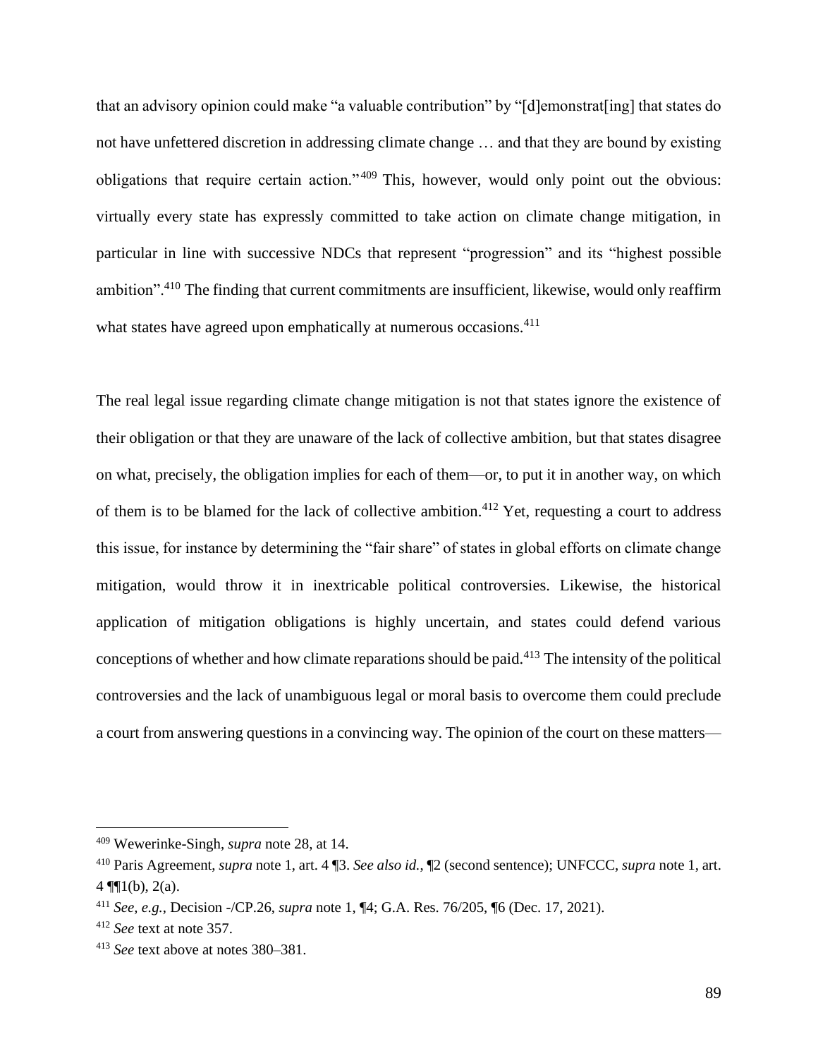that an advisory opinion could make "a valuable contribution" by "[d]emonstrat[ing] that states do not have unfettered discretion in addressing climate change … and that they are bound by existing obligations that require certain action."[409] This, however, would only point out the obvious: virtually every state has expressly committed to take action on climate change mitigation, in particular in line with successive NDCs that represent "progression" and its "highest possible ambition".[410] The finding that current commitments are insufficient, likewise, would only reaffirm what states have agreed upon emphatically at numerous occasions.[411]

The real legal issue regarding climate change mitigation is not that states ignore the existence of their obligation or that they are unaware of the lack of collective ambition, but that states disagree on what, precisely, the obligation implies for each of them—or, to put it in another way, on which of them is to be blamed for the lack of collective ambition.[412] Yet, requesting a court to address this issue, for instance by determining the "fair share" of states in global efforts on climate change mitigation, would throw it in inextricable political controversies. Likewise, the historical application of mitigation obligations is highly uncertain, and states could defend various conceptions of whether and how climate reparations should be paid.[413] The intensity of the political controversies and the lack of unambiguous legal or moral basis to overcome them could preclude a court from answering questions in a convincing way. The opinion of the court on these matters—

---

[409] Wewerinke-Singh, *supra* note 28, at 14.

[410] Paris Agreement, *supra* note 1, art. 4 ¶3. *See also id.*, ¶2 (second sentence); UNFCCC, *supra* note 1, art. 4 ¶¶1(b), 2(a).

[411] *See, e.g.*, Decision -/CP.26, *supra* note 1, ¶4; G.A. Res. 76/205, ¶6 (Dec. 17, 2021).

[412] *See* text at note 357.

[413] *See* text above at notes 380–381.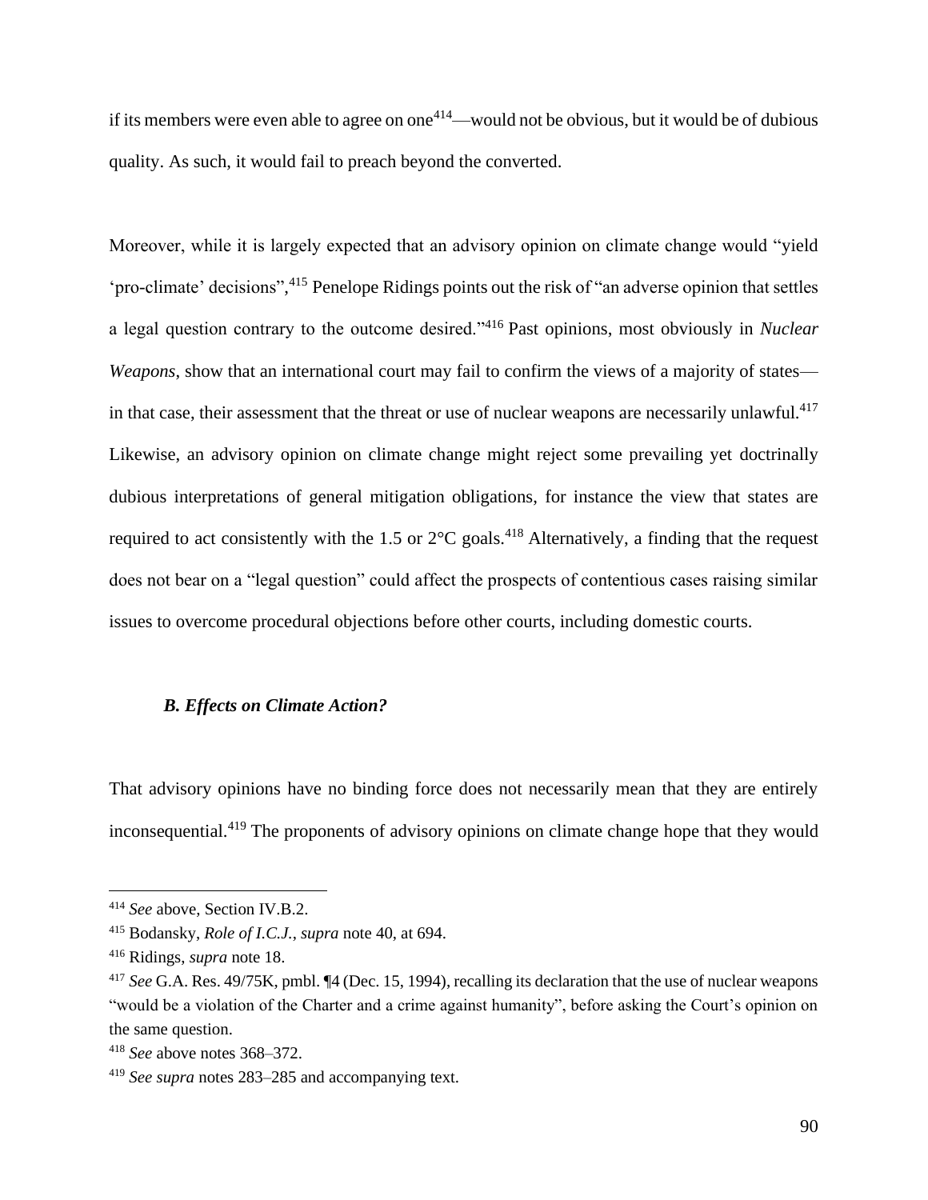if its members were even able to agree on one[414]—would not be obvious, but it would be of dubious quality. As such, it would fail to preach beyond the converted.

Moreover, while it is largely expected that an advisory opinion on climate change would "yield 'pro-climate' decisions",[415] Penelope Ridings points out the risk of "an adverse opinion that settles a legal question contrary to the outcome desired."[416] Past opinions, most obviously in *Nuclear Weapons*, show that an international court may fail to confirm the views of a majority of states—in that case, their assessment that the threat or use of nuclear weapons are necessarily unlawful.[417] Likewise, an advisory opinion on climate change might reject some prevailing yet doctrinally dubious interpretations of general mitigation obligations, for instance the view that states are required to act consistently with the 1.5 or 2°C goals.[418] Alternatively, a finding that the request does not bear on a "legal question" could affect the prospects of contentious cases raising similar issues to overcome procedural objections before other courts, including domestic courts.

### *B. Effects on Climate Action?*

That advisory opinions have no binding force does not necessarily mean that they are entirely inconsequential.[419] The proponents of advisory opinions on climate change hope that they would

---

[414] *See* above, Section IV.B.2.

[415] Bodansky, *Role of I.C.J.*, *supra* note 40, at 694.

[416] Ridings, *supra* note 18.

[417] *See* G.A. Res. 49/75K, pmbl. ¶4 (Dec. 15, 1994), recalling its declaration that the use of nuclear weapons "would be a violation of the Charter and a crime against humanity", before asking the Court's opinion on the same question.

[418] *See* above notes 368–372.

[419] *See supra* notes 283–285 and accompanying text.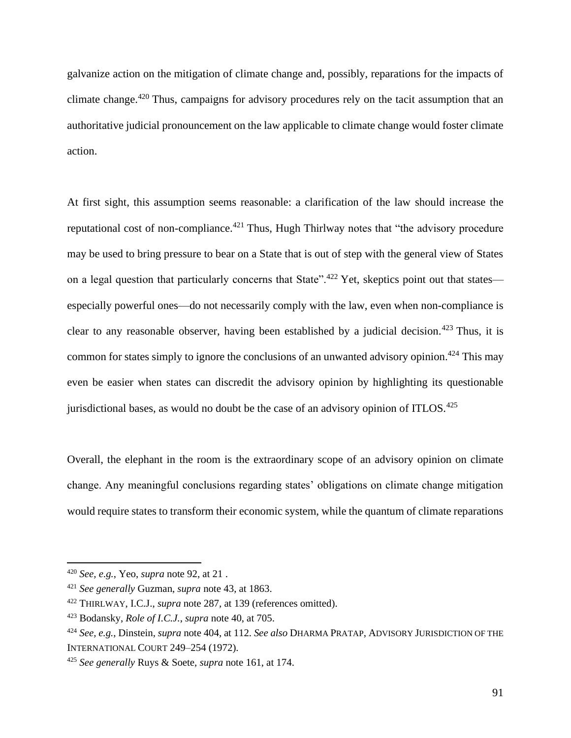galvanize action on the mitigation of climate change and, possibly, reparations for the impacts of climate change.[420] Thus, campaigns for advisory procedures rely on the tacit assumption that an authoritative judicial pronouncement on the law applicable to climate change would foster climate action.

At first sight, this assumption seems reasonable: a clarification of the law should increase the reputational cost of non-compliance.[421] Thus, Hugh Thirlway notes that "the advisory procedure may be used to bring pressure to bear on a State that is out of step with the general view of States on a legal question that particularly concerns that State".[422] Yet, skeptics point out that states—especially powerful ones—do not necessarily comply with the law, even when non-compliance is clear to any reasonable observer, having been established by a judicial decision.[423] Thus, it is common for states simply to ignore the conclusions of an unwanted advisory opinion.[424] This may even be easier when states can discredit the advisory opinion by highlighting its questionable jurisdictional bases, as would no doubt be the case of an advisory opinion of ITLOS.[425]

Overall, the elephant in the room is the extraordinary scope of an advisory opinion on climate change. Any meaningful conclusions regarding states' obligations on climate change mitigation would require states to transform their economic system, while the quantum of climate reparations

---

[420] *See, e.g.*, Yeo, *supra* note 92, at 21 .

[421] *See generally* Guzman, *supra* note 43, at 1863.

[422] THIRLWAY, I.C.J., *supra* note 287, at 139 (references omitted).

[423] Bodansky, *Role of I.C.J.*, *supra* note 40, at 705.

[424] *See, e.g.*, Dinstein, *supra* note 404, at 112. *See also* DHARMA PRATAP, ADVISORY JURISDICTION OF THE INTERNATIONAL COURT 249–254 (1972).

[425] *See generally* Ruys & Soete, *supra* note 161, at 174.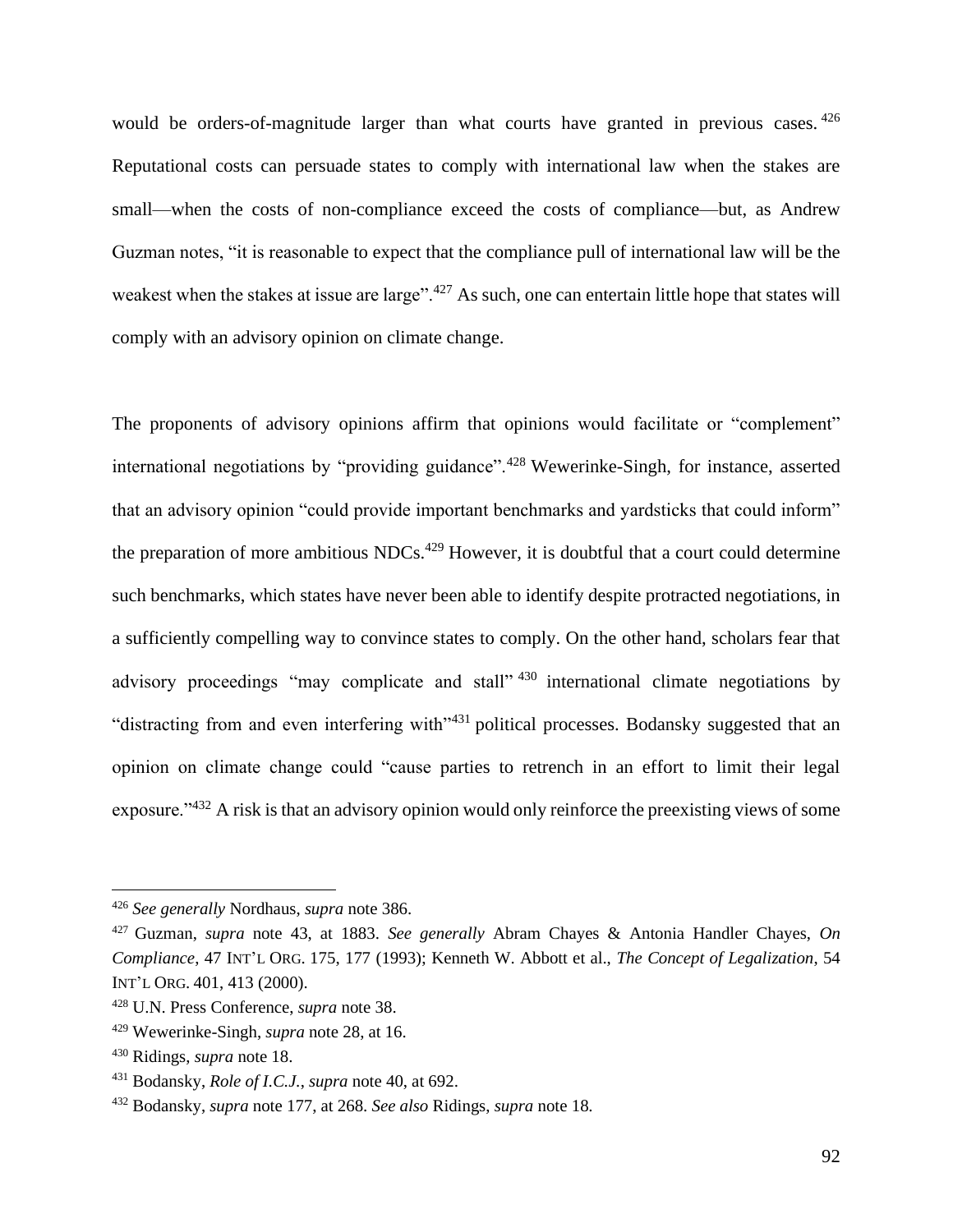would be orders-of-magnitude larger than what courts have granted in previous cases.[426] Reputational costs can persuade states to comply with international law when the stakes are small—when the costs of non-compliance exceed the costs of compliance—but, as Andrew Guzman notes, "it is reasonable to expect that the compliance pull of international law will be the weakest when the stakes at issue are large".[427] As such, one can entertain little hope that states will comply with an advisory opinion on climate change.

The proponents of advisory opinions affirm that opinions would facilitate or "complement" international negotiations by "providing guidance".[428] Wewerinke-Singh, for instance, asserted that an advisory opinion "could provide important benchmarks and yardsticks that could inform" the preparation of more ambitious NDCs.[429] However, it is doubtful that a court could determine such benchmarks, which states have never been able to identify despite protracted negotiations, in a sufficiently compelling way to convince states to comply. On the other hand, scholars fear that advisory proceedings "may complicate and stall"[430] international climate negotiations by "distracting from and even interfering with"[431] political processes. Bodansky suggested that an opinion on climate change could "cause parties to retrench in an effort to limit their legal exposure."[432] A risk is that an advisory opinion would only reinforce the preexisting views of some

---

[426] *See generally* Nordhaus, *supra* note 386.

[427] Guzman, *supra* note 43, at 1883. *See generally* Abram Chayes & Antonia Handler Chayes, *On Compliance*, 47 INT'L ORG. 175, 177 (1993); Kenneth W. Abbott et al., *The Concept of Legalization*, 54 INT'L ORG. 401, 413 (2000).

[428] U.N. Press Conference, *supra* note 38.

[429] Wewerinke-Singh, *supra* note 28, at 16.

[430] Ridings, *supra* note 18.

[431] Bodansky, *Role of I.C.J.*, *supra* note 40, at 692.

[432] Bodansky, *supra* note 177, at 268. *See also* Ridings, *supra* note 18.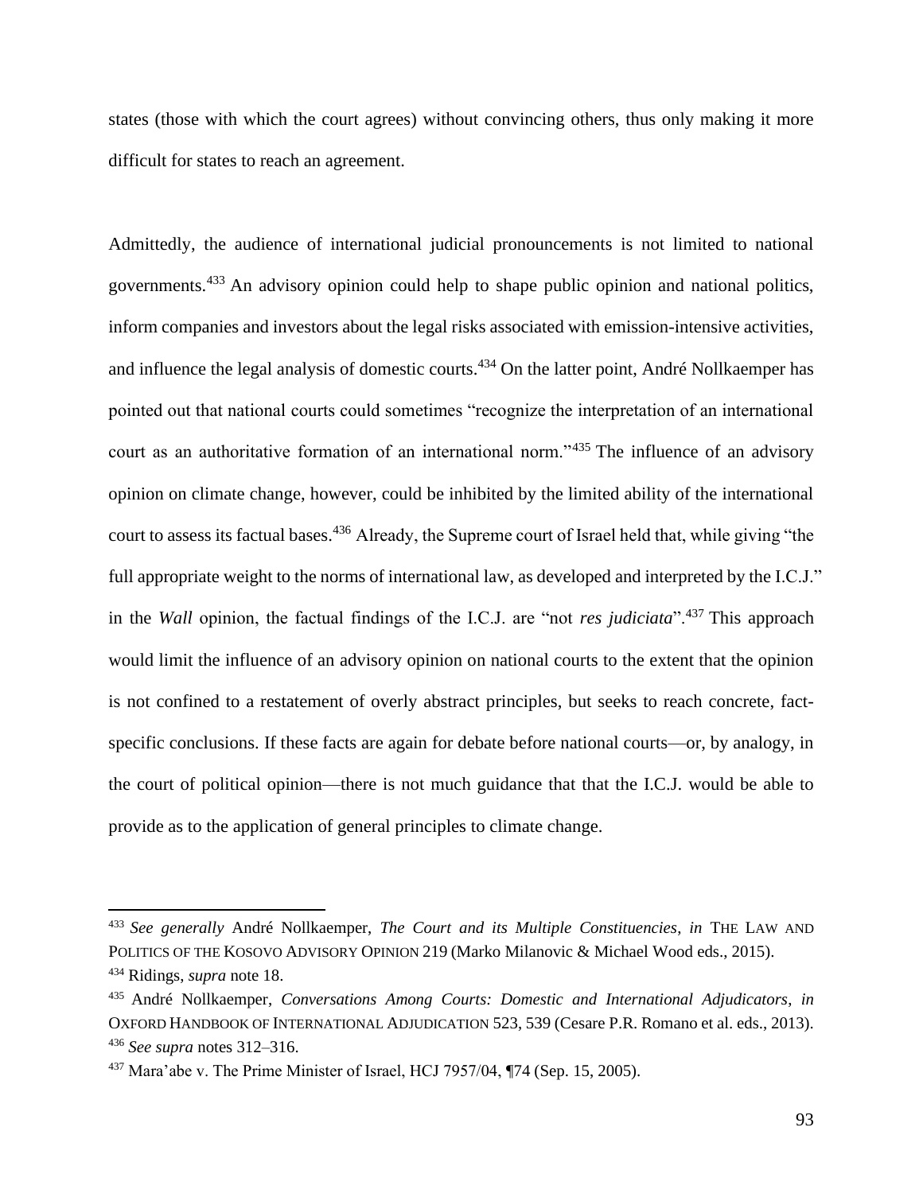states (those with which the court agrees) without convincing others, thus only making it more difficult for states to reach an agreement.

Admittedly, the audience of international judicial pronouncements is not limited to national governments.[433] An advisory opinion could help to shape public opinion and national politics, inform companies and investors about the legal risks associated with emission-intensive activities, and influence the legal analysis of domestic courts.[434] On the latter point, André Nollkaemper has pointed out that national courts could sometimes "recognize the interpretation of an international court as an authoritative formation of an international norm."[435] The influence of an advisory opinion on climate change, however, could be inhibited by the limited ability of the international court to assess its factual bases.[436] Already, the Supreme court of Israel held that, while giving "the full appropriate weight to the norms of international law, as developed and interpreted by the I.C.J." in the *Wall* opinion, the factual findings of the I.C.J. are "not *res judiciata*".[437] This approach would limit the influence of an advisory opinion on national courts to the extent that the opinion is not confined to a restatement of overly abstract principles, but seeks to reach concrete, fact-specific conclusions. If these facts are again for debate before national courts—or, by analogy, in the court of political opinion—there is not much guidance that that the I.C.J. would be able to provide as to the application of general principles to climate change.

---

[433] *See generally* André Nollkaemper, *The Court and its Multiple Constituencies*, *in* THE LAW AND POLITICS OF THE KOSOVO ADVISORY OPINION 219 (Marko Milanovic & Michael Wood eds., 2015).

[434] Ridings, *supra* note 18.

[435] André Nollkaemper, *Conversations Among Courts: Domestic and International Adjudicators*, *in* OXFORD HANDBOOK OF INTERNATIONAL ADJUDICATION 523, 539 (Cesare P.R. Romano et al. eds., 2013).

[436] *See supra* notes 312–316.

[437] Mara'abe v. The Prime Minister of Israel, HCJ 7957/04, ¶74 (Sep. 15, 2005).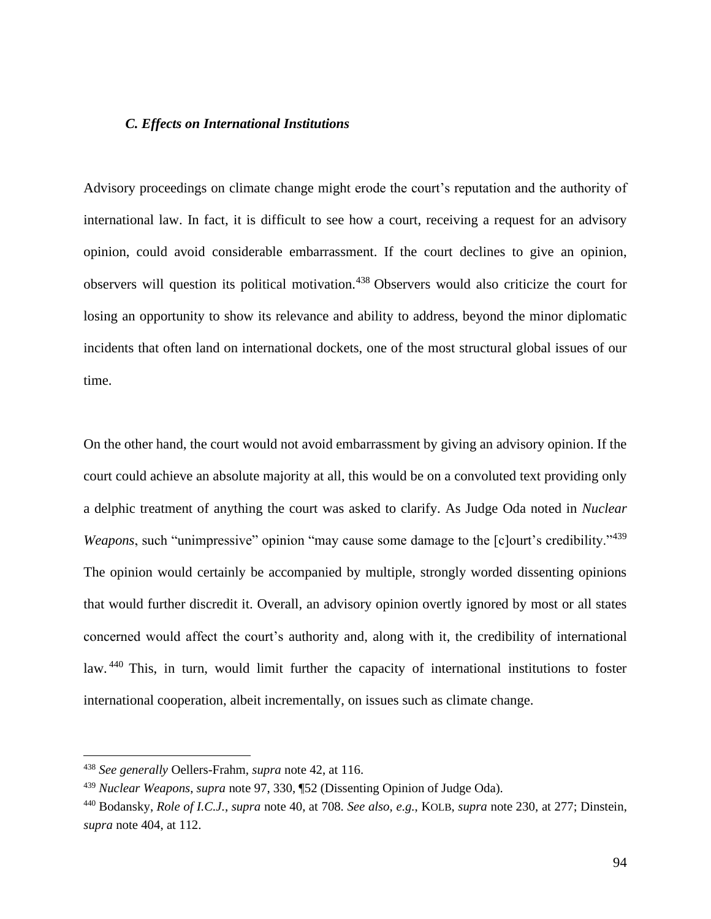### *C. Effects on International Institutions*

Advisory proceedings on climate change might erode the court's reputation and the authority of international law. In fact, it is difficult to see how a court, receiving a request for an advisory opinion, could avoid considerable embarrassment. If the court declines to give an opinion, observers will question its political motivation.[438] Observers would also criticize the court for losing an opportunity to show its relevance and ability to address, beyond the minor diplomatic incidents that often land on international dockets, one of the most structural global issues of our time.

On the other hand, the court would not avoid embarrassment by giving an advisory opinion. If the court could achieve an absolute majority at all, this would be on a convoluted text providing only a delphic treatment of anything the court was asked to clarify. As Judge Oda noted in *Nuclear Weapons*, such "unimpressive" opinion "may cause some damage to the [c]ourt's credibility."[439] The opinion would certainly be accompanied by multiple, strongly worded dissenting opinions that would further discredit it. Overall, an advisory opinion overtly ignored by most or all states concerned would affect the court's authority and, along with it, the credibility of international law.[440] This, in turn, would limit further the capacity of international institutions to foster international cooperation, albeit incrementally, on issues such as climate change.

---

[438] *See generally* Oellers-Frahm, *supra* note 42, at 116.

[439] *Nuclear Weapons*, *supra* note 97, 330, ¶52 (Dissenting Opinion of Judge Oda).

[440] Bodansky, *Role of I.C.J.*, *supra* note 40, at 708. *See also, e.g.*, KOLB, *supra* note 230, at 277; Dinstein, *supra* note 404, at 112.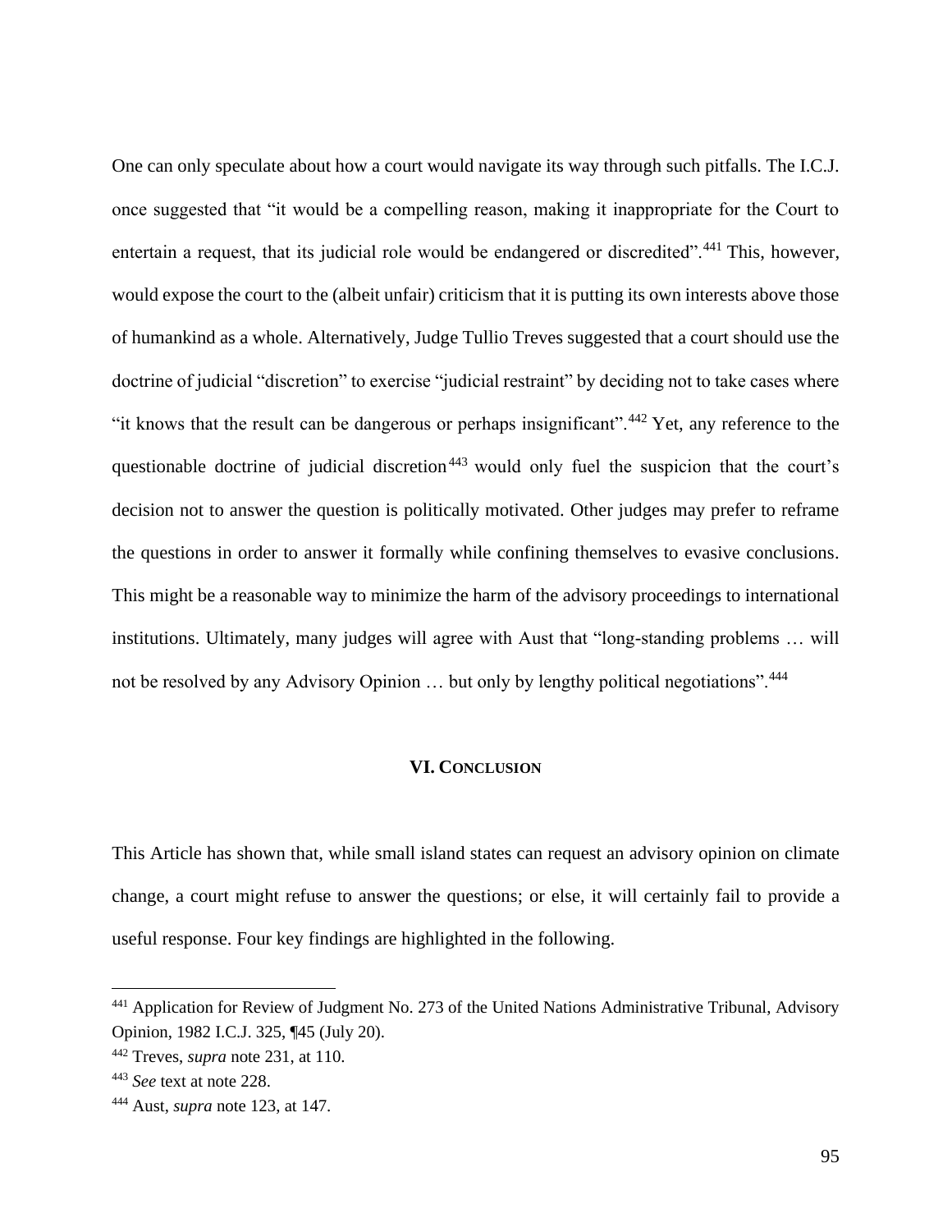One can only speculate about how a court would navigate its way through such pitfalls. The I.C.J. once suggested that "it would be a compelling reason, making it inappropriate for the Court to entertain a request, that its judicial role would be endangered or discredited".[441] This, however, would expose the court to the (albeit unfair) criticism that it is putting its own interests above those of humankind as a whole. Alternatively, Judge Tullio Treves suggested that a court should use the doctrine of judicial "discretion" to exercise "judicial restraint" by deciding not to take cases where "it knows that the result can be dangerous or perhaps insignificant".[442] Yet, any reference to the questionable doctrine of judicial discretion[443] would only fuel the suspicion that the court's decision not to answer the question is politically motivated. Other judges may prefer to reframe the questions in order to answer it formally while confining themselves to evasive conclusions. This might be a reasonable way to minimize the harm of the advisory proceedings to international institutions. Ultimately, many judges will agree with Aust that "long-standing problems … will not be resolved by any Advisory Opinion … but only by lengthy political negotiations".[444]

## VI. Conclusion

This Article has shown that, while small island states can request an advisory opinion on climate change, a court might refuse to answer the questions; or else, it will certainly fail to provide a useful response. Four key findings are highlighted in the following.

---

[441] Application for Review of Judgment No. 273 of the United Nations Administrative Tribunal, Advisory Opinion, 1982 I.C.J. 325, ¶45 (July 20).

[442] Treves, *supra* note 231, at 110.

[443] *See* text at note 228.

[444] Aust, *supra* note 123, at 147.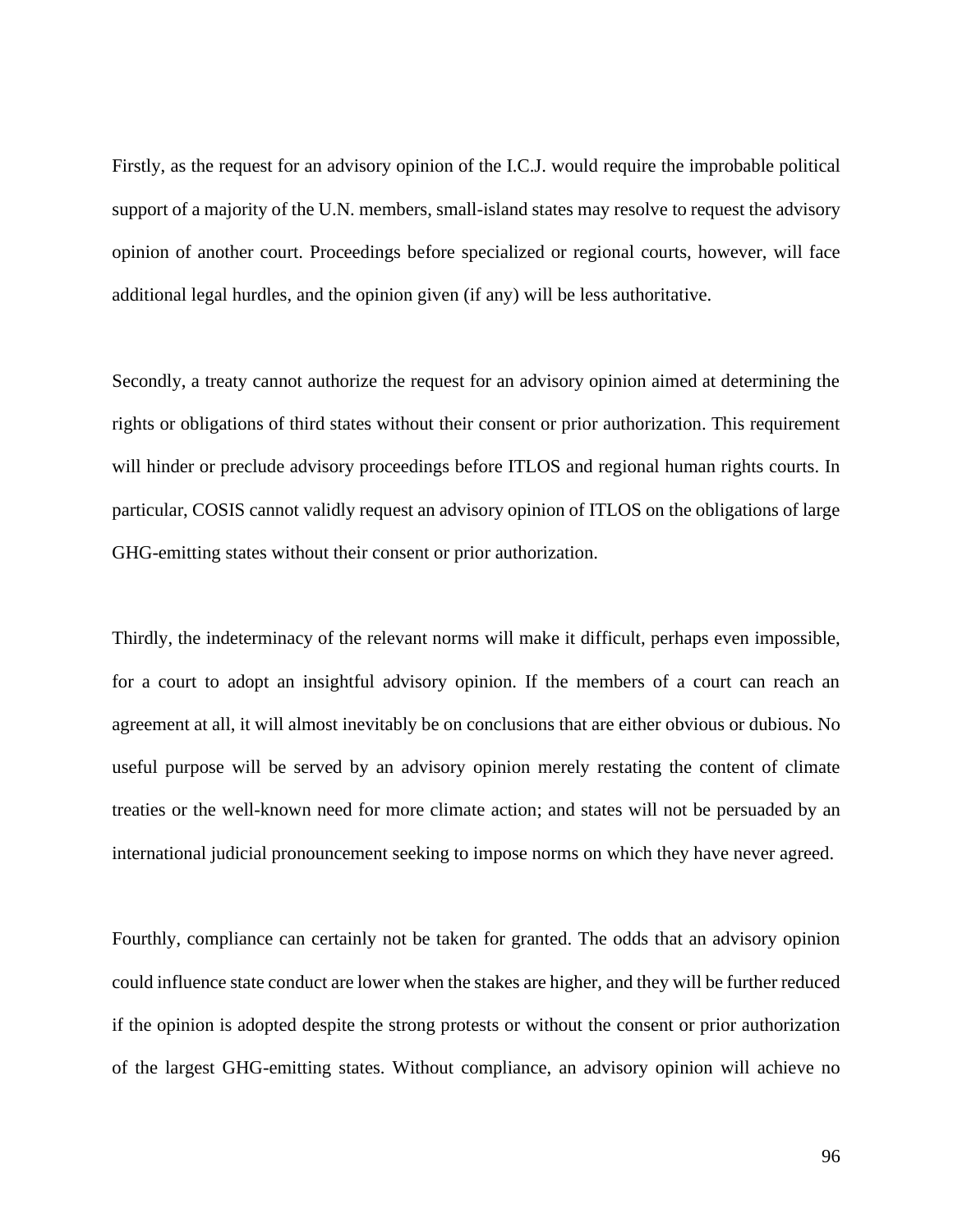Firstly, as the request for an advisory opinion of the I.C.J. would require the improbable political support of a majority of the U.N. members, small-island states may resolve to request the advisory opinion of another court. Proceedings before specialized or regional courts, however, will face additional legal hurdles, and the opinion given (if any) will be less authoritative.

Secondly, a treaty cannot authorize the request for an advisory opinion aimed at determining the rights or obligations of third states without their consent or prior authorization. This requirement will hinder or preclude advisory proceedings before ITLOS and regional human rights courts. In particular, COSIS cannot validly request an advisory opinion of ITLOS on the obligations of large GHG-emitting states without their consent or prior authorization.

Thirdly, the indeterminacy of the relevant norms will make it difficult, perhaps even impossible, for a court to adopt an insightful advisory opinion. If the members of a court can reach an agreement at all, it will almost inevitably be on conclusions that are either obvious or dubious. No useful purpose will be served by an advisory opinion merely restating the content of climate treaties or the well-known need for more climate action; and states will not be persuaded by an international judicial pronouncement seeking to impose norms on which they have never agreed.

Fourthly, compliance can certainly not be taken for granted. The odds that an advisory opinion could influence state conduct are lower when the stakes are higher, and they will be further reduced if the opinion is adopted despite the strong protests or without the consent or prior authorization of the largest GHG-emitting states. Without compliance, an advisory opinion will achieve no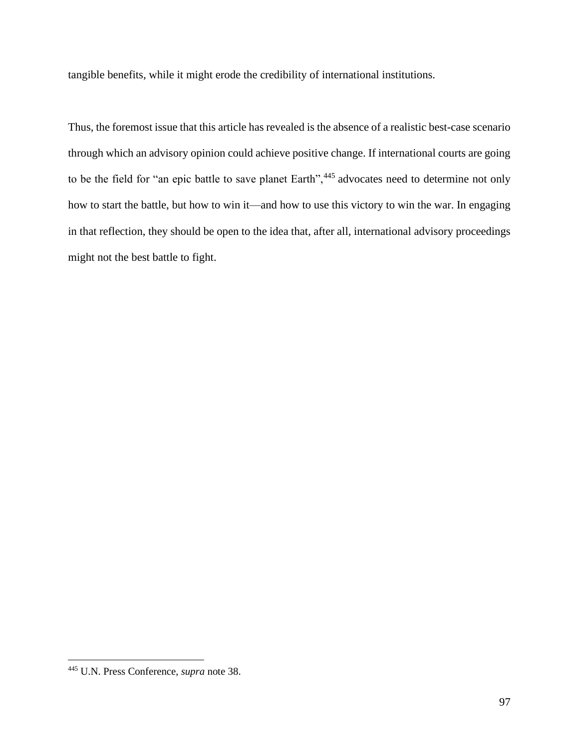tangible benefits, while it might erode the credibility of international institutions.

Thus, the foremost issue that this article has revealed is the absence of a realistic best-case scenario through which an advisory opinion could achieve positive change. If international courts are going to be the field for "an epic battle to save planet Earth",[445] advocates need to determine not only how to start the battle, but how to win it—and how to use this victory to win the war. In engaging in that reflection, they should be open to the idea that, after all, international advisory proceedings might not the best battle to fight.

[445] U.N. Press Conference, *supra* note 38.